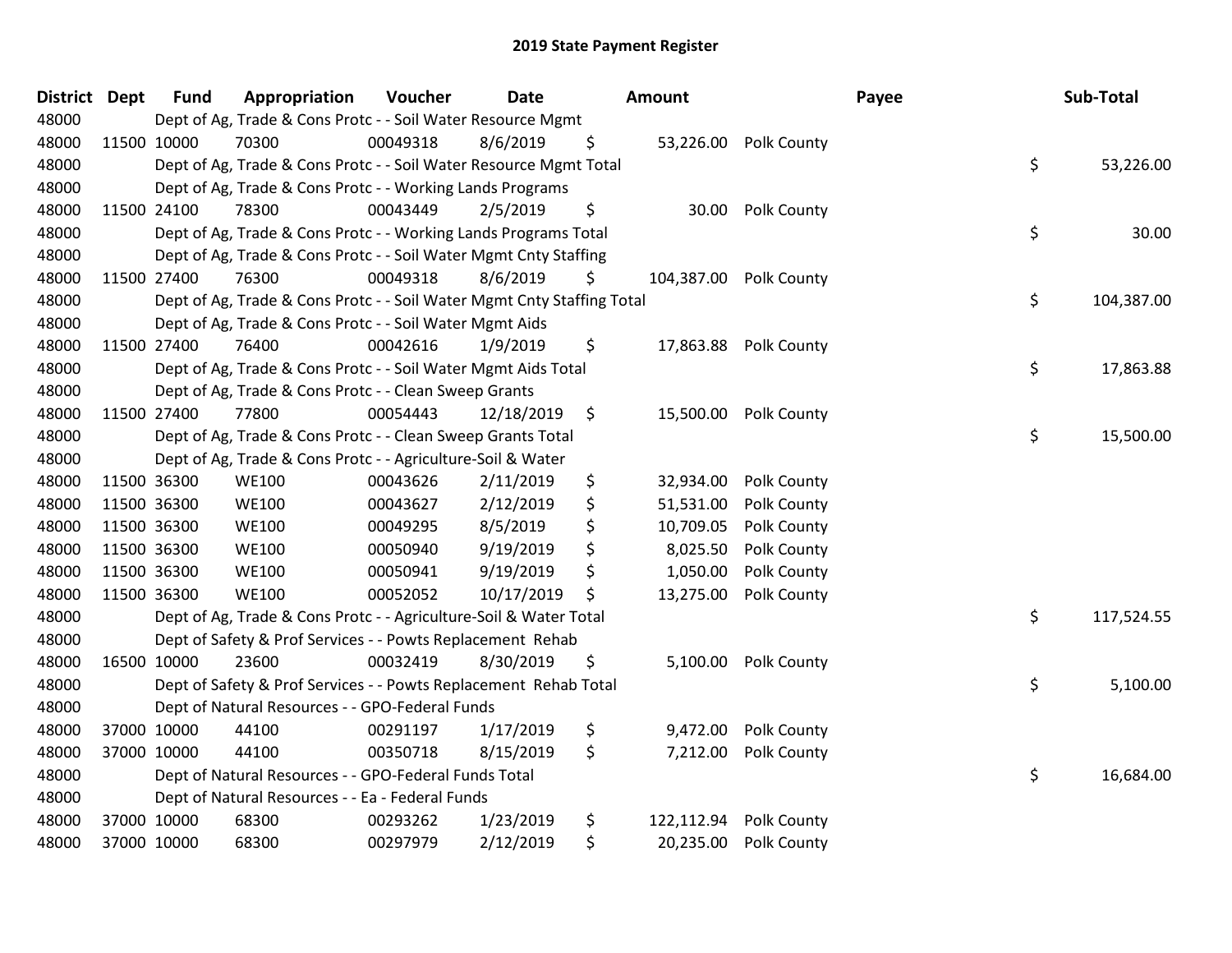# 2019 State Payment Register

| District | Dept | Fund | Appropriation | Voucher | Date | Amount | Payee | Sub-Total |
|---|---|---|---|---|---|---|---|---|
| 48000 | | Dept of Ag, Trade & Cons Protc - - Soil Water Resource Mgmt | | | | | | |
| 48000 | 11500 | 10000 | 70300 | 00049318 | 8/6/2019 | $ 53,226.00 | Polk County | |
| 48000 | | Dept of Ag, Trade & Cons Protc - - Soil Water Resource Mgmt Total | | | | | | $ 53,226.00 |
| 48000 | | Dept of Ag, Trade & Cons Protc - - Working Lands Programs | | | | | | |
| 48000 | 11500 | 24100 | 78300 | 00043449 | 2/5/2019 | $ 30.00 | Polk County | |
| 48000 | | Dept of Ag, Trade & Cons Protc - - Working Lands Programs Total | | | | | | $ 30.00 |
| 48000 | | Dept of Ag, Trade & Cons Protc - - Soil Water Mgmt Cnty Staffing | | | | | | |
| 48000 | 11500 | 27400 | 76300 | 00049318 | 8/6/2019 | $ 104,387.00 | Polk County | |
| 48000 | | Dept of Ag, Trade & Cons Protc - - Soil Water Mgmt Cnty Staffing Total | | | | | | $ 104,387.00 |
| 48000 | | Dept of Ag, Trade & Cons Protc - - Soil Water Mgmt Aids | | | | | | |
| 48000 | 11500 | 27400 | 76400 | 00042616 | 1/9/2019 | $ 17,863.88 | Polk County | |
| 48000 | | Dept of Ag, Trade & Cons Protc - - Soil Water Mgmt Aids Total | | | | | | $ 17,863.88 |
| 48000 | | Dept of Ag, Trade & Cons Protc - - Clean Sweep Grants | | | | | | |
| 48000 | 11500 | 27400 | 77800 | 00054443 | 12/18/2019 | $ 15,500.00 | Polk County | |
| 48000 | | Dept of Ag, Trade & Cons Protc - - Clean Sweep Grants Total | | | | | | $ 15,500.00 |
| 48000 | | Dept of Ag, Trade & Cons Protc - - Agriculture-Soil & Water | | | | | | |
| 48000 | 11500 | 36300 | WE100 | 00043626 | 2/11/2019 | $ 32,934.00 | Polk County | |
| 48000 | 11500 | 36300 | WE100 | 00043627 | 2/12/2019 | $ 51,531.00 | Polk County | |
| 48000 | 11500 | 36300 | WE100 | 00049295 | 8/5/2019 | $ 10,709.05 | Polk County | |
| 48000 | 11500 | 36300 | WE100 | 00050940 | 9/19/2019 | $ 8,025.50 | Polk County | |
| 48000 | 11500 | 36300 | WE100 | 00050941 | 9/19/2019 | $ 1,050.00 | Polk County | |
| 48000 | 11500 | 36300 | WE100 | 00052052 | 10/17/2019 | $ 13,275.00 | Polk County | |
| 48000 | | Dept of Ag, Trade & Cons Protc - - Agriculture-Soil & Water Total | | | | | | $ 117,524.55 |
| 48000 | | Dept of Safety & Prof Services - - Powts Replacement Rehab | | | | | | |
| 48000 | 16500 | 10000 | 23600 | 00032419 | 8/30/2019 | $ 5,100.00 | Polk County | |
| 48000 | | Dept of Safety & Prof Services - - Powts Replacement Rehab Total | | | | | | $ 5,100.00 |
| 48000 | | Dept of Natural Resources - - GPO-Federal Funds | | | | | | |
| 48000 | 37000 | 10000 | 44100 | 00291197 | 1/17/2019 | $ 9,472.00 | Polk County | |
| 48000 | 37000 | 10000 | 44100 | 00350718 | 8/15/2019 | $ 7,212.00 | Polk County | |
| 48000 | | Dept of Natural Resources - - GPO-Federal Funds Total | | | | | | $ 16,684.00 |
| 48000 | | Dept of Natural Resources - - Ea - Federal Funds | | | | | | |
| 48000 | 37000 | 10000 | 68300 | 00293262 | 1/23/2019 | $ 122,112.94 | Polk County | |
| 48000 | 37000 | 10000 | 68300 | 00297979 | 2/12/2019 | $ 20,235.00 | Polk County | |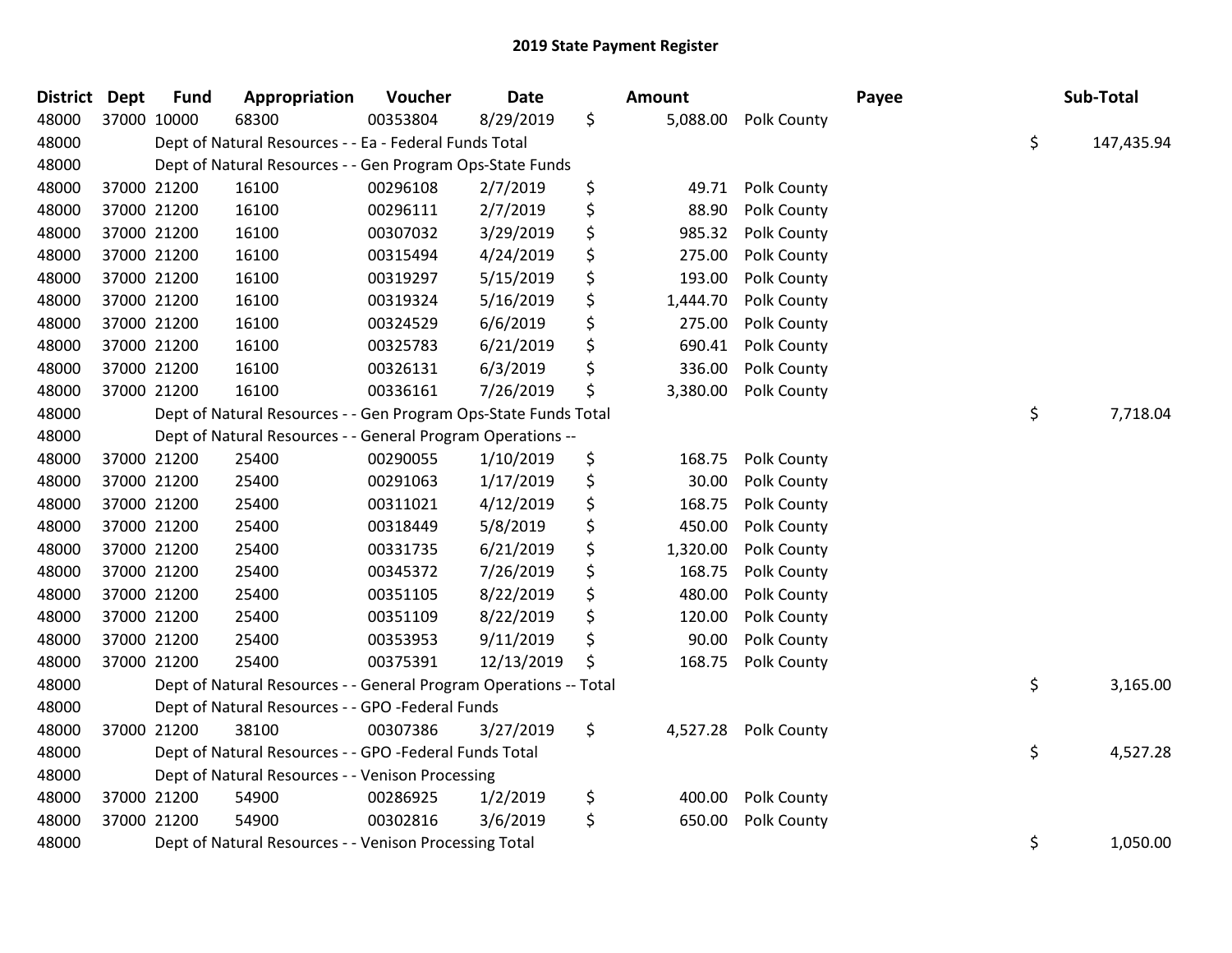# 2019 State Payment Register

| District | Dept | Fund | Appropriation | Voucher | Date | Amount | Payee | Sub-Total |
|---|---|---|---|---|---|---|---|---|
| 48000 | 37000 | 10000 | 68300 | 00353804 | 8/29/2019 | $ 5,088.00 | Polk County | |
| 48000 | | Dept of Natural Resources - - Ea - Federal Funds Total | | | | | | $ 147,435.94 |
| 48000 | | Dept of Natural Resources - - Gen Program Ops-State Funds | | | | | | |
| 48000 | 37000 | 21200 | 16100 | 00296108 | 2/7/2019 | $ 49.71 | Polk County | |
| 48000 | 37000 | 21200 | 16100 | 00296111 | 2/7/2019 | $ 88.90 | Polk County | |
| 48000 | 37000 | 21200 | 16100 | 00307032 | 3/29/2019 | $ 985.32 | Polk County | |
| 48000 | 37000 | 21200 | 16100 | 00315494 | 4/24/2019 | $ 275.00 | Polk County | |
| 48000 | 37000 | 21200 | 16100 | 00319297 | 5/15/2019 | $ 193.00 | Polk County | |
| 48000 | 37000 | 21200 | 16100 | 00319324 | 5/16/2019 | $ 1,444.70 | Polk County | |
| 48000 | 37000 | 21200 | 16100 | 00324529 | 6/6/2019 | $ 275.00 | Polk County | |
| 48000 | 37000 | 21200 | 16100 | 00325783 | 6/21/2019 | $ 690.41 | Polk County | |
| 48000 | 37000 | 21200 | 16100 | 00326131 | 6/3/2019 | $ 336.00 | Polk County | |
| 48000 | 37000 | 21200 | 16100 | 00336161 | 7/26/2019 | $ 3,380.00 | Polk County | |
| 48000 | | Dept of Natural Resources - - Gen Program Ops-State Funds Total | | | | | | $ 7,718.04 |
| 48000 | | Dept of Natural Resources - - General Program Operations -- | | | | | | |
| 48000 | 37000 | 21200 | 25400 | 00290055 | 1/10/2019 | $ 168.75 | Polk County | |
| 48000 | 37000 | 21200 | 25400 | 00291063 | 1/17/2019 | $ 30.00 | Polk County | |
| 48000 | 37000 | 21200 | 25400 | 00311021 | 4/12/2019 | $ 168.75 | Polk County | |
| 48000 | 37000 | 21200 | 25400 | 00318449 | 5/8/2019 | $ 450.00 | Polk County | |
| 48000 | 37000 | 21200 | 25400 | 00331735 | 6/21/2019 | $ 1,320.00 | Polk County | |
| 48000 | 37000 | 21200 | 25400 | 00345372 | 7/26/2019 | $ 168.75 | Polk County | |
| 48000 | 37000 | 21200 | 25400 | 00351105 | 8/22/2019 | $ 480.00 | Polk County | |
| 48000 | 37000 | 21200 | 25400 | 00351109 | 8/22/2019 | $ 120.00 | Polk County | |
| 48000 | 37000 | 21200 | 25400 | 00353953 | 9/11/2019 | $ 90.00 | Polk County | |
| 48000 | 37000 | 21200 | 25400 | 00375391 | 12/13/2019 | $ 168.75 | Polk County | |
| 48000 | | Dept of Natural Resources - - General Program Operations -- Total | | | | | | $ 3,165.00 |
| 48000 | | Dept of Natural Resources - - GPO -Federal Funds | | | | | | |
| 48000 | 37000 | 21200 | 38100 | 00307386 | 3/27/2019 | $ 4,527.28 | Polk County | |
| 48000 | | Dept of Natural Resources - - GPO -Federal Funds Total | | | | | | $ 4,527.28 |
| 48000 | | Dept of Natural Resources - - Venison Processing | | | | | | |
| 48000 | 37000 | 21200 | 54900 | 00286925 | 1/2/2019 | $ 400.00 | Polk County | |
| 48000 | 37000 | 21200 | 54900 | 00302816 | 3/6/2019 | $ 650.00 | Polk County | |
| 48000 | | Dept of Natural Resources - - Venison Processing Total | | | | | | $ 1,050.00 |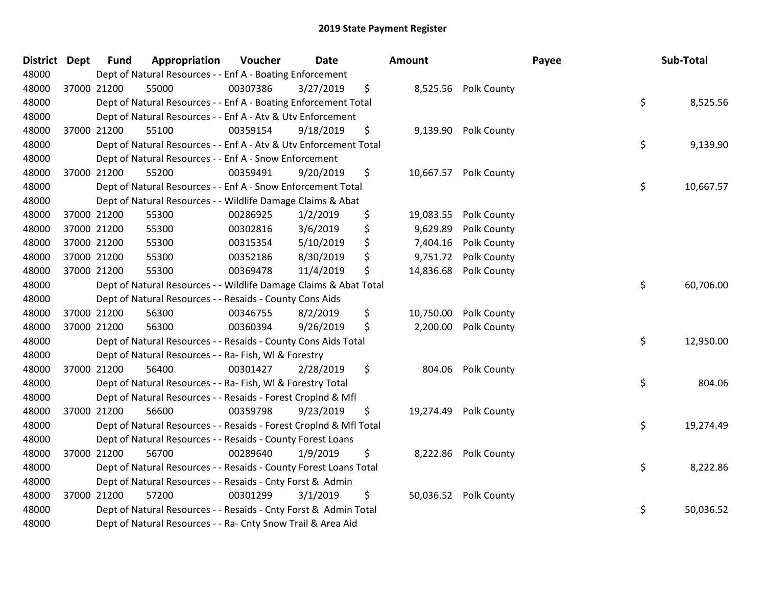# 2019 State Payment Register

| District | Dept | Fund | Appropriation | Voucher | Date | Amount | Payee | Sub-Total |
|---|---|---|---|---|---|---|---|---|
| 48000 | | | Dept of Natural Resources - - Enf A - Boating Enforcement | | | | | |
| 48000 | 37000 | 21200 | 55000 | 00307386 | 3/27/2019 | $ 8,525.56 | Polk County | |
| 48000 | | | Dept of Natural Resources - - Enf A - Boating Enforcement Total | | | | | $ 8,525.56 |
| 48000 | | | Dept of Natural Resources - - Enf A - Atv & Utv Enforcement | | | | | |
| 48000 | 37000 | 21200 | 55100 | 00359154 | 9/18/2019 | $ 9,139.90 | Polk County | |
| 48000 | | | Dept of Natural Resources - - Enf A - Atv & Utv Enforcement Total | | | | | $ 9,139.90 |
| 48000 | | | Dept of Natural Resources - - Enf A - Snow Enforcement | | | | | |
| 48000 | 37000 | 21200 | 55200 | 00359491 | 9/20/2019 | $ 10,667.57 | Polk County | |
| 48000 | | | Dept of Natural Resources - - Enf A - Snow Enforcement Total | | | | | $ 10,667.57 |
| 48000 | | | Dept of Natural Resources - - Wildlife Damage Claims & Abat | | | | | |
| 48000 | 37000 | 21200 | 55300 | 00286925 | 1/2/2019 | $ 19,083.55 | Polk County | |
| 48000 | 37000 | 21200 | 55300 | 00302816 | 3/6/2019 | $ 9,629.89 | Polk County | |
| 48000 | 37000 | 21200 | 55300 | 00315354 | 5/10/2019 | $ 7,404.16 | Polk County | |
| 48000 | 37000 | 21200 | 55300 | 00352186 | 8/30/2019 | $ 9,751.72 | Polk County | |
| 48000 | 37000 | 21200 | 55300 | 00369478 | 11/4/2019 | $ 14,836.68 | Polk County | |
| 48000 | | | Dept of Natural Resources - - Wildlife Damage Claims & Abat Total | | | | | $ 60,706.00 |
| 48000 | | | Dept of Natural Resources - - Resaids - County Cons Aids | | | | | |
| 48000 | 37000 | 21200 | 56300 | 00346755 | 8/2/2019 | $ 10,750.00 | Polk County | |
| 48000 | 37000 | 21200 | 56300 | 00360394 | 9/26/2019 | $ 2,200.00 | Polk County | |
| 48000 | | | Dept of Natural Resources - - Resaids - County Cons Aids Total | | | | | $ 12,950.00 |
| 48000 | | | Dept of Natural Resources - - Ra- Fish, Wl & Forestry | | | | | |
| 48000 | 37000 | 21200 | 56400 | 00301427 | 2/28/2019 | $ 804.06 | Polk County | |
| 48000 | | | Dept of Natural Resources - - Ra- Fish, Wl & Forestry Total | | | | | $ 804.06 |
| 48000 | | | Dept of Natural Resources - - Resaids - Forest Croplnd & Mfl | | | | | |
| 48000 | 37000 | 21200 | 56600 | 00359798 | 9/23/2019 | $ 19,274.49 | Polk County | |
| 48000 | | | Dept of Natural Resources - - Resaids - Forest Croplnd & Mfl Total | | | | | $ 19,274.49 |
| 48000 | | | Dept of Natural Resources - - Resaids - County Forest Loans | | | | | |
| 48000 | 37000 | 21200 | 56700 | 00289640 | 1/9/2019 | $ 8,222.86 | Polk County | |
| 48000 | | | Dept of Natural Resources - - Resaids - County Forest Loans Total | | | | | $ 8,222.86 |
| 48000 | | | Dept of Natural Resources - - Resaids - Cnty Forst & Admin | | | | | |
| 48000 | 37000 | 21200 | 57200 | 00301299 | 3/1/2019 | $ 50,036.52 | Polk County | |
| 48000 | | | Dept of Natural Resources - - Resaids - Cnty Forst & Admin Total | | | | | $ 50,036.52 |
| 48000 | | | Dept of Natural Resources - - Ra- Cnty Snow Trail & Area Aid | | | | | |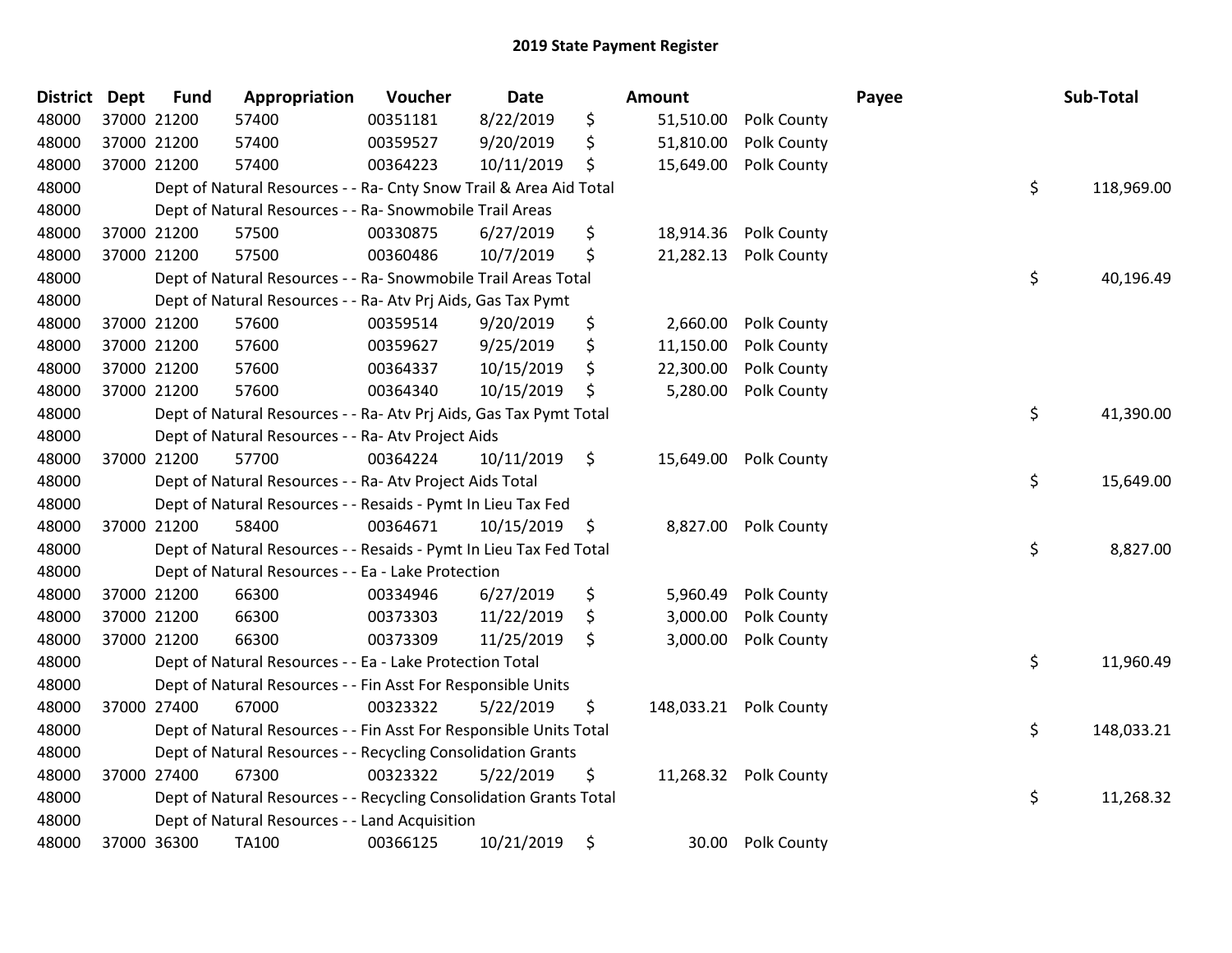# 2019 State Payment Register

| District | Dept | Fund | Appropriation | Voucher | Date | | Amount | Payee | | Sub-Total |
|---|---|---|---|---|---|---|---|---|---|---|
| 48000 | 37000 | 21200 | 57400 | 00351181 | 8/22/2019 | $ | 51,510.00 | Polk County | | |
| 48000 | 37000 | 21200 | 57400 | 00359527 | 9/20/2019 | $ | 51,810.00 | Polk County | | |
| 48000 | 37000 | 21200 | 57400 | 00364223 | 10/11/2019 | $ | 15,649.00 | Polk County | | |
| 48000 | | | Dept of Natural Resources - - Ra- Cnty Snow Trail & Area Aid Total | | | | | | $ | 118,969.00 |
| 48000 | | | Dept of Natural Resources - - Ra- Snowmobile Trail Areas | | | | | | | |
| 48000 | 37000 | 21200 | 57500 | 00330875 | 6/27/2019 | $ | 18,914.36 | Polk County | | |
| 48000 | 37000 | 21200 | 57500 | 00360486 | 10/7/2019 | $ | 21,282.13 | Polk County | | |
| 48000 | | | Dept of Natural Resources - - Ra- Snowmobile Trail Areas Total | | | | | | $ | 40,196.49 |
| 48000 | | | Dept of Natural Resources - - Ra- Atv Prj Aids, Gas Tax Pymt | | | | | | | |
| 48000 | 37000 | 21200 | 57600 | 00359514 | 9/20/2019 | $ | 2,660.00 | Polk County | | |
| 48000 | 37000 | 21200 | 57600 | 00359627 | 9/25/2019 | $ | 11,150.00 | Polk County | | |
| 48000 | 37000 | 21200 | 57600 | 00364337 | 10/15/2019 | $ | 22,300.00 | Polk County | | |
| 48000 | 37000 | 21200 | 57600 | 00364340 | 10/15/2019 | $ | 5,280.00 | Polk County | | |
| 48000 | | | Dept of Natural Resources - - Ra- Atv Prj Aids, Gas Tax Pymt Total | | | | | | $ | 41,390.00 |
| 48000 | | | Dept of Natural Resources - - Ra- Atv Project Aids | | | | | | | |
| 48000 | 37000 | 21200 | 57700 | 00364224 | 10/11/2019 | $ | 15,649.00 | Polk County | | |
| 48000 | | | Dept of Natural Resources - - Ra- Atv Project Aids Total | | | | | | $ | 15,649.00 |
| 48000 | | | Dept of Natural Resources - - Resaids - Pymt In Lieu Tax Fed | | | | | | | |
| 48000 | 37000 | 21200 | 58400 | 00364671 | 10/15/2019 | $ | 8,827.00 | Polk County | | |
| 48000 | | | Dept of Natural Resources - - Resaids - Pymt In Lieu Tax Fed Total | | | | | | $ | 8,827.00 |
| 48000 | | | Dept of Natural Resources - - Ea - Lake Protection | | | | | | | |
| 48000 | 37000 | 21200 | 66300 | 00334946 | 6/27/2019 | $ | 5,960.49 | Polk County | | |
| 48000 | 37000 | 21200 | 66300 | 00373303 | 11/22/2019 | $ | 3,000.00 | Polk County | | |
| 48000 | 37000 | 21200 | 66300 | 00373309 | 11/25/2019 | $ | 3,000.00 | Polk County | | |
| 48000 | | | Dept of Natural Resources - - Ea - Lake Protection Total | | | | | | $ | 11,960.49 |
| 48000 | | | Dept of Natural Resources - - Fin Asst For Responsible Units | | | | | | | |
| 48000 | 37000 | 27400 | 67000 | 00323322 | 5/22/2019 | $ | 148,033.21 | Polk County | | |
| 48000 | | | Dept of Natural Resources - - Fin Asst For Responsible Units Total | | | | | | $ | 148,033.21 |
| 48000 | | | Dept of Natural Resources - - Recycling Consolidation Grants | | | | | | | |
| 48000 | 37000 | 27400 | 67300 | 00323322 | 5/22/2019 | $ | 11,268.32 | Polk County | | |
| 48000 | | | Dept of Natural Resources - - Recycling Consolidation Grants Total | | | | | | $ | 11,268.32 |
| 48000 | | | Dept of Natural Resources - - Land Acquisition | | | | | | | |
| 48000 | 37000 | 36300 | TA100 | 00366125 | 10/21/2019 | $ | 30.00 | Polk County | | |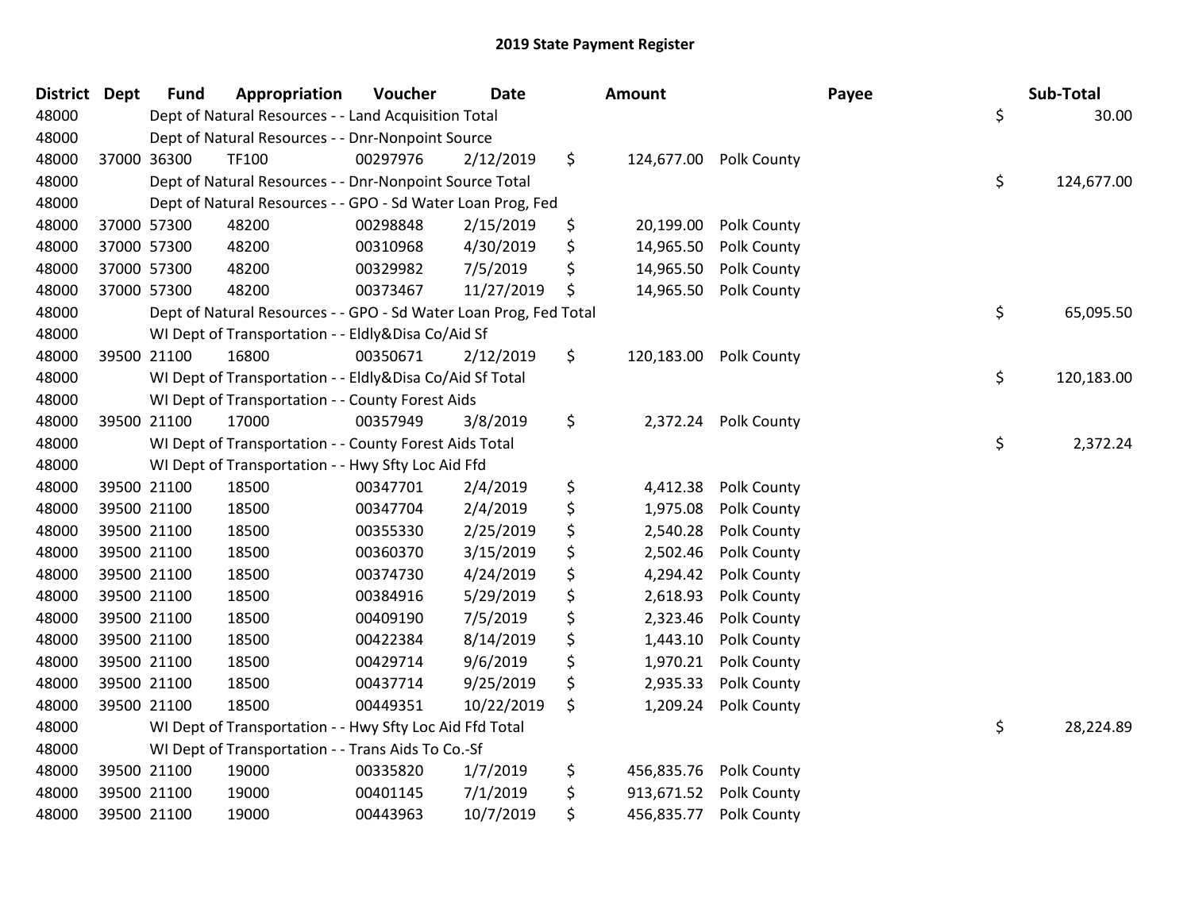## 2019 State Payment Register

| District | Dept | Fund | Appropriation | Voucher | Date | Amount | Payee | Sub-Total |
|---|---|---|---|---|---|---|---|---|
| 48000 | | Dept of Natural Resources - - Land Acquisition Total | | | | | | $ 30.00 |
| 48000 | | Dept of Natural Resources - - Dnr-Nonpoint Source | | | | | | |
| 48000 | 37000 | 36300 | TF100 | 00297976 | 2/12/2019 | $ 124,677.00 | Polk County | |
| 48000 | | Dept of Natural Resources - - Dnr-Nonpoint Source Total | | | | | | $ 124,677.00 |
| 48000 | | Dept of Natural Resources - - GPO - Sd Water Loan Prog, Fed | | | | | | |
| 48000 | 37000 | 57300 | 48200 | 00298848 | 2/15/2019 | $ 20,199.00 | Polk County | |
| 48000 | 37000 | 57300 | 48200 | 00310968 | 4/30/2019 | $ 14,965.50 | Polk County | |
| 48000 | 37000 | 57300 | 48200 | 00329982 | 7/5/2019 | $ 14,965.50 | Polk County | |
| 48000 | 37000 | 57300 | 48200 | 00373467 | 11/27/2019 | $ 14,965.50 | Polk County | |
| 48000 | | Dept of Natural Resources - - GPO - Sd Water Loan Prog, Fed Total | | | | | | $ 65,095.50 |
| 48000 | | WI Dept of Transportation - - Eldly&Disa Co/Aid Sf | | | | | | |
| 48000 | 39500 | 21100 | 16800 | 00350671 | 2/12/2019 | $ 120,183.00 | Polk County | |
| 48000 | | WI Dept of Transportation - - Eldly&Disa Co/Aid Sf Total | | | | | | $ 120,183.00 |
| 48000 | | WI Dept of Transportation - - County Forest Aids | | | | | | |
| 48000 | 39500 | 21100 | 17000 | 00357949 | 3/8/2019 | $ 2,372.24 | Polk County | |
| 48000 | | WI Dept of Transportation - - County Forest Aids Total | | | | | | $ 2,372.24 |
| 48000 | | WI Dept of Transportation - - Hwy Sfty Loc Aid Ffd | | | | | | |
| 48000 | 39500 | 21100 | 18500 | 00347701 | 2/4/2019 | $ 4,412.38 | Polk County | |
| 48000 | 39500 | 21100 | 18500 | 00347704 | 2/4/2019 | $ 1,975.08 | Polk County | |
| 48000 | 39500 | 21100 | 18500 | 00355330 | 2/25/2019 | $ 2,540.28 | Polk County | |
| 48000 | 39500 | 21100 | 18500 | 00360370 | 3/15/2019 | $ 2,502.46 | Polk County | |
| 48000 | 39500 | 21100 | 18500 | 00374730 | 4/24/2019 | $ 4,294.42 | Polk County | |
| 48000 | 39500 | 21100 | 18500 | 00384916 | 5/29/2019 | $ 2,618.93 | Polk County | |
| 48000 | 39500 | 21100 | 18500 | 00409190 | 7/5/2019 | $ 2,323.46 | Polk County | |
| 48000 | 39500 | 21100 | 18500 | 00422384 | 8/14/2019 | $ 1,443.10 | Polk County | |
| 48000 | 39500 | 21100 | 18500 | 00429714 | 9/6/2019 | $ 1,970.21 | Polk County | |
| 48000 | 39500 | 21100 | 18500 | 00437714 | 9/25/2019 | $ 2,935.33 | Polk County | |
| 48000 | 39500 | 21100 | 18500 | 00449351 | 10/22/2019 | $ 1,209.24 | Polk County | |
| 48000 | | WI Dept of Transportation - - Hwy Sfty Loc Aid Ffd Total | | | | | | $ 28,224.89 |
| 48000 | | WI Dept of Transportation - - Trans Aids To Co.-Sf | | | | | | |
| 48000 | 39500 | 21100 | 19000 | 00335820 | 1/7/2019 | $ 456,835.76 | Polk County | |
| 48000 | 39500 | 21100 | 19000 | 00401145 | 7/1/2019 | $ 913,671.52 | Polk County | |
| 48000 | 39500 | 21100 | 19000 | 00443963 | 10/7/2019 | $ 456,835.77 | Polk County | |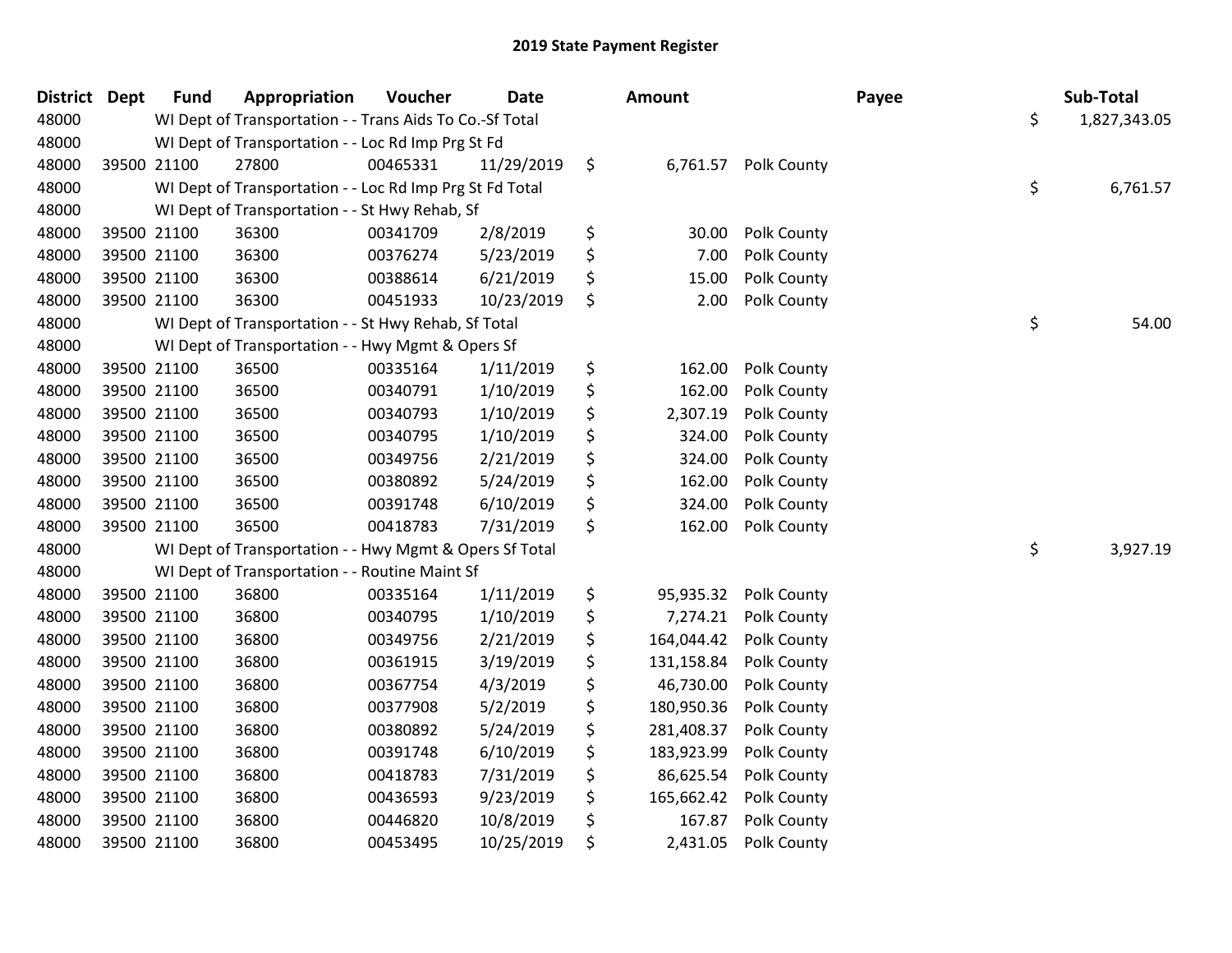## 2019 State Payment Register

| District | Dept | Fund | Appropriation | Voucher | Date | Amount | Payee | Sub-Total |
|---|---|---|---|---|---|---|---|---|
| 48000 | | WI Dept of Transportation - - Trans Aids To Co.-Sf Total | | | | | | $ 1,827,343.05 |
| 48000 | | WI Dept of Transportation - - Loc Rd Imp Prg St Fd | | | | | | |
| 48000 | 39500 | 21100 | 27800 | 00465331 | 11/29/2019 | $ 6,761.57 | Polk County | |
| 48000 | | WI Dept of Transportation - - Loc Rd Imp Prg St Fd Total | | | | | | $ 6,761.57 |
| 48000 | | WI Dept of Transportation - - St Hwy Rehab, Sf | | | | | | |
| 48000 | 39500 | 21100 | 36300 | 00341709 | 2/8/2019 | $ 30.00 | Polk County | |
| 48000 | 39500 | 21100 | 36300 | 00376274 | 5/23/2019 | $ 7.00 | Polk County | |
| 48000 | 39500 | 21100 | 36300 | 00388614 | 6/21/2019 | $ 15.00 | Polk County | |
| 48000 | 39500 | 21100 | 36300 | 00451933 | 10/23/2019 | $ 2.00 | Polk County | |
| 48000 | | WI Dept of Transportation - - St Hwy Rehab, Sf Total | | | | | | $ 54.00 |
| 48000 | | WI Dept of Transportation - - Hwy Mgmt & Opers Sf | | | | | | |
| 48000 | 39500 | 21100 | 36500 | 00335164 | 1/11/2019 | $ 162.00 | Polk County | |
| 48000 | 39500 | 21100 | 36500 | 00340791 | 1/10/2019 | $ 162.00 | Polk County | |
| 48000 | 39500 | 21100 | 36500 | 00340793 | 1/10/2019 | $ 2,307.19 | Polk County | |
| 48000 | 39500 | 21100 | 36500 | 00340795 | 1/10/2019 | $ 324.00 | Polk County | |
| 48000 | 39500 | 21100 | 36500 | 00349756 | 2/21/2019 | $ 324.00 | Polk County | |
| 48000 | 39500 | 21100 | 36500 | 00380892 | 5/24/2019 | $ 162.00 | Polk County | |
| 48000 | 39500 | 21100 | 36500 | 00391748 | 6/10/2019 | $ 324.00 | Polk County | |
| 48000 | 39500 | 21100 | 36500 | 00418783 | 7/31/2019 | $ 162.00 | Polk County | |
| 48000 | | WI Dept of Transportation - - Hwy Mgmt & Opers Sf Total | | | | | | $ 3,927.19 |
| 48000 | | WI Dept of Transportation - - Routine Maint Sf | | | | | | |
| 48000 | 39500 | 21100 | 36800 | 00335164 | 1/11/2019 | $ 95,935.32 | Polk County | |
| 48000 | 39500 | 21100 | 36800 | 00340795 | 1/10/2019 | $ 7,274.21 | Polk County | |
| 48000 | 39500 | 21100 | 36800 | 00349756 | 2/21/2019 | $ 164,044.42 | Polk County | |
| 48000 | 39500 | 21100 | 36800 | 00361915 | 3/19/2019 | $ 131,158.84 | Polk County | |
| 48000 | 39500 | 21100 | 36800 | 00367754 | 4/3/2019 | $ 46,730.00 | Polk County | |
| 48000 | 39500 | 21100 | 36800 | 00377908 | 5/2/2019 | $ 180,950.36 | Polk County | |
| 48000 | 39500 | 21100 | 36800 | 00380892 | 5/24/2019 | $ 281,408.37 | Polk County | |
| 48000 | 39500 | 21100 | 36800 | 00391748 | 6/10/2019 | $ 183,923.99 | Polk County | |
| 48000 | 39500 | 21100 | 36800 | 00418783 | 7/31/2019 | $ 86,625.54 | Polk County | |
| 48000 | 39500 | 21100 | 36800 | 00436593 | 9/23/2019 | $ 165,662.42 | Polk County | |
| 48000 | 39500 | 21100 | 36800 | 00446820 | 10/8/2019 | $ 167.87 | Polk County | |
| 48000 | 39500 | 21100 | 36800 | 00453495 | 10/25/2019 | $ 2,431.05 | Polk County | |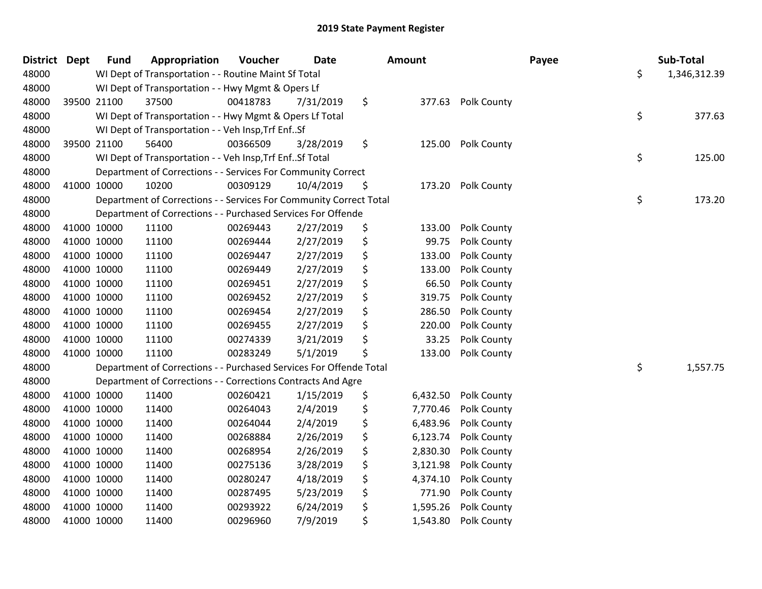## 2019 State Payment Register

| District | Dept | Fund | Appropriation | Voucher | Date | Amount | Payee | Sub-Total |
|---|---|---|---|---|---|---|---|---|
| 48000 | | WI Dept of Transportation - - Routine Maint Sf Total | | | | | | $ 1,346,312.39 |
| 48000 | | WI Dept of Transportation - - Hwy Mgmt & Opers Lf | | | | | | |
| 48000 | 39500 | 21100 | 37500 | 00418783 | 7/31/2019 | $ 377.63 | Polk County | |
| 48000 | | WI Dept of Transportation - - Hwy Mgmt & Opers Lf Total | | | | | | $ 377.63 |
| 48000 | | WI Dept of Transportation - - Veh Insp,Trf Enf..Sf | | | | | | |
| 48000 | 39500 | 21100 | 56400 | 00366509 | 3/28/2019 | $ 125.00 | Polk County | |
| 48000 | | WI Dept of Transportation - - Veh Insp,Trf Enf..Sf Total | | | | | | $ 125.00 |
| 48000 | | Department of Corrections - - Services For Community Correct | | | | | | |
| 48000 | 41000 | 10000 | 10200 | 00309129 | 10/4/2019 | $ 173.20 | Polk County | |
| 48000 | | Department of Corrections - - Services For Community Correct Total | | | | | | $ 173.20 |
| 48000 | | Department of Corrections - - Purchased Services For Offende | | | | | | |
| 48000 | 41000 | 10000 | 11100 | 00269443 | 2/27/2019 | $ 133.00 | Polk County | |
| 48000 | 41000 | 10000 | 11100 | 00269444 | 2/27/2019 | $ 99.75 | Polk County | |
| 48000 | 41000 | 10000 | 11100 | 00269447 | 2/27/2019 | $ 133.00 | Polk County | |
| 48000 | 41000 | 10000 | 11100 | 00269449 | 2/27/2019 | $ 133.00 | Polk County | |
| 48000 | 41000 | 10000 | 11100 | 00269451 | 2/27/2019 | $ 66.50 | Polk County | |
| 48000 | 41000 | 10000 | 11100 | 00269452 | 2/27/2019 | $ 319.75 | Polk County | |
| 48000 | 41000 | 10000 | 11100 | 00269454 | 2/27/2019 | $ 286.50 | Polk County | |
| 48000 | 41000 | 10000 | 11100 | 00269455 | 2/27/2019 | $ 220.00 | Polk County | |
| 48000 | 41000 | 10000 | 11100 | 00274339 | 3/21/2019 | $ 33.25 | Polk County | |
| 48000 | 41000 | 10000 | 11100 | 00283249 | 5/1/2019 | $ 133.00 | Polk County | |
| 48000 | | Department of Corrections - - Purchased Services For Offende Total | | | | | | $ 1,557.75 |
| 48000 | | Department of Corrections - - Corrections Contracts And Agre | | | | | | |
| 48000 | 41000 | 10000 | 11400 | 00260421 | 1/15/2019 | $ 6,432.50 | Polk County | |
| 48000 | 41000 | 10000 | 11400 | 00264043 | 2/4/2019 | $ 7,770.46 | Polk County | |
| 48000 | 41000 | 10000 | 11400 | 00264044 | 2/4/2019 | $ 6,483.96 | Polk County | |
| 48000 | 41000 | 10000 | 11400 | 00268884 | 2/26/2019 | $ 6,123.74 | Polk County | |
| 48000 | 41000 | 10000 | 11400 | 00268954 | 2/26/2019 | $ 2,830.30 | Polk County | |
| 48000 | 41000 | 10000 | 11400 | 00275136 | 3/28/2019 | $ 3,121.98 | Polk County | |
| 48000 | 41000 | 10000 | 11400 | 00280247 | 4/18/2019 | $ 4,374.10 | Polk County | |
| 48000 | 41000 | 10000 | 11400 | 00287495 | 5/23/2019 | $ 771.90 | Polk County | |
| 48000 | 41000 | 10000 | 11400 | 00293922 | 6/24/2019 | $ 1,595.26 | Polk County | |
| 48000 | 41000 | 10000 | 11400 | 00296960 | 7/9/2019 | $ 1,543.80 | Polk County | |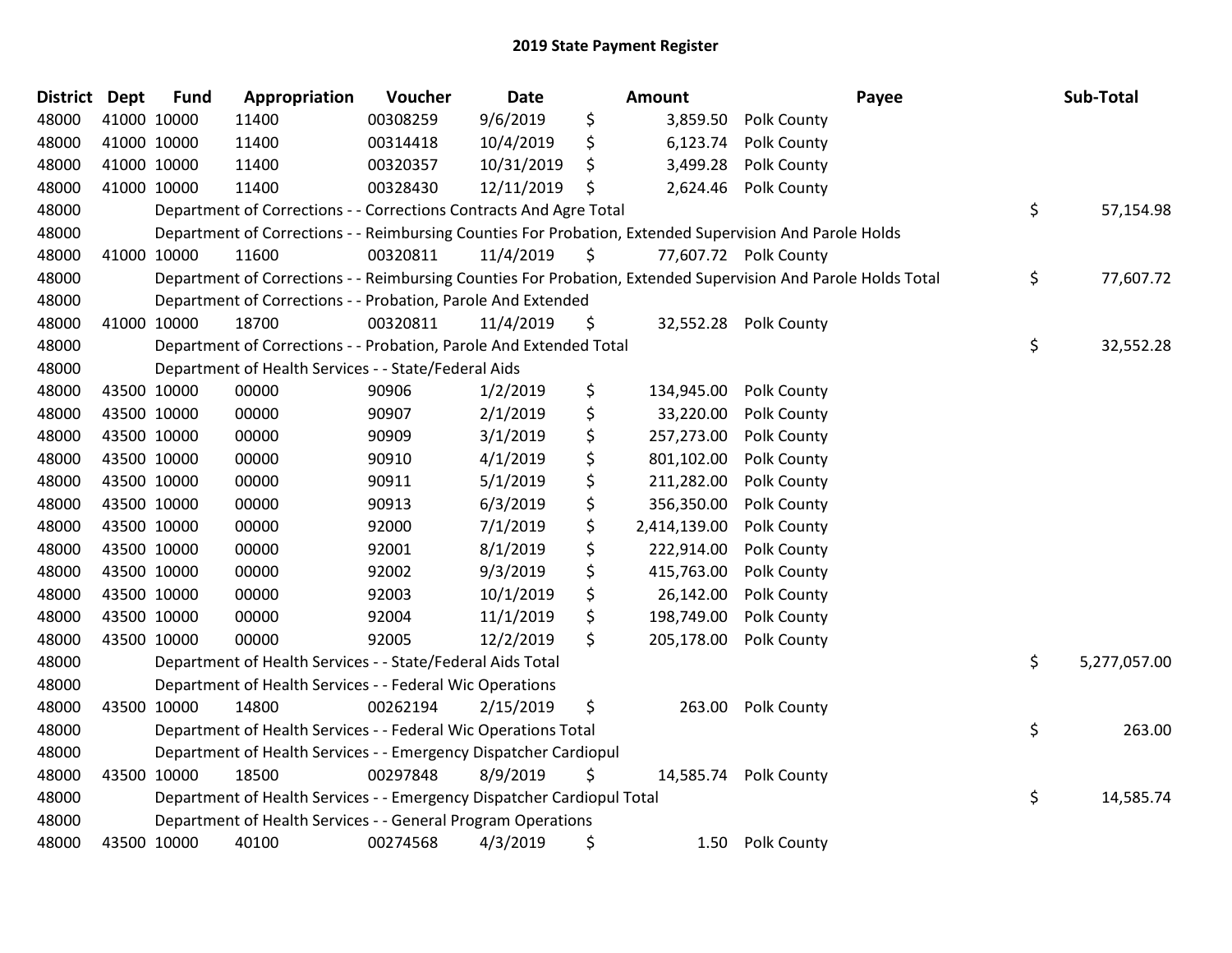# 2019 State Payment Register

| District | Dept | Fund | Appropriation | Voucher | Date | Amount | Payee | Sub-Total |
|---|---|---|---|---|---|---|---|---|
| 48000 | 41000 | 10000 | 11400 | 00308259 | 9/6/2019 | $ 3,859.50 | Polk County | |
| 48000 | 41000 | 10000 | 11400 | 00314418 | 10/4/2019 | $ 6,123.74 | Polk County | |
| 48000 | 41000 | 10000 | 11400 | 00320357 | 10/31/2019 | $ 3,499.28 | Polk County | |
| 48000 | 41000 | 10000 | 11400 | 00328430 | 12/11/2019 | $ 2,624.46 | Polk County | |
| 48000 | | Department of Corrections - - Corrections Contracts And Agre Total | | | | | | $ 57,154.98 |
| 48000 | | Department of Corrections - - Reimbursing Counties For Probation, Extended Supervision And Parole Holds | | | | | | |
| 48000 | 41000 | 10000 | 11600 | 00320811 | 11/4/2019 | $ 77,607.72 | Polk County | |
| 48000 | | Department of Corrections - - Reimbursing Counties For Probation, Extended Supervision And Parole Holds Total | | | | | | $ 77,607.72 |
| 48000 | | Department of Corrections - - Probation, Parole And Extended | | | | | | |
| 48000 | 41000 | 10000 | 18700 | 00320811 | 11/4/2019 | $ 32,552.28 | Polk County | |
| 48000 | | Department of Corrections - - Probation, Parole And Extended Total | | | | | | $ 32,552.28 |
| 48000 | | Department of Health Services - - State/Federal Aids | | | | | | |
| 48000 | 43500 | 10000 | 00000 | 90906 | 1/2/2019 | $ 134,945.00 | Polk County | |
| 48000 | 43500 | 10000 | 00000 | 90907 | 2/1/2019 | $ 33,220.00 | Polk County | |
| 48000 | 43500 | 10000 | 00000 | 90909 | 3/1/2019 | $ 257,273.00 | Polk County | |
| 48000 | 43500 | 10000 | 00000 | 90910 | 4/1/2019 | $ 801,102.00 | Polk County | |
| 48000 | 43500 | 10000 | 00000 | 90911 | 5/1/2019 | $ 211,282.00 | Polk County | |
| 48000 | 43500 | 10000 | 00000 | 90913 | 6/3/2019 | $ 356,350.00 | Polk County | |
| 48000 | 43500 | 10000 | 00000 | 92000 | 7/1/2019 | $ 2,414,139.00 | Polk County | |
| 48000 | 43500 | 10000 | 00000 | 92001 | 8/1/2019 | $ 222,914.00 | Polk County | |
| 48000 | 43500 | 10000 | 00000 | 92002 | 9/3/2019 | $ 415,763.00 | Polk County | |
| 48000 | 43500 | 10000 | 00000 | 92003 | 10/1/2019 | $ 26,142.00 | Polk County | |
| 48000 | 43500 | 10000 | 00000 | 92004 | 11/1/2019 | $ 198,749.00 | Polk County | |
| 48000 | 43500 | 10000 | 00000 | 92005 | 12/2/2019 | $ 205,178.00 | Polk County | |
| 48000 | | Department of Health Services - - State/Federal Aids Total | | | | | | $ 5,277,057.00 |
| 48000 | | Department of Health Services - - Federal Wic Operations | | | | | | |
| 48000 | 43500 | 10000 | 14800 | 00262194 | 2/15/2019 | $ 263.00 | Polk County | |
| 48000 | | Department of Health Services - - Federal Wic Operations Total | | | | | | $ 263.00 |
| 48000 | | Department of Health Services - - Emergency Dispatcher Cardiopul | | | | | | |
| 48000 | 43500 | 10000 | 18500 | 00297848 | 8/9/2019 | $ 14,585.74 | Polk County | |
| 48000 | | Department of Health Services - - Emergency Dispatcher Cardiopul Total | | | | | | $ 14,585.74 |
| 48000 | | Department of Health Services - - General Program Operations | | | | | | |
| 48000 | 43500 | 10000 | 40100 | 00274568 | 4/3/2019 | $ 1.50 | Polk County | |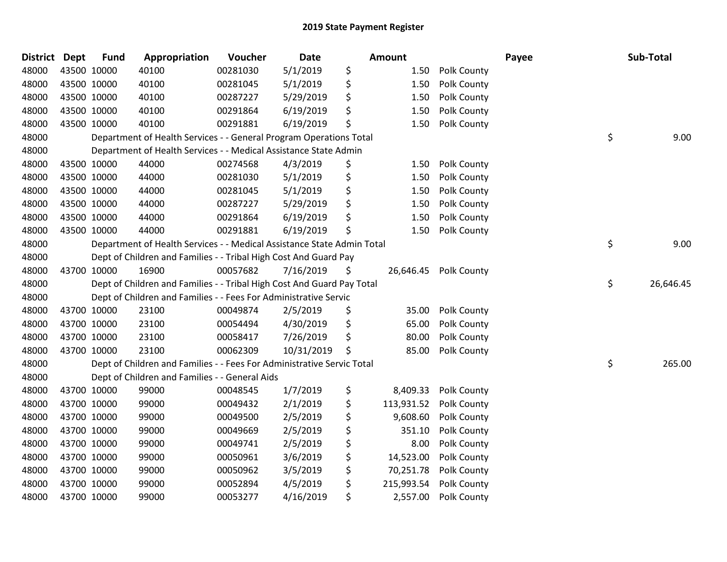## 2019 State Payment Register

| District | Dept | Fund | Appropriation | Voucher | Date | Amount | Payee | Sub-Total |
|---|---|---|---|---|---|---|---|---|
| 48000 | 43500 | 10000 | 40100 | 00281030 | 5/1/2019 | $ 1.50 | Polk County | |
| 48000 | 43500 | 10000 | 40100 | 00281045 | 5/1/2019 | $ 1.50 | Polk County | |
| 48000 | 43500 | 10000 | 40100 | 00287227 | 5/29/2019 | $ 1.50 | Polk County | |
| 48000 | 43500 | 10000 | 40100 | 00291864 | 6/19/2019 | $ 1.50 | Polk County | |
| 48000 | 43500 | 10000 | 40100 | 00291881 | 6/19/2019 | $ 1.50 | Polk County | |
| 48000 | | Department of Health Services - - General Program Operations Total | | | | | | $ 9.00 |
| 48000 | | Department of Health Services - - Medical Assistance State Admin | | | | | | |
| 48000 | 43500 | 10000 | 44000 | 00274568 | 4/3/2019 | $ 1.50 | Polk County | |
| 48000 | 43500 | 10000 | 44000 | 00281030 | 5/1/2019 | $ 1.50 | Polk County | |
| 48000 | 43500 | 10000 | 44000 | 00281045 | 5/1/2019 | $ 1.50 | Polk County | |
| 48000 | 43500 | 10000 | 44000 | 00287227 | 5/29/2019 | $ 1.50 | Polk County | |
| 48000 | 43500 | 10000 | 44000 | 00291864 | 6/19/2019 | $ 1.50 | Polk County | |
| 48000 | 43500 | 10000 | 44000 | 00291881 | 6/19/2019 | $ 1.50 | Polk County | |
| 48000 | | Department of Health Services - - Medical Assistance State Admin Total | | | | | | $ 9.00 |
| 48000 | | Dept of Children and Families - - Tribal High Cost And Guard Pay | | | | | | |
| 48000 | 43700 | 10000 | 16900 | 00057682 | 7/16/2019 | $ 26,646.45 | Polk County | |
| 48000 | | Dept of Children and Families - - Tribal High Cost And Guard Pay Total | | | | | | $ 26,646.45 |
| 48000 | | Dept of Children and Families - - Fees For Administrative Servic | | | | | | |
| 48000 | 43700 | 10000 | 23100 | 00049874 | 2/5/2019 | $ 35.00 | Polk County | |
| 48000 | 43700 | 10000 | 23100 | 00054494 | 4/30/2019 | $ 65.00 | Polk County | |
| 48000 | 43700 | 10000 | 23100 | 00058417 | 7/26/2019 | $ 80.00 | Polk County | |
| 48000 | 43700 | 10000 | 23100 | 00062309 | 10/31/2019 | $ 85.00 | Polk County | |
| 48000 | | Dept of Children and Families - - Fees For Administrative Servic Total | | | | | | $ 265.00 |
| 48000 | | Dept of Children and Families - - General Aids | | | | | | |
| 48000 | 43700 | 10000 | 99000 | 00048545 | 1/7/2019 | $ 8,409.33 | Polk County | |
| 48000 | 43700 | 10000 | 99000 | 00049432 | 2/1/2019 | $ 113,931.52 | Polk County | |
| 48000 | 43700 | 10000 | 99000 | 00049500 | 2/5/2019 | $ 9,608.60 | Polk County | |
| 48000 | 43700 | 10000 | 99000 | 00049669 | 2/5/2019 | $ 351.10 | Polk County | |
| 48000 | 43700 | 10000 | 99000 | 00049741 | 2/5/2019 | $ 8.00 | Polk County | |
| 48000 | 43700 | 10000 | 99000 | 00050961 | 3/6/2019 | $ 14,523.00 | Polk County | |
| 48000 | 43700 | 10000 | 99000 | 00050962 | 3/5/2019 | $ 70,251.78 | Polk County | |
| 48000 | 43700 | 10000 | 99000 | 00052894 | 4/5/2019 | $ 215,993.54 | Polk County | |
| 48000 | 43700 | 10000 | 99000 | 00053277 | 4/16/2019 | $ 2,557.00 | Polk County | |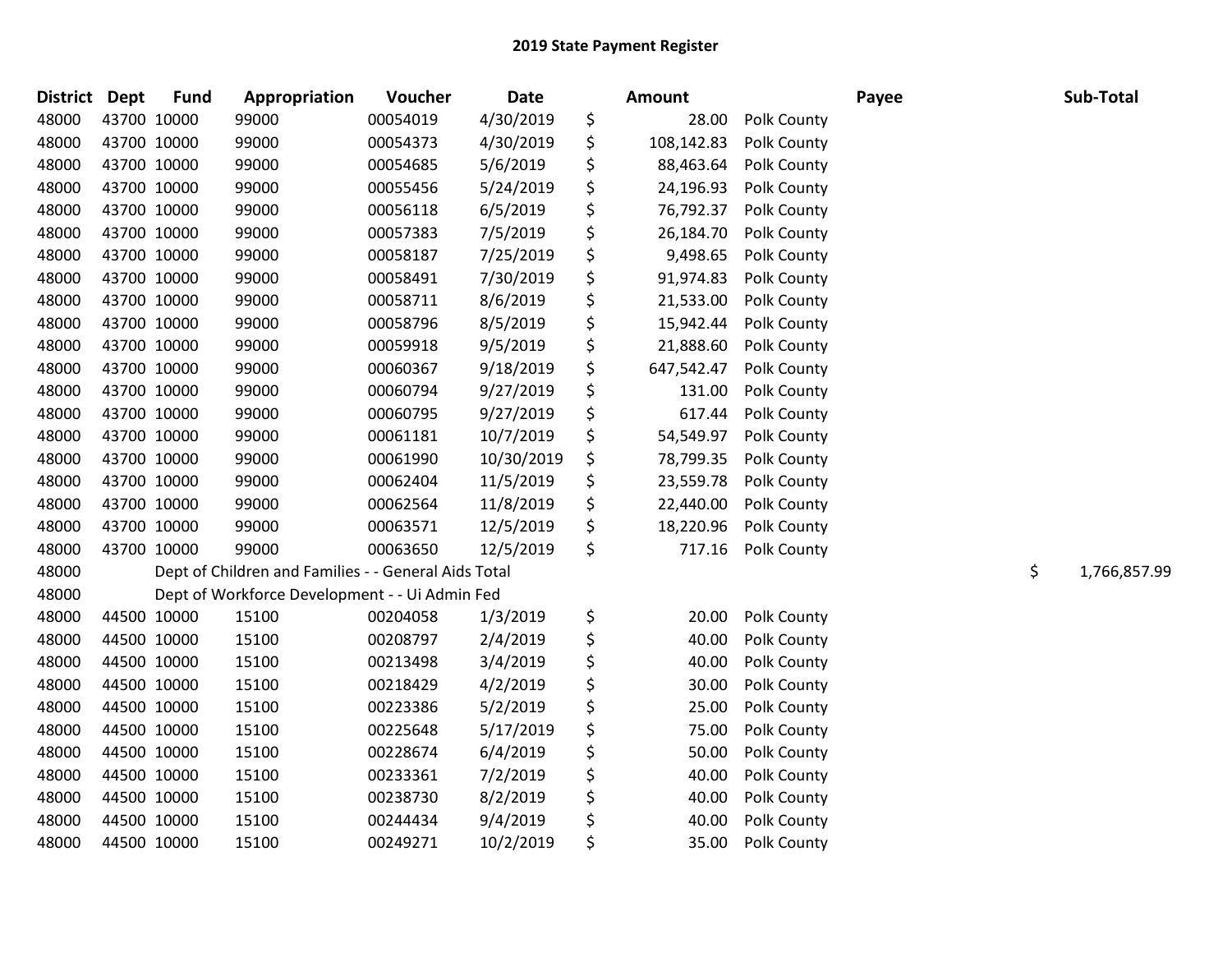# 2019 State Payment Register

| District | Dept | Fund | Appropriation | Voucher | Date | Amount | Payee | Sub-Total |
|---|---|---|---|---|---|---|---|---|
| 48000 | 43700 | 10000 | 99000 | 00054019 | 4/30/2019 | $ 28.00 | Polk County | |
| 48000 | 43700 | 10000 | 99000 | 00054373 | 4/30/2019 | $ 108,142.83 | Polk County | |
| 48000 | 43700 | 10000 | 99000 | 00054685 | 5/6/2019 | $ 88,463.64 | Polk County | |
| 48000 | 43700 | 10000 | 99000 | 00055456 | 5/24/2019 | $ 24,196.93 | Polk County | |
| 48000 | 43700 | 10000 | 99000 | 00056118 | 6/5/2019 | $ 76,792.37 | Polk County | |
| 48000 | 43700 | 10000 | 99000 | 00057383 | 7/5/2019 | $ 26,184.70 | Polk County | |
| 48000 | 43700 | 10000 | 99000 | 00058187 | 7/25/2019 | $ 9,498.65 | Polk County | |
| 48000 | 43700 | 10000 | 99000 | 00058491 | 7/30/2019 | $ 91,974.83 | Polk County | |
| 48000 | 43700 | 10000 | 99000 | 00058711 | 8/6/2019 | $ 21,533.00 | Polk County | |
| 48000 | 43700 | 10000 | 99000 | 00058796 | 8/5/2019 | $ 15,942.44 | Polk County | |
| 48000 | 43700 | 10000 | 99000 | 00059918 | 9/5/2019 | $ 21,888.60 | Polk County | |
| 48000 | 43700 | 10000 | 99000 | 00060367 | 9/18/2019 | $ 647,542.47 | Polk County | |
| 48000 | 43700 | 10000 | 99000 | 00060794 | 9/27/2019 | $ 131.00 | Polk County | |
| 48000 | 43700 | 10000 | 99000 | 00060795 | 9/27/2019 | $ 617.44 | Polk County | |
| 48000 | 43700 | 10000 | 99000 | 00061181 | 10/7/2019 | $ 54,549.97 | Polk County | |
| 48000 | 43700 | 10000 | 99000 | 00061990 | 10/30/2019 | $ 78,799.35 | Polk County | |
| 48000 | 43700 | 10000 | 99000 | 00062404 | 11/5/2019 | $ 23,559.78 | Polk County | |
| 48000 | 43700 | 10000 | 99000 | 00062564 | 11/8/2019 | $ 22,440.00 | Polk County | |
| 48000 | 43700 | 10000 | 99000 | 00063571 | 12/5/2019 | $ 18,220.96 | Polk County | |
| 48000 | 43700 | 10000 | 99000 | 00063650 | 12/5/2019 | $ 717.16 | Polk County | |
| 48000 | Dept of Children and Families - - General Aids Total | | | | | | | $ 1,766,857.99 |
| 48000 | Dept of Workforce Development - - Ui Admin Fed | | | | | | | |
| 48000 | 44500 | 10000 | 15100 | 00204058 | 1/3/2019 | $ 20.00 | Polk County | |
| 48000 | 44500 | 10000 | 15100 | 00208797 | 2/4/2019 | $ 40.00 | Polk County | |
| 48000 | 44500 | 10000 | 15100 | 00213498 | 3/4/2019 | $ 40.00 | Polk County | |
| 48000 | 44500 | 10000 | 15100 | 00218429 | 4/2/2019 | $ 30.00 | Polk County | |
| 48000 | 44500 | 10000 | 15100 | 00223386 | 5/2/2019 | $ 25.00 | Polk County | |
| 48000 | 44500 | 10000 | 15100 | 00225648 | 5/17/2019 | $ 75.00 | Polk County | |
| 48000 | 44500 | 10000 | 15100 | 00228674 | 6/4/2019 | $ 50.00 | Polk County | |
| 48000 | 44500 | 10000 | 15100 | 00233361 | 7/2/2019 | $ 40.00 | Polk County | |
| 48000 | 44500 | 10000 | 15100 | 00238730 | 8/2/2019 | $ 40.00 | Polk County | |
| 48000 | 44500 | 10000 | 15100 | 00244434 | 9/4/2019 | $ 40.00 | Polk County | |
| 48000 | 44500 | 10000 | 15100 | 00249271 | 10/2/2019 | $ 35.00 | Polk County | |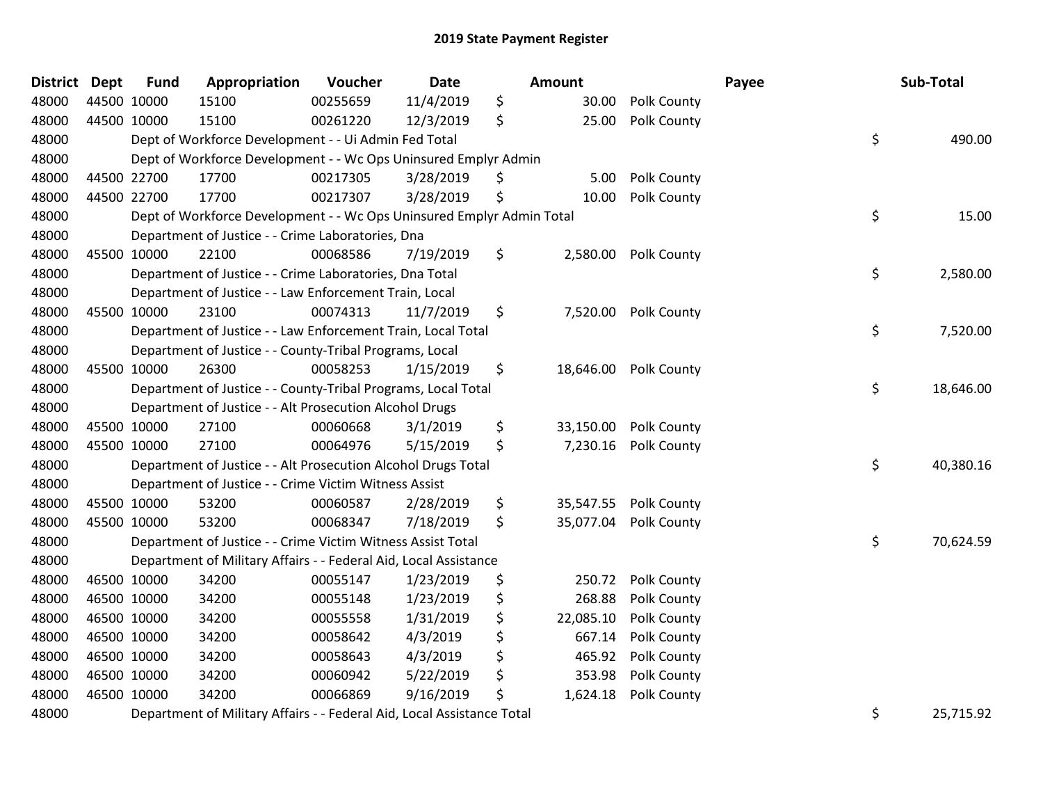# 2019 State Payment Register

| District | Dept | Fund | Appropriation | Voucher | Date | Amount | Payee | Sub-Total |
|---|---|---|---|---|---|---|---|---|
| 48000 | 44500 | 10000 | 15100 | 00255659 | 11/4/2019 | $ 30.00 | Polk County | |
| 48000 | 44500 | 10000 | 15100 | 00261220 | 12/3/2019 | $ 25.00 | Polk County | |
| 48000 | | | Dept of Workforce Development - - Ui Admin Fed Total | | | | | $ 490.00 |
| 48000 | | | Dept of Workforce Development - - Wc Ops Uninsured Emplyr Admin | | | | | |
| 48000 | 44500 | 22700 | 17700 | 00217305 | 3/28/2019 | $ 5.00 | Polk County | |
| 48000 | 44500 | 22700 | 17700 | 00217307 | 3/28/2019 | $ 10.00 | Polk County | |
| 48000 | | | Dept of Workforce Development - - Wc Ops Uninsured Emplyr Admin Total | | | | | $ 15.00 |
| 48000 | | | Department of Justice - - Crime Laboratories, Dna | | | | | |
| 48000 | 45500 | 10000 | 22100 | 00068586 | 7/19/2019 | $ 2,580.00 | Polk County | |
| 48000 | | | Department of Justice - - Crime Laboratories, Dna Total | | | | | $ 2,580.00 |
| 48000 | | | Department of Justice - - Law Enforcement Train, Local | | | | | |
| 48000 | 45500 | 10000 | 23100 | 00074313 | 11/7/2019 | $ 7,520.00 | Polk County | |
| 48000 | | | Department of Justice - - Law Enforcement Train, Local Total | | | | | $ 7,520.00 |
| 48000 | | | Department of Justice - - County-Tribal Programs, Local | | | | | |
| 48000 | 45500 | 10000 | 26300 | 00058253 | 1/15/2019 | $ 18,646.00 | Polk County | |
| 48000 | | | Department of Justice - - County-Tribal Programs, Local Total | | | | | $ 18,646.00 |
| 48000 | | | Department of Justice - - Alt Prosecution Alcohol Drugs | | | | | |
| 48000 | 45500 | 10000 | 27100 | 00060668 | 3/1/2019 | $ 33,150.00 | Polk County | |
| 48000 | 45500 | 10000 | 27100 | 00064976 | 5/15/2019 | $ 7,230.16 | Polk County | |
| 48000 | | | Department of Justice - - Alt Prosecution Alcohol Drugs Total | | | | | $ 40,380.16 |
| 48000 | | | Department of Justice - - Crime Victim Witness Assist | | | | | |
| 48000 | 45500 | 10000 | 53200 | 00060587 | 2/28/2019 | $ 35,547.55 | Polk County | |
| 48000 | 45500 | 10000 | 53200 | 00068347 | 7/18/2019 | $ 35,077.04 | Polk County | |
| 48000 | | | Department of Justice - - Crime Victim Witness Assist Total | | | | | $ 70,624.59 |
| 48000 | | | Department of Military Affairs - - Federal Aid, Local Assistance | | | | | |
| 48000 | 46500 | 10000 | 34200 | 00055147 | 1/23/2019 | $ 250.72 | Polk County | |
| 48000 | 46500 | 10000 | 34200 | 00055148 | 1/23/2019 | $ 268.88 | Polk County | |
| 48000 | 46500 | 10000 | 34200 | 00055558 | 1/31/2019 | $ 22,085.10 | Polk County | |
| 48000 | 46500 | 10000 | 34200 | 00058642 | 4/3/2019 | $ 667.14 | Polk County | |
| 48000 | 46500 | 10000 | 34200 | 00058643 | 4/3/2019 | $ 465.92 | Polk County | |
| 48000 | 46500 | 10000 | 34200 | 00060942 | 5/22/2019 | $ 353.98 | Polk County | |
| 48000 | 46500 | 10000 | 34200 | 00066869 | 9/16/2019 | $ 1,624.18 | Polk County | |
| 48000 | | | Department of Military Affairs - - Federal Aid, Local Assistance Total | | | | | $ 25,715.92 |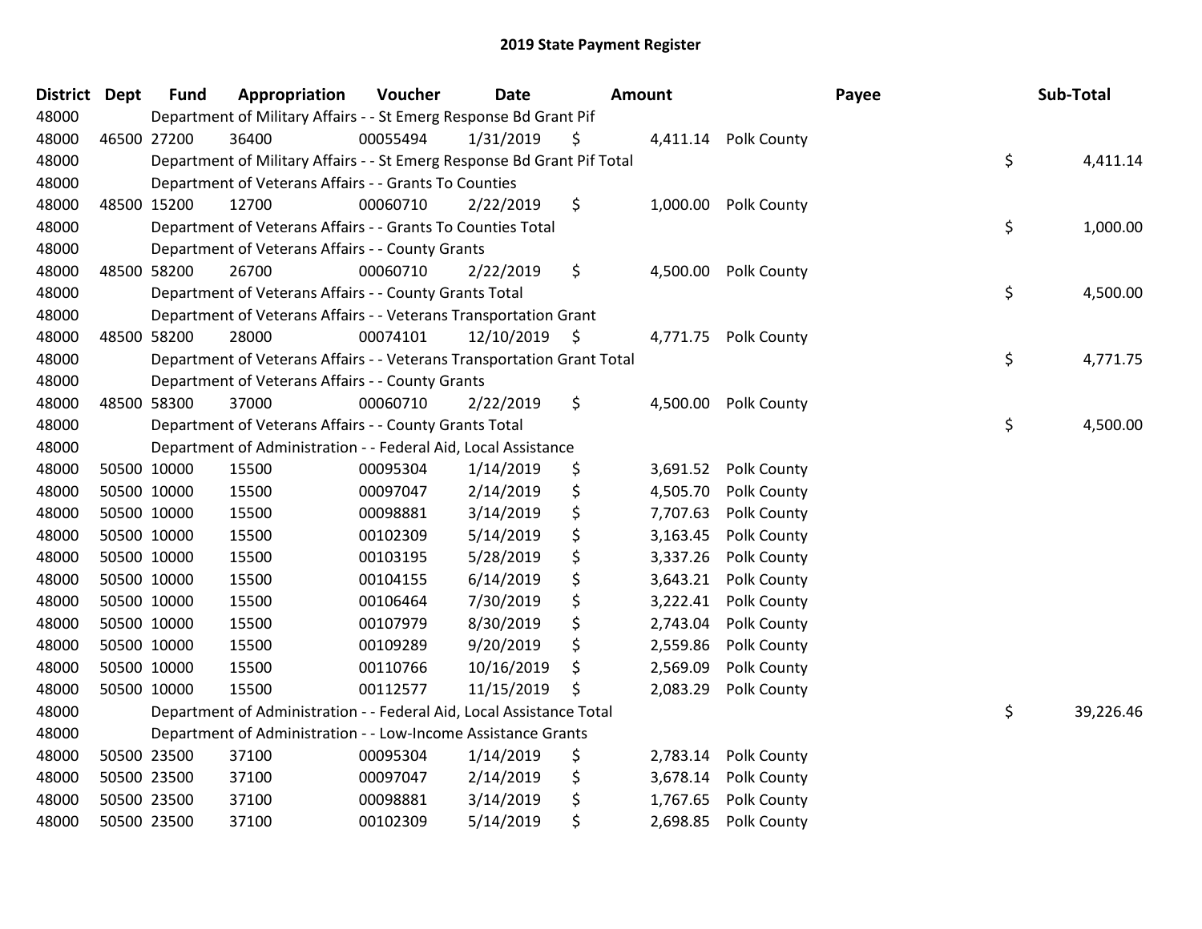# 2019 State Payment Register

| District | Dept | Fund | Appropriation | Voucher | Date | Amount | Payee | Sub-Total |
|---|---|---|---|---|---|---|---|---|
| 48000 | | Department of Military Affairs - - St Emerg Response Bd Grant Pif | | | | | | |
| 48000 | 46500 | 27200 | 36400 | 00055494 | 1/31/2019 | $ 4,411.14 | Polk County | |
| 48000 | | Department of Military Affairs - - St Emerg Response Bd Grant Pif Total | | | | | | $ 4,411.14 |
| 48000 | | Department of Veterans Affairs - - Grants To Counties | | | | | | |
| 48000 | 48500 | 15200 | 12700 | 00060710 | 2/22/2019 | $ 1,000.00 | Polk County | |
| 48000 | | Department of Veterans Affairs - - Grants To Counties Total | | | | | | $ 1,000.00 |
| 48000 | | Department of Veterans Affairs - - County Grants | | | | | | |
| 48000 | 48500 | 58200 | 26700 | 00060710 | 2/22/2019 | $ 4,500.00 | Polk County | |
| 48000 | | Department of Veterans Affairs - - County Grants Total | | | | | | $ 4,500.00 |
| 48000 | | Department of Veterans Affairs - - Veterans Transportation Grant | | | | | | |
| 48000 | 48500 | 58200 | 28000 | 00074101 | 12/10/2019 | $ 4,771.75 | Polk County | |
| 48000 | | Department of Veterans Affairs - - Veterans Transportation Grant Total | | | | | | $ 4,771.75 |
| 48000 | | Department of Veterans Affairs - - County Grants | | | | | | |
| 48000 | 48500 | 58300 | 37000 | 00060710 | 2/22/2019 | $ 4,500.00 | Polk County | |
| 48000 | | Department of Veterans Affairs - - County Grants Total | | | | | | $ 4,500.00 |
| 48000 | | Department of Administration - - Federal Aid, Local Assistance | | | | | | |
| 48000 | 50500 | 10000 | 15500 | 00095304 | 1/14/2019 | $ 3,691.52 | Polk County | |
| 48000 | 50500 | 10000 | 15500 | 00097047 | 2/14/2019 | $ 4,505.70 | Polk County | |
| 48000 | 50500 | 10000 | 15500 | 00098881 | 3/14/2019 | $ 7,707.63 | Polk County | |
| 48000 | 50500 | 10000 | 15500 | 00102309 | 5/14/2019 | $ 3,163.45 | Polk County | |
| 48000 | 50500 | 10000 | 15500 | 00103195 | 5/28/2019 | $ 3,337.26 | Polk County | |
| 48000 | 50500 | 10000 | 15500 | 00104155 | 6/14/2019 | $ 3,643.21 | Polk County | |
| 48000 | 50500 | 10000 | 15500 | 00106464 | 7/30/2019 | $ 3,222.41 | Polk County | |
| 48000 | 50500 | 10000 | 15500 | 00107979 | 8/30/2019 | $ 2,743.04 | Polk County | |
| 48000 | 50500 | 10000 | 15500 | 00109289 | 9/20/2019 | $ 2,559.86 | Polk County | |
| 48000 | 50500 | 10000 | 15500 | 00110766 | 10/16/2019 | $ 2,569.09 | Polk County | |
| 48000 | 50500 | 10000 | 15500 | 00112577 | 11/15/2019 | $ 2,083.29 | Polk County | |
| 48000 | | Department of Administration - - Federal Aid, Local Assistance Total | | | | | | $ 39,226.46 |
| 48000 | | Department of Administration - - Low-Income Assistance Grants | | | | | | |
| 48000 | 50500 | 23500 | 37100 | 00095304 | 1/14/2019 | $ 2,783.14 | Polk County | |
| 48000 | 50500 | 23500 | 37100 | 00097047 | 2/14/2019 | $ 3,678.14 | Polk County | |
| 48000 | 50500 | 23500 | 37100 | 00098881 | 3/14/2019 | $ 1,767.65 | Polk County | |
| 48000 | 50500 | 23500 | 37100 | 00102309 | 5/14/2019 | $ 2,698.85 | Polk County | |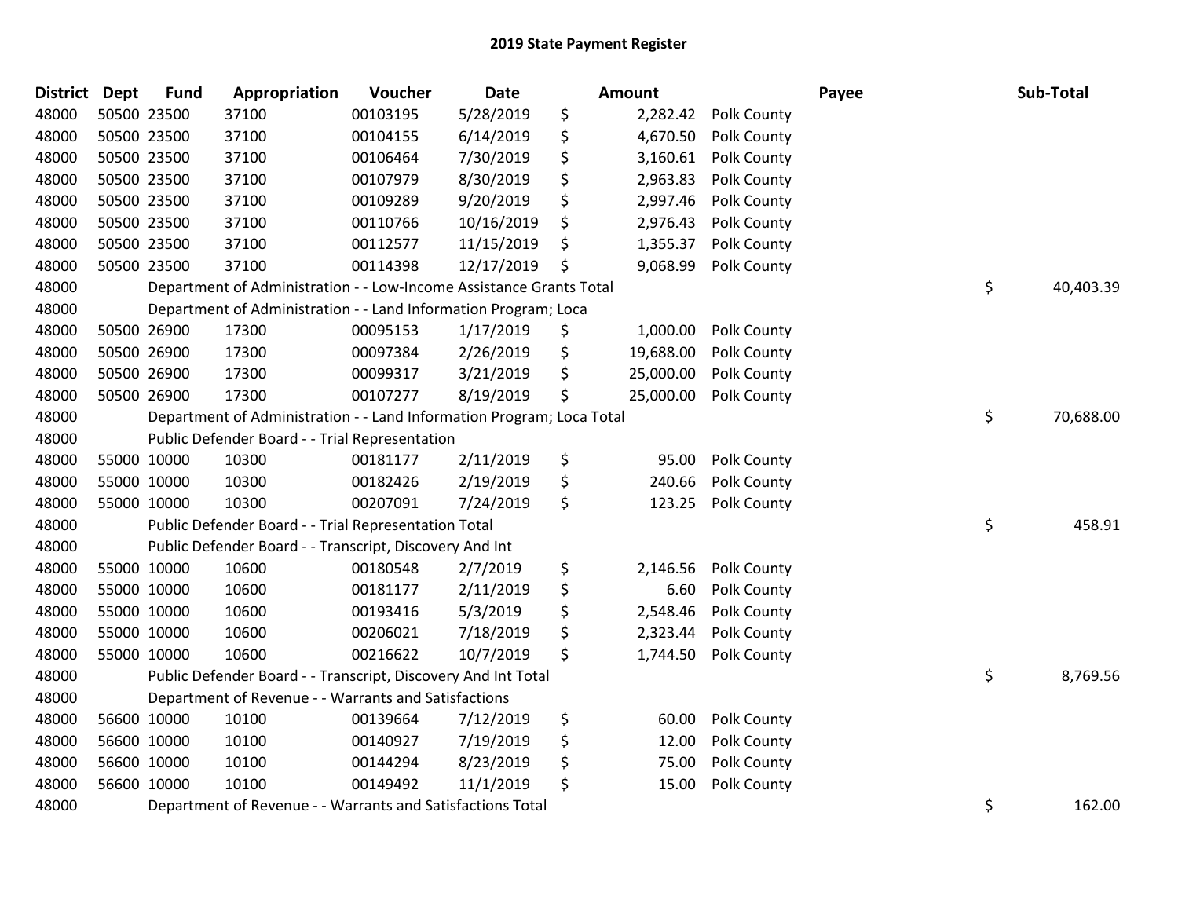## 2019 State Payment Register

| District | Dept | Fund | Appropriation | Voucher | Date | Amount | Payee | Sub-Total |
|---|---|---|---|---|---|---|---|---|
| 48000 | 50500 | 23500 | 37100 | 00103195 | 5/28/2019 | $ 2,282.42 | Polk County | |
| 48000 | 50500 | 23500 | 37100 | 00104155 | 6/14/2019 | $ 4,670.50 | Polk County | |
| 48000 | 50500 | 23500 | 37100 | 00106464 | 7/30/2019 | $ 3,160.61 | Polk County | |
| 48000 | 50500 | 23500 | 37100 | 00107979 | 8/30/2019 | $ 2,963.83 | Polk County | |
| 48000 | 50500 | 23500 | 37100 | 00109289 | 9/20/2019 | $ 2,997.46 | Polk County | |
| 48000 | 50500 | 23500 | 37100 | 00110766 | 10/16/2019 | $ 2,976.43 | Polk County | |
| 48000 | 50500 | 23500 | 37100 | 00112577 | 11/15/2019 | $ 1,355.37 | Polk County | |
| 48000 | 50500 | 23500 | 37100 | 00114398 | 12/17/2019 | $ 9,068.99 | Polk County | |
| 48000 | | Department of Administration - - Low-Income Assistance Grants Total | | | | | | $ 40,403.39 |
| 48000 | | Department of Administration - - Land Information Program; Loca | | | | | | |
| 48000 | 50500 | 26900 | 17300 | 00095153 | 1/17/2019 | $ 1,000.00 | Polk County | |
| 48000 | 50500 | 26900 | 17300 | 00097384 | 2/26/2019 | $ 19,688.00 | Polk County | |
| 48000 | 50500 | 26900 | 17300 | 00099317 | 3/21/2019 | $ 25,000.00 | Polk County | |
| 48000 | 50500 | 26900 | 17300 | 00107277 | 8/19/2019 | $ 25,000.00 | Polk County | |
| 48000 | | Department of Administration - - Land Information Program; Loca Total | | | | | | $ 70,688.00 |
| 48000 | | Public Defender Board - - Trial Representation | | | | | | |
| 48000 | 55000 | 10000 | 10300 | 00181177 | 2/11/2019 | $ 95.00 | Polk County | |
| 48000 | 55000 | 10000 | 10300 | 00182426 | 2/19/2019 | $ 240.66 | Polk County | |
| 48000 | 55000 | 10000 | 10300 | 00207091 | 7/24/2019 | $ 123.25 | Polk County | |
| 48000 | | Public Defender Board - - Trial Representation Total | | | | | | $ 458.91 |
| 48000 | | Public Defender Board - - Transcript, Discovery And Int | | | | | | |
| 48000 | 55000 | 10000 | 10600 | 00180548 | 2/7/2019 | $ 2,146.56 | Polk County | |
| 48000 | 55000 | 10000 | 10600 | 00181177 | 2/11/2019 | $ 6.60 | Polk County | |
| 48000 | 55000 | 10000 | 10600 | 00193416 | 5/3/2019 | $ 2,548.46 | Polk County | |
| 48000 | 55000 | 10000 | 10600 | 00206021 | 7/18/2019 | $ 2,323.44 | Polk County | |
| 48000 | 55000 | 10000 | 10600 | 00216622 | 10/7/2019 | $ 1,744.50 | Polk County | |
| 48000 | | Public Defender Board - - Transcript, Discovery And Int Total | | | | | | $ 8,769.56 |
| 48000 | | Department of Revenue - - Warrants and Satisfactions | | | | | | |
| 48000 | 56600 | 10000 | 10100 | 00139664 | 7/12/2019 | $ 60.00 | Polk County | |
| 48000 | 56600 | 10000 | 10100 | 00140927 | 7/19/2019 | $ 12.00 | Polk County | |
| 48000 | 56600 | 10000 | 10100 | 00144294 | 8/23/2019 | $ 75.00 | Polk County | |
| 48000 | 56600 | 10000 | 10100 | 00149492 | 11/1/2019 | $ 15.00 | Polk County | |
| 48000 | | Department of Revenue - - Warrants and Satisfactions Total | | | | | | $ 162.00 |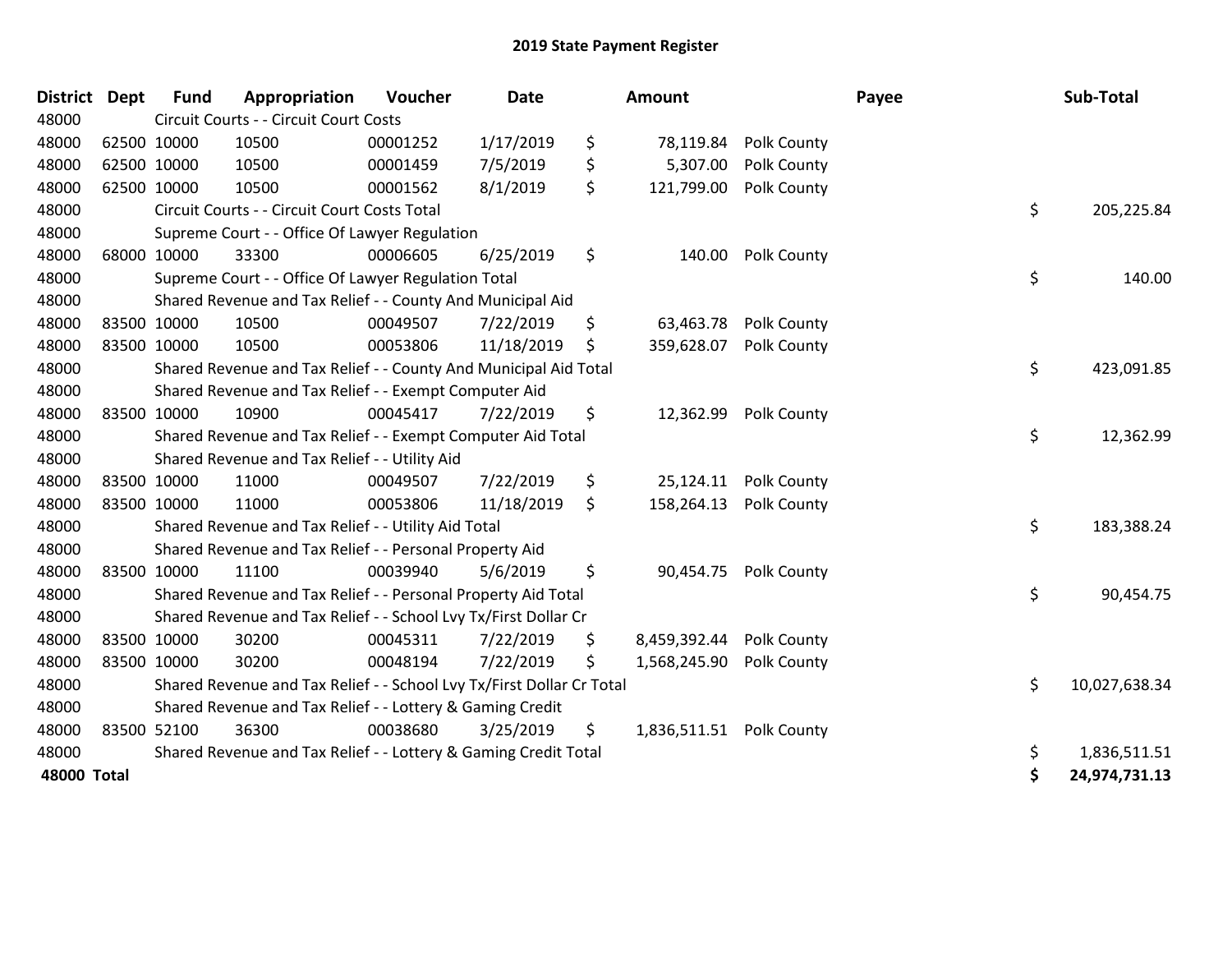# 2019 State Payment Register

| District | Dept | Fund | Appropriation | Voucher | Date | Amount | Payee | Sub-Total |
|---|---|---|---|---|---|---|---|---|
| 48000 | | Circuit Courts - - Circuit Court Costs | | | | | | |
| 48000 | 62500 | 10000 | 10500 | 00001252 | 1/17/2019 | $ 78,119.84 | Polk County | |
| 48000 | 62500 | 10000 | 10500 | 00001459 | 7/5/2019 | $ 5,307.00 | Polk County | |
| 48000 | 62500 | 10000 | 10500 | 00001562 | 8/1/2019 | $ 121,799.00 | Polk County | |
| 48000 | | Circuit Courts - - Circuit Court Costs Total | | | | | | $ 205,225.84 |
| 48000 | | Supreme Court - - Office Of Lawyer Regulation | | | | | | |
| 48000 | 68000 | 10000 | 33300 | 00006605 | 6/25/2019 | $ 140.00 | Polk County | |
| 48000 | | Supreme Court - - Office Of Lawyer Regulation Total | | | | | | $ 140.00 |
| 48000 | | Shared Revenue and Tax Relief - - County And Municipal Aid | | | | | | |
| 48000 | 83500 | 10000 | 10500 | 00049507 | 7/22/2019 | $ 63,463.78 | Polk County | |
| 48000 | 83500 | 10000 | 10500 | 00053806 | 11/18/2019 | $ 359,628.07 | Polk County | |
| 48000 | | Shared Revenue and Tax Relief - - County And Municipal Aid Total | | | | | | $ 423,091.85 |
| 48000 | | Shared Revenue and Tax Relief - - Exempt Computer Aid | | | | | | |
| 48000 | 83500 | 10000 | 10900 | 00045417 | 7/22/2019 | $ 12,362.99 | Polk County | |
| 48000 | | Shared Revenue and Tax Relief - - Exempt Computer Aid Total | | | | | | $ 12,362.99 |
| 48000 | | Shared Revenue and Tax Relief - - Utility Aid | | | | | | |
| 48000 | 83500 | 10000 | 11000 | 00049507 | 7/22/2019 | $ 25,124.11 | Polk County | |
| 48000 | 83500 | 10000 | 11000 | 00053806 | 11/18/2019 | $ 158,264.13 | Polk County | |
| 48000 | | Shared Revenue and Tax Relief - - Utility Aid Total | | | | | | $ 183,388.24 |
| 48000 | | Shared Revenue and Tax Relief - - Personal Property Aid | | | | | | |
| 48000 | 83500 | 10000 | 11100 | 00039940 | 5/6/2019 | $ 90,454.75 | Polk County | |
| 48000 | | Shared Revenue and Tax Relief - - Personal Property Aid Total | | | | | | $ 90,454.75 |
| 48000 | | Shared Revenue and Tax Relief - - School Lvy Tx/First Dollar Cr | | | | | | |
| 48000 | 83500 | 10000 | 30200 | 00045311 | 7/22/2019 | $ 8,459,392.44 | Polk County | |
| 48000 | 83500 | 10000 | 30200 | 00048194 | 7/22/2019 | $ 1,568,245.90 | Polk County | |
| 48000 | | Shared Revenue and Tax Relief - - School Lvy Tx/First Dollar Cr Total | | | | | | $ 10,027,638.34 |
| 48000 | | Shared Revenue and Tax Relief - - Lottery & Gaming Credit | | | | | | |
| 48000 | 83500 | 52100 | 36300 | 00038680 | 3/25/2019 | $ 1,836,511.51 | Polk County | |
| 48000 | | Shared Revenue and Tax Relief - - Lottery & Gaming Credit Total | | | | | | $ 1,836,511.51 |
| **48000 Total** | | | | | | | | **$ 24,974,731.13** |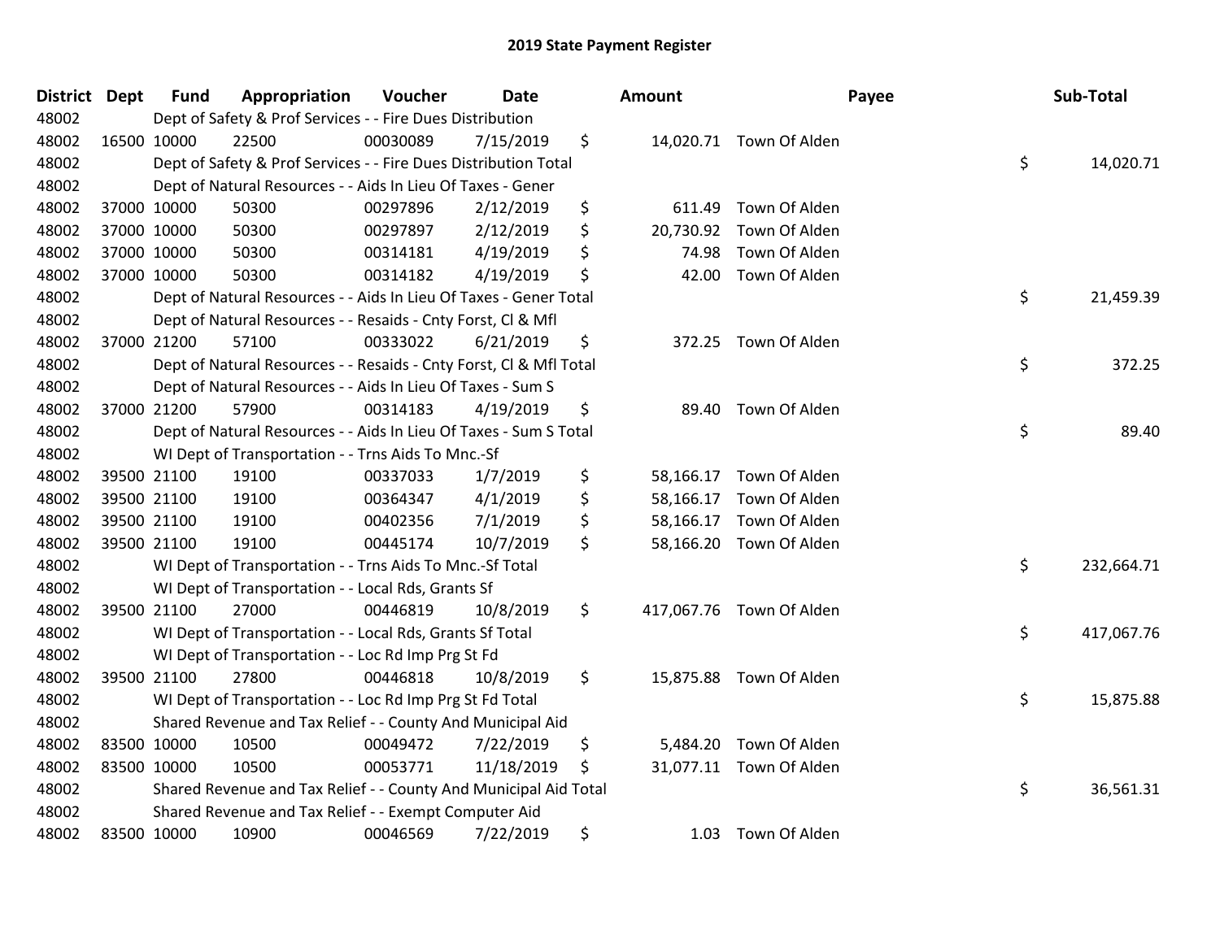# 2019 State Payment Register

| District | Dept | Fund | Appropriation | Voucher | Date | Amount | Payee | Sub-Total |
|---|---|---|---|---|---|---|---|---|
| 48002 | Dept of Safety & Prof Services - - Fire Dues Distribution | | | | | | | |
| 48002 | 16500 | 10000 | 22500 | 00030089 | 7/15/2019 | $ 14,020.71 | Town Of Alden | |
| 48002 | Dept of Safety & Prof Services - - Fire Dues Distribution Total | | | | | | | $ 14,020.71 |
| 48002 | Dept of Natural Resources - - Aids In Lieu Of Taxes - Gener | | | | | | | |
| 48002 | 37000 | 10000 | 50300 | 00297896 | 2/12/2019 | $ 611.49 | Town Of Alden | |
| 48002 | 37000 | 10000 | 50300 | 00297897 | 2/12/2019 | $ 20,730.92 | Town Of Alden | |
| 48002 | 37000 | 10000 | 50300 | 00314181 | 4/19/2019 | $ 74.98 | Town Of Alden | |
| 48002 | 37000 | 10000 | 50300 | 00314182 | 4/19/2019 | $ 42.00 | Town Of Alden | |
| 48002 | Dept of Natural Resources - - Aids In Lieu Of Taxes - Gener Total | | | | | | | $ 21,459.39 |
| 48002 | Dept of Natural Resources - - Resaids - Cnty Forst, Cl & Mfl | | | | | | | |
| 48002 | 37000 | 21200 | 57100 | 00333022 | 6/21/2019 | $ 372.25 | Town Of Alden | |
| 48002 | Dept of Natural Resources - - Resaids - Cnty Forst, Cl & Mfl Total | | | | | | | $ 372.25 |
| 48002 | Dept of Natural Resources - - Aids In Lieu Of Taxes - Sum S | | | | | | | |
| 48002 | 37000 | 21200 | 57900 | 00314183 | 4/19/2019 | $ 89.40 | Town Of Alden | |
| 48002 | Dept of Natural Resources - - Aids In Lieu Of Taxes - Sum S Total | | | | | | | $ 89.40 |
| 48002 | WI Dept of Transportation - - Trns Aids To Mnc.-Sf | | | | | | | |
| 48002 | 39500 | 21100 | 19100 | 00337033 | 1/7/2019 | $ 58,166.17 | Town Of Alden | |
| 48002 | 39500 | 21100 | 19100 | 00364347 | 4/1/2019 | $ 58,166.17 | Town Of Alden | |
| 48002 | 39500 | 21100 | 19100 | 00402356 | 7/1/2019 | $ 58,166.17 | Town Of Alden | |
| 48002 | 39500 | 21100 | 19100 | 00445174 | 10/7/2019 | $ 58,166.20 | Town Of Alden | |
| 48002 | WI Dept of Transportation - - Trns Aids To Mnc.-Sf Total | | | | | | | $ 232,664.71 |
| 48002 | WI Dept of Transportation - - Local Rds, Grants Sf | | | | | | | |
| 48002 | 39500 | 21100 | 27000 | 00446819 | 10/8/2019 | $ 417,067.76 | Town Of Alden | |
| 48002 | WI Dept of Transportation - - Local Rds, Grants Sf Total | | | | | | | $ 417,067.76 |
| 48002 | WI Dept of Transportation - - Loc Rd Imp Prg St Fd | | | | | | | |
| 48002 | 39500 | 21100 | 27800 | 00446818 | 10/8/2019 | $ 15,875.88 | Town Of Alden | |
| 48002 | WI Dept of Transportation - - Loc Rd Imp Prg St Fd Total | | | | | | | $ 15,875.88 |
| 48002 | Shared Revenue and Tax Relief - - County And Municipal Aid | | | | | | | |
| 48002 | 83500 | 10000 | 10500 | 00049472 | 7/22/2019 | $ 5,484.20 | Town Of Alden | |
| 48002 | 83500 | 10000 | 10500 | 00053771 | 11/18/2019 | $ 31,077.11 | Town Of Alden | |
| 48002 | Shared Revenue and Tax Relief - - County And Municipal Aid Total | | | | | | | $ 36,561.31 |
| 48002 | Shared Revenue and Tax Relief - - Exempt Computer Aid | | | | | | | |
| 48002 | 83500 | 10000 | 10900 | 00046569 | 7/22/2019 | $ 1.03 | Town Of Alden | |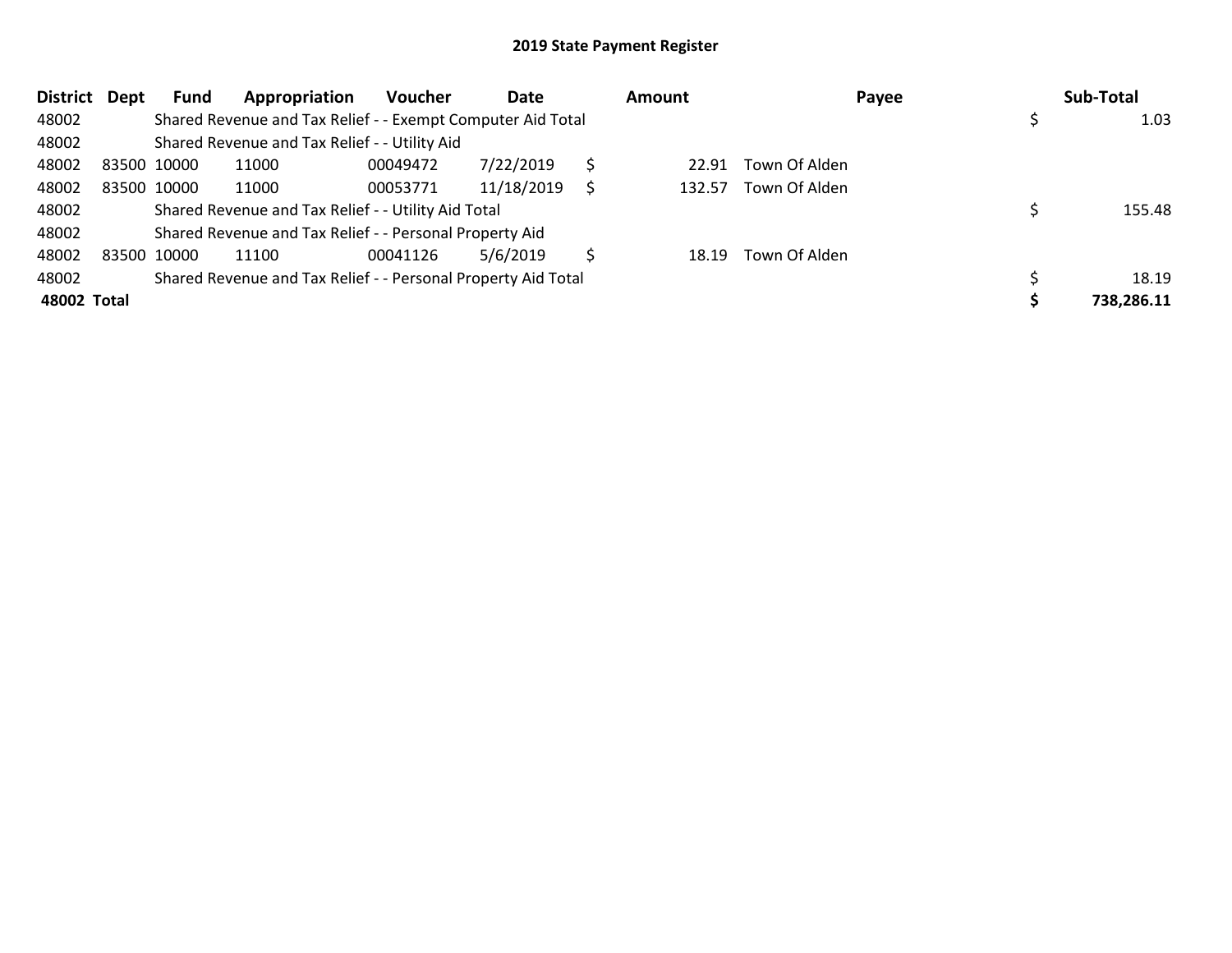# 2019 State Payment Register

| District | Dept | Fund | Appropriation | Voucher | Date | Amount | Payee | Sub-Total |
|---|---|---|---|---|---|---|---|---|
| 48002 | | Shared Revenue and Tax Relief - - Exempt Computer Aid Total | | | | | | $ 1.03 |
| 48002 | | Shared Revenue and Tax Relief - - Utility Aid | | | | | | |
| 48002 | 83500 | 10000 | 11000 | 00049472 | 7/22/2019 | $ 22.91 | Town Of Alden | |
| 48002 | 83500 | 10000 | 11000 | 00053771 | 11/18/2019 | $ 132.57 | Town Of Alden | |
| 48002 | | Shared Revenue and Tax Relief - - Utility Aid Total | | | | | | $ 155.48 |
| 48002 | | Shared Revenue and Tax Relief - - Personal Property Aid | | | | | | |
| 48002 | 83500 | 10000 | 11100 | 00041126 | 5/6/2019 | $ 18.19 | Town Of Alden | |
| 48002 | | Shared Revenue and Tax Relief - - Personal Property Aid Total | | | | | | $ 18.19 |
| **48002** | **Total** | | | | | | | **$ 738,286.11** |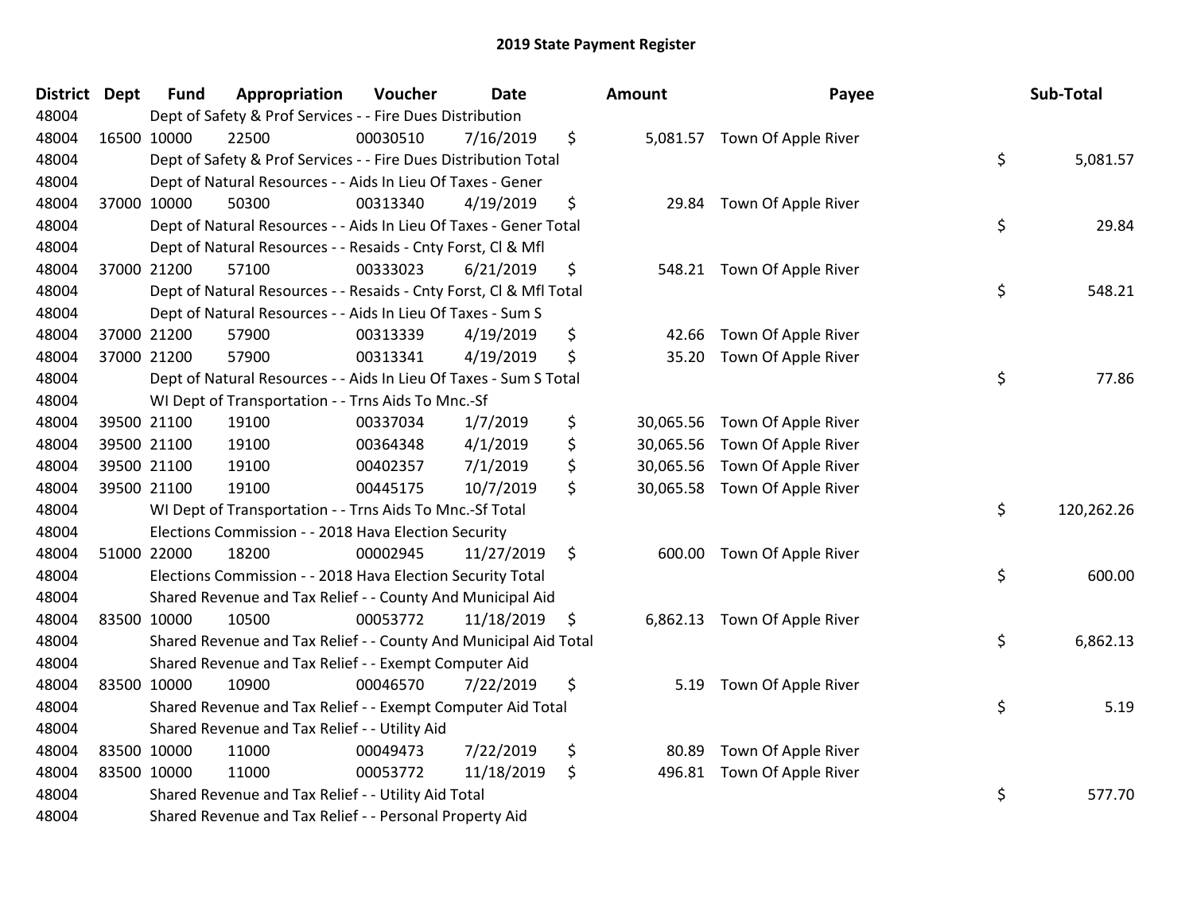# 2019 State Payment Register

| District | Dept | Fund | Appropriation | Voucher | Date | Amount | Payee | Sub-Total |
|---|---|---|---|---|---|---|---|---|
| 48004 | | Dept of Safety & Prof Services - - Fire Dues Distribution | | | | | | |
| 48004 | 16500 | 10000 | 22500 | 00030510 | 7/16/2019 | $ 5,081.57 | Town Of Apple River | |
| 48004 | | Dept of Safety & Prof Services - - Fire Dues Distribution Total | | | | | | $ 5,081.57 |
| 48004 | | Dept of Natural Resources - - Aids In Lieu Of Taxes - Gener | | | | | | |
| 48004 | 37000 | 10000 | 50300 | 00313340 | 4/19/2019 | $ 29.84 | Town Of Apple River | |
| 48004 | | Dept of Natural Resources - - Aids In Lieu Of Taxes - Gener Total | | | | | | $ 29.84 |
| 48004 | | Dept of Natural Resources - - Resaids - Cnty Forst, Cl & Mfl | | | | | | |
| 48004 | 37000 | 21200 | 57100 | 00333023 | 6/21/2019 | $ 548.21 | Town Of Apple River | |
| 48004 | | Dept of Natural Resources - - Resaids - Cnty Forst, Cl & Mfl Total | | | | | | $ 548.21 |
| 48004 | | Dept of Natural Resources - - Aids In Lieu Of Taxes - Sum S | | | | | | |
| 48004 | 37000 | 21200 | 57900 | 00313339 | 4/19/2019 | $ 42.66 | Town Of Apple River | |
| 48004 | 37000 | 21200 | 57900 | 00313341 | 4/19/2019 | $ 35.20 | Town Of Apple River | |
| 48004 | | Dept of Natural Resources - - Aids In Lieu Of Taxes - Sum S Total | | | | | | $ 77.86 |
| 48004 | | WI Dept of Transportation - - Trns Aids To Mnc.-Sf | | | | | | |
| 48004 | 39500 | 21100 | 19100 | 00337034 | 1/7/2019 | $ 30,065.56 | Town Of Apple River | |
| 48004 | 39500 | 21100 | 19100 | 00364348 | 4/1/2019 | $ 30,065.56 | Town Of Apple River | |
| 48004 | 39500 | 21100 | 19100 | 00402357 | 7/1/2019 | $ 30,065.56 | Town Of Apple River | |
| 48004 | 39500 | 21100 | 19100 | 00445175 | 10/7/2019 | $ 30,065.58 | Town Of Apple River | |
| 48004 | | WI Dept of Transportation - - Trns Aids To Mnc.-Sf Total | | | | | | $ 120,262.26 |
| 48004 | | Elections Commission - - 2018 Hava Election Security | | | | | | |
| 48004 | 51000 | 22000 | 18200 | 00002945 | 11/27/2019 | $ 600.00 | Town Of Apple River | |
| 48004 | | Elections Commission - - 2018 Hava Election Security Total | | | | | | $ 600.00 |
| 48004 | | Shared Revenue and Tax Relief - - County And Municipal Aid | | | | | | |
| 48004 | 83500 | 10000 | 10500 | 00053772 | 11/18/2019 | $ 6,862.13 | Town Of Apple River | |
| 48004 | | Shared Revenue and Tax Relief - - County And Municipal Aid Total | | | | | | $ 6,862.13 |
| 48004 | | Shared Revenue and Tax Relief - - Exempt Computer Aid | | | | | | |
| 48004 | 83500 | 10000 | 10900 | 00046570 | 7/22/2019 | $ 5.19 | Town Of Apple River | |
| 48004 | | Shared Revenue and Tax Relief - - Exempt Computer Aid Total | | | | | | $ 5.19 |
| 48004 | | Shared Revenue and Tax Relief - - Utility Aid | | | | | | |
| 48004 | 83500 | 10000 | 11000 | 00049473 | 7/22/2019 | $ 80.89 | Town Of Apple River | |
| 48004 | 83500 | 10000 | 11000 | 00053772 | 11/18/2019 | $ 496.81 | Town Of Apple River | |
| 48004 | | Shared Revenue and Tax Relief - - Utility Aid Total | | | | | | $ 577.70 |
| 48004 | | Shared Revenue and Tax Relief - - Personal Property Aid | | | | | | |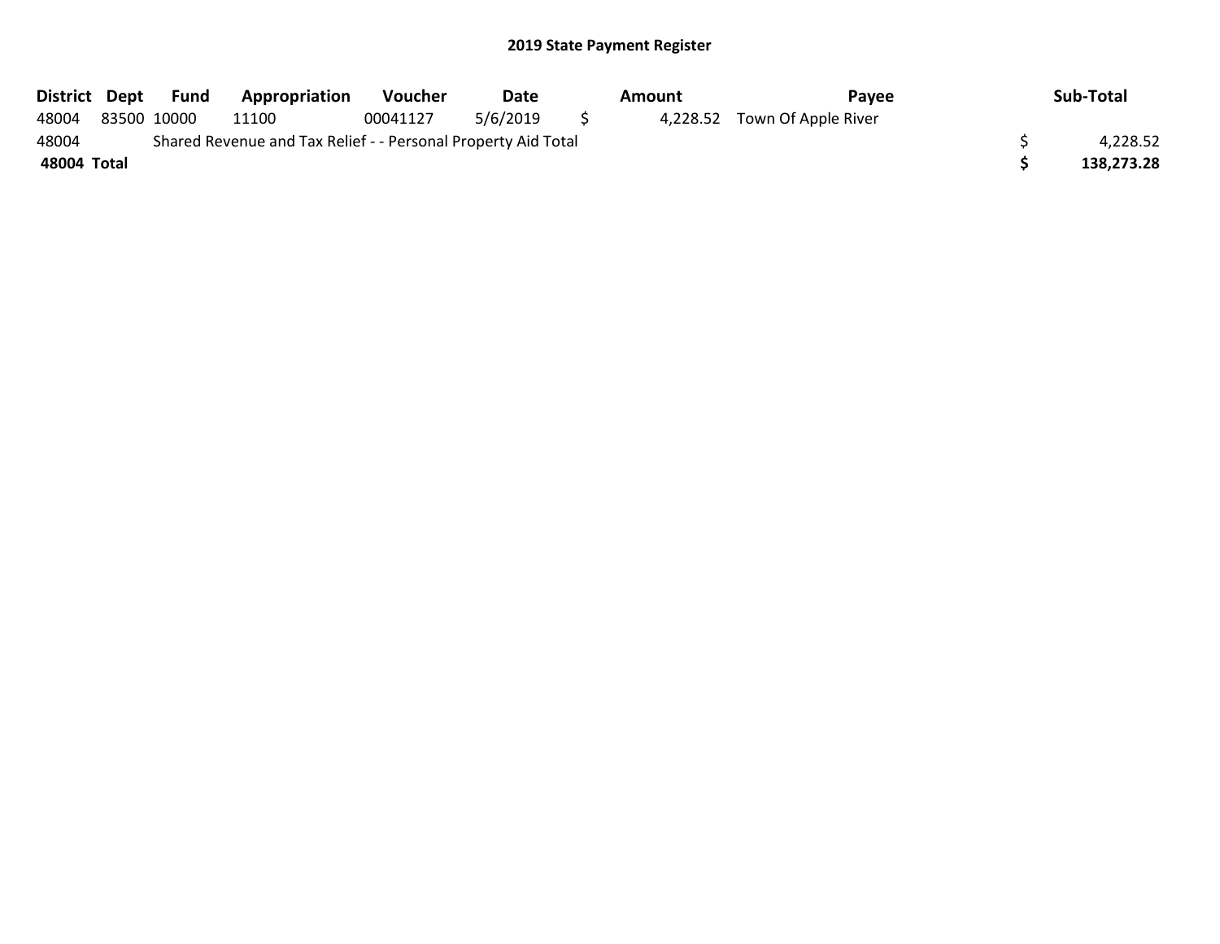## 2019 State Payment Register

| District | Dept | Fund | Appropriation | Voucher | Date | Amount | Payee | Sub-Total |
|---|---|---|---|---|---|---|---|---|
| 48004 | 83500 | 10000 | 11100 | 00041127 | 5/6/2019 | $ 4,228.52 | Town Of Apple River | |
| 48004 | | Shared Revenue and Tax Relief - - Personal Property Aid Total | | | | | | $ 4,228.52 |
| **48004 Total** | | | | | | | | **$ 138,273.28** |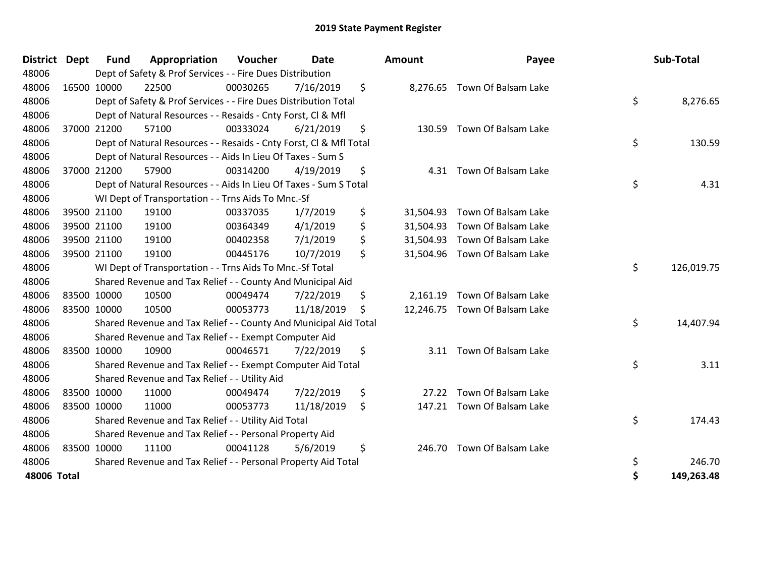# 2019 State Payment Register

| District | Dept | Fund | Appropriation | Voucher | Date | Amount | Payee | Sub-Total |
|---|---|---|---|---|---|---|---|---|
| 48006 | | Dept of Safety & Prof Services - - Fire Dues Distribution | | | | | | |
| 48006 | 16500 | 10000 | 22500 | 00030265 | 7/16/2019 | $ 8,276.65 | Town Of Balsam Lake | |
| 48006 | | Dept of Safety & Prof Services - - Fire Dues Distribution Total | | | | | | $ 8,276.65 |
| 48006 | | Dept of Natural Resources - - Resaids - Cnty Forst, Cl & Mfl | | | | | | |
| 48006 | 37000 | 21200 | 57100 | 00333024 | 6/21/2019 | $ 130.59 | Town Of Balsam Lake | |
| 48006 | | Dept of Natural Resources - - Resaids - Cnty Forst, Cl & Mfl Total | | | | | | $ 130.59 |
| 48006 | | Dept of Natural Resources - - Aids In Lieu Of Taxes - Sum S | | | | | | |
| 48006 | 37000 | 21200 | 57900 | 00314200 | 4/19/2019 | $ 4.31 | Town Of Balsam Lake | |
| 48006 | | Dept of Natural Resources - - Aids In Lieu Of Taxes - Sum S Total | | | | | | $ 4.31 |
| 48006 | | WI Dept of Transportation - - Trns Aids To Mnc.-Sf | | | | | | |
| 48006 | 39500 | 21100 | 19100 | 00337035 | 1/7/2019 | $ 31,504.93 | Town Of Balsam Lake | |
| 48006 | 39500 | 21100 | 19100 | 00364349 | 4/1/2019 | $ 31,504.93 | Town Of Balsam Lake | |
| 48006 | 39500 | 21100 | 19100 | 00402358 | 7/1/2019 | $ 31,504.93 | Town Of Balsam Lake | |
| 48006 | 39500 | 21100 | 19100 | 00445176 | 10/7/2019 | $ 31,504.96 | Town Of Balsam Lake | |
| 48006 | | WI Dept of Transportation - - Trns Aids To Mnc.-Sf Total | | | | | | $ 126,019.75 |
| 48006 | | Shared Revenue and Tax Relief - - County And Municipal Aid | | | | | | |
| 48006 | 83500 | 10000 | 10500 | 00049474 | 7/22/2019 | $ 2,161.19 | Town Of Balsam Lake | |
| 48006 | 83500 | 10000 | 10500 | 00053773 | 11/18/2019 | $ 12,246.75 | Town Of Balsam Lake | |
| 48006 | | Shared Revenue and Tax Relief - - County And Municipal Aid Total | | | | | | $ 14,407.94 |
| 48006 | | Shared Revenue and Tax Relief - - Exempt Computer Aid | | | | | | |
| 48006 | 83500 | 10000 | 10900 | 00046571 | 7/22/2019 | $ 3.11 | Town Of Balsam Lake | |
| 48006 | | Shared Revenue and Tax Relief - - Exempt Computer Aid Total | | | | | | $ 3.11 |
| 48006 | | Shared Revenue and Tax Relief - - Utility Aid | | | | | | |
| 48006 | 83500 | 10000 | 11000 | 00049474 | 7/22/2019 | $ 27.22 | Town Of Balsam Lake | |
| 48006 | 83500 | 10000 | 11000 | 00053773 | 11/18/2019 | $ 147.21 | Town Of Balsam Lake | |
| 48006 | | Shared Revenue and Tax Relief - - Utility Aid Total | | | | | | $ 174.43 |
| 48006 | | Shared Revenue and Tax Relief - - Personal Property Aid | | | | | | |
| 48006 | 83500 | 10000 | 11100 | 00041128 | 5/6/2019 | $ 246.70 | Town Of Balsam Lake | |
| 48006 | | Shared Revenue and Tax Relief - - Personal Property Aid Total | | | | | | $ 246.70 |
| **48006 Total** | | | | | | | | **$ 149,263.48** |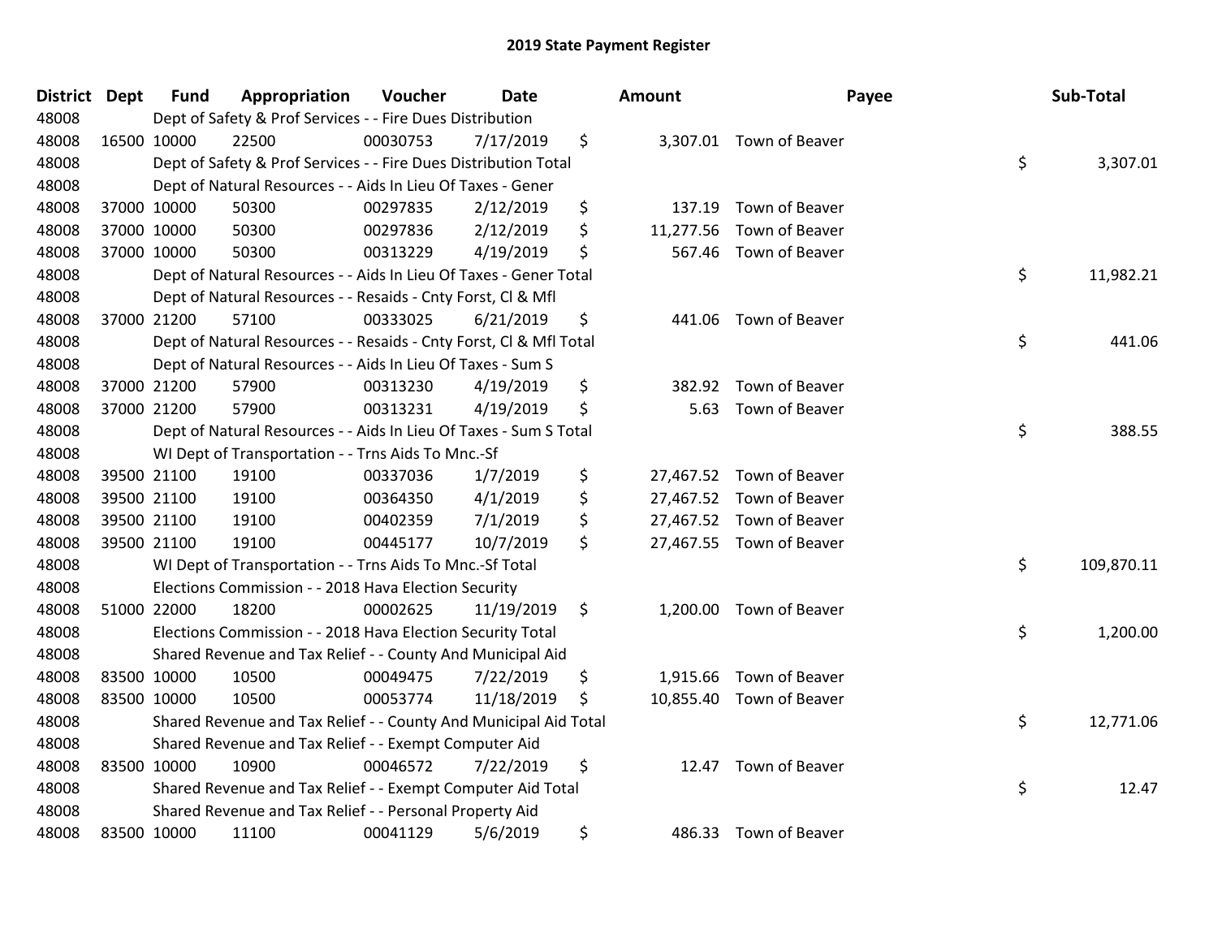## 2019 State Payment Register

| District | Dept | Fund | Appropriation | Voucher | Date | Amount | Payee | Sub-Total |
|---|---|---|---|---|---|---|---|---|
| 48008 | | Dept of Safety & Prof Services - - Fire Dues Distribution | | | | | | |
| 48008 | 16500 | 10000 | 22500 | 00030753 | 7/17/2019 | $ 3,307.01 | Town of Beaver | |
| 48008 | | Dept of Safety & Prof Services - - Fire Dues Distribution Total | | | | | | $ 3,307.01 |
| 48008 | | Dept of Natural Resources - - Aids In Lieu Of Taxes - Gener | | | | | | |
| 48008 | 37000 | 10000 | 50300 | 00297835 | 2/12/2019 | $ 137.19 | Town of Beaver | |
| 48008 | 37000 | 10000 | 50300 | 00297836 | 2/12/2019 | $ 11,277.56 | Town of Beaver | |
| 48008 | 37000 | 10000 | 50300 | 00313229 | 4/19/2019 | $ 567.46 | Town of Beaver | |
| 48008 | | Dept of Natural Resources - - Aids In Lieu Of Taxes - Gener Total | | | | | | $ 11,982.21 |
| 48008 | | Dept of Natural Resources - - Resaids - Cnty Forst, Cl & Mfl | | | | | | |
| 48008 | 37000 | 21200 | 57100 | 00333025 | 6/21/2019 | $ 441.06 | Town of Beaver | |
| 48008 | | Dept of Natural Resources - - Resaids - Cnty Forst, Cl & Mfl Total | | | | | | $ 441.06 |
| 48008 | | Dept of Natural Resources - - Aids In Lieu Of Taxes - Sum S | | | | | | |
| 48008 | 37000 | 21200 | 57900 | 00313230 | 4/19/2019 | $ 382.92 | Town of Beaver | |
| 48008 | 37000 | 21200 | 57900 | 00313231 | 4/19/2019 | $ 5.63 | Town of Beaver | |
| 48008 | | Dept of Natural Resources - - Aids In Lieu Of Taxes - Sum S Total | | | | | | $ 388.55 |
| 48008 | | WI Dept of Transportation - - Trns Aids To Mnc.-Sf | | | | | | |
| 48008 | 39500 | 21100 | 19100 | 00337036 | 1/7/2019 | $ 27,467.52 | Town of Beaver | |
| 48008 | 39500 | 21100 | 19100 | 00364350 | 4/1/2019 | $ 27,467.52 | Town of Beaver | |
| 48008 | 39500 | 21100 | 19100 | 00402359 | 7/1/2019 | $ 27,467.52 | Town of Beaver | |
| 48008 | 39500 | 21100 | 19100 | 00445177 | 10/7/2019 | $ 27,467.55 | Town of Beaver | |
| 48008 | | WI Dept of Transportation - - Trns Aids To Mnc.-Sf Total | | | | | | $ 109,870.11 |
| 48008 | | Elections Commission - - 2018 Hava Election Security | | | | | | |
| 48008 | 51000 | 22000 | 18200 | 00002625 | 11/19/2019 | $ 1,200.00 | Town of Beaver | |
| 48008 | | Elections Commission - - 2018 Hava Election Security Total | | | | | | $ 1,200.00 |
| 48008 | | Shared Revenue and Tax Relief - - County And Municipal Aid | | | | | | |
| 48008 | 83500 | 10000 | 10500 | 00049475 | 7/22/2019 | $ 1,915.66 | Town of Beaver | |
| 48008 | 83500 | 10000 | 10500 | 00053774 | 11/18/2019 | $ 10,855.40 | Town of Beaver | |
| 48008 | | Shared Revenue and Tax Relief - - County And Municipal Aid Total | | | | | | $ 12,771.06 |
| 48008 | | Shared Revenue and Tax Relief - - Exempt Computer Aid | | | | | | |
| 48008 | 83500 | 10000 | 10900 | 00046572 | 7/22/2019 | $ 12.47 | Town of Beaver | |
| 48008 | | Shared Revenue and Tax Relief - - Exempt Computer Aid Total | | | | | | $ 12.47 |
| 48008 | | Shared Revenue and Tax Relief - - Personal Property Aid | | | | | | |
| 48008 | 83500 | 10000 | 11100 | 00041129 | 5/6/2019 | $ 486.33 | Town of Beaver | |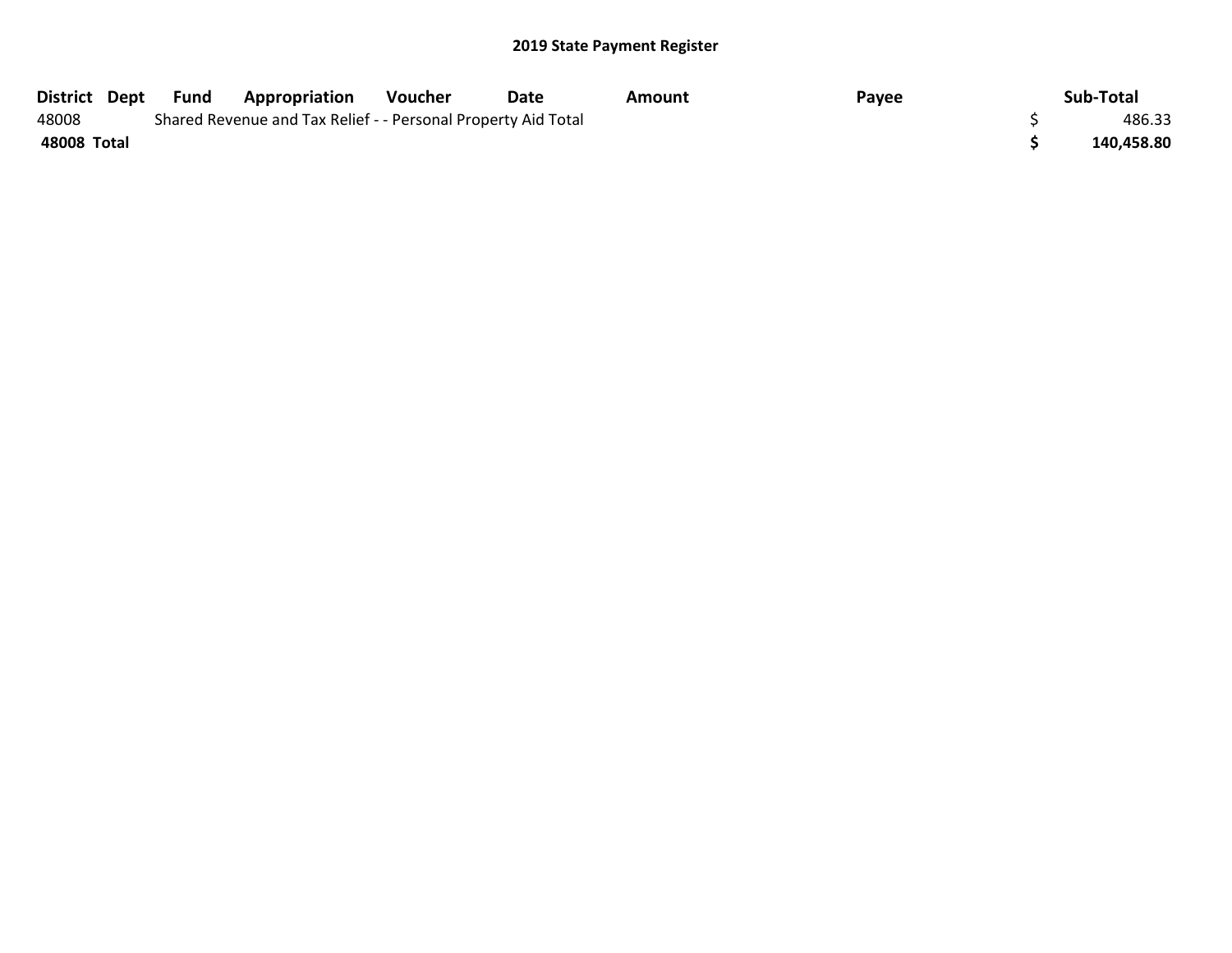**2019 State Payment Register**

| District | Dept | Fund | Appropriation | Voucher | Date | Amount | Payee | Sub-Total |
|---|---|---|---|---|---|---|---|---|
| 48008 | | Shared Revenue and Tax Relief - - Personal Property Aid Total | | | | | | $ 486.33 |
| **48008 Total** | | | | | | | | **$ 140,458.80** |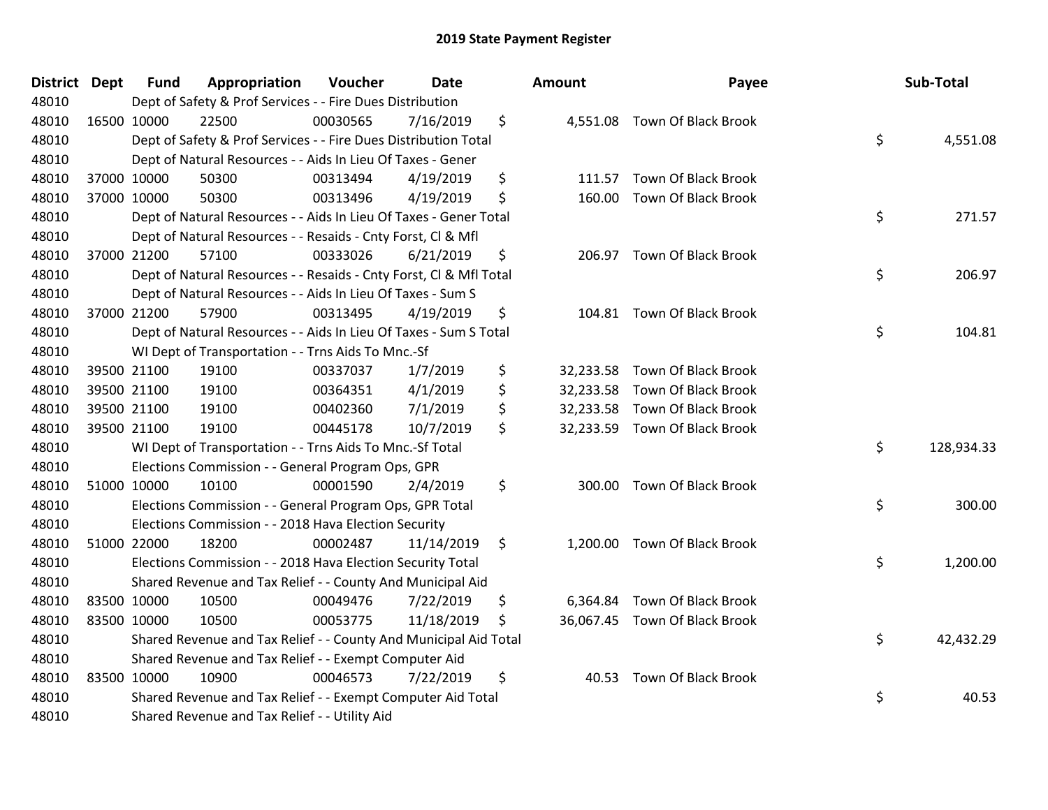# 2019 State Payment Register

| District | Dept | Fund | Appropriation | Voucher | Date | Amount | Payee | Sub-Total |
|---|---|---|---|---|---|---|---|---|
| 48010 | | Dept of Safety & Prof Services - - Fire Dues Distribution | | | | | | |
| 48010 | 16500 | 10000 | 22500 | 00030565 | 7/16/2019 | $ 4,551.08 | Town Of Black Brook | |
| 48010 | | Dept of Safety & Prof Services - - Fire Dues Distribution Total | | | | | | $ 4,551.08 |
| 48010 | | Dept of Natural Resources - - Aids In Lieu Of Taxes - Gener | | | | | | |
| 48010 | 37000 | 10000 | 50300 | 00313494 | 4/19/2019 | $ 111.57 | Town Of Black Brook | |
| 48010 | 37000 | 10000 | 50300 | 00313496 | 4/19/2019 | $ 160.00 | Town Of Black Brook | |
| 48010 | | Dept of Natural Resources - - Aids In Lieu Of Taxes - Gener Total | | | | | | $ 271.57 |
| 48010 | | Dept of Natural Resources - - Resaids - Cnty Forst, Cl & Mfl | | | | | | |
| 48010 | 37000 | 21200 | 57100 | 00333026 | 6/21/2019 | $ 206.97 | Town Of Black Brook | |
| 48010 | | Dept of Natural Resources - - Resaids - Cnty Forst, Cl & Mfl Total | | | | | | $ 206.97 |
| 48010 | | Dept of Natural Resources - - Aids In Lieu Of Taxes - Sum S | | | | | | |
| 48010 | 37000 | 21200 | 57900 | 00313495 | 4/19/2019 | $ 104.81 | Town Of Black Brook | |
| 48010 | | Dept of Natural Resources - - Aids In Lieu Of Taxes - Sum S Total | | | | | | $ 104.81 |
| 48010 | | WI Dept of Transportation - - Trns Aids To Mnc.-Sf | | | | | | |
| 48010 | 39500 | 21100 | 19100 | 00337037 | 1/7/2019 | $ 32,233.58 | Town Of Black Brook | |
| 48010 | 39500 | 21100 | 19100 | 00364351 | 4/1/2019 | $ 32,233.58 | Town Of Black Brook | |
| 48010 | 39500 | 21100 | 19100 | 00402360 | 7/1/2019 | $ 32,233.58 | Town Of Black Brook | |
| 48010 | 39500 | 21100 | 19100 | 00445178 | 10/7/2019 | $ 32,233.59 | Town Of Black Brook | |
| 48010 | | WI Dept of Transportation - - Trns Aids To Mnc.-Sf Total | | | | | | $ 128,934.33 |
| 48010 | | Elections Commission - - General Program Ops, GPR | | | | | | |
| 48010 | 51000 | 10000 | 10100 | 00001590 | 2/4/2019 | $ 300.00 | Town Of Black Brook | |
| 48010 | | Elections Commission - - General Program Ops, GPR Total | | | | | | $ 300.00 |
| 48010 | | Elections Commission - - 2018 Hava Election Security | | | | | | |
| 48010 | 51000 | 22000 | 18200 | 00002487 | 11/14/2019 | $ 1,200.00 | Town Of Black Brook | |
| 48010 | | Elections Commission - - 2018 Hava Election Security Total | | | | | | $ 1,200.00 |
| 48010 | | Shared Revenue and Tax Relief - - County And Municipal Aid | | | | | | |
| 48010 | 83500 | 10000 | 10500 | 00049476 | 7/22/2019 | $ 6,364.84 | Town Of Black Brook | |
| 48010 | 83500 | 10000 | 10500 | 00053775 | 11/18/2019 | $ 36,067.45 | Town Of Black Brook | |
| 48010 | | Shared Revenue and Tax Relief - - County And Municipal Aid Total | | | | | | $ 42,432.29 |
| 48010 | | Shared Revenue and Tax Relief - - Exempt Computer Aid | | | | | | |
| 48010 | 83500 | 10000 | 10900 | 00046573 | 7/22/2019 | $ 40.53 | Town Of Black Brook | |
| 48010 | | Shared Revenue and Tax Relief - - Exempt Computer Aid Total | | | | | | $ 40.53 |
| 48010 | | Shared Revenue and Tax Relief - - Utility Aid | | | | | | |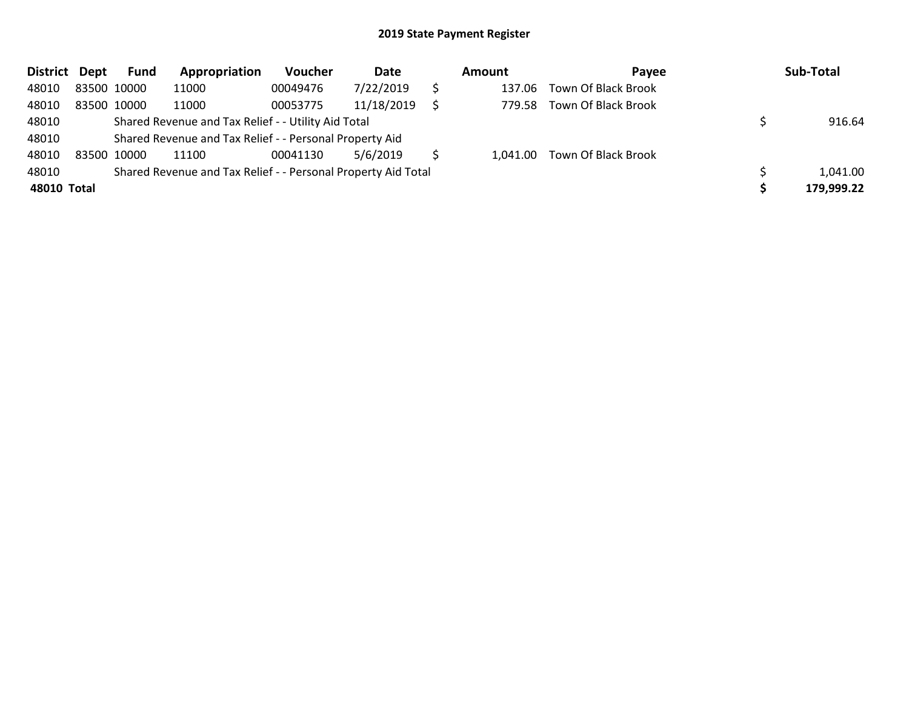## 2019 State Payment Register

| District | Dept | Fund | Appropriation | Voucher | Date | | Amount | Payee | | Sub-Total |
|---|---|---|---|---|---|---|---|---|---|---|
| 48010 | 83500 | 10000 | 11000 | 00049476 | 7/22/2019 | $ | 137.06 | Town Of Black Brook | | |
| 48010 | 83500 | 10000 | 11000 | 00053775 | 11/18/2019 | $ | 779.58 | Town Of Black Brook | | |
| 48010 | | Shared Revenue and Tax Relief - - Utility Aid Total | | | | | | | $ | 916.64 |
| 48010 | | Shared Revenue and Tax Relief - - Personal Property Aid | | | | | | | | |
| 48010 | 83500 | 10000 | 11100 | 00041130 | 5/6/2019 | $ | 1,041.00 | Town Of Black Brook | | |
| 48010 | | Shared Revenue and Tax Relief - - Personal Property Aid Total | | | | | | | $ | 1,041.00 |
| **48010** | **Total** | | | | | | | | **$** | **179,999.22** |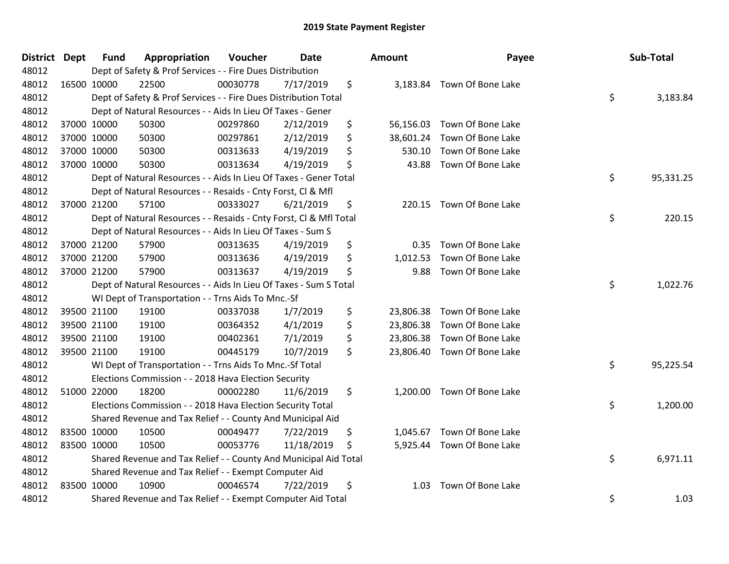# 2019 State Payment Register

| District | Dept | Fund | Appropriation | Voucher | Date | Amount | Payee | Sub-Total |
|---|---|---|---|---|---|---|---|---|
| 48012 | | Dept of Safety & Prof Services - - Fire Dues Distribution | | | | | | |
| 48012 | 16500 | 10000 | 22500 | 00030778 | 7/17/2019 | $ 3,183.84 | Town Of Bone Lake | |
| 48012 | | Dept of Safety & Prof Services - - Fire Dues Distribution Total | | | | | | $ 3,183.84 |
| 48012 | | Dept of Natural Resources - - Aids In Lieu Of Taxes - Gener | | | | | | |
| 48012 | 37000 | 10000 | 50300 | 00297860 | 2/12/2019 | $ 56,156.03 | Town Of Bone Lake | |
| 48012 | 37000 | 10000 | 50300 | 00297861 | 2/12/2019 | $ 38,601.24 | Town Of Bone Lake | |
| 48012 | 37000 | 10000 | 50300 | 00313633 | 4/19/2019 | $ 530.10 | Town Of Bone Lake | |
| 48012 | 37000 | 10000 | 50300 | 00313634 | 4/19/2019 | $ 43.88 | Town Of Bone Lake | |
| 48012 | | Dept of Natural Resources - - Aids In Lieu Of Taxes - Gener Total | | | | | | $ 95,331.25 |
| 48012 | | Dept of Natural Resources - - Resaids - Cnty Forst, Cl & Mfl | | | | | | |
| 48012 | 37000 | 21200 | 57100 | 00333027 | 6/21/2019 | $ 220.15 | Town Of Bone Lake | |
| 48012 | | Dept of Natural Resources - - Resaids - Cnty Forst, Cl & Mfl Total | | | | | | $ 220.15 |
| 48012 | | Dept of Natural Resources - - Aids In Lieu Of Taxes - Sum S | | | | | | |
| 48012 | 37000 | 21200 | 57900 | 00313635 | 4/19/2019 | $ 0.35 | Town Of Bone Lake | |
| 48012 | 37000 | 21200 | 57900 | 00313636 | 4/19/2019 | $ 1,012.53 | Town Of Bone Lake | |
| 48012 | 37000 | 21200 | 57900 | 00313637 | 4/19/2019 | $ 9.88 | Town Of Bone Lake | |
| 48012 | | Dept of Natural Resources - - Aids In Lieu Of Taxes - Sum S Total | | | | | | $ 1,022.76 |
| 48012 | | WI Dept of Transportation - - Trns Aids To Mnc.-Sf | | | | | | |
| 48012 | 39500 | 21100 | 19100 | 00337038 | 1/7/2019 | $ 23,806.38 | Town Of Bone Lake | |
| 48012 | 39500 | 21100 | 19100 | 00364352 | 4/1/2019 | $ 23,806.38 | Town Of Bone Lake | |
| 48012 | 39500 | 21100 | 19100 | 00402361 | 7/1/2019 | $ 23,806.38 | Town Of Bone Lake | |
| 48012 | 39500 | 21100 | 19100 | 00445179 | 10/7/2019 | $ 23,806.40 | Town Of Bone Lake | |
| 48012 | | WI Dept of Transportation - - Trns Aids To Mnc.-Sf Total | | | | | | $ 95,225.54 |
| 48012 | | Elections Commission - - 2018 Hava Election Security | | | | | | |
| 48012 | 51000 | 22000 | 18200 | 00002280 | 11/6/2019 | $ 1,200.00 | Town Of Bone Lake | |
| 48012 | | Elections Commission - - 2018 Hava Election Security Total | | | | | | $ 1,200.00 |
| 48012 | | Shared Revenue and Tax Relief - - County And Municipal Aid | | | | | | |
| 48012 | 83500 | 10000 | 10500 | 00049477 | 7/22/2019 | $ 1,045.67 | Town Of Bone Lake | |
| 48012 | 83500 | 10000 | 10500 | 00053776 | 11/18/2019 | $ 5,925.44 | Town Of Bone Lake | |
| 48012 | | Shared Revenue and Tax Relief - - County And Municipal Aid Total | | | | | | $ 6,971.11 |
| 48012 | | Shared Revenue and Tax Relief - - Exempt Computer Aid | | | | | | |
| 48012 | 83500 | 10000 | 10900 | 00046574 | 7/22/2019 | $ 1.03 | Town Of Bone Lake | |
| 48012 | | Shared Revenue and Tax Relief - - Exempt Computer Aid Total | | | | | | $ 1.03 |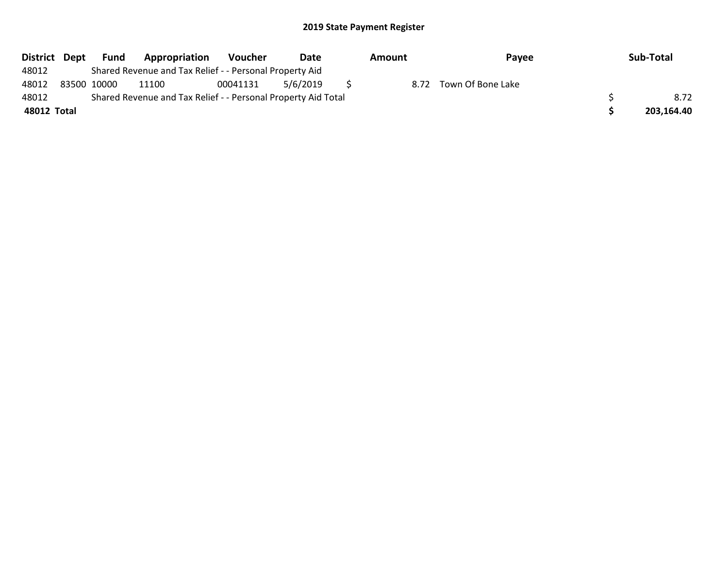## 2019 State Payment Register

| District | Dept | Fund | Appropriation | Voucher | Date | Amount | Payee | Sub-Total |
|---|---|---|---|---|---|---|---|---|
| 48012 | | Shared Revenue and Tax Relief - - Personal Property Aid | | | | | | |
| 48012 | 83500 | 10000 | 11100 | 00041131 | 5/6/2019 | $ 8.72 | Town Of Bone Lake | |
| 48012 | | Shared Revenue and Tax Relief - - Personal Property Aid Total | | | | | | $ 8.72 |
| **48012** | **Total** | | | | | | | **$ 203,164.40** |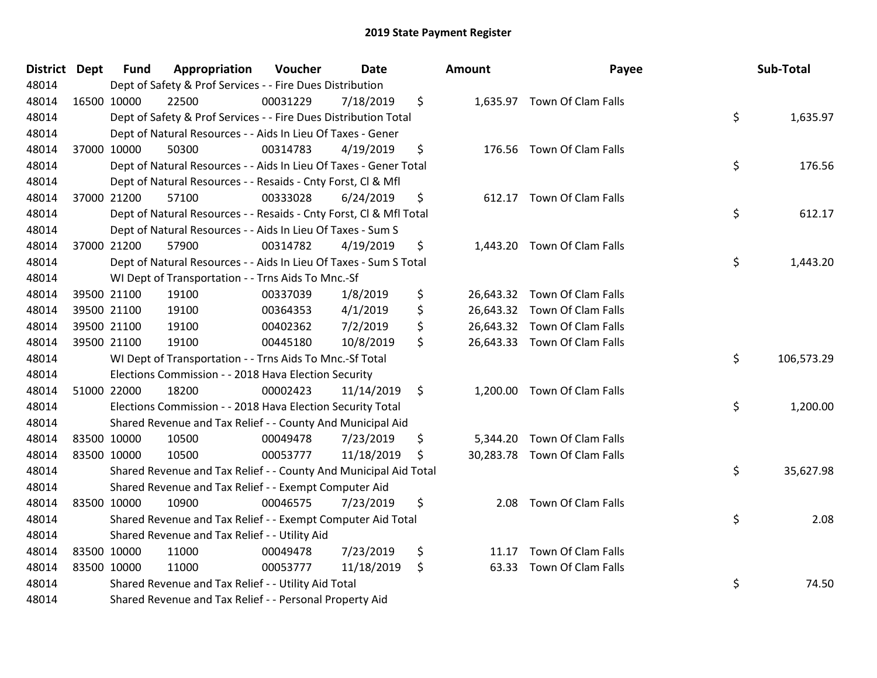# 2019 State Payment Register

| District | Dept | Fund | Appropriation | Voucher | Date | Amount | Payee | Sub-Total |
|---|---|---|---|---|---|---|---|---|
| 48014 | | | Dept of Safety & Prof Services - - Fire Dues Distribution | | | | | |
| 48014 | 16500 | 10000 | 22500 | 00031229 | 7/18/2019 | $ 1,635.97 | Town Of Clam Falls | |
| 48014 | | | Dept of Safety & Prof Services - - Fire Dues Distribution Total | | | | | $ 1,635.97 |
| 48014 | | | Dept of Natural Resources - - Aids In Lieu Of Taxes - Gener | | | | | |
| 48014 | 37000 | 10000 | 50300 | 00314783 | 4/19/2019 | $ 176.56 | Town Of Clam Falls | |
| 48014 | | | Dept of Natural Resources - - Aids In Lieu Of Taxes - Gener Total | | | | | $ 176.56 |
| 48014 | | | Dept of Natural Resources - - Resaids - Cnty Forst, Cl & Mfl | | | | | |
| 48014 | 37000 | 21200 | 57100 | 00333028 | 6/24/2019 | $ 612.17 | Town Of Clam Falls | |
| 48014 | | | Dept of Natural Resources - - Resaids - Cnty Forst, Cl & Mfl Total | | | | | $ 612.17 |
| 48014 | | | Dept of Natural Resources - - Aids In Lieu Of Taxes - Sum S | | | | | |
| 48014 | 37000 | 21200 | 57900 | 00314782 | 4/19/2019 | $ 1,443.20 | Town Of Clam Falls | |
| 48014 | | | Dept of Natural Resources - - Aids In Lieu Of Taxes - Sum S Total | | | | | $ 1,443.20 |
| 48014 | | | WI Dept of Transportation - - Trns Aids To Mnc.-Sf | | | | | |
| 48014 | 39500 | 21100 | 19100 | 00337039 | 1/8/2019 | $ 26,643.32 | Town Of Clam Falls | |
| 48014 | 39500 | 21100 | 19100 | 00364353 | 4/1/2019 | $ 26,643.32 | Town Of Clam Falls | |
| 48014 | 39500 | 21100 | 19100 | 00402362 | 7/2/2019 | $ 26,643.32 | Town Of Clam Falls | |
| 48014 | 39500 | 21100 | 19100 | 00445180 | 10/8/2019 | $ 26,643.33 | Town Of Clam Falls | |
| 48014 | | | WI Dept of Transportation - - Trns Aids To Mnc.-Sf Total | | | | | $ 106,573.29 |
| 48014 | | | Elections Commission - - 2018 Hava Election Security | | | | | |
| 48014 | 51000 | 22000 | 18200 | 00002423 | 11/14/2019 | $ 1,200.00 | Town Of Clam Falls | |
| 48014 | | | Elections Commission - - 2018 Hava Election Security Total | | | | | $ 1,200.00 |
| 48014 | | | Shared Revenue and Tax Relief - - County And Municipal Aid | | | | | |
| 48014 | 83500 | 10000 | 10500 | 00049478 | 7/23/2019 | $ 5,344.20 | Town Of Clam Falls | |
| 48014 | 83500 | 10000 | 10500 | 00053777 | 11/18/2019 | $ 30,283.78 | Town Of Clam Falls | |
| 48014 | | | Shared Revenue and Tax Relief - - County And Municipal Aid Total | | | | | $ 35,627.98 |
| 48014 | | | Shared Revenue and Tax Relief - - Exempt Computer Aid | | | | | |
| 48014 | 83500 | 10000 | 10900 | 00046575 | 7/23/2019 | $ 2.08 | Town Of Clam Falls | |
| 48014 | | | Shared Revenue and Tax Relief - - Exempt Computer Aid Total | | | | | $ 2.08 |
| 48014 | | | Shared Revenue and Tax Relief - - Utility Aid | | | | | |
| 48014 | 83500 | 10000 | 11000 | 00049478 | 7/23/2019 | $ 11.17 | Town Of Clam Falls | |
| 48014 | 83500 | 10000 | 11000 | 00053777 | 11/18/2019 | $ 63.33 | Town Of Clam Falls | |
| 48014 | | | Shared Revenue and Tax Relief - - Utility Aid Total | | | | | $ 74.50 |
| 48014 | | | Shared Revenue and Tax Relief - - Personal Property Aid | | | | | |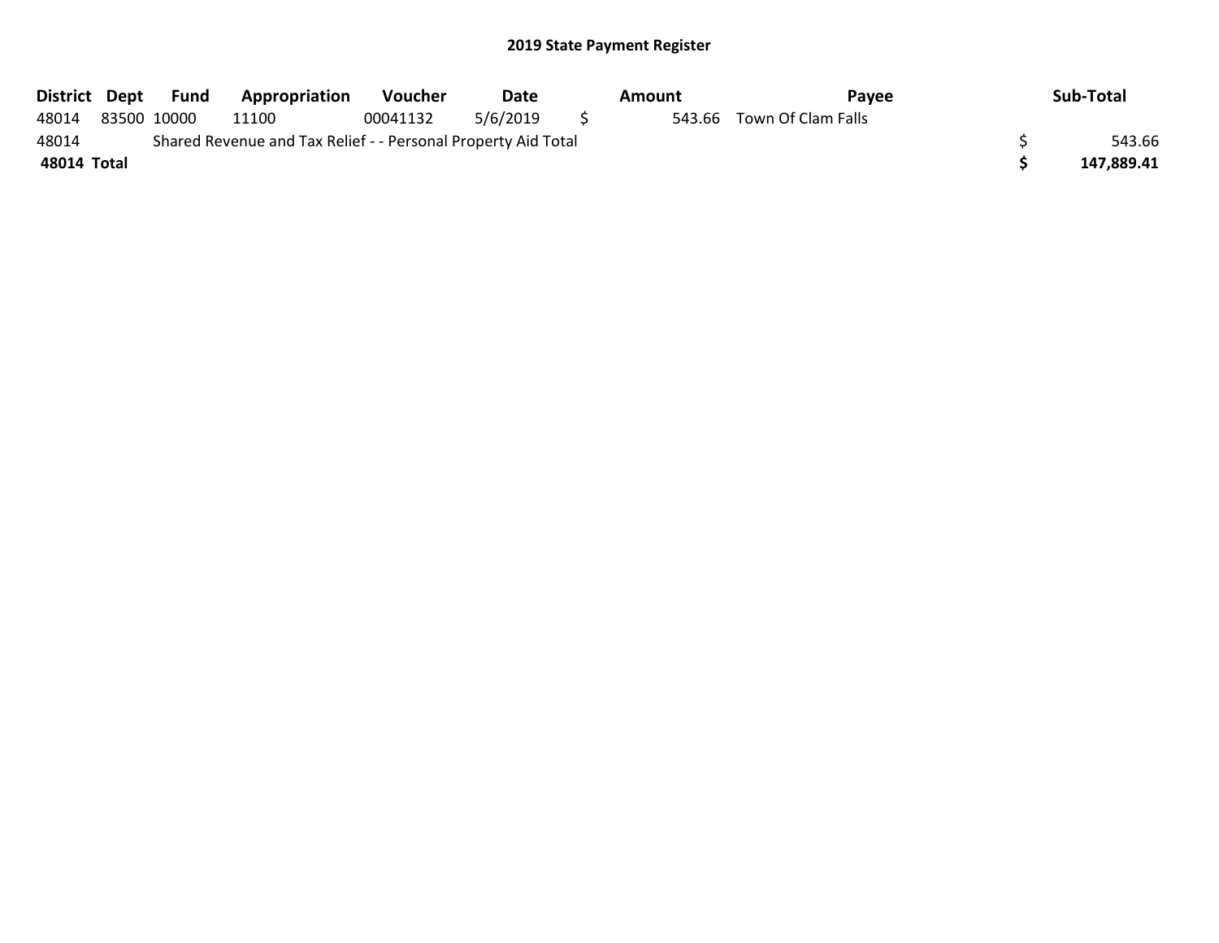# 2019 State Payment Register

| District | Dept | Fund | Appropriation | Voucher | Date | Amount | Payee | Sub-Total |
| --- | --- | --- | --- | --- | --- | --- | --- | --- |
| 48014 | 83500 | 10000 | 11100 | 00041132 | 5/6/2019 | $ 543.66 | Town Of Clam Falls | |
| 48014 | Shared Revenue and Tax Relief - - Personal Property Aid Total | | | | | | | $ 543.66 |
| **48014 Total** | | | | | | | | **$ 147,889.41** |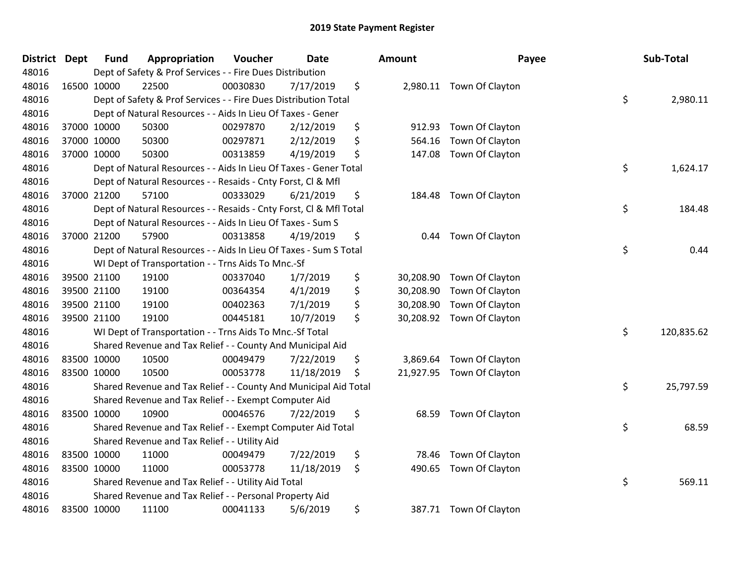# 2019 State Payment Register

| District | Dept | Fund | Appropriation | Voucher | Date | Amount | Payee | Sub-Total |
|---|---|---|---|---|---|---|---|---|
| 48016 | | Dept of Safety & Prof Services - - Fire Dues Distribution | | | | | | |
| 48016 | 16500 | 10000 | 22500 | 00030830 | 7/17/2019 | $ 2,980.11 | Town Of Clayton | |
| 48016 | | Dept of Safety & Prof Services - - Fire Dues Distribution Total | | | | | | $ 2,980.11 |
| 48016 | | Dept of Natural Resources - - Aids In Lieu Of Taxes - Gener | | | | | | |
| 48016 | 37000 | 10000 | 50300 | 00297870 | 2/12/2019 | $ 912.93 | Town Of Clayton | |
| 48016 | 37000 | 10000 | 50300 | 00297871 | 2/12/2019 | $ 564.16 | Town Of Clayton | |
| 48016 | 37000 | 10000 | 50300 | 00313859 | 4/19/2019 | $ 147.08 | Town Of Clayton | |
| 48016 | | Dept of Natural Resources - - Aids In Lieu Of Taxes - Gener Total | | | | | | $ 1,624.17 |
| 48016 | | Dept of Natural Resources - - Resaids - Cnty Forst, Cl & Mfl | | | | | | |
| 48016 | 37000 | 21200 | 57100 | 00333029 | 6/21/2019 | $ 184.48 | Town Of Clayton | |
| 48016 | | Dept of Natural Resources - - Resaids - Cnty Forst, Cl & Mfl Total | | | | | | $ 184.48 |
| 48016 | | Dept of Natural Resources - - Aids In Lieu Of Taxes - Sum S | | | | | | |
| 48016 | 37000 | 21200 | 57900 | 00313858 | 4/19/2019 | $ 0.44 | Town Of Clayton | |
| 48016 | | Dept of Natural Resources - - Aids In Lieu Of Taxes - Sum S Total | | | | | | $ 0.44 |
| 48016 | | WI Dept of Transportation - - Trns Aids To Mnc.-Sf | | | | | | |
| 48016 | 39500 | 21100 | 19100 | 00337040 | 1/7/2019 | $ 30,208.90 | Town Of Clayton | |
| 48016 | 39500 | 21100 | 19100 | 00364354 | 4/1/2019 | $ 30,208.90 | Town Of Clayton | |
| 48016 | 39500 | 21100 | 19100 | 00402363 | 7/1/2019 | $ 30,208.90 | Town Of Clayton | |
| 48016 | 39500 | 21100 | 19100 | 00445181 | 10/7/2019 | $ 30,208.92 | Town Of Clayton | |
| 48016 | | WI Dept of Transportation - - Trns Aids To Mnc.-Sf Total | | | | | | $ 120,835.62 |
| 48016 | | Shared Revenue and Tax Relief - - County And Municipal Aid | | | | | | |
| 48016 | 83500 | 10000 | 10500 | 00049479 | 7/22/2019 | $ 3,869.64 | Town Of Clayton | |
| 48016 | 83500 | 10000 | 10500 | 00053778 | 11/18/2019 | $ 21,927.95 | Town Of Clayton | |
| 48016 | | Shared Revenue and Tax Relief - - County And Municipal Aid Total | | | | | | $ 25,797.59 |
| 48016 | | Shared Revenue and Tax Relief - - Exempt Computer Aid | | | | | | |
| 48016 | 83500 | 10000 | 10900 | 00046576 | 7/22/2019 | $ 68.59 | Town Of Clayton | |
| 48016 | | Shared Revenue and Tax Relief - - Exempt Computer Aid Total | | | | | | $ 68.59 |
| 48016 | | Shared Revenue and Tax Relief - - Utility Aid | | | | | | |
| 48016 | 83500 | 10000 | 11000 | 00049479 | 7/22/2019 | $ 78.46 | Town Of Clayton | |
| 48016 | 83500 | 10000 | 11000 | 00053778 | 11/18/2019 | $ 490.65 | Town Of Clayton | |
| 48016 | | Shared Revenue and Tax Relief - - Utility Aid Total | | | | | | $ 569.11 |
| 48016 | | Shared Revenue and Tax Relief - - Personal Property Aid | | | | | | |
| 48016 | 83500 | 10000 | 11100 | 00041133 | 5/6/2019 | $ 387.71 | Town Of Clayton | |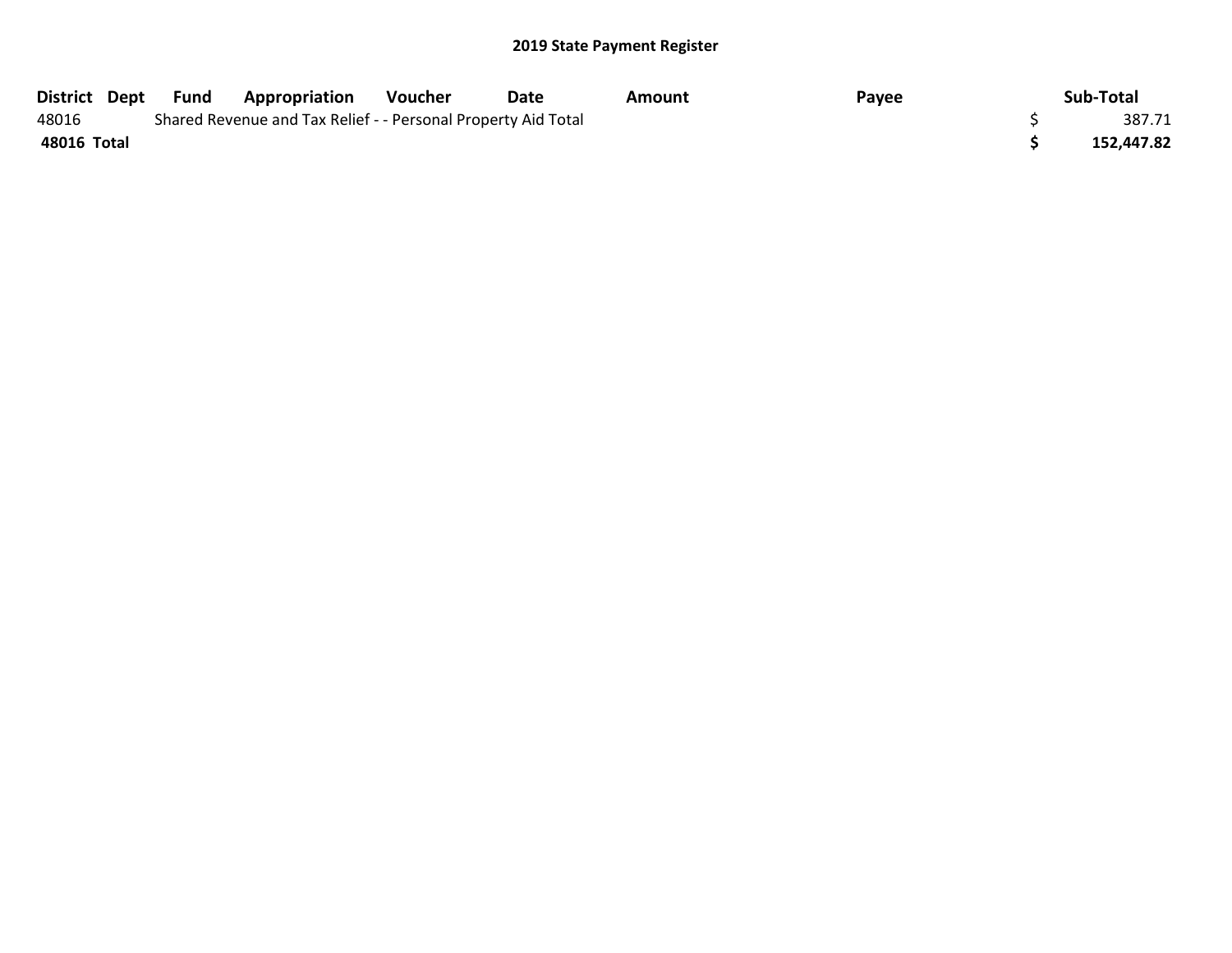## 2019 State Payment Register

| District | Dept | Fund | Appropriation | Voucher | Date | Amount | Payee | Sub-Total |
|---|---|---|---|---|---|---|---|---|
| 48016 | | Shared Revenue and Tax Relief - - Personal Property Aid Total | | | | | | $ 387.71 |
| **48016 Total** | | | | | | | | **$ 152,447.82** |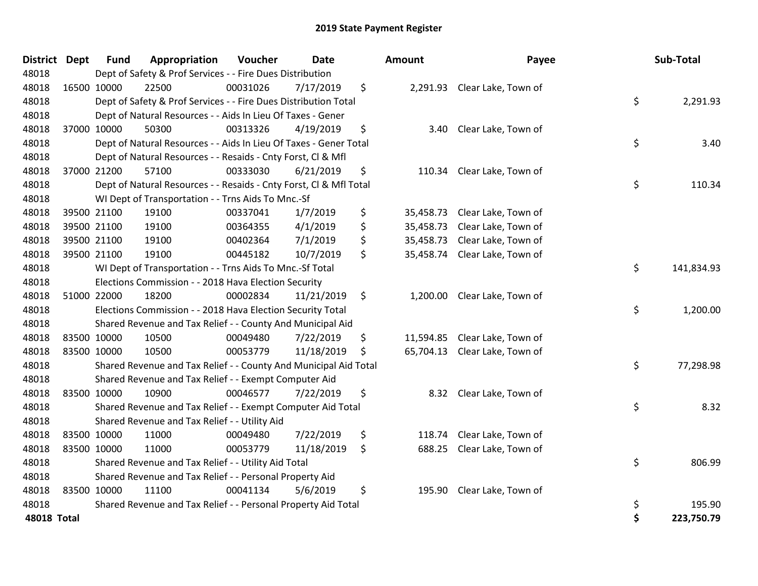# 2019 State Payment Register

| District | Dept | Fund | Appropriation | Voucher | Date | Amount | Payee | Sub-Total |
|---|---|---|---|---|---|---|---|---|
| 48018 | | Dept of Safety & Prof Services - - Fire Dues Distribution | | | | | | |
| 48018 | 16500 | 10000 | 22500 | 00031026 | 7/17/2019 | $ 2,291.93 | Clear Lake, Town of | |
| 48018 | | Dept of Safety & Prof Services - - Fire Dues Distribution Total | | | | | | $ 2,291.93 |
| 48018 | | Dept of Natural Resources - - Aids In Lieu Of Taxes - Gener | | | | | | |
| 48018 | 37000 | 10000 | 50300 | 00313326 | 4/19/2019 | $ 3.40 | Clear Lake, Town of | |
| 48018 | | Dept of Natural Resources - - Aids In Lieu Of Taxes - Gener Total | | | | | | $ 3.40 |
| 48018 | | Dept of Natural Resources - - Resaids - Cnty Forst, Cl & Mfl | | | | | | |
| 48018 | 37000 | 21200 | 57100 | 00333030 | 6/21/2019 | $ 110.34 | Clear Lake, Town of | |
| 48018 | | Dept of Natural Resources - - Resaids - Cnty Forst, Cl & Mfl Total | | | | | | $ 110.34 |
| 48018 | | WI Dept of Transportation - - Trns Aids To Mnc.-Sf | | | | | | |
| 48018 | 39500 | 21100 | 19100 | 00337041 | 1/7/2019 | $ 35,458.73 | Clear Lake, Town of | |
| 48018 | 39500 | 21100 | 19100 | 00364355 | 4/1/2019 | $ 35,458.73 | Clear Lake, Town of | |
| 48018 | 39500 | 21100 | 19100 | 00402364 | 7/1/2019 | $ 35,458.73 | Clear Lake, Town of | |
| 48018 | 39500 | 21100 | 19100 | 00445182 | 10/7/2019 | $ 35,458.74 | Clear Lake, Town of | |
| 48018 | | WI Dept of Transportation - - Trns Aids To Mnc.-Sf Total | | | | | | $ 141,834.93 |
| 48018 | | Elections Commission - - 2018 Hava Election Security | | | | | | |
| 48018 | 51000 | 22000 | 18200 | 00002834 | 11/21/2019 | $ 1,200.00 | Clear Lake, Town of | |
| 48018 | | Elections Commission - - 2018 Hava Election Security Total | | | | | | $ 1,200.00 |
| 48018 | | Shared Revenue and Tax Relief - - County And Municipal Aid | | | | | | |
| 48018 | 83500 | 10000 | 10500 | 00049480 | 7/22/2019 | $ 11,594.85 | Clear Lake, Town of | |
| 48018 | 83500 | 10000 | 10500 | 00053779 | 11/18/2019 | $ 65,704.13 | Clear Lake, Town of | |
| 48018 | | Shared Revenue and Tax Relief - - County And Municipal Aid Total | | | | | | $ 77,298.98 |
| 48018 | | Shared Revenue and Tax Relief - - Exempt Computer Aid | | | | | | |
| 48018 | 83500 | 10000 | 10900 | 00046577 | 7/22/2019 | $ 8.32 | Clear Lake, Town of | |
| 48018 | | Shared Revenue and Tax Relief - - Exempt Computer Aid Total | | | | | | $ 8.32 |
| 48018 | | Shared Revenue and Tax Relief - - Utility Aid | | | | | | |
| 48018 | 83500 | 10000 | 11000 | 00049480 | 7/22/2019 | $ 118.74 | Clear Lake, Town of | |
| 48018 | 83500 | 10000 | 11000 | 00053779 | 11/18/2019 | $ 688.25 | Clear Lake, Town of | |
| 48018 | | Shared Revenue and Tax Relief - - Utility Aid Total | | | | | | $ 806.99 |
| 48018 | | Shared Revenue and Tax Relief - - Personal Property Aid | | | | | | |
| 48018 | 83500 | 10000 | 11100 | 00041134 | 5/6/2019 | $ 195.90 | Clear Lake, Town of | |
| 48018 | | Shared Revenue and Tax Relief - - Personal Property Aid Total | | | | | | $ 195.90 |
| **48018 Total** | | | | | | | | **$ 223,750.79** |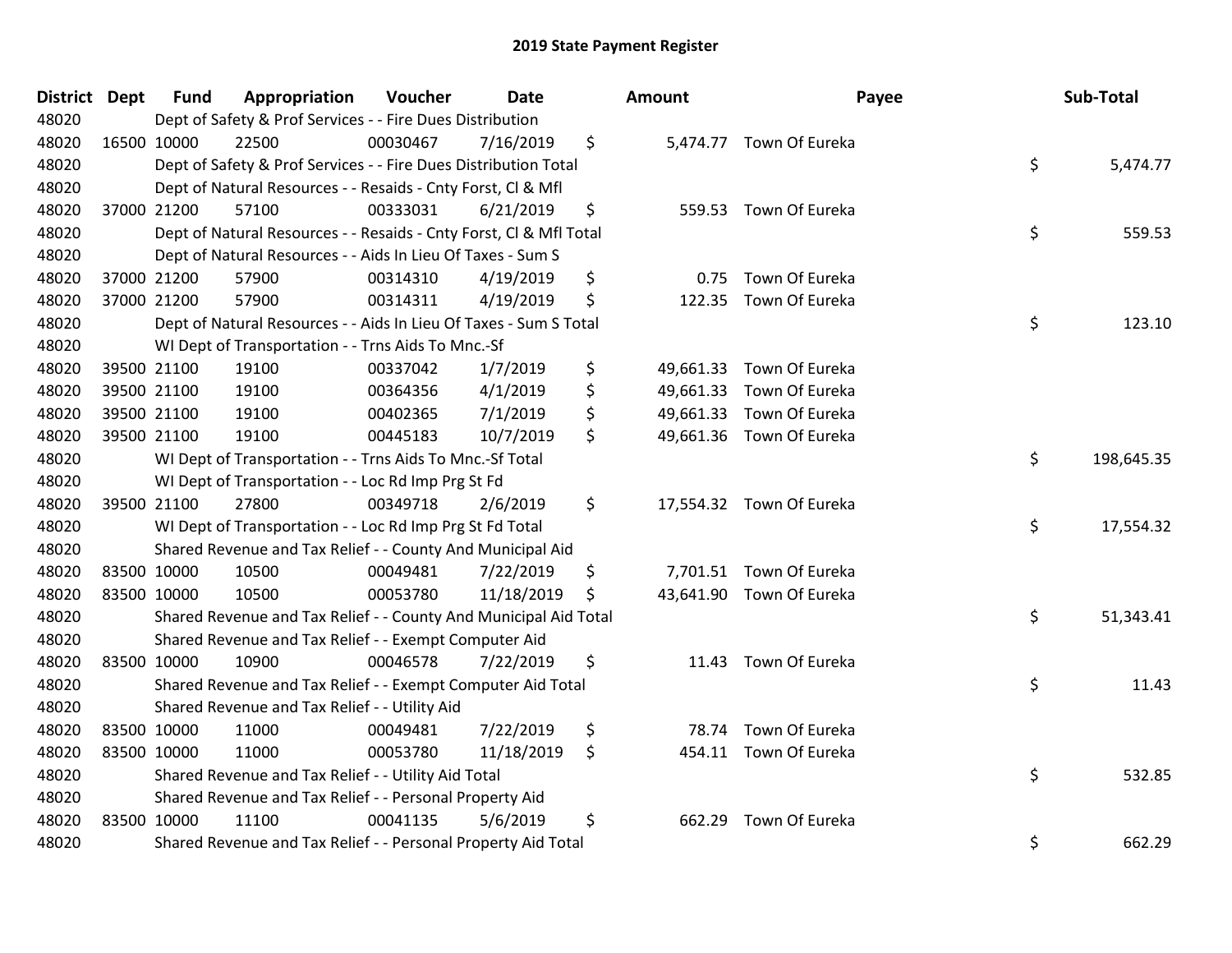# 2019 State Payment Register

| District | Dept | Fund | Appropriation | Voucher | Date | Amount | Payee | Sub-Total |
|---|---|---|---|---|---|---|---|---|
| 48020 | Dept of Safety & Prof Services - - Fire Dues Distribution | | | | | | | |
| 48020 | 16500 | 10000 | 22500 | 00030467 | 7/16/2019 | $ 5,474.77 | Town Of Eureka | |
| 48020 | Dept of Safety & Prof Services - - Fire Dues Distribution Total | | | | | | | $ 5,474.77 |
| 48020 | Dept of Natural Resources - - Resaids - Cnty Forst, Cl & Mfl | | | | | | | |
| 48020 | 37000 | 21200 | 57100 | 00333031 | 6/21/2019 | $ 559.53 | Town Of Eureka | |
| 48020 | Dept of Natural Resources - - Resaids - Cnty Forst, Cl & Mfl Total | | | | | | | $ 559.53 |
| 48020 | Dept of Natural Resources - - Aids In Lieu Of Taxes - Sum S | | | | | | | |
| 48020 | 37000 | 21200 | 57900 | 00314310 | 4/19/2019 | $ 0.75 | Town Of Eureka | |
| 48020 | 37000 | 21200 | 57900 | 00314311 | 4/19/2019 | $ 122.35 | Town Of Eureka | |
| 48020 | Dept of Natural Resources - - Aids In Lieu Of Taxes - Sum S Total | | | | | | | $ 123.10 |
| 48020 | WI Dept of Transportation - - Trns Aids To Mnc.-Sf | | | | | | | |
| 48020 | 39500 | 21100 | 19100 | 00337042 | 1/7/2019 | $ 49,661.33 | Town Of Eureka | |
| 48020 | 39500 | 21100 | 19100 | 00364356 | 4/1/2019 | $ 49,661.33 | Town Of Eureka | |
| 48020 | 39500 | 21100 | 19100 | 00402365 | 7/1/2019 | $ 49,661.33 | Town Of Eureka | |
| 48020 | 39500 | 21100 | 19100 | 00445183 | 10/7/2019 | $ 49,661.36 | Town Of Eureka | |
| 48020 | WI Dept of Transportation - - Trns Aids To Mnc.-Sf Total | | | | | | | $ 198,645.35 |
| 48020 | WI Dept of Transportation - - Loc Rd Imp Prg St Fd | | | | | | | |
| 48020 | 39500 | 21100 | 27800 | 00349718 | 2/6/2019 | $ 17,554.32 | Town Of Eureka | |
| 48020 | WI Dept of Transportation - - Loc Rd Imp Prg St Fd Total | | | | | | | $ 17,554.32 |
| 48020 | Shared Revenue and Tax Relief - - County And Municipal Aid | | | | | | | |
| 48020 | 83500 | 10000 | 10500 | 00049481 | 7/22/2019 | $ 7,701.51 | Town Of Eureka | |
| 48020 | 83500 | 10000 | 10500 | 00053780 | 11/18/2019 | $ 43,641.90 | Town Of Eureka | |
| 48020 | Shared Revenue and Tax Relief - - County And Municipal Aid Total | | | | | | | $ 51,343.41 |
| 48020 | Shared Revenue and Tax Relief - - Exempt Computer Aid | | | | | | | |
| 48020 | 83500 | 10000 | 10900 | 00046578 | 7/22/2019 | $ 11.43 | Town Of Eureka | |
| 48020 | Shared Revenue and Tax Relief - - Exempt Computer Aid Total | | | | | | | $ 11.43 |
| 48020 | Shared Revenue and Tax Relief - - Utility Aid | | | | | | | |
| 48020 | 83500 | 10000 | 11000 | 00049481 | 7/22/2019 | $ 78.74 | Town Of Eureka | |
| 48020 | 83500 | 10000 | 11000 | 00053780 | 11/18/2019 | $ 454.11 | Town Of Eureka | |
| 48020 | Shared Revenue and Tax Relief - - Utility Aid Total | | | | | | | $ 532.85 |
| 48020 | Shared Revenue and Tax Relief - - Personal Property Aid | | | | | | | |
| 48020 | 83500 | 10000 | 11100 | 00041135 | 5/6/2019 | $ 662.29 | Town Of Eureka | |
| 48020 | Shared Revenue and Tax Relief - - Personal Property Aid Total | | | | | | | $ 662.29 |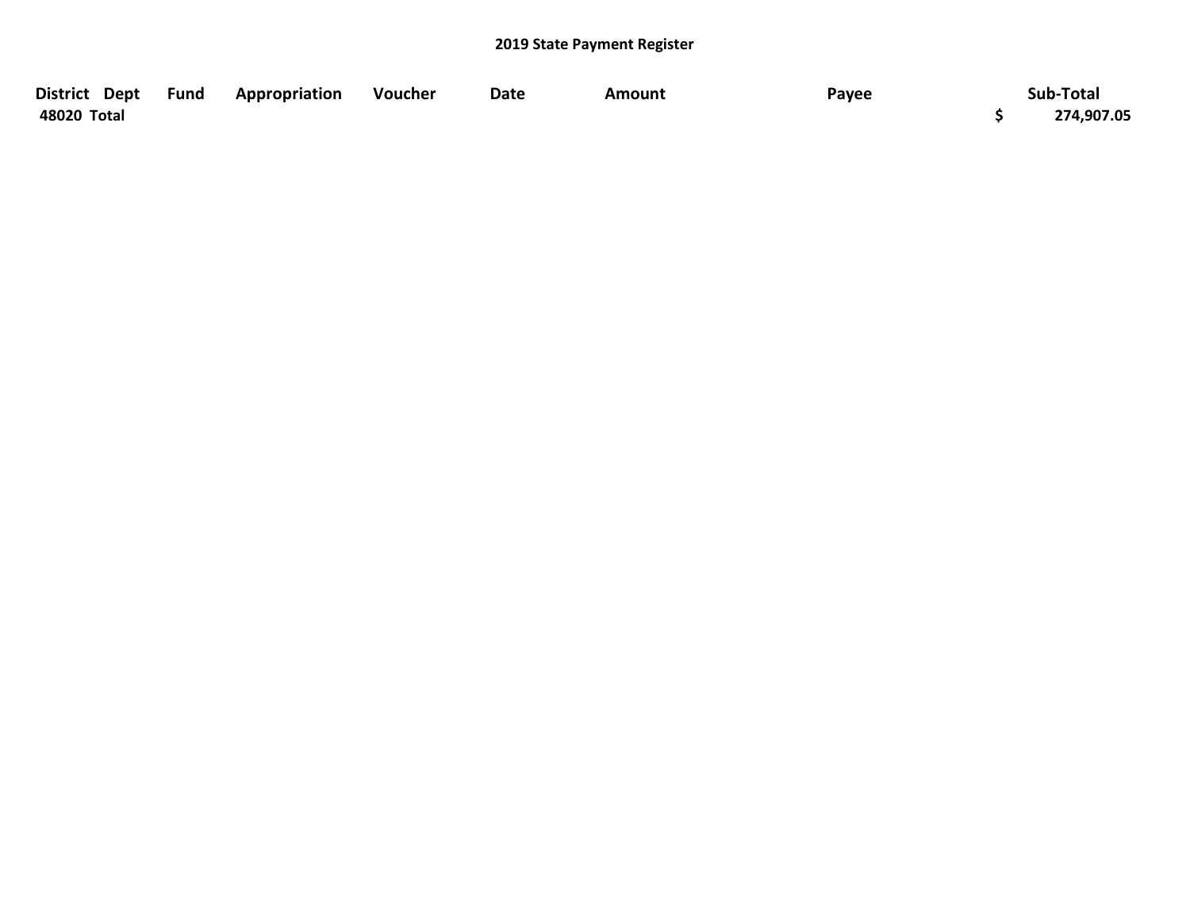## 2019 State Payment Register

| District | Dept | Fund | Appropriation | Voucher | Date | Amount | Payee | Sub-Total |
|---|---|---|---|---|---|---|---|---|
| 48020 Total | | | | | | | | $ 274,907.05 |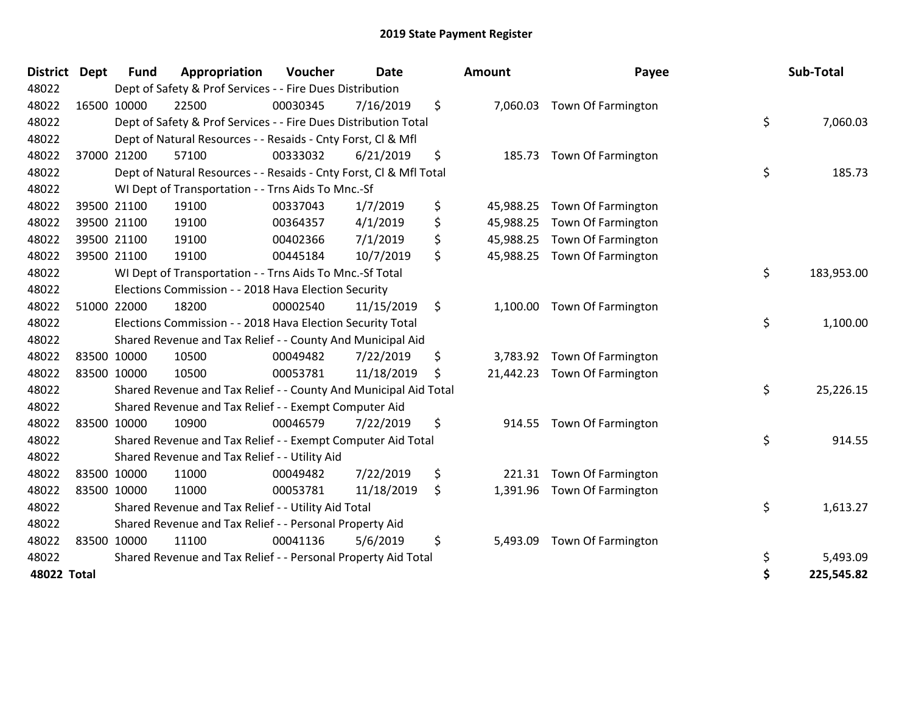# 2019 State Payment Register

| District | Dept | Fund | Appropriation | Voucher | Date | Amount | Payee | Sub-Total |
|---|---|---|---|---|---|---|---|---|
| 48022 | | Dept of Safety & Prof Services - - Fire Dues Distribution | | | | | | |
| 48022 | 16500 | 10000 | 22500 | 00030345 | 7/16/2019 | $ 7,060.03 | Town Of Farmington | |
| 48022 | | Dept of Safety & Prof Services - - Fire Dues Distribution Total | | | | | | $ 7,060.03 |
| 48022 | | Dept of Natural Resources - - Resaids - Cnty Forst, Cl & Mfl | | | | | | |
| 48022 | 37000 | 21200 | 57100 | 00333032 | 6/21/2019 | $ 185.73 | Town Of Farmington | |
| 48022 | | Dept of Natural Resources - - Resaids - Cnty Forst, Cl & Mfl Total | | | | | | $ 185.73 |
| 48022 | | WI Dept of Transportation - - Trns Aids To Mnc.-Sf | | | | | | |
| 48022 | 39500 | 21100 | 19100 | 00337043 | 1/7/2019 | $ 45,988.25 | Town Of Farmington | |
| 48022 | 39500 | 21100 | 19100 | 00364357 | 4/1/2019 | $ 45,988.25 | Town Of Farmington | |
| 48022 | 39500 | 21100 | 19100 | 00402366 | 7/1/2019 | $ 45,988.25 | Town Of Farmington | |
| 48022 | 39500 | 21100 | 19100 | 00445184 | 10/7/2019 | $ 45,988.25 | Town Of Farmington | |
| 48022 | | WI Dept of Transportation - - Trns Aids To Mnc.-Sf Total | | | | | | $ 183,953.00 |
| 48022 | | Elections Commission - - 2018 Hava Election Security | | | | | | |
| 48022 | 51000 | 22000 | 18200 | 00002540 | 11/15/2019 | $ 1,100.00 | Town Of Farmington | |
| 48022 | | Elections Commission - - 2018 Hava Election Security Total | | | | | | $ 1,100.00 |
| 48022 | | Shared Revenue and Tax Relief - - County And Municipal Aid | | | | | | |
| 48022 | 83500 | 10000 | 10500 | 00049482 | 7/22/2019 | $ 3,783.92 | Town Of Farmington | |
| 48022 | 83500 | 10000 | 10500 | 00053781 | 11/18/2019 | $ 21,442.23 | Town Of Farmington | |
| 48022 | | Shared Revenue and Tax Relief - - County And Municipal Aid Total | | | | | | $ 25,226.15 |
| 48022 | | Shared Revenue and Tax Relief - - Exempt Computer Aid | | | | | | |
| 48022 | 83500 | 10000 | 10900 | 00046579 | 7/22/2019 | $ 914.55 | Town Of Farmington | |
| 48022 | | Shared Revenue and Tax Relief - - Exempt Computer Aid Total | | | | | | $ 914.55 |
| 48022 | | Shared Revenue and Tax Relief - - Utility Aid | | | | | | |
| 48022 | 83500 | 10000 | 11000 | 00049482 | 7/22/2019 | $ 221.31 | Town Of Farmington | |
| 48022 | 83500 | 10000 | 11000 | 00053781 | 11/18/2019 | $ 1,391.96 | Town Of Farmington | |
| 48022 | | Shared Revenue and Tax Relief - - Utility Aid Total | | | | | | $ 1,613.27 |
| 48022 | | Shared Revenue and Tax Relief - - Personal Property Aid | | | | | | |
| 48022 | 83500 | 10000 | 11100 | 00041136 | 5/6/2019 | $ 5,493.09 | Town Of Farmington | |
| 48022 | | Shared Revenue and Tax Relief - - Personal Property Aid Total | | | | | | $ 5,493.09 |
| **48022 Total** | | | | | | | | **$ 225,545.82** |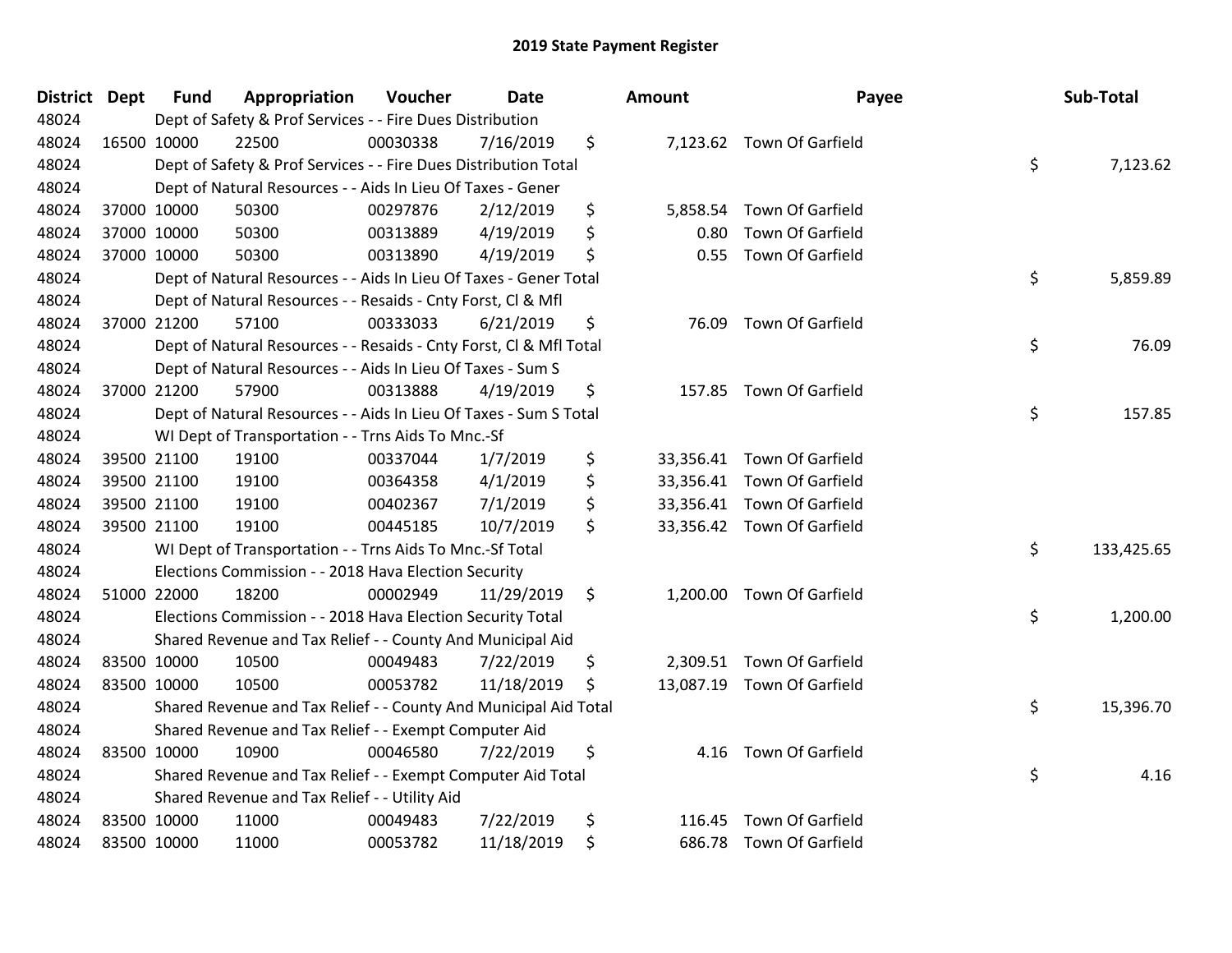# 2019 State Payment Register

| District | Dept | Fund | Appropriation | Voucher | Date | Amount | Payee | Sub-Total |
|---|---|---|---|---|---|---|---|---|
| 48024 | Dept of Safety & Prof Services - - Fire Dues Distribution | | | | | | | |
| 48024 | 16500 | 10000 | 22500 | 00030338 | 7/16/2019 | $ 7,123.62 | Town Of Garfield | |
| 48024 | Dept of Safety & Prof Services - - Fire Dues Distribution Total | | | | | | | $ 7,123.62 |
| 48024 | Dept of Natural Resources - - Aids In Lieu Of Taxes - Gener | | | | | | | |
| 48024 | 37000 | 10000 | 50300 | 00297876 | 2/12/2019 | $ 5,858.54 | Town Of Garfield | |
| 48024 | 37000 | 10000 | 50300 | 00313889 | 4/19/2019 | $ 0.80 | Town Of Garfield | |
| 48024 | 37000 | 10000 | 50300 | 00313890 | 4/19/2019 | $ 0.55 | Town Of Garfield | |
| 48024 | Dept of Natural Resources - - Aids In Lieu Of Taxes - Gener Total | | | | | | | $ 5,859.89 |
| 48024 | Dept of Natural Resources - - Resaids - Cnty Forst, Cl & Mfl | | | | | | | |
| 48024 | 37000 | 21200 | 57100 | 00333033 | 6/21/2019 | $ 76.09 | Town Of Garfield | |
| 48024 | Dept of Natural Resources - - Resaids - Cnty Forst, Cl & Mfl Total | | | | | | | $ 76.09 |
| 48024 | Dept of Natural Resources - - Aids In Lieu Of Taxes - Sum S | | | | | | | |
| 48024 | 37000 | 21200 | 57900 | 00313888 | 4/19/2019 | $ 157.85 | Town Of Garfield | |
| 48024 | Dept of Natural Resources - - Aids In Lieu Of Taxes - Sum S Total | | | | | | | $ 157.85 |
| 48024 | WI Dept of Transportation - - Trns Aids To Mnc.-Sf | | | | | | | |
| 48024 | 39500 | 21100 | 19100 | 00337044 | 1/7/2019 | $ 33,356.41 | Town Of Garfield | |
| 48024 | 39500 | 21100 | 19100 | 00364358 | 4/1/2019 | $ 33,356.41 | Town Of Garfield | |
| 48024 | 39500 | 21100 | 19100 | 00402367 | 7/1/2019 | $ 33,356.41 | Town Of Garfield | |
| 48024 | 39500 | 21100 | 19100 | 00445185 | 10/7/2019 | $ 33,356.42 | Town Of Garfield | |
| 48024 | WI Dept of Transportation - - Trns Aids To Mnc.-Sf Total | | | | | | | $ 133,425.65 |
| 48024 | Elections Commission - - 2018 Hava Election Security | | | | | | | |
| 48024 | 51000 | 22000 | 18200 | 00002949 | 11/29/2019 | $ 1,200.00 | Town Of Garfield | |
| 48024 | Elections Commission - - 2018 Hava Election Security Total | | | | | | | $ 1,200.00 |
| 48024 | Shared Revenue and Tax Relief - - County And Municipal Aid | | | | | | | |
| 48024 | 83500 | 10000 | 10500 | 00049483 | 7/22/2019 | $ 2,309.51 | Town Of Garfield | |
| 48024 | 83500 | 10000 | 10500 | 00053782 | 11/18/2019 | $ 13,087.19 | Town Of Garfield | |
| 48024 | Shared Revenue and Tax Relief - - County And Municipal Aid Total | | | | | | | $ 15,396.70 |
| 48024 | Shared Revenue and Tax Relief - - Exempt Computer Aid | | | | | | | |
| 48024 | 83500 | 10000 | 10900 | 00046580 | 7/22/2019 | $ 4.16 | Town Of Garfield | |
| 48024 | Shared Revenue and Tax Relief - - Exempt Computer Aid Total | | | | | | | $ 4.16 |
| 48024 | Shared Revenue and Tax Relief - - Utility Aid | | | | | | | |
| 48024 | 83500 | 10000 | 11000 | 00049483 | 7/22/2019 | $ 116.45 | Town Of Garfield | |
| 48024 | 83500 | 10000 | 11000 | 00053782 | 11/18/2019 | $ 686.78 | Town Of Garfield | |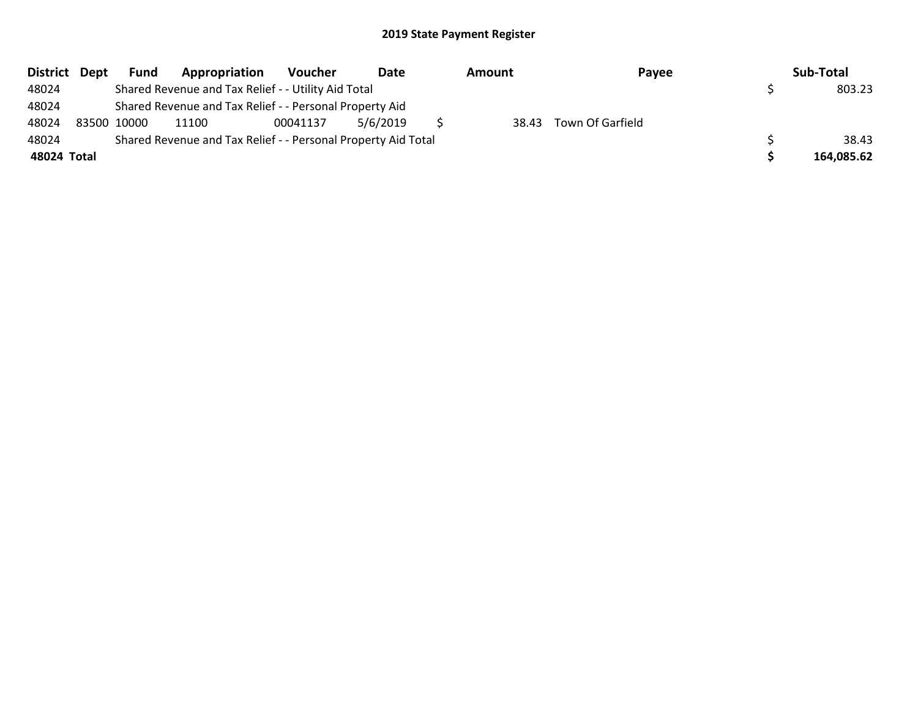## 2019 State Payment Register

| District | Dept | Fund | Appropriation | Voucher | Date | Amount | Payee | Sub-Total |
|---|---|---|---|---|---|---|---|---|
| 48024 | | Shared Revenue and Tax Relief - - Utility Aid Total | | | | | | $ 803.23 |
| 48024 | | Shared Revenue and Tax Relief - - Personal Property Aid | | | | | | |
| 48024 | 83500 | 10000 | 11100 | 00041137 | 5/6/2019 | $ 38.43 | Town Of Garfield | |
| 48024 | | Shared Revenue and Tax Relief - - Personal Property Aid Total | | | | | | $ 38.43 |
| **48024 Total** | | | | | | | | **$ 164,085.62** |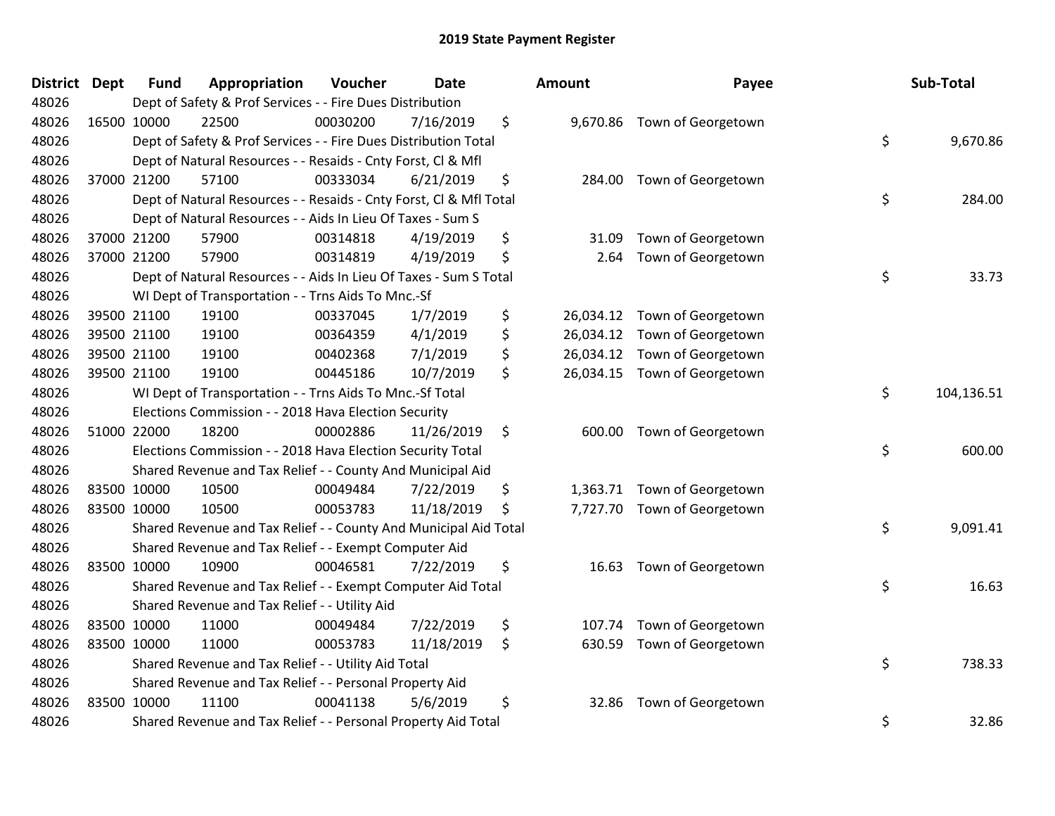# 2019 State Payment Register

| District | Dept | Fund | Appropriation | Voucher | Date | Amount | Payee | Sub-Total |
|---|---|---|---|---|---|---|---|---|
| 48026 | | Dept of Safety & Prof Services - - Fire Dues Distribution | | | | | | |
| 48026 | 16500 | 10000 | 22500 | 00030200 | 7/16/2019 | $ 9,670.86 | Town of Georgetown | |
| 48026 | | Dept of Safety & Prof Services - - Fire Dues Distribution Total | | | | | | $ 9,670.86 |
| 48026 | | Dept of Natural Resources - - Resaids - Cnty Forst, Cl & Mfl | | | | | | |
| 48026 | 37000 | 21200 | 57100 | 00333034 | 6/21/2019 | $ 284.00 | Town of Georgetown | |
| 48026 | | Dept of Natural Resources - - Resaids - Cnty Forst, Cl & Mfl Total | | | | | | $ 284.00 |
| 48026 | | Dept of Natural Resources - - Aids In Lieu Of Taxes - Sum S | | | | | | |
| 48026 | 37000 | 21200 | 57900 | 00314818 | 4/19/2019 | $ 31.09 | Town of Georgetown | |
| 48026 | 37000 | 21200 | 57900 | 00314819 | 4/19/2019 | $ 2.64 | Town of Georgetown | |
| 48026 | | Dept of Natural Resources - - Aids In Lieu Of Taxes - Sum S Total | | | | | | $ 33.73 |
| 48026 | | WI Dept of Transportation - - Trns Aids To Mnc.-Sf | | | | | | |
| 48026 | 39500 | 21100 | 19100 | 00337045 | 1/7/2019 | $ 26,034.12 | Town of Georgetown | |
| 48026 | 39500 | 21100 | 19100 | 00364359 | 4/1/2019 | $ 26,034.12 | Town of Georgetown | |
| 48026 | 39500 | 21100 | 19100 | 00402368 | 7/1/2019 | $ 26,034.12 | Town of Georgetown | |
| 48026 | 39500 | 21100 | 19100 | 00445186 | 10/7/2019 | $ 26,034.15 | Town of Georgetown | |
| 48026 | | WI Dept of Transportation - - Trns Aids To Mnc.-Sf Total | | | | | | $ 104,136.51 |
| 48026 | | Elections Commission - - 2018 Hava Election Security | | | | | | |
| 48026 | 51000 | 22000 | 18200 | 00002886 | 11/26/2019 | $ 600.00 | Town of Georgetown | |
| 48026 | | Elections Commission - - 2018 Hava Election Security Total | | | | | | $ 600.00 |
| 48026 | | Shared Revenue and Tax Relief - - County And Municipal Aid | | | | | | |
| 48026 | 83500 | 10000 | 10500 | 00049484 | 7/22/2019 | $ 1,363.71 | Town of Georgetown | |
| 48026 | 83500 | 10000 | 10500 | 00053783 | 11/18/2019 | $ 7,727.70 | Town of Georgetown | |
| 48026 | | Shared Revenue and Tax Relief - - County And Municipal Aid Total | | | | | | $ 9,091.41 |
| 48026 | | Shared Revenue and Tax Relief - - Exempt Computer Aid | | | | | | |
| 48026 | 83500 | 10000 | 10900 | 00046581 | 7/22/2019 | $ 16.63 | Town of Georgetown | |
| 48026 | | Shared Revenue and Tax Relief - - Exempt Computer Aid Total | | | | | | $ 16.63 |
| 48026 | | Shared Revenue and Tax Relief - - Utility Aid | | | | | | |
| 48026 | 83500 | 10000 | 11000 | 00049484 | 7/22/2019 | $ 107.74 | Town of Georgetown | |
| 48026 | 83500 | 10000 | 11000 | 00053783 | 11/18/2019 | $ 630.59 | Town of Georgetown | |
| 48026 | | Shared Revenue and Tax Relief - - Utility Aid Total | | | | | | $ 738.33 |
| 48026 | | Shared Revenue and Tax Relief - - Personal Property Aid | | | | | | |
| 48026 | 83500 | 10000 | 11100 | 00041138 | 5/6/2019 | $ 32.86 | Town of Georgetown | |
| 48026 | | Shared Revenue and Tax Relief - - Personal Property Aid Total | | | | | | $ 32.86 |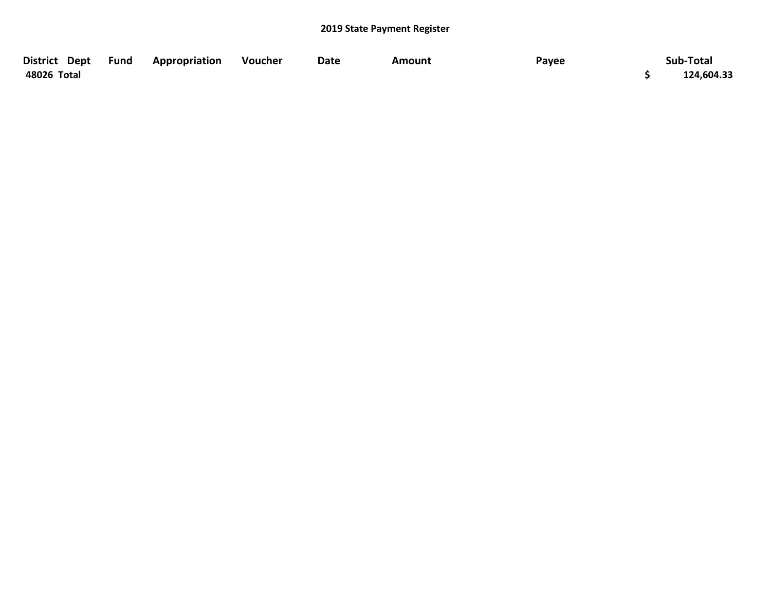## 2019 State Payment Register

| District | Dept | Fund | Appropriation | Voucher | Date | Amount | Payee | Sub-Total |
|---|---|---|---|---|---|---|---|---|
| 48026 Total | | | | | | | | $ 124,604.33 |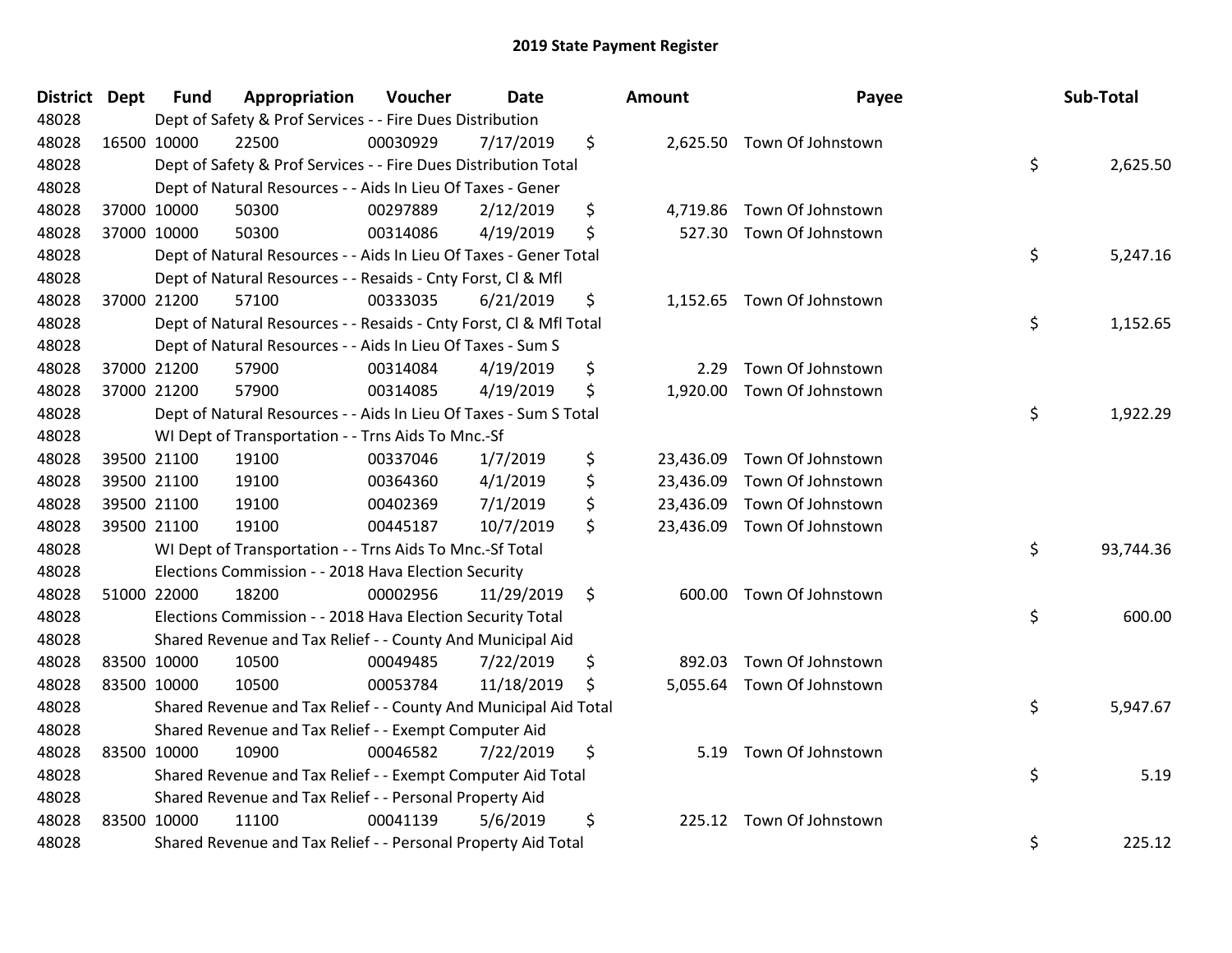# 2019 State Payment Register

| District | Dept | Fund | Appropriation | Voucher | Date | Amount | Payee | Sub-Total |
|---|---|---|---|---|---|---|---|---|
| 48028 | | Dept of Safety & Prof Services - - Fire Dues Distribution | | | | | | |
| 48028 | 16500 | 10000 | 22500 | 00030929 | 7/17/2019 | $ 2,625.50 | Town Of Johnstown | |
| 48028 | | Dept of Safety & Prof Services - - Fire Dues Distribution Total | | | | | | $ 2,625.50 |
| 48028 | | Dept of Natural Resources - - Aids In Lieu Of Taxes - Gener | | | | | | |
| 48028 | 37000 | 10000 | 50300 | 00297889 | 2/12/2019 | $ 4,719.86 | Town Of Johnstown | |
| 48028 | 37000 | 10000 | 50300 | 00314086 | 4/19/2019 | $ 527.30 | Town Of Johnstown | |
| 48028 | | Dept of Natural Resources - - Aids In Lieu Of Taxes - Gener Total | | | | | | $ 5,247.16 |
| 48028 | | Dept of Natural Resources - - Resaids - Cnty Forst, Cl & Mfl | | | | | | |
| 48028 | 37000 | 21200 | 57100 | 00333035 | 6/21/2019 | $ 1,152.65 | Town Of Johnstown | |
| 48028 | | Dept of Natural Resources - - Resaids - Cnty Forst, Cl & Mfl Total | | | | | | $ 1,152.65 |
| 48028 | | Dept of Natural Resources - - Aids In Lieu Of Taxes - Sum S | | | | | | |
| 48028 | 37000 | 21200 | 57900 | 00314084 | 4/19/2019 | $ 2.29 | Town Of Johnstown | |
| 48028 | 37000 | 21200 | 57900 | 00314085 | 4/19/2019 | $ 1,920.00 | Town Of Johnstown | |
| 48028 | | Dept of Natural Resources - - Aids In Lieu Of Taxes - Sum S Total | | | | | | $ 1,922.29 |
| 48028 | | WI Dept of Transportation - - Trns Aids To Mnc.-Sf | | | | | | |
| 48028 | 39500 | 21100 | 19100 | 00337046 | 1/7/2019 | $ 23,436.09 | Town Of Johnstown | |
| 48028 | 39500 | 21100 | 19100 | 00364360 | 4/1/2019 | $ 23,436.09 | Town Of Johnstown | |
| 48028 | 39500 | 21100 | 19100 | 00402369 | 7/1/2019 | $ 23,436.09 | Town Of Johnstown | |
| 48028 | 39500 | 21100 | 19100 | 00445187 | 10/7/2019 | $ 23,436.09 | Town Of Johnstown | |
| 48028 | | WI Dept of Transportation - - Trns Aids To Mnc.-Sf Total | | | | | | $ 93,744.36 |
| 48028 | | Elections Commission - - 2018 Hava Election Security | | | | | | |
| 48028 | 51000 | 22000 | 18200 | 00002956 | 11/29/2019 | $ 600.00 | Town Of Johnstown | |
| 48028 | | Elections Commission - - 2018 Hava Election Security Total | | | | | | $ 600.00 |
| 48028 | | Shared Revenue and Tax Relief - - County And Municipal Aid | | | | | | |
| 48028 | 83500 | 10000 | 10500 | 00049485 | 7/22/2019 | $ 892.03 | Town Of Johnstown | |
| 48028 | 83500 | 10000 | 10500 | 00053784 | 11/18/2019 | $ 5,055.64 | Town Of Johnstown | |
| 48028 | | Shared Revenue and Tax Relief - - County And Municipal Aid Total | | | | | | $ 5,947.67 |
| 48028 | | Shared Revenue and Tax Relief - - Exempt Computer Aid | | | | | | |
| 48028 | 83500 | 10000 | 10900 | 00046582 | 7/22/2019 | $ 5.19 | Town Of Johnstown | |
| 48028 | | Shared Revenue and Tax Relief - - Exempt Computer Aid Total | | | | | | $ 5.19 |
| 48028 | | Shared Revenue and Tax Relief - - Personal Property Aid | | | | | | |
| 48028 | 83500 | 10000 | 11100 | 00041139 | 5/6/2019 | $ 225.12 | Town Of Johnstown | |
| 48028 | | Shared Revenue and Tax Relief - - Personal Property Aid Total | | | | | | $ 225.12 |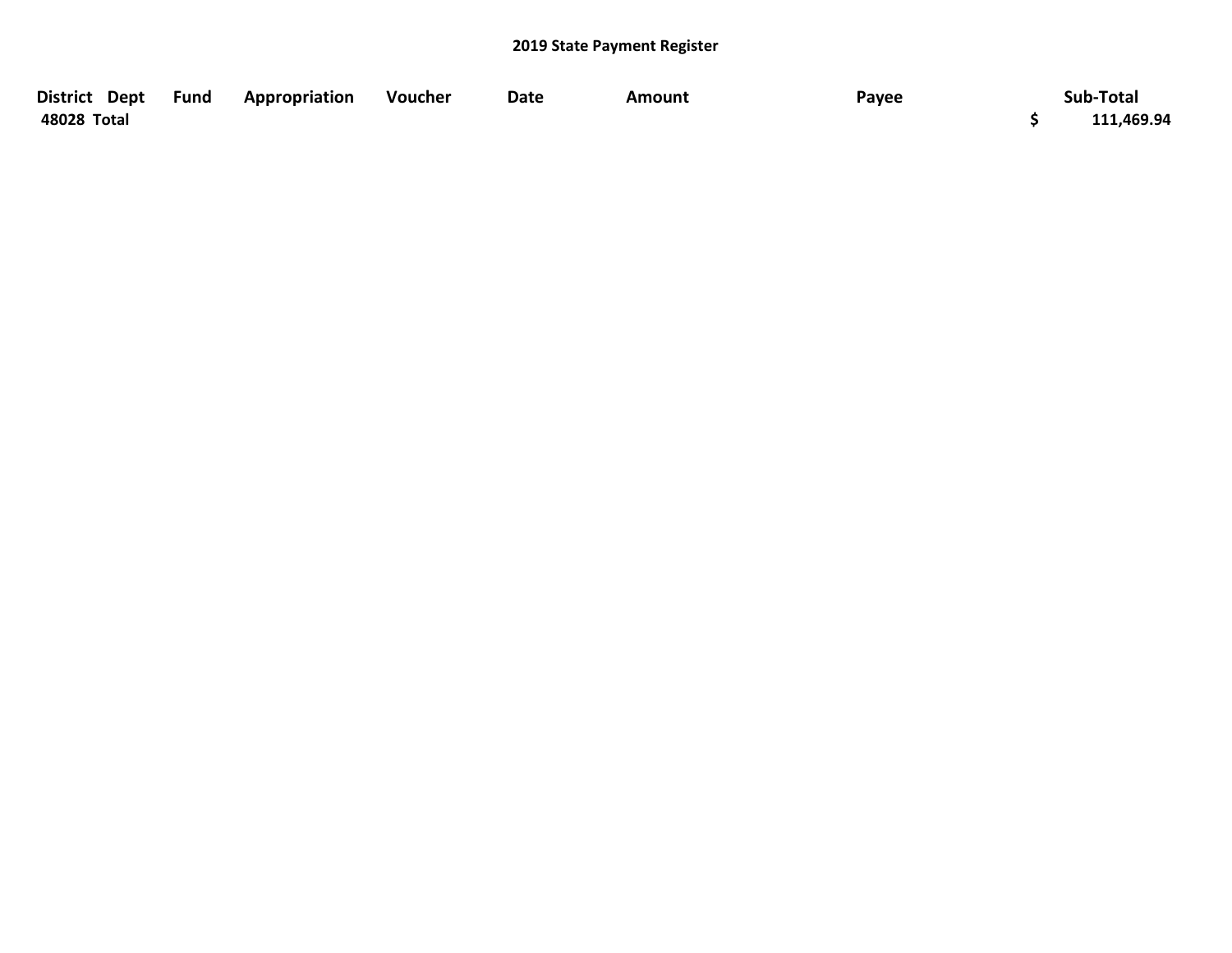## 2019 State Payment Register

| District | Dept | Fund | Appropriation | Voucher | Date | Amount | Payee | Sub-Total |
|---|---|---|---|---|---|---|---|---|
| 48028 Total | | | | | | | | $ 111,469.94 |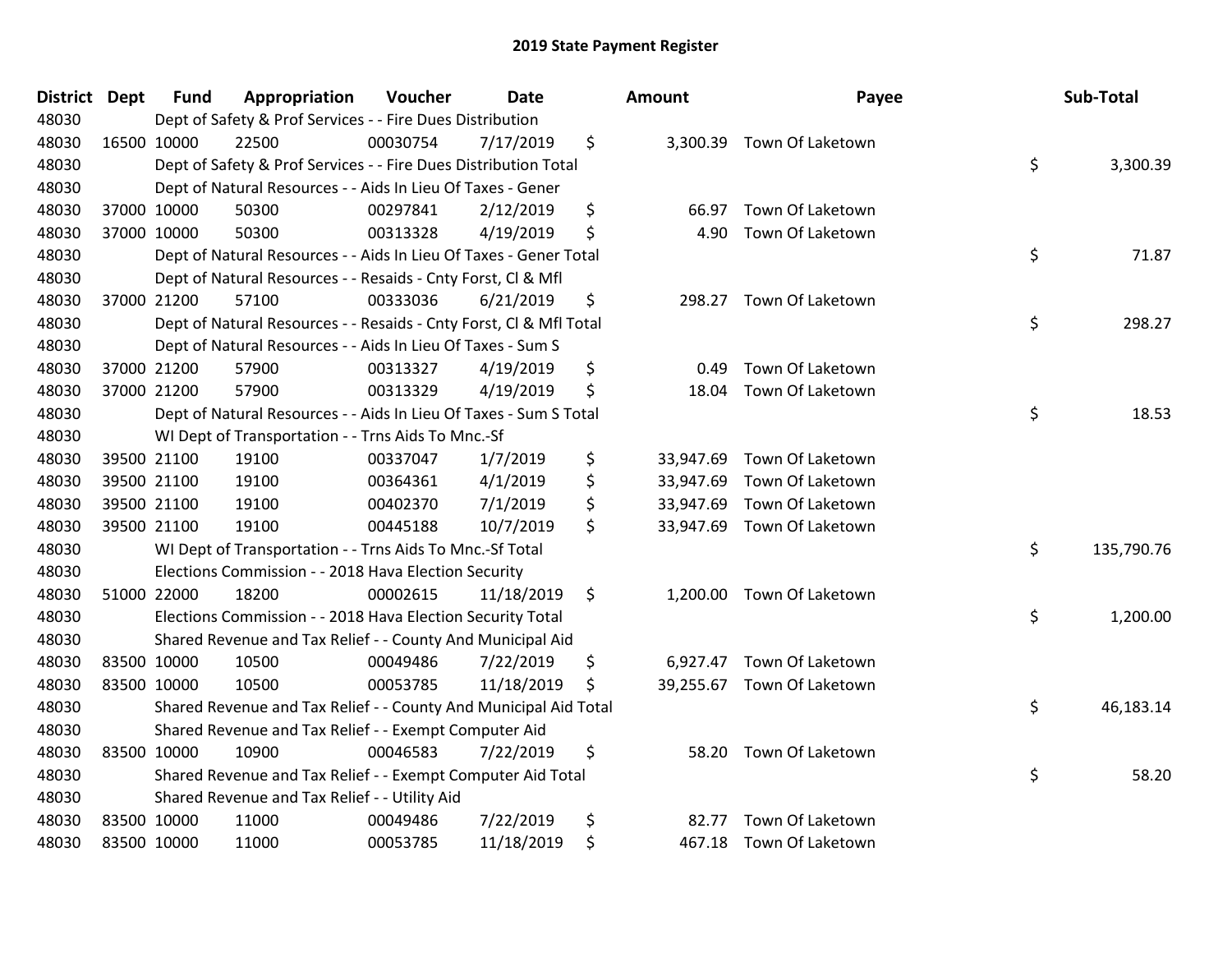# 2019 State Payment Register

| District | Dept | Fund | Appropriation | Voucher | Date | Amount | Payee | Sub-Total |
|---|---|---|---|---|---|---|---|---|
| 48030 | | Dept of Safety & Prof Services - - Fire Dues Distribution | | | | | | |
| 48030 | 16500 | 10000 | 22500 | 00030754 | 7/17/2019 | $ 3,300.39 | Town Of Laketown | |
| 48030 | | Dept of Safety & Prof Services - - Fire Dues Distribution Total | | | | | | $ 3,300.39 |
| 48030 | | Dept of Natural Resources - - Aids In Lieu Of Taxes - Gener | | | | | | |
| 48030 | 37000 | 10000 | 50300 | 00297841 | 2/12/2019 | $ 66.97 | Town Of Laketown | |
| 48030 | 37000 | 10000 | 50300 | 00313328 | 4/19/2019 | $ 4.90 | Town Of Laketown | |
| 48030 | | Dept of Natural Resources - - Aids In Lieu Of Taxes - Gener Total | | | | | | $ 71.87 |
| 48030 | | Dept of Natural Resources - - Resaids - Cnty Forst, Cl & Mfl | | | | | | |
| 48030 | 37000 | 21200 | 57100 | 00333036 | 6/21/2019 | $ 298.27 | Town Of Laketown | |
| 48030 | | Dept of Natural Resources - - Resaids - Cnty Forst, Cl & Mfl Total | | | | | | $ 298.27 |
| 48030 | | Dept of Natural Resources - - Aids In Lieu Of Taxes - Sum S | | | | | | |
| 48030 | 37000 | 21200 | 57900 | 00313327 | 4/19/2019 | $ 0.49 | Town Of Laketown | |
| 48030 | 37000 | 21200 | 57900 | 00313329 | 4/19/2019 | $ 18.04 | Town Of Laketown | |
| 48030 | | Dept of Natural Resources - - Aids In Lieu Of Taxes - Sum S Total | | | | | | $ 18.53 |
| 48030 | | WI Dept of Transportation - - Trns Aids To Mnc.-Sf | | | | | | |
| 48030 | 39500 | 21100 | 19100 | 00337047 | 1/7/2019 | $ 33,947.69 | Town Of Laketown | |
| 48030 | 39500 | 21100 | 19100 | 00364361 | 4/1/2019 | $ 33,947.69 | Town Of Laketown | |
| 48030 | 39500 | 21100 | 19100 | 00402370 | 7/1/2019 | $ 33,947.69 | Town Of Laketown | |
| 48030 | 39500 | 21100 | 19100 | 00445188 | 10/7/2019 | $ 33,947.69 | Town Of Laketown | |
| 48030 | | WI Dept of Transportation - - Trns Aids To Mnc.-Sf Total | | | | | | $ 135,790.76 |
| 48030 | | Elections Commission - - 2018 Hava Election Security | | | | | | |
| 48030 | 51000 | 22000 | 18200 | 00002615 | 11/18/2019 | $ 1,200.00 | Town Of Laketown | |
| 48030 | | Elections Commission - - 2018 Hava Election Security Total | | | | | | $ 1,200.00 |
| 48030 | | Shared Revenue and Tax Relief - - County And Municipal Aid | | | | | | |
| 48030 | 83500 | 10000 | 10500 | 00049486 | 7/22/2019 | $ 6,927.47 | Town Of Laketown | |
| 48030 | 83500 | 10000 | 10500 | 00053785 | 11/18/2019 | $ 39,255.67 | Town Of Laketown | |
| 48030 | | Shared Revenue and Tax Relief - - County And Municipal Aid Total | | | | | | $ 46,183.14 |
| 48030 | | Shared Revenue and Tax Relief - - Exempt Computer Aid | | | | | | |
| 48030 | 83500 | 10000 | 10900 | 00046583 | 7/22/2019 | $ 58.20 | Town Of Laketown | |
| 48030 | | Shared Revenue and Tax Relief - - Exempt Computer Aid Total | | | | | | $ 58.20 |
| 48030 | | Shared Revenue and Tax Relief - - Utility Aid | | | | | | |
| 48030 | 83500 | 10000 | 11000 | 00049486 | 7/22/2019 | $ 82.77 | Town Of Laketown | |
| 48030 | 83500 | 10000 | 11000 | 00053785 | 11/18/2019 | $ 467.18 | Town Of Laketown | |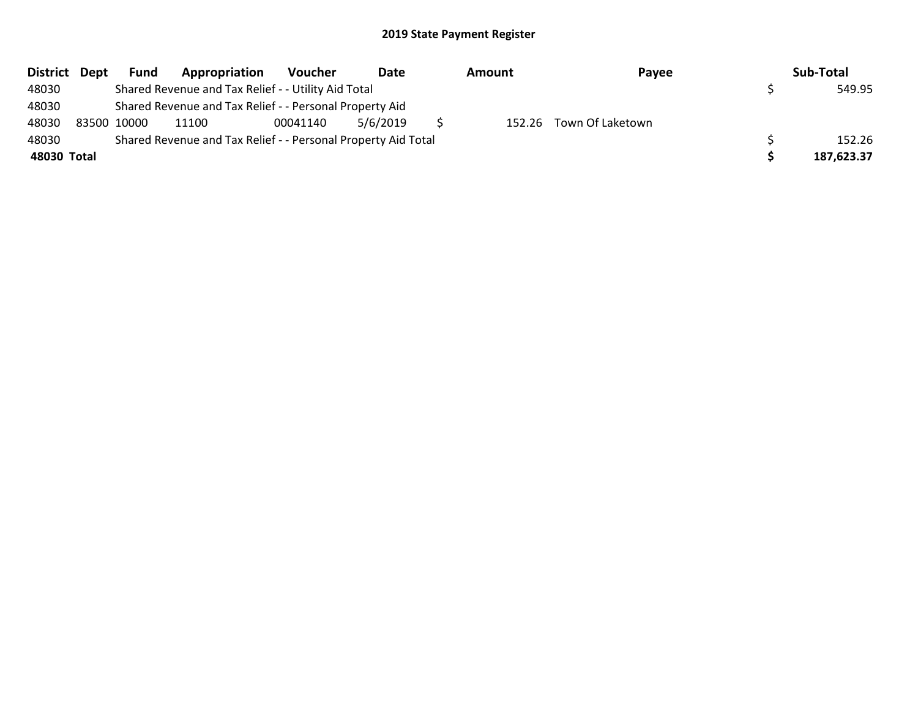## 2019 State Payment Register

| District | Dept | Fund | Appropriation | Voucher | Date | Amount | Payee | Sub-Total |
|---|---|---|---|---|---|---|---|---|
| 48030 | | Shared Revenue and Tax Relief - - Utility Aid Total | | | | | | $ 549.95 |
| 48030 | | Shared Revenue and Tax Relief - - Personal Property Aid | | | | | | |
| 48030 | 83500 | 10000 | 11100 | 00041140 | 5/6/2019 | $ 152.26 | Town Of Laketown | |
| 48030 | | Shared Revenue and Tax Relief - - Personal Property Aid Total | | | | | | $ 152.26 |
| **48030 Total** | | | | | | | | **$ 187,623.37** |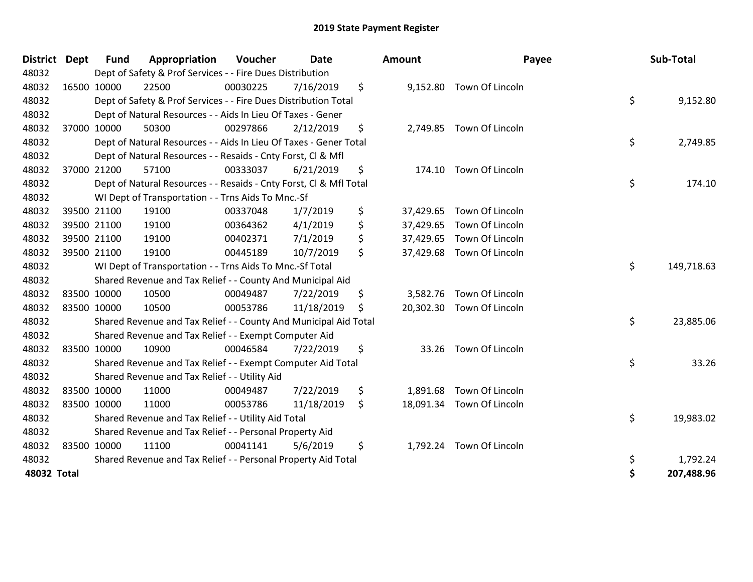# 2019 State Payment Register

| District | Dept | Fund | Appropriation | Voucher | Date | Amount | Payee | Sub-Total |
|---|---|---|---|---|---|---|---|---|
| 48032 | | Dept of Safety & Prof Services - - Fire Dues Distribution | | | | | | |
| 48032 | 16500 | 10000 | 22500 | 00030225 | 7/16/2019 | $ 9,152.80 | Town Of Lincoln | |
| 48032 | | Dept of Safety & Prof Services - - Fire Dues Distribution Total | | | | | | $ 9,152.80 |
| 48032 | | Dept of Natural Resources - - Aids In Lieu Of Taxes - Gener | | | | | | |
| 48032 | 37000 | 10000 | 50300 | 00297866 | 2/12/2019 | $ 2,749.85 | Town Of Lincoln | |
| 48032 | | Dept of Natural Resources - - Aids In Lieu Of Taxes - Gener Total | | | | | | $ 2,749.85 |
| 48032 | | Dept of Natural Resources - - Resaids - Cnty Forst, Cl & Mfl | | | | | | |
| 48032 | 37000 | 21200 | 57100 | 00333037 | 6/21/2019 | $ 174.10 | Town Of Lincoln | |
| 48032 | | Dept of Natural Resources - - Resaids - Cnty Forst, Cl & Mfl Total | | | | | | $ 174.10 |
| 48032 | | WI Dept of Transportation - - Trns Aids To Mnc.-Sf | | | | | | |
| 48032 | 39500 | 21100 | 19100 | 00337048 | 1/7/2019 | $ 37,429.65 | Town Of Lincoln | |
| 48032 | 39500 | 21100 | 19100 | 00364362 | 4/1/2019 | $ 37,429.65 | Town Of Lincoln | |
| 48032 | 39500 | 21100 | 19100 | 00402371 | 7/1/2019 | $ 37,429.65 | Town Of Lincoln | |
| 48032 | 39500 | 21100 | 19100 | 00445189 | 10/7/2019 | $ 37,429.68 | Town Of Lincoln | |
| 48032 | | WI Dept of Transportation - - Trns Aids To Mnc.-Sf Total | | | | | | $ 149,718.63 |
| 48032 | | Shared Revenue and Tax Relief - - County And Municipal Aid | | | | | | |
| 48032 | 83500 | 10000 | 10500 | 00049487 | 7/22/2019 | $ 3,582.76 | Town Of Lincoln | |
| 48032 | 83500 | 10000 | 10500 | 00053786 | 11/18/2019 | $ 20,302.30 | Town Of Lincoln | |
| 48032 | | Shared Revenue and Tax Relief - - County And Municipal Aid Total | | | | | | $ 23,885.06 |
| 48032 | | Shared Revenue and Tax Relief - - Exempt Computer Aid | | | | | | |
| 48032 | 83500 | 10000 | 10900 | 00046584 | 7/22/2019 | $ 33.26 | Town Of Lincoln | |
| 48032 | | Shared Revenue and Tax Relief - - Exempt Computer Aid Total | | | | | | $ 33.26 |
| 48032 | | Shared Revenue and Tax Relief - - Utility Aid | | | | | | |
| 48032 | 83500 | 10000 | 11000 | 00049487 | 7/22/2019 | $ 1,891.68 | Town Of Lincoln | |
| 48032 | 83500 | 10000 | 11000 | 00053786 | 11/18/2019 | $ 18,091.34 | Town Of Lincoln | |
| 48032 | | Shared Revenue and Tax Relief - - Utility Aid Total | | | | | | $ 19,983.02 |
| 48032 | | Shared Revenue and Tax Relief - - Personal Property Aid | | | | | | |
| 48032 | 83500 | 10000 | 11100 | 00041141 | 5/6/2019 | $ 1,792.24 | Town Of Lincoln | |
| 48032 | | Shared Revenue and Tax Relief - - Personal Property Aid Total | | | | | | $ 1,792.24 |
| **48032 Total** | | | | | | | | **$ 207,488.96** |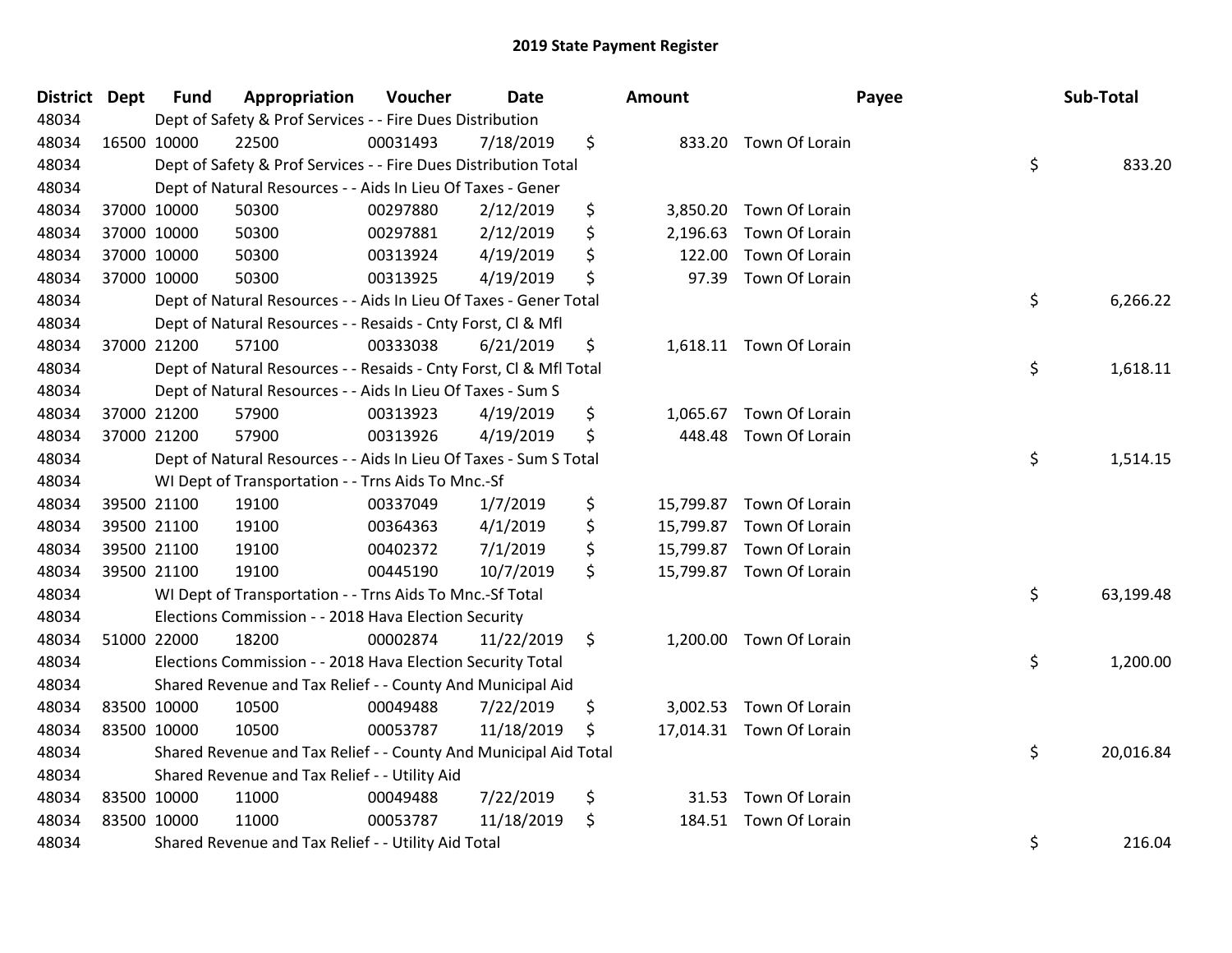# 2019 State Payment Register

| District | Dept | Fund | Appropriation | Voucher | Date | Amount | Payee | Sub-Total |
|---|---|---|---|---|---|---|---|---|
| 48034 | Dept of Safety & Prof Services - - Fire Dues Distribution | | | | | | | |
| 48034 | 16500 | 10000 | 22500 | 00031493 | 7/18/2019 | $ 833.20 | Town Of Lorain | |
| 48034 | Dept of Safety & Prof Services - - Fire Dues Distribution Total | | | | | | | $ 833.20 |
| 48034 | Dept of Natural Resources - - Aids In Lieu Of Taxes - Gener | | | | | | | |
| 48034 | 37000 | 10000 | 50300 | 00297880 | 2/12/2019 | $ 3,850.20 | Town Of Lorain | |
| 48034 | 37000 | 10000 | 50300 | 00297881 | 2/12/2019 | $ 2,196.63 | Town Of Lorain | |
| 48034 | 37000 | 10000 | 50300 | 00313924 | 4/19/2019 | $ 122.00 | Town Of Lorain | |
| 48034 | 37000 | 10000 | 50300 | 00313925 | 4/19/2019 | $ 97.39 | Town Of Lorain | |
| 48034 | Dept of Natural Resources - - Aids In Lieu Of Taxes - Gener Total | | | | | | | $ 6,266.22 |
| 48034 | Dept of Natural Resources - - Resaids - Cnty Forst, Cl & Mfl | | | | | | | |
| 48034 | 37000 | 21200 | 57100 | 00333038 | 6/21/2019 | $ 1,618.11 | Town Of Lorain | |
| 48034 | Dept of Natural Resources - - Resaids - Cnty Forst, Cl & Mfl Total | | | | | | | $ 1,618.11 |
| 48034 | Dept of Natural Resources - - Aids In Lieu Of Taxes - Sum S | | | | | | | |
| 48034 | 37000 | 21200 | 57900 | 00313923 | 4/19/2019 | $ 1,065.67 | Town Of Lorain | |
| 48034 | 37000 | 21200 | 57900 | 00313926 | 4/19/2019 | $ 448.48 | Town Of Lorain | |
| 48034 | Dept of Natural Resources - - Aids In Lieu Of Taxes - Sum S Total | | | | | | | $ 1,514.15 |
| 48034 | WI Dept of Transportation - - Trns Aids To Mnc.-Sf | | | | | | | |
| 48034 | 39500 | 21100 | 19100 | 00337049 | 1/7/2019 | $ 15,799.87 | Town Of Lorain | |
| 48034 | 39500 | 21100 | 19100 | 00364363 | 4/1/2019 | $ 15,799.87 | Town Of Lorain | |
| 48034 | 39500 | 21100 | 19100 | 00402372 | 7/1/2019 | $ 15,799.87 | Town Of Lorain | |
| 48034 | 39500 | 21100 | 19100 | 00445190 | 10/7/2019 | $ 15,799.87 | Town Of Lorain | |
| 48034 | WI Dept of Transportation - - Trns Aids To Mnc.-Sf Total | | | | | | | $ 63,199.48 |
| 48034 | Elections Commission - - 2018 Hava Election Security | | | | | | | |
| 48034 | 51000 | 22000 | 18200 | 00002874 | 11/22/2019 | $ 1,200.00 | Town Of Lorain | |
| 48034 | Elections Commission - - 2018 Hava Election Security Total | | | | | | | $ 1,200.00 |
| 48034 | Shared Revenue and Tax Relief - - County And Municipal Aid | | | | | | | |
| 48034 | 83500 | 10000 | 10500 | 00049488 | 7/22/2019 | $ 3,002.53 | Town Of Lorain | |
| 48034 | 83500 | 10000 | 10500 | 00053787 | 11/18/2019 | $ 17,014.31 | Town Of Lorain | |
| 48034 | Shared Revenue and Tax Relief - - County And Municipal Aid Total | | | | | | | $ 20,016.84 |
| 48034 | Shared Revenue and Tax Relief - - Utility Aid | | | | | | | |
| 48034 | 83500 | 10000 | 11000 | 00049488 | 7/22/2019 | $ 31.53 | Town Of Lorain | |
| 48034 | 83500 | 10000 | 11000 | 00053787 | 11/18/2019 | $ 184.51 | Town Of Lorain | |
| 48034 | Shared Revenue and Tax Relief - - Utility Aid Total | | | | | | | $ 216.04 |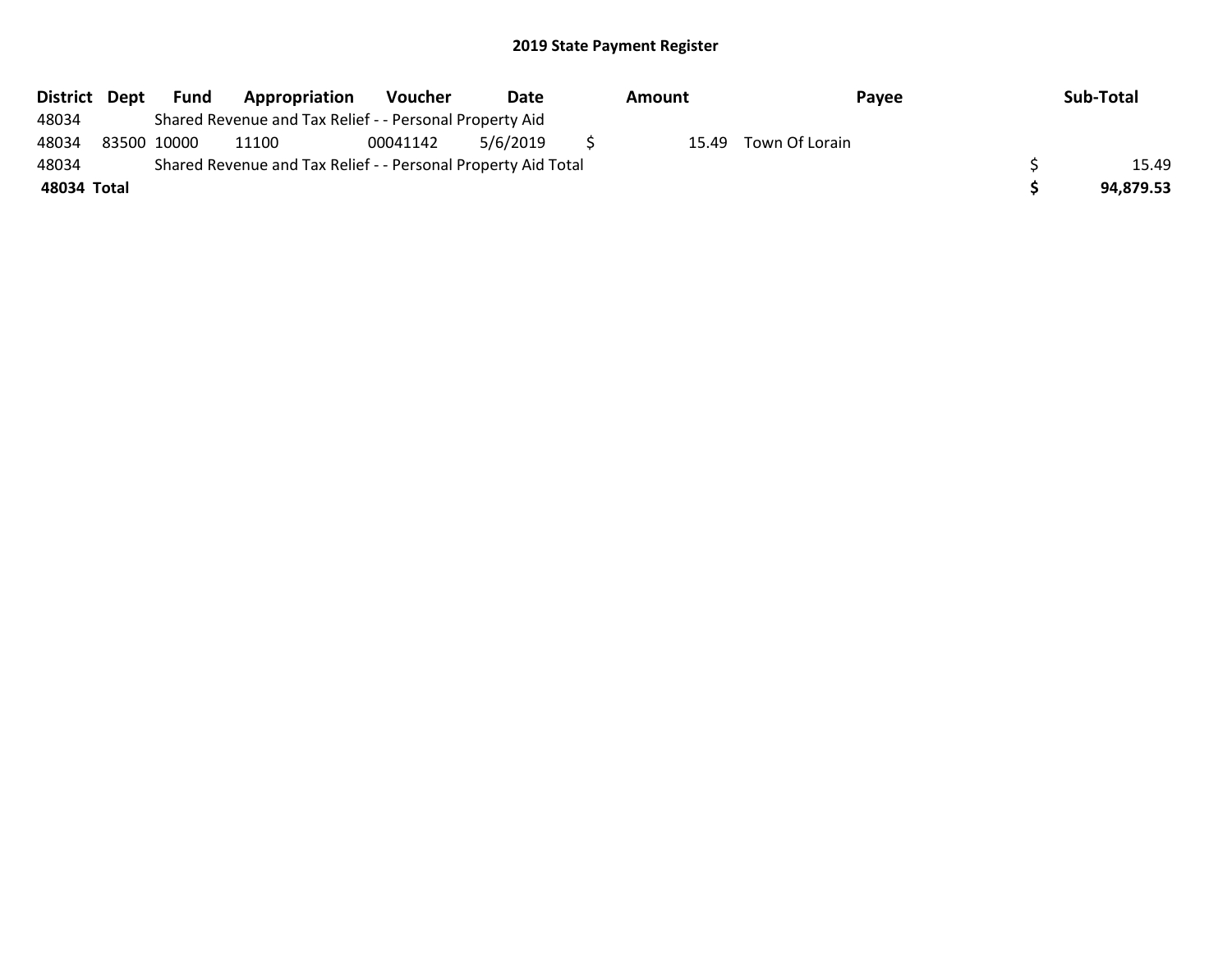## 2019 State Payment Register

| District | Dept | Fund | Appropriation | Voucher | Date | Amount | Payee | Sub-Total |
|---|---|---|---|---|---|---|---|---|
| 48034 | | Shared Revenue and Tax Relief - - Personal Property Aid | | | | | | |
| 48034 | 83500 | 10000 | 11100 | 00041142 | 5/6/2019 | $ 15.49 | Town Of Lorain | |
| 48034 | | Shared Revenue and Tax Relief - - Personal Property Aid Total | | | | | | $ 15.49 |
| **48034 Total** | | | | | | | | **$ 94,879.53** |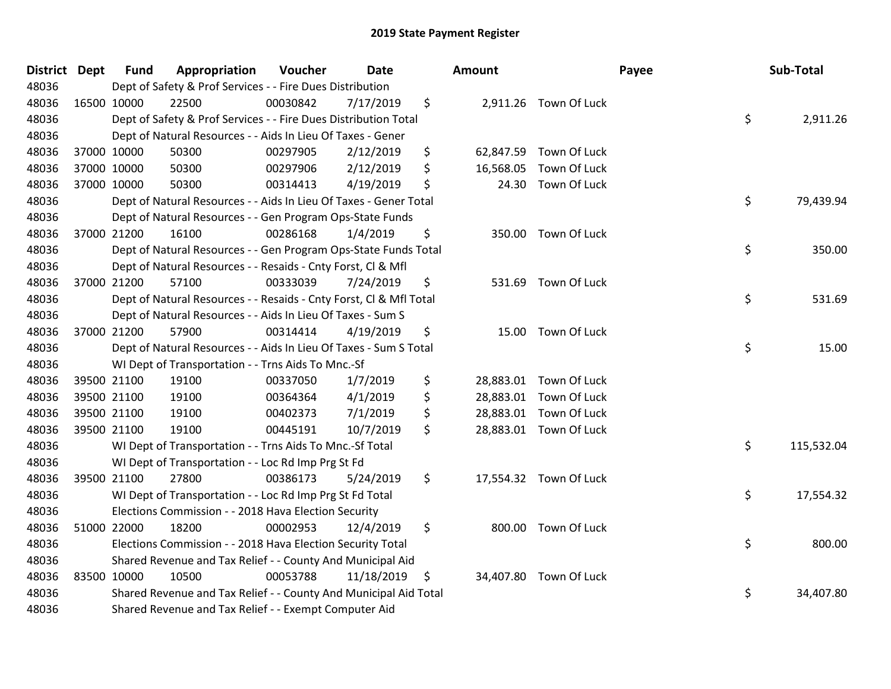## 2019 State Payment Register

| District | Dept | Fund | Appropriation | Voucher | Date | Amount | Payee | Sub-Total |
|---|---|---|---|---|---|---|---|---|
| 48036 | Dept of Safety & Prof Services - - Fire Dues Distribution | | | | | | | |
| 48036 | 16500 | 10000 | 22500 | 00030842 | 7/17/2019 | $ 2,911.26 | Town Of Luck | |
| 48036 | Dept of Safety & Prof Services - - Fire Dues Distribution Total | | | | | | | $ 2,911.26 |
| 48036 | Dept of Natural Resources - - Aids In Lieu Of Taxes - Gener | | | | | | | |
| 48036 | 37000 | 10000 | 50300 | 00297905 | 2/12/2019 | $ 62,847.59 | Town Of Luck | |
| 48036 | 37000 | 10000 | 50300 | 00297906 | 2/12/2019 | $ 16,568.05 | Town Of Luck | |
| 48036 | 37000 | 10000 | 50300 | 00314413 | 4/19/2019 | $ 24.30 | Town Of Luck | |
| 48036 | Dept of Natural Resources - - Aids In Lieu Of Taxes - Gener Total | | | | | | | $ 79,439.94 |
| 48036 | Dept of Natural Resources - - Gen Program Ops-State Funds | | | | | | | |
| 48036 | 37000 | 21200 | 16100 | 00286168 | 1/4/2019 | $ 350.00 | Town Of Luck | |
| 48036 | Dept of Natural Resources - - Gen Program Ops-State Funds Total | | | | | | | $ 350.00 |
| 48036 | Dept of Natural Resources - - Resaids - Cnty Forst, Cl & Mfl | | | | | | | |
| 48036 | 37000 | 21200 | 57100 | 00333039 | 7/24/2019 | $ 531.69 | Town Of Luck | |
| 48036 | Dept of Natural Resources - - Resaids - Cnty Forst, Cl & Mfl Total | | | | | | | $ 531.69 |
| 48036 | Dept of Natural Resources - - Aids In Lieu Of Taxes - Sum S | | | | | | | |
| 48036 | 37000 | 21200 | 57900 | 00314414 | 4/19/2019 | $ 15.00 | Town Of Luck | |
| 48036 | Dept of Natural Resources - - Aids In Lieu Of Taxes - Sum S Total | | | | | | | $ 15.00 |
| 48036 | WI Dept of Transportation - - Trns Aids To Mnc.-Sf | | | | | | | |
| 48036 | 39500 | 21100 | 19100 | 00337050 | 1/7/2019 | $ 28,883.01 | Town Of Luck | |
| 48036 | 39500 | 21100 | 19100 | 00364364 | 4/1/2019 | $ 28,883.01 | Town Of Luck | |
| 48036 | 39500 | 21100 | 19100 | 00402373 | 7/1/2019 | $ 28,883.01 | Town Of Luck | |
| 48036 | 39500 | 21100 | 19100 | 00445191 | 10/7/2019 | $ 28,883.01 | Town Of Luck | |
| 48036 | WI Dept of Transportation - - Trns Aids To Mnc.-Sf Total | | | | | | | $ 115,532.04 |
| 48036 | WI Dept of Transportation - - Loc Rd Imp Prg St Fd | | | | | | | |
| 48036 | 39500 | 21100 | 27800 | 00386173 | 5/24/2019 | $ 17,554.32 | Town Of Luck | |
| 48036 | WI Dept of Transportation - - Loc Rd Imp Prg St Fd Total | | | | | | | $ 17,554.32 |
| 48036 | Elections Commission - - 2018 Hava Election Security | | | | | | | |
| 48036 | 51000 | 22000 | 18200 | 00002953 | 12/4/2019 | $ 800.00 | Town Of Luck | |
| 48036 | Elections Commission - - 2018 Hava Election Security Total | | | | | | | $ 800.00 |
| 48036 | Shared Revenue and Tax Relief - - County And Municipal Aid | | | | | | | |
| 48036 | 83500 | 10000 | 10500 | 00053788 | 11/18/2019 | $ 34,407.80 | Town Of Luck | |
| 48036 | Shared Revenue and Tax Relief - - County And Municipal Aid Total | | | | | | | $ 34,407.80 |
| 48036 | Shared Revenue and Tax Relief - - Exempt Computer Aid | | | | | | | |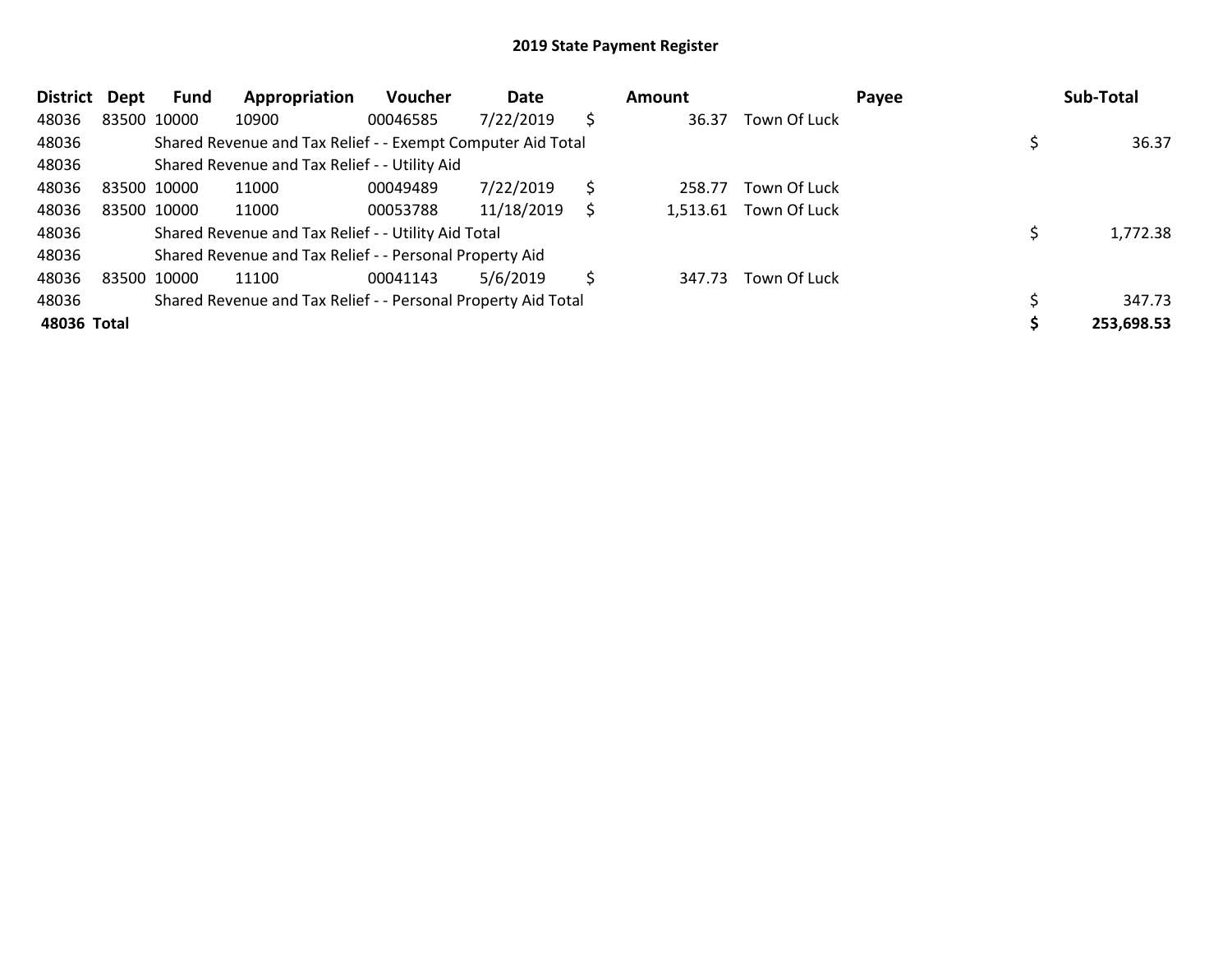# 2019 State Payment Register

| District | Dept | Fund | Appropriation | Voucher | Date | Amount | Payee | Sub-Total |
|---|---|---|---|---|---|---|---|---|
| 48036 | 83500 | 10000 | 10900 | 00046585 | 7/22/2019 | $ 36.37 | Town Of Luck | |
| 48036 | | Shared Revenue and Tax Relief - - Exempt Computer Aid Total | | | | | | $ 36.37 |
| 48036 | | Shared Revenue and Tax Relief - - Utility Aid | | | | | | |
| 48036 | 83500 | 10000 | 11000 | 00049489 | 7/22/2019 | $ 258.77 | Town Of Luck | |
| 48036 | 83500 | 10000 | 11000 | 00053788 | 11/18/2019 | $ 1,513.61 | Town Of Luck | |
| 48036 | | Shared Revenue and Tax Relief - - Utility Aid Total | | | | | | $ 1,772.38 |
| 48036 | | Shared Revenue and Tax Relief - - Personal Property Aid | | | | | | |
| 48036 | 83500 | 10000 | 11100 | 00041143 | 5/6/2019 | $ 347.73 | Town Of Luck | |
| 48036 | | Shared Revenue and Tax Relief - - Personal Property Aid Total | | | | | | $ 347.73 |
| **48036 Total** | | | | | | | | **$ 253,698.53** |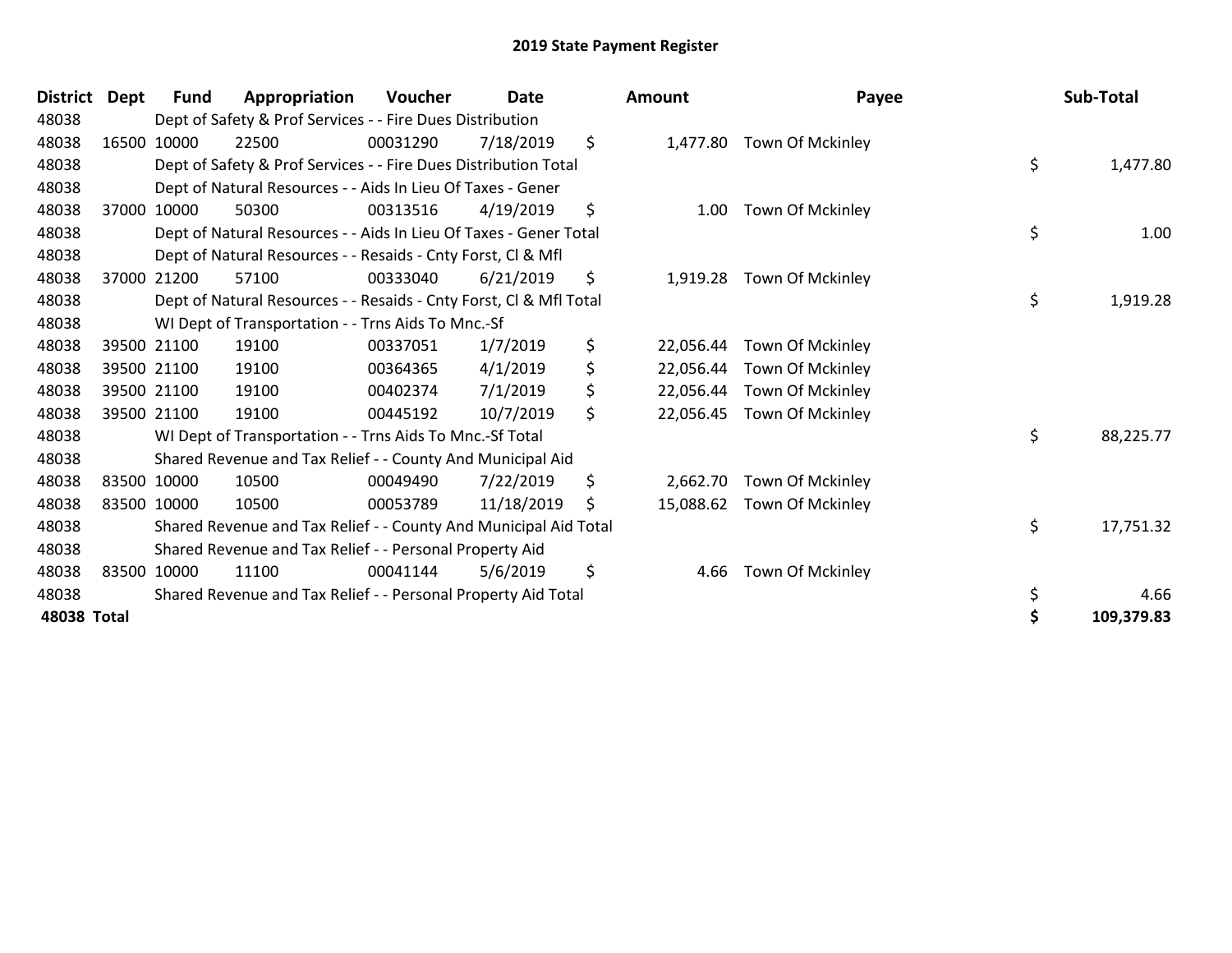# 2019 State Payment Register

| District | Dept | Fund | Appropriation | Voucher | Date | | Amount | Payee | | Sub-Total |
|---|---|---|---|---|---|---|---|---|---|---|
| 48038 | | Dept of Safety & Prof Services - - Fire Dues Distribution | | | | | | | | |
| 48038 | 16500 | 10000 | 22500 | 00031290 | 7/18/2019 | $ | 1,477.80 | Town Of Mckinley | | |
| 48038 | | Dept of Safety & Prof Services - - Fire Dues Distribution Total | | | | | | | $ | 1,477.80 |
| 48038 | | Dept of Natural Resources - - Aids In Lieu Of Taxes - Gener | | | | | | | | |
| 48038 | 37000 | 10000 | 50300 | 00313516 | 4/19/2019 | $ | 1.00 | Town Of Mckinley | | |
| 48038 | | Dept of Natural Resources - - Aids In Lieu Of Taxes - Gener Total | | | | | | | $ | 1.00 |
| 48038 | | Dept of Natural Resources - - Resaids - Cnty Forst, Cl & Mfl | | | | | | | | |
| 48038 | 37000 | 21200 | 57100 | 00333040 | 6/21/2019 | $ | 1,919.28 | Town Of Mckinley | | |
| 48038 | | Dept of Natural Resources - - Resaids - Cnty Forst, Cl & Mfl Total | | | | | | | $ | 1,919.28 |
| 48038 | | WI Dept of Transportation - - Trns Aids To Mnc.-Sf | | | | | | | | |
| 48038 | 39500 | 21100 | 19100 | 00337051 | 1/7/2019 | $ | 22,056.44 | Town Of Mckinley | | |
| 48038 | 39500 | 21100 | 19100 | 00364365 | 4/1/2019 | $ | 22,056.44 | Town Of Mckinley | | |
| 48038 | 39500 | 21100 | 19100 | 00402374 | 7/1/2019 | $ | 22,056.44 | Town Of Mckinley | | |
| 48038 | 39500 | 21100 | 19100 | 00445192 | 10/7/2019 | $ | 22,056.45 | Town Of Mckinley | | |
| 48038 | | WI Dept of Transportation - - Trns Aids To Mnc.-Sf Total | | | | | | | $ | 88,225.77 |
| 48038 | | Shared Revenue and Tax Relief - - County And Municipal Aid | | | | | | | | |
| 48038 | 83500 | 10000 | 10500 | 00049490 | 7/22/2019 | $ | 2,662.70 | Town Of Mckinley | | |
| 48038 | 83500 | 10000 | 10500 | 00053789 | 11/18/2019 | $ | 15,088.62 | Town Of Mckinley | | |
| 48038 | | Shared Revenue and Tax Relief - - County And Municipal Aid Total | | | | | | | $ | 17,751.32 |
| 48038 | | Shared Revenue and Tax Relief - - Personal Property Aid | | | | | | | | |
| 48038 | 83500 | 10000 | 11100 | 00041144 | 5/6/2019 | $ | 4.66 | Town Of Mckinley | | |
| 48038 | | Shared Revenue and Tax Relief - - Personal Property Aid Total | | | | | | | $ | 4.66 |
| **48038 Total** | | | | | | | | | **$** | **109,379.83** |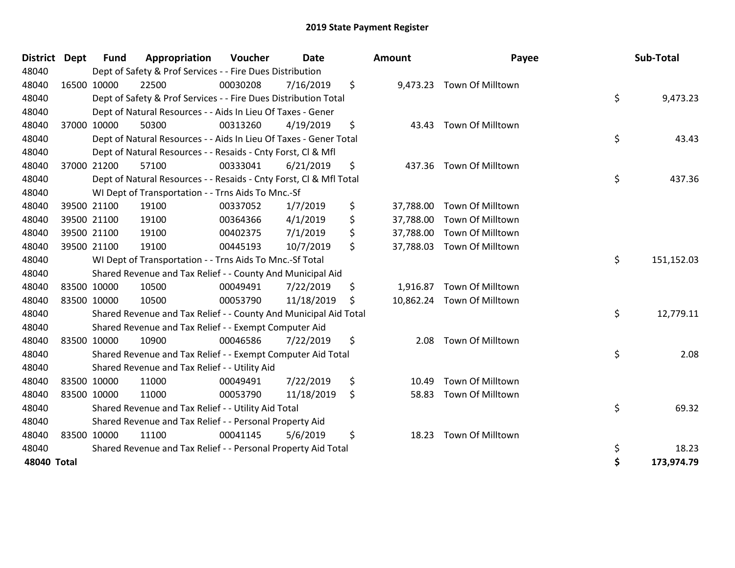# 2019 State Payment Register

| District | Dept | Fund | Appropriation | Voucher | Date | Amount | Payee | Sub-Total |
|---|---|---|---|---|---|---|---|---|
| 48040 | | Dept of Safety & Prof Services - - Fire Dues Distribution | | | | | | |
| 48040 | 16500 | 10000 | 22500 | 00030208 | 7/16/2019 | $ 9,473.23 | Town Of Milltown | |
| 48040 | | Dept of Safety & Prof Services - - Fire Dues Distribution Total | | | | | | $ 9,473.23 |
| 48040 | | Dept of Natural Resources - - Aids In Lieu Of Taxes - Gener | | | | | | |
| 48040 | 37000 | 10000 | 50300 | 00313260 | 4/19/2019 | $ 43.43 | Town Of Milltown | |
| 48040 | | Dept of Natural Resources - - Aids In Lieu Of Taxes - Gener Total | | | | | | $ 43.43 |
| 48040 | | Dept of Natural Resources - - Resaids - Cnty Forst, Cl & Mfl | | | | | | |
| 48040 | 37000 | 21200 | 57100 | 00333041 | 6/21/2019 | $ 437.36 | Town Of Milltown | |
| 48040 | | Dept of Natural Resources - - Resaids - Cnty Forst, Cl & Mfl Total | | | | | | $ 437.36 |
| 48040 | | WI Dept of Transportation - - Trns Aids To Mnc.-Sf | | | | | | |
| 48040 | 39500 | 21100 | 19100 | 00337052 | 1/7/2019 | $ 37,788.00 | Town Of Milltown | |
| 48040 | 39500 | 21100 | 19100 | 00364366 | 4/1/2019 | $ 37,788.00 | Town Of Milltown | |
| 48040 | 39500 | 21100 | 19100 | 00402375 | 7/1/2019 | $ 37,788.00 | Town Of Milltown | |
| 48040 | 39500 | 21100 | 19100 | 00445193 | 10/7/2019 | $ 37,788.03 | Town Of Milltown | |
| 48040 | | WI Dept of Transportation - - Trns Aids To Mnc.-Sf Total | | | | | | $ 151,152.03 |
| 48040 | | Shared Revenue and Tax Relief - - County And Municipal Aid | | | | | | |
| 48040 | 83500 | 10000 | 10500 | 00049491 | 7/22/2019 | $ 1,916.87 | Town Of Milltown | |
| 48040 | 83500 | 10000 | 10500 | 00053790 | 11/18/2019 | $ 10,862.24 | Town Of Milltown | |
| 48040 | | Shared Revenue and Tax Relief - - County And Municipal Aid Total | | | | | | $ 12,779.11 |
| 48040 | | Shared Revenue and Tax Relief - - Exempt Computer Aid | | | | | | |
| 48040 | 83500 | 10000 | 10900 | 00046586 | 7/22/2019 | $ 2.08 | Town Of Milltown | |
| 48040 | | Shared Revenue and Tax Relief - - Exempt Computer Aid Total | | | | | | $ 2.08 |
| 48040 | | Shared Revenue and Tax Relief - - Utility Aid | | | | | | |
| 48040 | 83500 | 10000 | 11000 | 00049491 | 7/22/2019 | $ 10.49 | Town Of Milltown | |
| 48040 | 83500 | 10000 | 11000 | 00053790 | 11/18/2019 | $ 58.83 | Town Of Milltown | |
| 48040 | | Shared Revenue and Tax Relief - - Utility Aid Total | | | | | | $ 69.32 |
| 48040 | | Shared Revenue and Tax Relief - - Personal Property Aid | | | | | | |
| 48040 | 83500 | 10000 | 11100 | 00041145 | 5/6/2019 | $ 18.23 | Town Of Milltown | |
| 48040 | | Shared Revenue and Tax Relief - - Personal Property Aid Total | | | | | | $ 18.23 |
| **48040 Total** | | | | | | | | **$ 173,974.79** |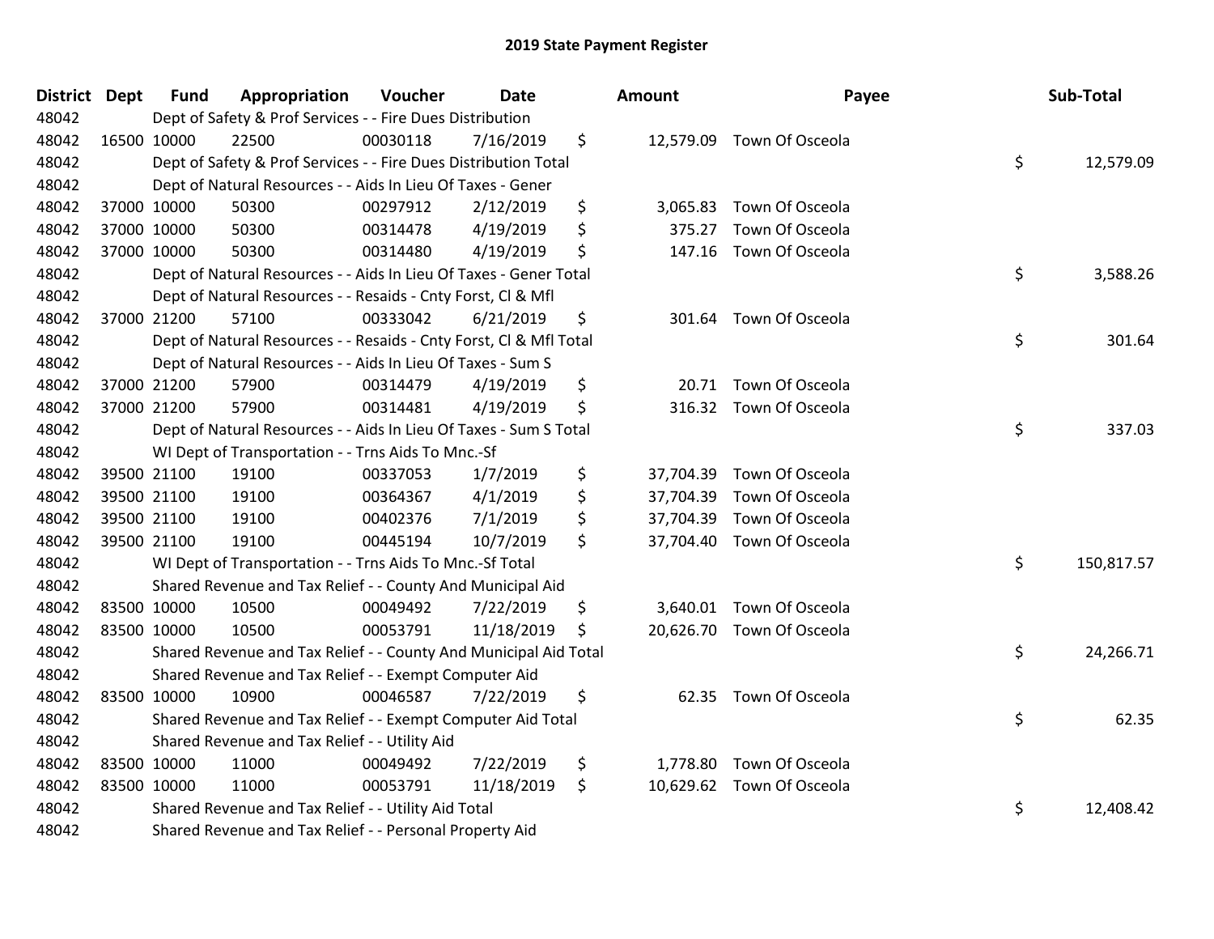# 2019 State Payment Register

| District | Dept | Fund | Appropriation | Voucher | Date | Amount | Payee | Sub-Total |
|---|---|---|---|---|---|---|---|---|
| 48042 | | Dept of Safety & Prof Services - - Fire Dues Distribution | | | | | | |
| 48042 | 16500 | 10000 | 22500 | 00030118 | 7/16/2019 | $ 12,579.09 | Town Of Osceola | |
| 48042 | | Dept of Safety & Prof Services - - Fire Dues Distribution Total | | | | | | $ 12,579.09 |
| 48042 | | Dept of Natural Resources - - Aids In Lieu Of Taxes - Gener | | | | | | |
| 48042 | 37000 | 10000 | 50300 | 00297912 | 2/12/2019 | $ 3,065.83 | Town Of Osceola | |
| 48042 | 37000 | 10000 | 50300 | 00314478 | 4/19/2019 | $ 375.27 | Town Of Osceola | |
| 48042 | 37000 | 10000 | 50300 | 00314480 | 4/19/2019 | $ 147.16 | Town Of Osceola | |
| 48042 | | Dept of Natural Resources - - Aids In Lieu Of Taxes - Gener Total | | | | | | $ 3,588.26 |
| 48042 | | Dept of Natural Resources - - Resaids - Cnty Forst, Cl & Mfl | | | | | | |
| 48042 | 37000 | 21200 | 57100 | 00333042 | 6/21/2019 | $ 301.64 | Town Of Osceola | |
| 48042 | | Dept of Natural Resources - - Resaids - Cnty Forst, Cl & Mfl Total | | | | | | $ 301.64 |
| 48042 | | Dept of Natural Resources - - Aids In Lieu Of Taxes - Sum S | | | | | | |
| 48042 | 37000 | 21200 | 57900 | 00314479 | 4/19/2019 | $ 20.71 | Town Of Osceola | |
| 48042 | 37000 | 21200 | 57900 | 00314481 | 4/19/2019 | $ 316.32 | Town Of Osceola | |
| 48042 | | Dept of Natural Resources - - Aids In Lieu Of Taxes - Sum S Total | | | | | | $ 337.03 |
| 48042 | | WI Dept of Transportation - - Trns Aids To Mnc.-Sf | | | | | | |
| 48042 | 39500 | 21100 | 19100 | 00337053 | 1/7/2019 | $ 37,704.39 | Town Of Osceola | |
| 48042 | 39500 | 21100 | 19100 | 00364367 | 4/1/2019 | $ 37,704.39 | Town Of Osceola | |
| 48042 | 39500 | 21100 | 19100 | 00402376 | 7/1/2019 | $ 37,704.39 | Town Of Osceola | |
| 48042 | 39500 | 21100 | 19100 | 00445194 | 10/7/2019 | $ 37,704.40 | Town Of Osceola | |
| 48042 | | WI Dept of Transportation - - Trns Aids To Mnc.-Sf Total | | | | | | $ 150,817.57 |
| 48042 | | Shared Revenue and Tax Relief - - County And Municipal Aid | | | | | | |
| 48042 | 83500 | 10000 | 10500 | 00049492 | 7/22/2019 | $ 3,640.01 | Town Of Osceola | |
| 48042 | 83500 | 10000 | 10500 | 00053791 | 11/18/2019 | $ 20,626.70 | Town Of Osceola | |
| 48042 | | Shared Revenue and Tax Relief - - County And Municipal Aid Total | | | | | | $ 24,266.71 |
| 48042 | | Shared Revenue and Tax Relief - - Exempt Computer Aid | | | | | | |
| 48042 | 83500 | 10000 | 10900 | 00046587 | 7/22/2019 | $ 62.35 | Town Of Osceola | |
| 48042 | | Shared Revenue and Tax Relief - - Exempt Computer Aid Total | | | | | | $ 62.35 |
| 48042 | | Shared Revenue and Tax Relief - - Utility Aid | | | | | | |
| 48042 | 83500 | 10000 | 11000 | 00049492 | 7/22/2019 | $ 1,778.80 | Town Of Osceola | |
| 48042 | 83500 | 10000 | 11000 | 00053791 | 11/18/2019 | $ 10,629.62 | Town Of Osceola | |
| 48042 | | Shared Revenue and Tax Relief - - Utility Aid Total | | | | | | $ 12,408.42 |
| 48042 | | Shared Revenue and Tax Relief - - Personal Property Aid | | | | | | |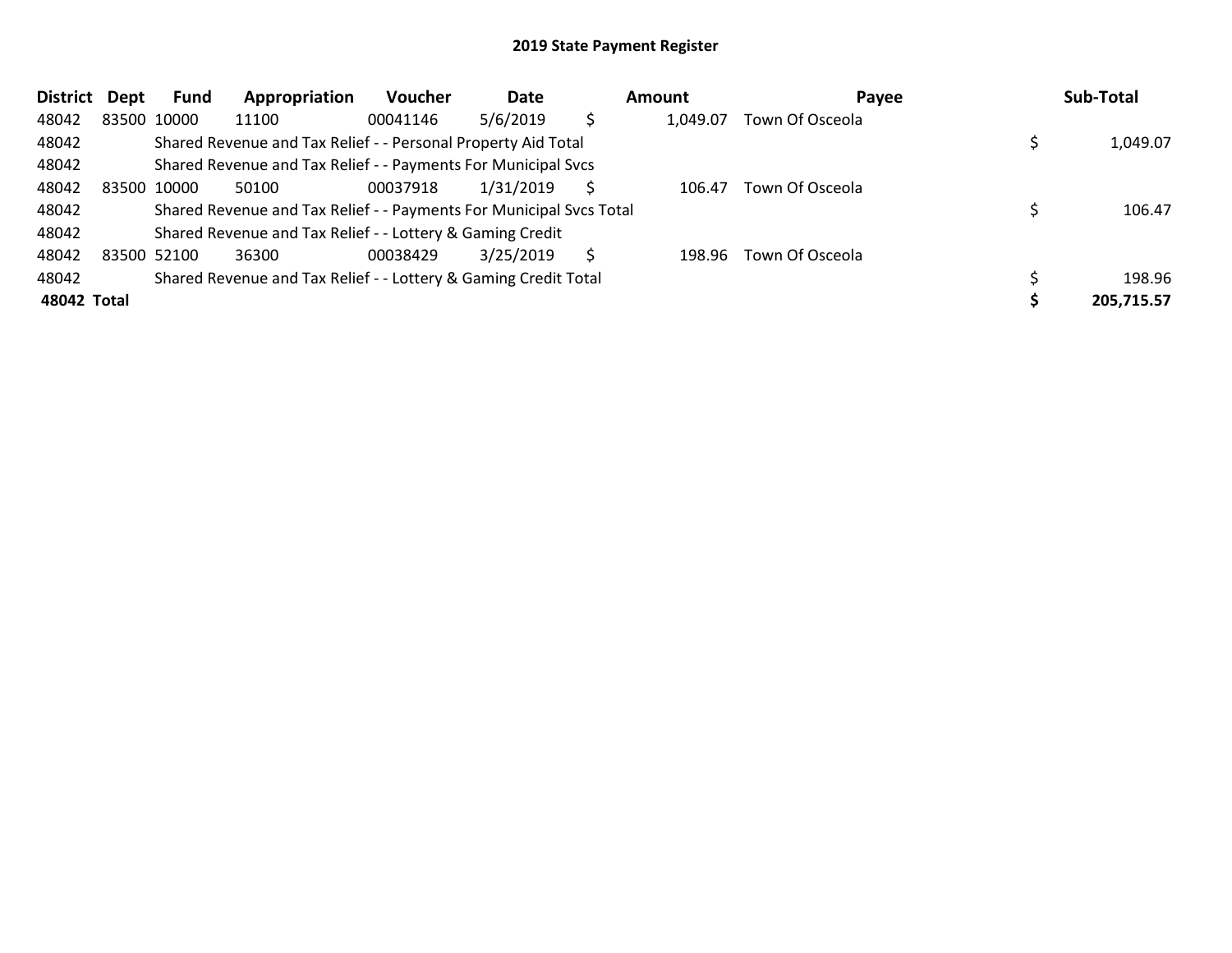# 2019 State Payment Register

| District | Dept | Fund | Appropriation | Voucher | Date | Amount | Payee | Sub-Total |
|---|---|---|---|---|---|---|---|---|
| 48042 | 83500 | 10000 | 11100 | 00041146 | 5/6/2019 | $ 1,049.07 | Town Of Osceola | |
| 48042 | | Shared Revenue and Tax Relief - - Personal Property Aid Total | | | | | | $ 1,049.07 |
| 48042 | | Shared Revenue and Tax Relief - - Payments For Municipal Svcs | | | | | | |
| 48042 | 83500 | 10000 | 50100 | 00037918 | 1/31/2019 | $ 106.47 | Town Of Osceola | |
| 48042 | | Shared Revenue and Tax Relief - - Payments For Municipal Svcs Total | | | | | | $ 106.47 |
| 48042 | | Shared Revenue and Tax Relief - - Lottery & Gaming Credit | | | | | | |
| 48042 | 83500 | 52100 | 36300 | 00038429 | 3/25/2019 | $ 198.96 | Town Of Osceola | |
| 48042 | | Shared Revenue and Tax Relief - - Lottery & Gaming Credit Total | | | | | | $ 198.96 |
| **48042 Total** | | | | | | | | **$ 205,715.57** |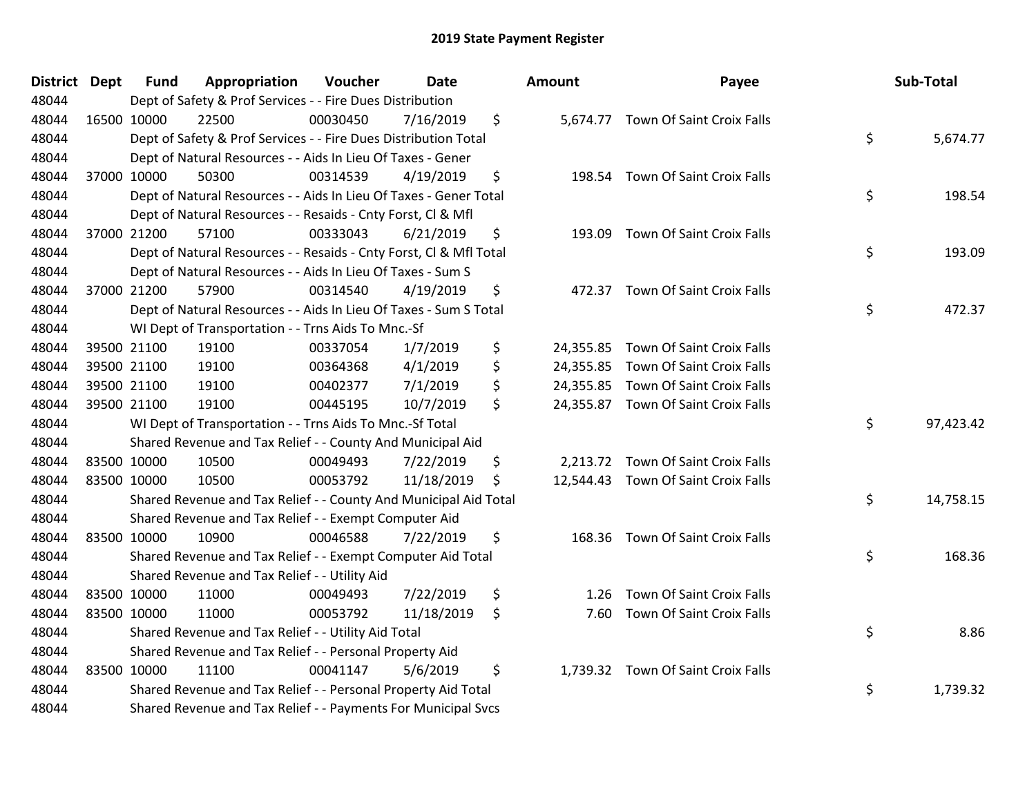## 2019 State Payment Register

| District | Dept | Fund | Appropriation | Voucher | Date | Amount | Payee | Sub-Total |
|---|---|---|---|---|---|---|---|---|
| 48044 | | Dept of Safety & Prof Services - - Fire Dues Distribution | | | | | | |
| 48044 | 16500 | 10000 | 22500 | 00030450 | 7/16/2019 | $ 5,674.77 | Town Of Saint Croix Falls | |
| 48044 | | Dept of Safety & Prof Services - - Fire Dues Distribution Total | | | | | | $ 5,674.77 |
| 48044 | | Dept of Natural Resources - - Aids In Lieu Of Taxes - Gener | | | | | | |
| 48044 | 37000 | 10000 | 50300 | 00314539 | 4/19/2019 | $ 198.54 | Town Of Saint Croix Falls | |
| 48044 | | Dept of Natural Resources - - Aids In Lieu Of Taxes - Gener Total | | | | | | $ 198.54 |
| 48044 | | Dept of Natural Resources - - Resaids - Cnty Forst, Cl & Mfl | | | | | | |
| 48044 | 37000 | 21200 | 57100 | 00333043 | 6/21/2019 | $ 193.09 | Town Of Saint Croix Falls | |
| 48044 | | Dept of Natural Resources - - Resaids - Cnty Forst, Cl & Mfl Total | | | | | | $ 193.09 |
| 48044 | | Dept of Natural Resources - - Aids In Lieu Of Taxes - Sum S | | | | | | |
| 48044 | 37000 | 21200 | 57900 | 00314540 | 4/19/2019 | $ 472.37 | Town Of Saint Croix Falls | |
| 48044 | | Dept of Natural Resources - - Aids In Lieu Of Taxes - Sum S Total | | | | | | $ 472.37 |
| 48044 | | WI Dept of Transportation - - Trns Aids To Mnc.-Sf | | | | | | |
| 48044 | 39500 | 21100 | 19100 | 00337054 | 1/7/2019 | $ 24,355.85 | Town Of Saint Croix Falls | |
| 48044 | 39500 | 21100 | 19100 | 00364368 | 4/1/2019 | $ 24,355.85 | Town Of Saint Croix Falls | |
| 48044 | 39500 | 21100 | 19100 | 00402377 | 7/1/2019 | $ 24,355.85 | Town Of Saint Croix Falls | |
| 48044 | 39500 | 21100 | 19100 | 00445195 | 10/7/2019 | $ 24,355.87 | Town Of Saint Croix Falls | |
| 48044 | | WI Dept of Transportation - - Trns Aids To Mnc.-Sf Total | | | | | | $ 97,423.42 |
| 48044 | | Shared Revenue and Tax Relief - - County And Municipal Aid | | | | | | |
| 48044 | 83500 | 10000 | 10500 | 00049493 | 7/22/2019 | $ 2,213.72 | Town Of Saint Croix Falls | |
| 48044 | 83500 | 10000 | 10500 | 00053792 | 11/18/2019 | $ 12,544.43 | Town Of Saint Croix Falls | |
| 48044 | | Shared Revenue and Tax Relief - - County And Municipal Aid Total | | | | | | $ 14,758.15 |
| 48044 | | Shared Revenue and Tax Relief - - Exempt Computer Aid | | | | | | |
| 48044 | 83500 | 10000 | 10900 | 00046588 | 7/22/2019 | $ 168.36 | Town Of Saint Croix Falls | |
| 48044 | | Shared Revenue and Tax Relief - - Exempt Computer Aid Total | | | | | | $ 168.36 |
| 48044 | | Shared Revenue and Tax Relief - - Utility Aid | | | | | | |
| 48044 | 83500 | 10000 | 11000 | 00049493 | 7/22/2019 | $ 1.26 | Town Of Saint Croix Falls | |
| 48044 | 83500 | 10000 | 11000 | 00053792 | 11/18/2019 | $ 7.60 | Town Of Saint Croix Falls | |
| 48044 | | Shared Revenue and Tax Relief - - Utility Aid Total | | | | | | $ 8.86 |
| 48044 | | Shared Revenue and Tax Relief - - Personal Property Aid | | | | | | |
| 48044 | 83500 | 10000 | 11100 | 00041147 | 5/6/2019 | $ 1,739.32 | Town Of Saint Croix Falls | |
| 48044 | | Shared Revenue and Tax Relief - - Personal Property Aid Total | | | | | | $ 1,739.32 |
| 48044 | | Shared Revenue and Tax Relief - - Payments For Municipal Svcs | | | | | | |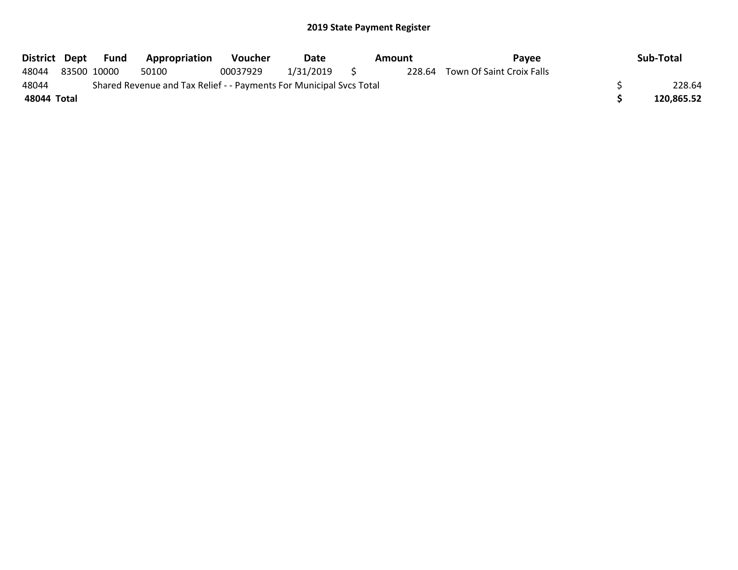# 2019 State Payment Register

| District | Dept | Fund | Appropriation | Voucher | Date | Amount | Payee | Sub-Total |
|---|---|---|---|---|---|---|---|---|
| 48044 | 83500 | 10000 | 50100 | 00037929 | 1/31/2019 | $ 228.64 | Town Of Saint Croix Falls | |
| 48044 | Shared Revenue and Tax Relief - - Payments For Municipal Svcs Total | | | | | | | $ 228.64 |
| **48044 Total** | | | | | | | | **$ 120,865.52** |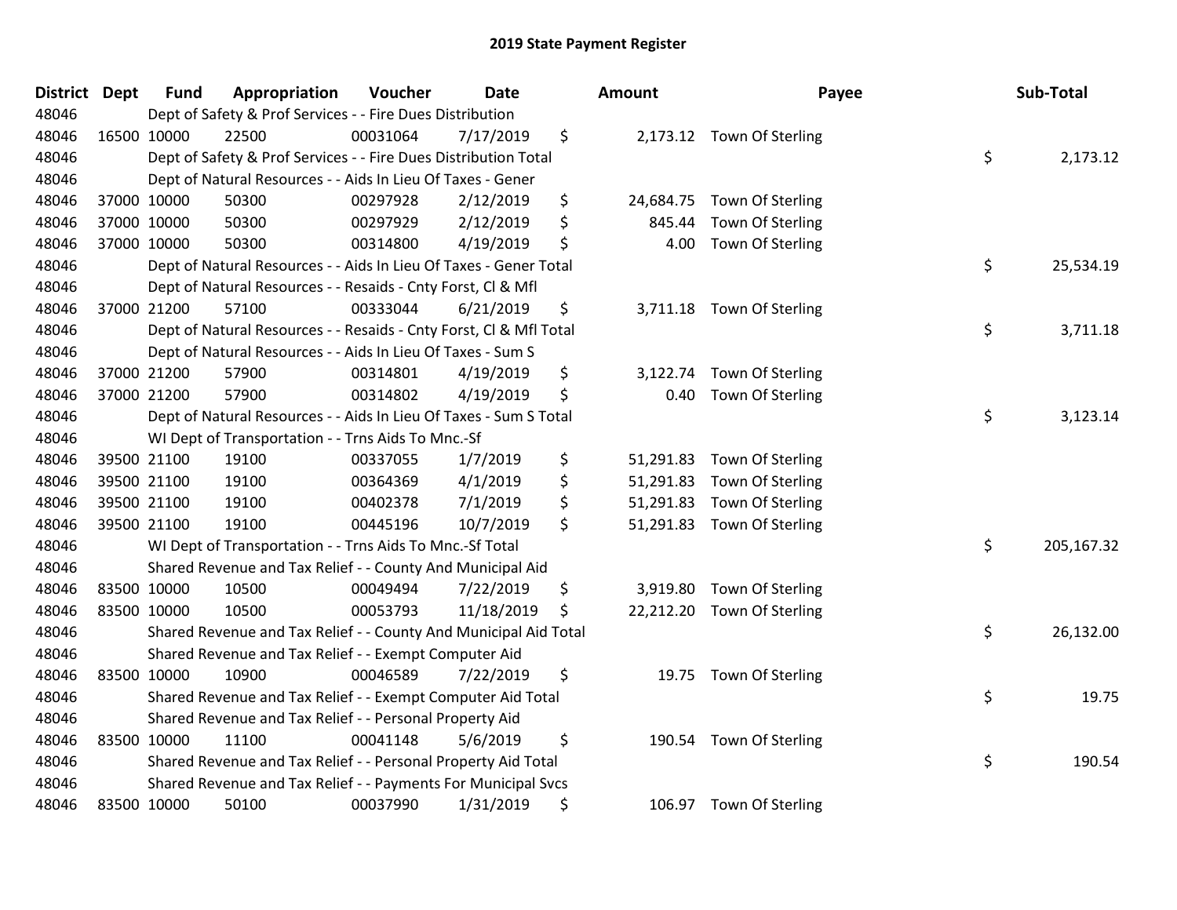# 2019 State Payment Register

| District | Dept | Fund | Appropriation | Voucher | Date | Amount | Payee | Sub-Total |
|---|---|---|---|---|---|---|---|---|
| 48046 | | Dept of Safety & Prof Services - - Fire Dues Distribution | | | | | | |
| 48046 | 16500 | 10000 | 22500 | 00031064 | 7/17/2019 | $ 2,173.12 | Town Of Sterling | |
| 48046 | | Dept of Safety & Prof Services - - Fire Dues Distribution Total | | | | | | $ 2,173.12 |
| 48046 | | Dept of Natural Resources - - Aids In Lieu Of Taxes - Gener | | | | | | |
| 48046 | 37000 | 10000 | 50300 | 00297928 | 2/12/2019 | $ 24,684.75 | Town Of Sterling | |
| 48046 | 37000 | 10000 | 50300 | 00297929 | 2/12/2019 | $ 845.44 | Town Of Sterling | |
| 48046 | 37000 | 10000 | 50300 | 00314800 | 4/19/2019 | $ 4.00 | Town Of Sterling | |
| 48046 | | Dept of Natural Resources - - Aids In Lieu Of Taxes - Gener Total | | | | | | $ 25,534.19 |
| 48046 | | Dept of Natural Resources - - Resaids - Cnty Forst, Cl & Mfl | | | | | | |
| 48046 | 37000 | 21200 | 57100 | 00333044 | 6/21/2019 | $ 3,711.18 | Town Of Sterling | |
| 48046 | | Dept of Natural Resources - - Resaids - Cnty Forst, Cl & Mfl Total | | | | | | $ 3,711.18 |
| 48046 | | Dept of Natural Resources - - Aids In Lieu Of Taxes - Sum S | | | | | | |
| 48046 | 37000 | 21200 | 57900 | 00314801 | 4/19/2019 | $ 3,122.74 | Town Of Sterling | |
| 48046 | 37000 | 21200 | 57900 | 00314802 | 4/19/2019 | $ 0.40 | Town Of Sterling | |
| 48046 | | Dept of Natural Resources - - Aids In Lieu Of Taxes - Sum S Total | | | | | | $ 3,123.14 |
| 48046 | | WI Dept of Transportation - - Trns Aids To Mnc.-Sf | | | | | | |
| 48046 | 39500 | 21100 | 19100 | 00337055 | 1/7/2019 | $ 51,291.83 | Town Of Sterling | |
| 48046 | 39500 | 21100 | 19100 | 00364369 | 4/1/2019 | $ 51,291.83 | Town Of Sterling | |
| 48046 | 39500 | 21100 | 19100 | 00402378 | 7/1/2019 | $ 51,291.83 | Town Of Sterling | |
| 48046 | 39500 | 21100 | 19100 | 00445196 | 10/7/2019 | $ 51,291.83 | Town Of Sterling | |
| 48046 | | WI Dept of Transportation - - Trns Aids To Mnc.-Sf Total | | | | | | $ 205,167.32 |
| 48046 | | Shared Revenue and Tax Relief - - County And Municipal Aid | | | | | | |
| 48046 | 83500 | 10000 | 10500 | 00049494 | 7/22/2019 | $ 3,919.80 | Town Of Sterling | |
| 48046 | 83500 | 10000 | 10500 | 00053793 | 11/18/2019 | $ 22,212.20 | Town Of Sterling | |
| 48046 | | Shared Revenue and Tax Relief - - County And Municipal Aid Total | | | | | | $ 26,132.00 |
| 48046 | | Shared Revenue and Tax Relief - - Exempt Computer Aid | | | | | | |
| 48046 | 83500 | 10000 | 10900 | 00046589 | 7/22/2019 | $ 19.75 | Town Of Sterling | |
| 48046 | | Shared Revenue and Tax Relief - - Exempt Computer Aid Total | | | | | | $ 19.75 |
| 48046 | | Shared Revenue and Tax Relief - - Personal Property Aid | | | | | | |
| 48046 | 83500 | 10000 | 11100 | 00041148 | 5/6/2019 | $ 190.54 | Town Of Sterling | |
| 48046 | | Shared Revenue and Tax Relief - - Personal Property Aid Total | | | | | | $ 190.54 |
| 48046 | | Shared Revenue and Tax Relief - - Payments For Municipal Svcs | | | | | | |
| 48046 | 83500 | 10000 | 50100 | 00037990 | 1/31/2019 | $ 106.97 | Town Of Sterling | |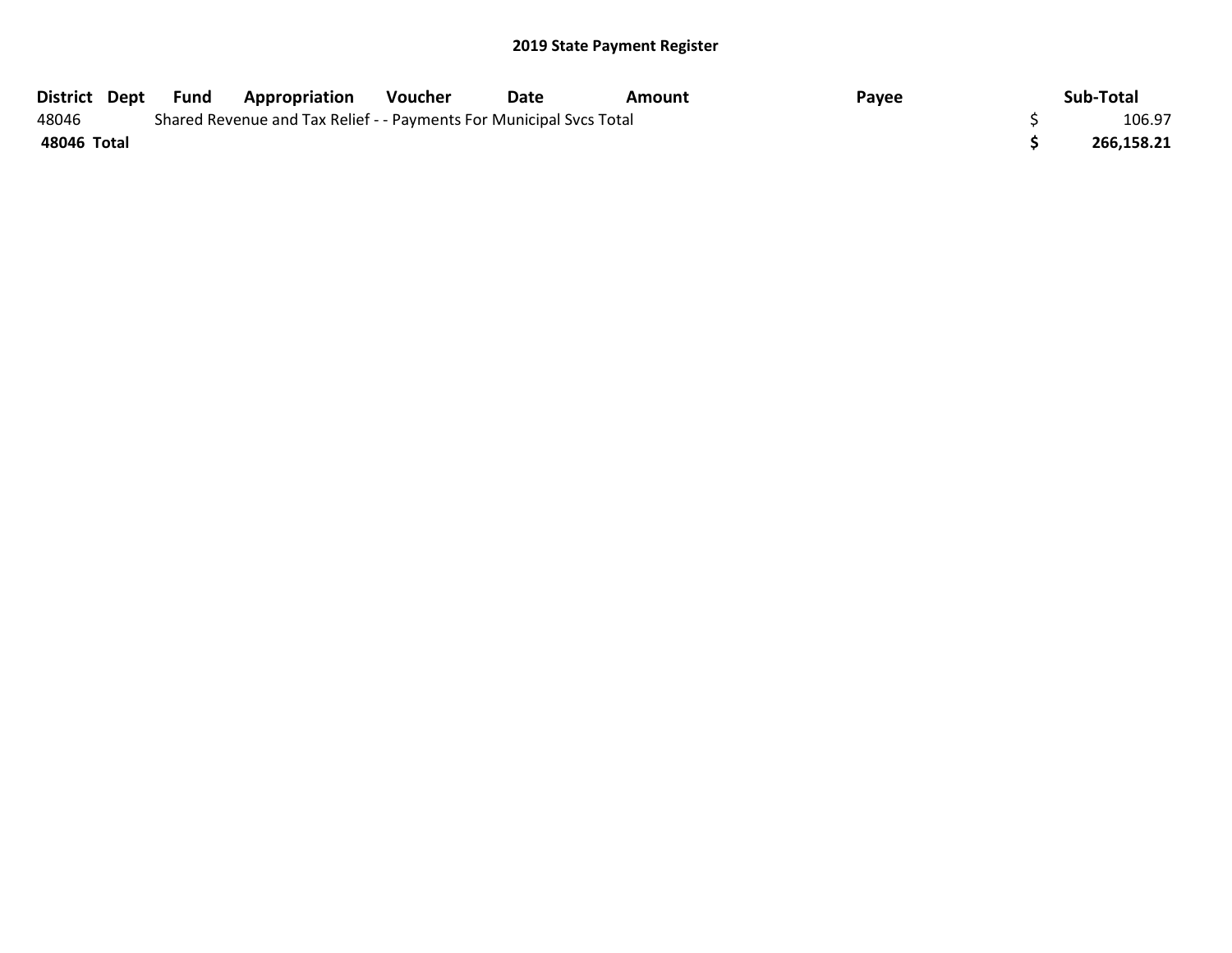## 2019 State Payment Register

| District | Dept | Fund | Appropriation | Voucher | Date | Amount | Payee | Sub-Total |
| --- | --- | --- | --- | --- | --- | --- | --- | --- |
| 48046 | Shared Revenue and Tax Relief - - Payments For Municipal Svcs Total | | | | | | | $ 106.97 |
| **48046 Total** | | | | | | | | **$ 266,158.21** |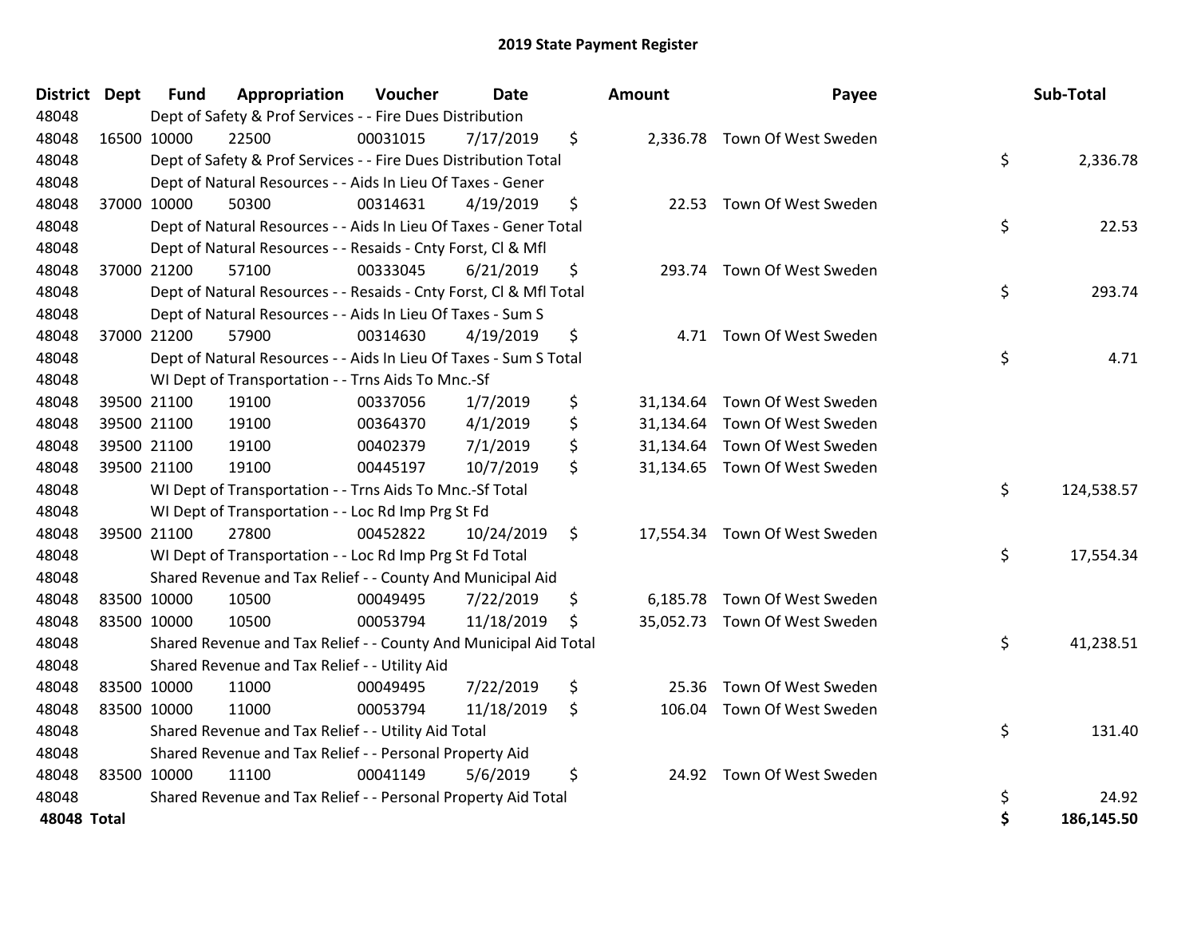## 2019 State Payment Register

| District | Dept | Fund | Appropriation | Voucher | Date | Amount | Payee | Sub-Total |
|---|---|---|---|---|---|---|---|---|
| 48048 | | | Dept of Safety & Prof Services - - Fire Dues Distribution | | | | | |
| 48048 | 16500 | 10000 | 22500 | 00031015 | 7/17/2019 | $ 2,336.78 | Town Of West Sweden | |
| 48048 | | | Dept of Safety & Prof Services - - Fire Dues Distribution Total | | | | | $ 2,336.78 |
| 48048 | | | Dept of Natural Resources - - Aids In Lieu Of Taxes - Gener | | | | | |
| 48048 | 37000 | 10000 | 50300 | 00314631 | 4/19/2019 | $ 22.53 | Town Of West Sweden | |
| 48048 | | | Dept of Natural Resources - - Aids In Lieu Of Taxes - Gener Total | | | | | $ 22.53 |
| 48048 | | | Dept of Natural Resources - - Resaids - Cnty Forst, Cl & Mfl | | | | | |
| 48048 | 37000 | 21200 | 57100 | 00333045 | 6/21/2019 | $ 293.74 | Town Of West Sweden | |
| 48048 | | | Dept of Natural Resources - - Resaids - Cnty Forst, Cl & Mfl Total | | | | | $ 293.74 |
| 48048 | | | Dept of Natural Resources - - Aids In Lieu Of Taxes - Sum S | | | | | |
| 48048 | 37000 | 21200 | 57900 | 00314630 | 4/19/2019 | $ 4.71 | Town Of West Sweden | |
| 48048 | | | Dept of Natural Resources - - Aids In Lieu Of Taxes - Sum S Total | | | | | $ 4.71 |
| 48048 | | | WI Dept of Transportation - - Trns Aids To Mnc.-Sf | | | | | |
| 48048 | 39500 | 21100 | 19100 | 00337056 | 1/7/2019 | $ 31,134.64 | Town Of West Sweden | |
| 48048 | 39500 | 21100 | 19100 | 00364370 | 4/1/2019 | $ 31,134.64 | Town Of West Sweden | |
| 48048 | 39500 | 21100 | 19100 | 00402379 | 7/1/2019 | $ 31,134.64 | Town Of West Sweden | |
| 48048 | 39500 | 21100 | 19100 | 00445197 | 10/7/2019 | $ 31,134.65 | Town Of West Sweden | |
| 48048 | | | WI Dept of Transportation - - Trns Aids To Mnc.-Sf Total | | | | | $ 124,538.57 |
| 48048 | | | WI Dept of Transportation - - Loc Rd Imp Prg St Fd | | | | | |
| 48048 | 39500 | 21100 | 27800 | 00452822 | 10/24/2019 | $ 17,554.34 | Town Of West Sweden | |
| 48048 | | | WI Dept of Transportation - - Loc Rd Imp Prg St Fd Total | | | | | $ 17,554.34 |
| 48048 | | | Shared Revenue and Tax Relief - - County And Municipal Aid | | | | | |
| 48048 | 83500 | 10000 | 10500 | 00049495 | 7/22/2019 | $ 6,185.78 | Town Of West Sweden | |
| 48048 | 83500 | 10000 | 10500 | 00053794 | 11/18/2019 | $ 35,052.73 | Town Of West Sweden | |
| 48048 | | | Shared Revenue and Tax Relief - - County And Municipal Aid Total | | | | | $ 41,238.51 |
| 48048 | | | Shared Revenue and Tax Relief - - Utility Aid | | | | | |
| 48048 | 83500 | 10000 | 11000 | 00049495 | 7/22/2019 | $ 25.36 | Town Of West Sweden | |
| 48048 | 83500 | 10000 | 11000 | 00053794 | 11/18/2019 | $ 106.04 | Town Of West Sweden | |
| 48048 | | | Shared Revenue and Tax Relief - - Utility Aid Total | | | | | $ 131.40 |
| 48048 | | | Shared Revenue and Tax Relief - - Personal Property Aid | | | | | |
| 48048 | 83500 | 10000 | 11100 | 00041149 | 5/6/2019 | $ 24.92 | Town Of West Sweden | |
| 48048 | | | Shared Revenue and Tax Relief - - Personal Property Aid Total | | | | | $ 24.92 |
| **48048 Total** | | | | | | | | **$ 186,145.50** |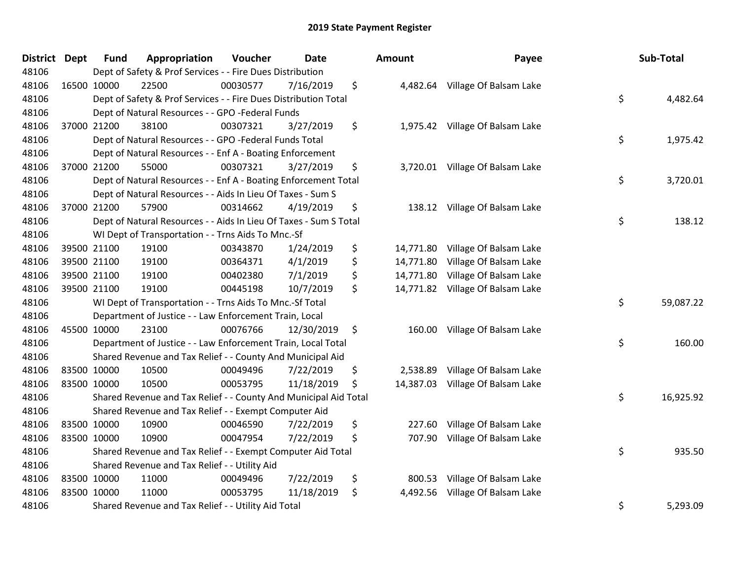# 2019 State Payment Register

| District | Dept | Fund | Appropriation | Voucher | Date | Amount | Payee | Sub-Total |
|---|---|---|---|---|---|---|---|---|
| 48106 | | Dept of Safety & Prof Services - - Fire Dues Distribution | | | | | | |
| 48106 | 16500 | 10000 | 22500 | 00030577 | 7/16/2019 | $ 4,482.64 | Village Of Balsam Lake | |
| 48106 | | Dept of Safety & Prof Services - - Fire Dues Distribution Total | | | | | | $ 4,482.64 |
| 48106 | | Dept of Natural Resources - - GPO -Federal Funds | | | | | | |
| 48106 | 37000 | 21200 | 38100 | 00307321 | 3/27/2019 | $ 1,975.42 | Village Of Balsam Lake | |
| 48106 | | Dept of Natural Resources - - GPO -Federal Funds Total | | | | | | $ 1,975.42 |
| 48106 | | Dept of Natural Resources - - Enf A - Boating Enforcement | | | | | | |
| 48106 | 37000 | 21200 | 55000 | 00307321 | 3/27/2019 | $ 3,720.01 | Village Of Balsam Lake | |
| 48106 | | Dept of Natural Resources - - Enf A - Boating Enforcement Total | | | | | | $ 3,720.01 |
| 48106 | | Dept of Natural Resources - - Aids In Lieu Of Taxes - Sum S | | | | | | |
| 48106 | 37000 | 21200 | 57900 | 00314662 | 4/19/2019 | $ 138.12 | Village Of Balsam Lake | |
| 48106 | | Dept of Natural Resources - - Aids In Lieu Of Taxes - Sum S Total | | | | | | $ 138.12 |
| 48106 | | WI Dept of Transportation - - Trns Aids To Mnc.-Sf | | | | | | |
| 48106 | 39500 | 21100 | 19100 | 00343870 | 1/24/2019 | $ 14,771.80 | Village Of Balsam Lake | |
| 48106 | 39500 | 21100 | 19100 | 00364371 | 4/1/2019 | $ 14,771.80 | Village Of Balsam Lake | |
| 48106 | 39500 | 21100 | 19100 | 00402380 | 7/1/2019 | $ 14,771.80 | Village Of Balsam Lake | |
| 48106 | 39500 | 21100 | 19100 | 00445198 | 10/7/2019 | $ 14,771.82 | Village Of Balsam Lake | |
| 48106 | | WI Dept of Transportation - - Trns Aids To Mnc.-Sf Total | | | | | | $ 59,087.22 |
| 48106 | | Department of Justice - - Law Enforcement Train, Local | | | | | | |
| 48106 | 45500 | 10000 | 23100 | 00076766 | 12/30/2019 | $ 160.00 | Village Of Balsam Lake | |
| 48106 | | Department of Justice - - Law Enforcement Train, Local Total | | | | | | $ 160.00 |
| 48106 | | Shared Revenue and Tax Relief - - County And Municipal Aid | | | | | | |
| 48106 | 83500 | 10000 | 10500 | 00049496 | 7/22/2019 | $ 2,538.89 | Village Of Balsam Lake | |
| 48106 | 83500 | 10000 | 10500 | 00053795 | 11/18/2019 | $ 14,387.03 | Village Of Balsam Lake | |
| 48106 | | Shared Revenue and Tax Relief - - County And Municipal Aid Total | | | | | | $ 16,925.92 |
| 48106 | | Shared Revenue and Tax Relief - - Exempt Computer Aid | | | | | | |
| 48106 | 83500 | 10000 | 10900 | 00046590 | 7/22/2019 | $ 227.60 | Village Of Balsam Lake | |
| 48106 | 83500 | 10000 | 10900 | 00047954 | 7/22/2019 | $ 707.90 | Village Of Balsam Lake | |
| 48106 | | Shared Revenue and Tax Relief - - Exempt Computer Aid Total | | | | | | $ 935.50 |
| 48106 | | Shared Revenue and Tax Relief - - Utility Aid | | | | | | |
| 48106 | 83500 | 10000 | 11000 | 00049496 | 7/22/2019 | $ 800.53 | Village Of Balsam Lake | |
| 48106 | 83500 | 10000 | 11000 | 00053795 | 11/18/2019 | $ 4,492.56 | Village Of Balsam Lake | |
| 48106 | | Shared Revenue and Tax Relief - - Utility Aid Total | | | | | | $ 5,293.09 |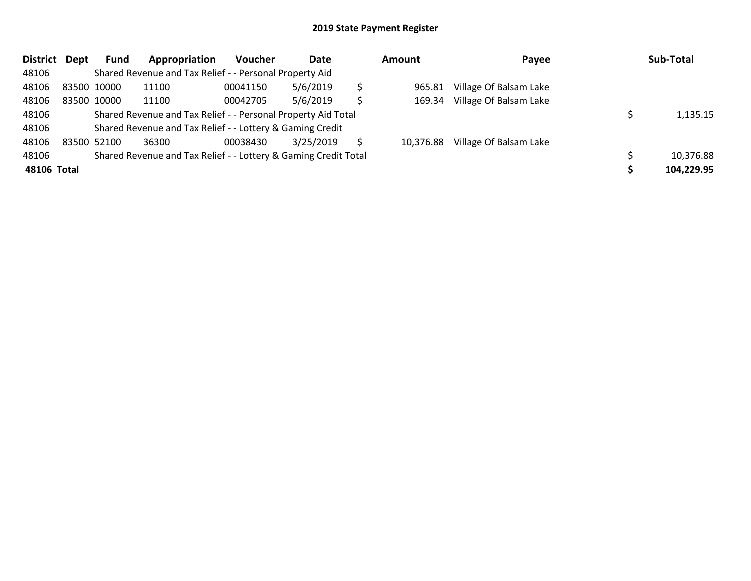# 2019 State Payment Register

| District | Dept | Fund | Appropriation | Voucher | Date | Amount | Payee | Sub-Total |
|---|---|---|---|---|---|---|---|---|
| 48106 | | Shared Revenue and Tax Relief - - Personal Property Aid | | | | | | |
| 48106 | 83500 | 10000 | 11100 | 00041150 | 5/6/2019 | $ 965.81 | Village Of Balsam Lake | |
| 48106 | 83500 | 10000 | 11100 | 00042705 | 5/6/2019 | $ 169.34 | Village Of Balsam Lake | |
| 48106 | | Shared Revenue and Tax Relief - - Personal Property Aid Total | | | | | | $ 1,135.15 |
| 48106 | | Shared Revenue and Tax Relief - - Lottery & Gaming Credit | | | | | | |
| 48106 | 83500 | 52100 | 36300 | 00038430 | 3/25/2019 | $ 10,376.88 | Village Of Balsam Lake | |
| 48106 | | Shared Revenue and Tax Relief - - Lottery & Gaming Credit Total | | | | | | $ 10,376.88 |
| **48106 Total** | | | | | | | | **$ 104,229.95** |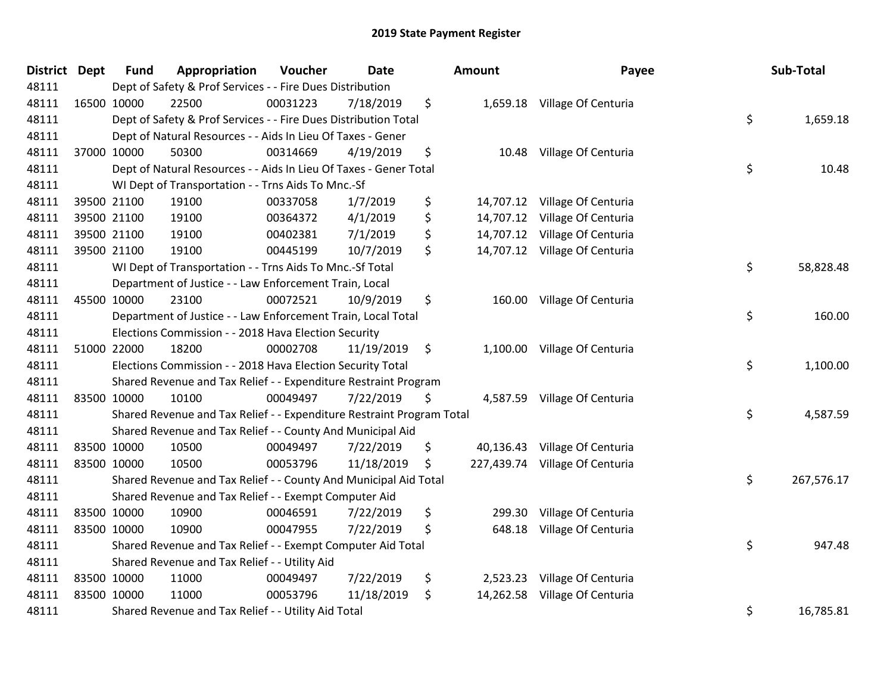# 2019 State Payment Register

| District | Dept | Fund | Appropriation | Voucher | Date | Amount | Payee | Sub-Total |
|---|---|---|---|---|---|---|---|---|
| 48111 | | | Dept of Safety & Prof Services - - Fire Dues Distribution | | | | | |
| 48111 | 16500 | 10000 | 22500 | 00031223 | 7/18/2019 | $ 1,659.18 | Village Of Centuria | |
| 48111 | | | Dept of Safety & Prof Services - - Fire Dues Distribution Total | | | | | $ 1,659.18 |
| 48111 | | | Dept of Natural Resources - - Aids In Lieu Of Taxes - Gener | | | | | |
| 48111 | 37000 | 10000 | 50300 | 00314669 | 4/19/2019 | $ 10.48 | Village Of Centuria | |
| 48111 | | | Dept of Natural Resources - - Aids In Lieu Of Taxes - Gener Total | | | | | $ 10.48 |
| 48111 | | | WI Dept of Transportation - - Trns Aids To Mnc.-Sf | | | | | |
| 48111 | 39500 | 21100 | 19100 | 00337058 | 1/7/2019 | $ 14,707.12 | Village Of Centuria | |
| 48111 | 39500 | 21100 | 19100 | 00364372 | 4/1/2019 | $ 14,707.12 | Village Of Centuria | |
| 48111 | 39500 | 21100 | 19100 | 00402381 | 7/1/2019 | $ 14,707.12 | Village Of Centuria | |
| 48111 | 39500 | 21100 | 19100 | 00445199 | 10/7/2019 | $ 14,707.12 | Village Of Centuria | |
| 48111 | | | WI Dept of Transportation - - Trns Aids To Mnc.-Sf Total | | | | | $ 58,828.48 |
| 48111 | | | Department of Justice - - Law Enforcement Train, Local | | | | | |
| 48111 | 45500 | 10000 | 23100 | 00072521 | 10/9/2019 | $ 160.00 | Village Of Centuria | |
| 48111 | | | Department of Justice - - Law Enforcement Train, Local Total | | | | | $ 160.00 |
| 48111 | | | Elections Commission - - 2018 Hava Election Security | | | | | |
| 48111 | 51000 | 22000 | 18200 | 00002708 | 11/19/2019 | $ 1,100.00 | Village Of Centuria | |
| 48111 | | | Elections Commission - - 2018 Hava Election Security Total | | | | | $ 1,100.00 |
| 48111 | | | Shared Revenue and Tax Relief - - Expenditure Restraint Program | | | | | |
| 48111 | 83500 | 10000 | 10100 | 00049497 | 7/22/2019 | $ 4,587.59 | Village Of Centuria | |
| 48111 | | | Shared Revenue and Tax Relief - - Expenditure Restraint Program Total | | | | | $ 4,587.59 |
| 48111 | | | Shared Revenue and Tax Relief - - County And Municipal Aid | | | | | |
| 48111 | 83500 | 10000 | 10500 | 00049497 | 7/22/2019 | $ 40,136.43 | Village Of Centuria | |
| 48111 | 83500 | 10000 | 10500 | 00053796 | 11/18/2019 | $ 227,439.74 | Village Of Centuria | |
| 48111 | | | Shared Revenue and Tax Relief - - County And Municipal Aid Total | | | | | $ 267,576.17 |
| 48111 | | | Shared Revenue and Tax Relief - - Exempt Computer Aid | | | | | |
| 48111 | 83500 | 10000 | 10900 | 00046591 | 7/22/2019 | $ 299.30 | Village Of Centuria | |
| 48111 | 83500 | 10000 | 10900 | 00047955 | 7/22/2019 | $ 648.18 | Village Of Centuria | |
| 48111 | | | Shared Revenue and Tax Relief - - Exempt Computer Aid Total | | | | | $ 947.48 |
| 48111 | | | Shared Revenue and Tax Relief - - Utility Aid | | | | | |
| 48111 | 83500 | 10000 | 11000 | 00049497 | 7/22/2019 | $ 2,523.23 | Village Of Centuria | |
| 48111 | 83500 | 10000 | 11000 | 00053796 | 11/18/2019 | $ 14,262.58 | Village Of Centuria | |
| 48111 | | | Shared Revenue and Tax Relief - - Utility Aid Total | | | | | $ 16,785.81 |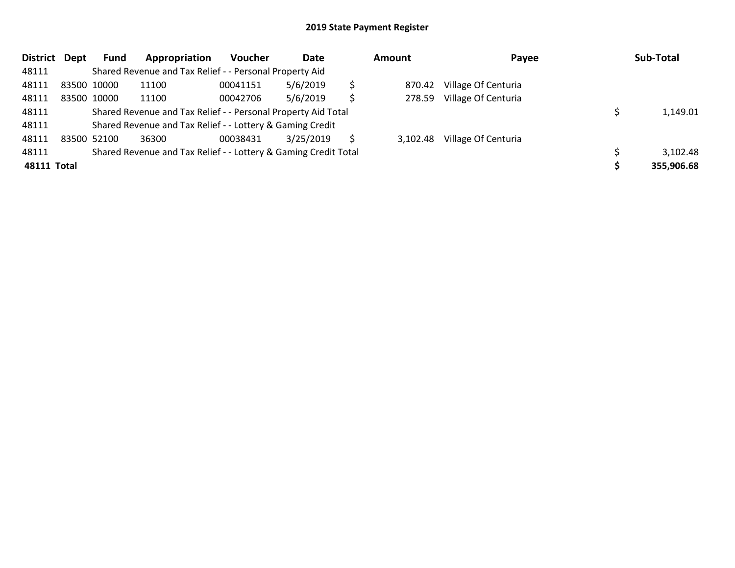# 2019 State Payment Register

| District | Dept | Fund | Appropriation | Voucher | Date | Amount | Payee | Sub-Total |
|---|---|---|---|---|---|---|---|---|
| 48111 | | Shared Revenue and Tax Relief - - Personal Property Aid | | | | | | |
| 48111 | 83500 | 10000 | 11100 | 00041151 | 5/6/2019 | $ 870.42 | Village Of Centuria | |
| 48111 | 83500 | 10000 | 11100 | 00042706 | 5/6/2019 | $ 278.59 | Village Of Centuria | |
| 48111 | | Shared Revenue and Tax Relief - - Personal Property Aid Total | | | | | | $ 1,149.01 |
| 48111 | | Shared Revenue and Tax Relief - - Lottery & Gaming Credit | | | | | | |
| 48111 | 83500 | 52100 | 36300 | 00038431 | 3/25/2019 | $ 3,102.48 | Village Of Centuria | |
| 48111 | | Shared Revenue and Tax Relief - - Lottery & Gaming Credit Total | | | | | | $ 3,102.48 |
| **48111 Total** | | | | | | | | **$ 355,906.68** |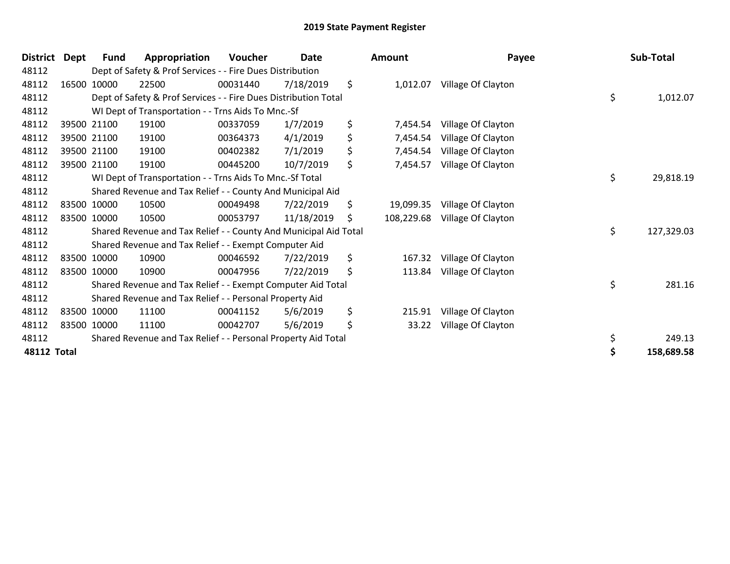# 2019 State Payment Register

| District | Dept | Fund | Appropriation | Voucher | Date | Amount | Payee | Sub-Total |
|---|---|---|---|---|---|---|---|---|
| 48112 | | Dept of Safety & Prof Services - - Fire Dues Distribution | | | | | | |
| 48112 | 16500 | 10000 | 22500 | 00031440 | 7/18/2019 | $ 1,012.07 | Village Of Clayton | |
| 48112 | | Dept of Safety & Prof Services - - Fire Dues Distribution Total | | | | | | $ 1,012.07 |
| 48112 | | WI Dept of Transportation - - Trns Aids To Mnc.-Sf | | | | | | |
| 48112 | 39500 | 21100 | 19100 | 00337059 | 1/7/2019 | $ 7,454.54 | Village Of Clayton | |
| 48112 | 39500 | 21100 | 19100 | 00364373 | 4/1/2019 | $ 7,454.54 | Village Of Clayton | |
| 48112 | 39500 | 21100 | 19100 | 00402382 | 7/1/2019 | $ 7,454.54 | Village Of Clayton | |
| 48112 | 39500 | 21100 | 19100 | 00445200 | 10/7/2019 | $ 7,454.57 | Village Of Clayton | |
| 48112 | | WI Dept of Transportation - - Trns Aids To Mnc.-Sf Total | | | | | | $ 29,818.19 |
| 48112 | | Shared Revenue and Tax Relief - - County And Municipal Aid | | | | | | |
| 48112 | 83500 | 10000 | 10500 | 00049498 | 7/22/2019 | $ 19,099.35 | Village Of Clayton | |
| 48112 | 83500 | 10000 | 10500 | 00053797 | 11/18/2019 | $ 108,229.68 | Village Of Clayton | |
| 48112 | | Shared Revenue and Tax Relief - - County And Municipal Aid Total | | | | | | $ 127,329.03 |
| 48112 | | Shared Revenue and Tax Relief - - Exempt Computer Aid | | | | | | |
| 48112 | 83500 | 10000 | 10900 | 00046592 | 7/22/2019 | $ 167.32 | Village Of Clayton | |
| 48112 | 83500 | 10000 | 10900 | 00047956 | 7/22/2019 | $ 113.84 | Village Of Clayton | |
| 48112 | | Shared Revenue and Tax Relief - - Exempt Computer Aid Total | | | | | | $ 281.16 |
| 48112 | | Shared Revenue and Tax Relief - - Personal Property Aid | | | | | | |
| 48112 | 83500 | 10000 | 11100 | 00041152 | 5/6/2019 | $ 215.91 | Village Of Clayton | |
| 48112 | 83500 | 10000 | 11100 | 00042707 | 5/6/2019 | $ 33.22 | Village Of Clayton | |
| 48112 | | Shared Revenue and Tax Relief - - Personal Property Aid Total | | | | | | $ 249.13 |
| **48112 Total** | | | | | | | | **$ 158,689.58** |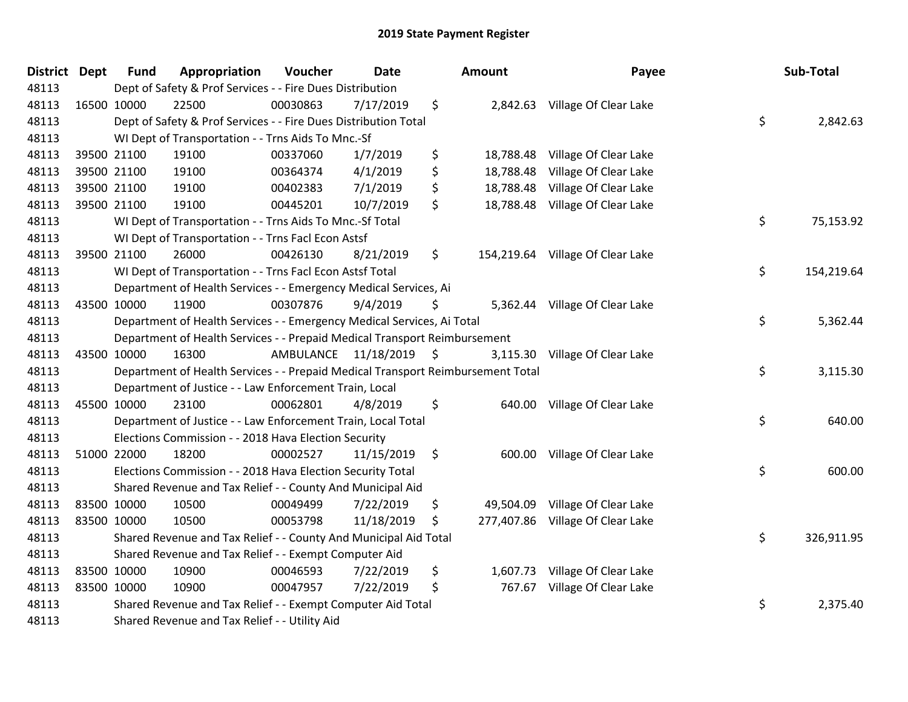# 2019 State Payment Register

| District | Dept | Fund | Appropriation | Voucher | Date | Amount | Payee | Sub-Total |
|---|---|---|---|---|---|---|---|---|
| 48113 | | | Dept of Safety & Prof Services - - Fire Dues Distribution | | | | | |
| 48113 | 16500 | 10000 | 22500 | 00030863 | 7/17/2019 | $ 2,842.63 | Village Of Clear Lake | |
| 48113 | | | Dept of Safety & Prof Services - - Fire Dues Distribution Total | | | | | $ 2,842.63 |
| 48113 | | | WI Dept of Transportation - - Trns Aids To Mnc.-Sf | | | | | |
| 48113 | 39500 | 21100 | 19100 | 00337060 | 1/7/2019 | $ 18,788.48 | Village Of Clear Lake | |
| 48113 | 39500 | 21100 | 19100 | 00364374 | 4/1/2019 | $ 18,788.48 | Village Of Clear Lake | |
| 48113 | 39500 | 21100 | 19100 | 00402383 | 7/1/2019 | $ 18,788.48 | Village Of Clear Lake | |
| 48113 | 39500 | 21100 | 19100 | 00445201 | 10/7/2019 | $ 18,788.48 | Village Of Clear Lake | |
| 48113 | | | WI Dept of Transportation - - Trns Aids To Mnc.-Sf Total | | | | | $ 75,153.92 |
| 48113 | | | WI Dept of Transportation - - Trns Facl Econ Astsf | | | | | |
| 48113 | 39500 | 21100 | 26000 | 00426130 | 8/21/2019 | $ 154,219.64 | Village Of Clear Lake | |
| 48113 | | | WI Dept of Transportation - - Trns Facl Econ Astsf Total | | | | | $ 154,219.64 |
| 48113 | | | Department of Health Services - - Emergency Medical Services, Ai | | | | | |
| 48113 | 43500 | 10000 | 11900 | 00307876 | 9/4/2019 | $ 5,362.44 | Village Of Clear Lake | |
| 48113 | | | Department of Health Services - - Emergency Medical Services, Ai Total | | | | | $ 5,362.44 |
| 48113 | | | Department of Health Services - - Prepaid Medical Transport Reimbursement | | | | | |
| 48113 | 43500 | 10000 | 16300 | AMBULANCE | 11/18/2019 | $ 3,115.30 | Village Of Clear Lake | |
| 48113 | | | Department of Health Services - - Prepaid Medical Transport Reimbursement Total | | | | | $ 3,115.30 |
| 48113 | | | Department of Justice - - Law Enforcement Train, Local | | | | | |
| 48113 | 45500 | 10000 | 23100 | 00062801 | 4/8/2019 | $ 640.00 | Village Of Clear Lake | |
| 48113 | | | Department of Justice - - Law Enforcement Train, Local Total | | | | | $ 640.00 |
| 48113 | | | Elections Commission - - 2018 Hava Election Security | | | | | |
| 48113 | 51000 | 22000 | 18200 | 00002527 | 11/15/2019 | $ 600.00 | Village Of Clear Lake | |
| 48113 | | | Elections Commission - - 2018 Hava Election Security Total | | | | | $ 600.00 |
| 48113 | | | Shared Revenue and Tax Relief - - County And Municipal Aid | | | | | |
| 48113 | 83500 | 10000 | 10500 | 00049499 | 7/22/2019 | $ 49,504.09 | Village Of Clear Lake | |
| 48113 | 83500 | 10000 | 10500 | 00053798 | 11/18/2019 | $ 277,407.86 | Village Of Clear Lake | |
| 48113 | | | Shared Revenue and Tax Relief - - County And Municipal Aid Total | | | | | $ 326,911.95 |
| 48113 | | | Shared Revenue and Tax Relief - - Exempt Computer Aid | | | | | |
| 48113 | 83500 | 10000 | 10900 | 00046593 | 7/22/2019 | $ 1,607.73 | Village Of Clear Lake | |
| 48113 | 83500 | 10000 | 10900 | 00047957 | 7/22/2019 | $ 767.67 | Village Of Clear Lake | |
| 48113 | | | Shared Revenue and Tax Relief - - Exempt Computer Aid Total | | | | | $ 2,375.40 |
| 48113 | | | Shared Revenue and Tax Relief - - Utility Aid | | | | | |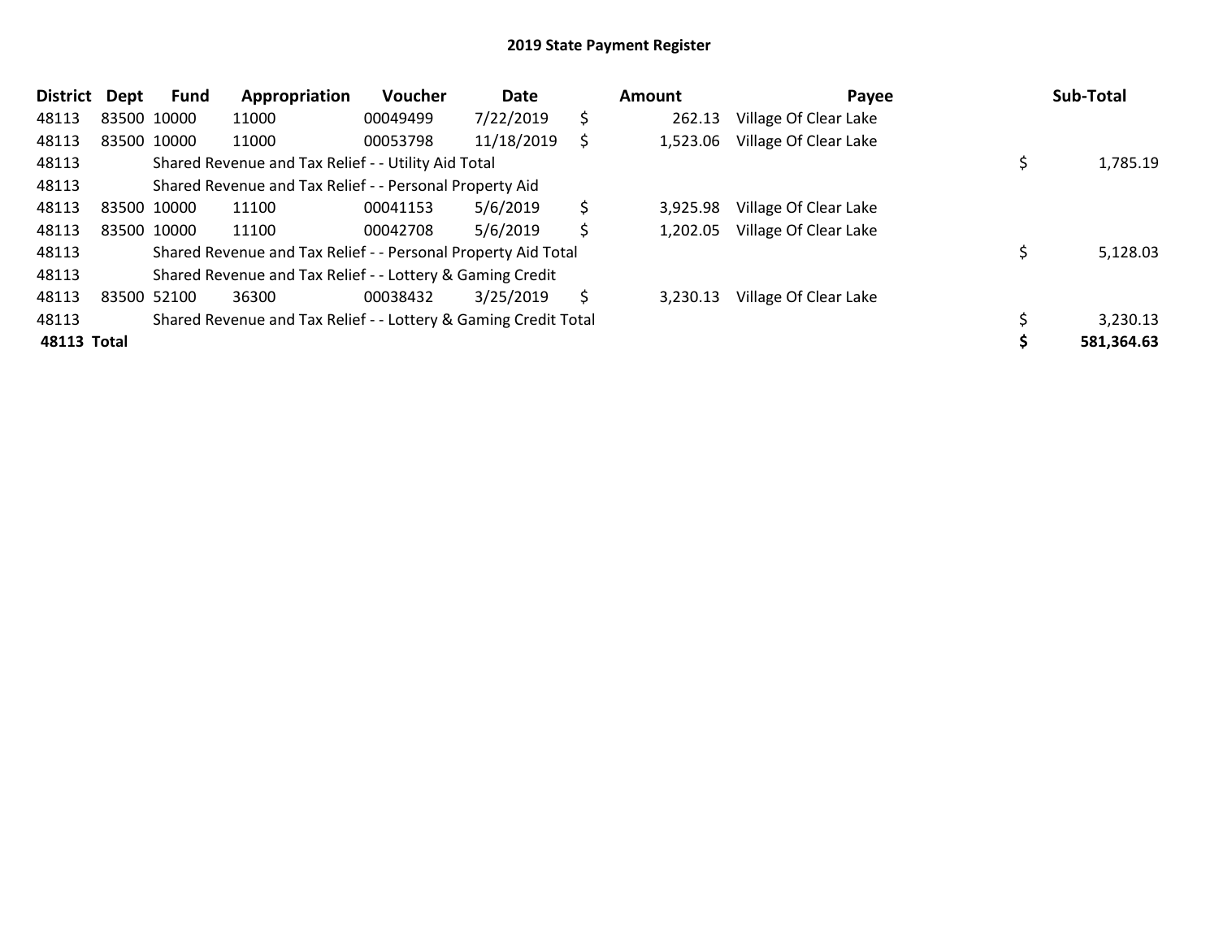## 2019 State Payment Register

| District | Dept | Fund | Appropriation | Voucher | Date | Amount | Payee | Sub-Total |
|---|---|---|---|---|---|---|---|---|
| 48113 | 83500 | 10000 | 11000 | 00049499 | 7/22/2019 | $ 262.13 | Village Of Clear Lake | |
| 48113 | 83500 | 10000 | 11000 | 00053798 | 11/18/2019 | $ 1,523.06 | Village Of Clear Lake | |
| 48113 | | Shared Revenue and Tax Relief - - Utility Aid Total | | | | | | $ 1,785.19 |
| 48113 | | Shared Revenue and Tax Relief - - Personal Property Aid | | | | | | |
| 48113 | 83500 | 10000 | 11100 | 00041153 | 5/6/2019 | $ 3,925.98 | Village Of Clear Lake | |
| 48113 | 83500 | 10000 | 11100 | 00042708 | 5/6/2019 | $ 1,202.05 | Village Of Clear Lake | |
| 48113 | | Shared Revenue and Tax Relief - - Personal Property Aid Total | | | | | | $ 5,128.03 |
| 48113 | | Shared Revenue and Tax Relief - - Lottery & Gaming Credit | | | | | | |
| 48113 | 83500 | 52100 | 36300 | 00038432 | 3/25/2019 | $ 3,230.13 | Village Of Clear Lake | |
| 48113 | | Shared Revenue and Tax Relief - - Lottery & Gaming Credit Total | | | | | | $ 3,230.13 |
| **48113 Total** | | | | | | | | **$ 581,364.63** |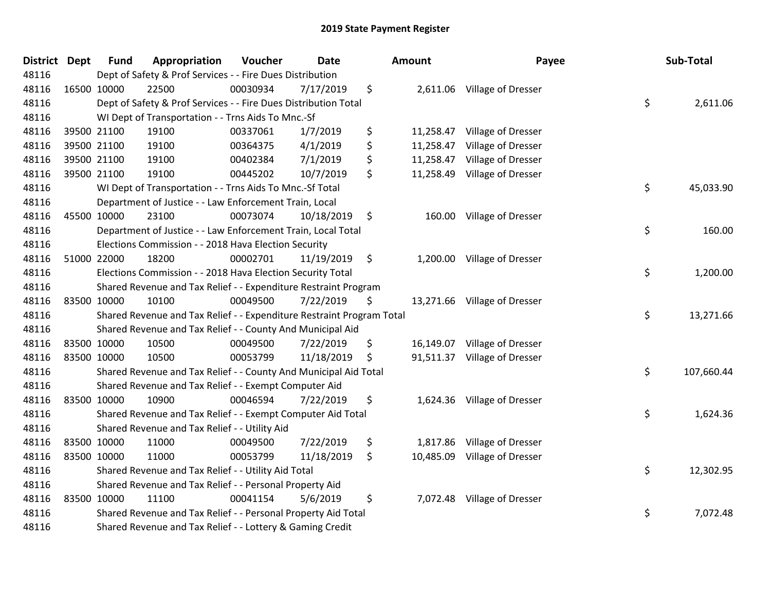# 2019 State Payment Register

| District | Dept | Fund | Appropriation | Voucher | Date | Amount | Payee | Sub-Total |
|---|---|---|---|---|---|---|---|---|
| 48116 | Dept of Safety & Prof Services - - Fire Dues Distribution | | | | | | | |
| 48116 | 16500 | 10000 | 22500 | 00030934 | 7/17/2019 | $ 2,611.06 | Village of Dresser | |
| 48116 | Dept of Safety & Prof Services - - Fire Dues Distribution Total | | | | | | | $ 2,611.06 |
| 48116 | WI Dept of Transportation - - Trns Aids To Mnc.-Sf | | | | | | | |
| 48116 | 39500 | 21100 | 19100 | 00337061 | 1/7/2019 | $ 11,258.47 | Village of Dresser | |
| 48116 | 39500 | 21100 | 19100 | 00364375 | 4/1/2019 | $ 11,258.47 | Village of Dresser | |
| 48116 | 39500 | 21100 | 19100 | 00402384 | 7/1/2019 | $ 11,258.47 | Village of Dresser | |
| 48116 | 39500 | 21100 | 19100 | 00445202 | 10/7/2019 | $ 11,258.49 | Village of Dresser | |
| 48116 | WI Dept of Transportation - - Trns Aids To Mnc.-Sf Total | | | | | | | $ 45,033.90 |
| 48116 | Department of Justice - - Law Enforcement Train, Local | | | | | | | |
| 48116 | 45500 | 10000 | 23100 | 00073074 | 10/18/2019 | $ 160.00 | Village of Dresser | |
| 48116 | Department of Justice - - Law Enforcement Train, Local Total | | | | | | | $ 160.00 |
| 48116 | Elections Commission - - 2018 Hava Election Security | | | | | | | |
| 48116 | 51000 | 22000 | 18200 | 00002701 | 11/19/2019 | $ 1,200.00 | Village of Dresser | |
| 48116 | Elections Commission - - 2018 Hava Election Security Total | | | | | | | $ 1,200.00 |
| 48116 | Shared Revenue and Tax Relief - - Expenditure Restraint Program | | | | | | | |
| 48116 | 83500 | 10000 | 10100 | 00049500 | 7/22/2019 | $ 13,271.66 | Village of Dresser | |
| 48116 | Shared Revenue and Tax Relief - - Expenditure Restraint Program Total | | | | | | | $ 13,271.66 |
| 48116 | Shared Revenue and Tax Relief - - County And Municipal Aid | | | | | | | |
| 48116 | 83500 | 10000 | 10500 | 00049500 | 7/22/2019 | $ 16,149.07 | Village of Dresser | |
| 48116 | 83500 | 10000 | 10500 | 00053799 | 11/18/2019 | $ 91,511.37 | Village of Dresser | |
| 48116 | Shared Revenue and Tax Relief - - County And Municipal Aid Total | | | | | | | $ 107,660.44 |
| 48116 | Shared Revenue and Tax Relief - - Exempt Computer Aid | | | | | | | |
| 48116 | 83500 | 10000 | 10900 | 00046594 | 7/22/2019 | $ 1,624.36 | Village of Dresser | |
| 48116 | Shared Revenue and Tax Relief - - Exempt Computer Aid Total | | | | | | | $ 1,624.36 |
| 48116 | Shared Revenue and Tax Relief - - Utility Aid | | | | | | | |
| 48116 | 83500 | 10000 | 11000 | 00049500 | 7/22/2019 | $ 1,817.86 | Village of Dresser | |
| 48116 | 83500 | 10000 | 11000 | 00053799 | 11/18/2019 | $ 10,485.09 | Village of Dresser | |
| 48116 | Shared Revenue and Tax Relief - - Utility Aid Total | | | | | | | $ 12,302.95 |
| 48116 | Shared Revenue and Tax Relief - - Personal Property Aid | | | | | | | |
| 48116 | 83500 | 10000 | 11100 | 00041154 | 5/6/2019 | $ 7,072.48 | Village of Dresser | |
| 48116 | Shared Revenue and Tax Relief - - Personal Property Aid Total | | | | | | | $ 7,072.48 |
| 48116 | Shared Revenue and Tax Relief - - Lottery & Gaming Credit | | | | | | | |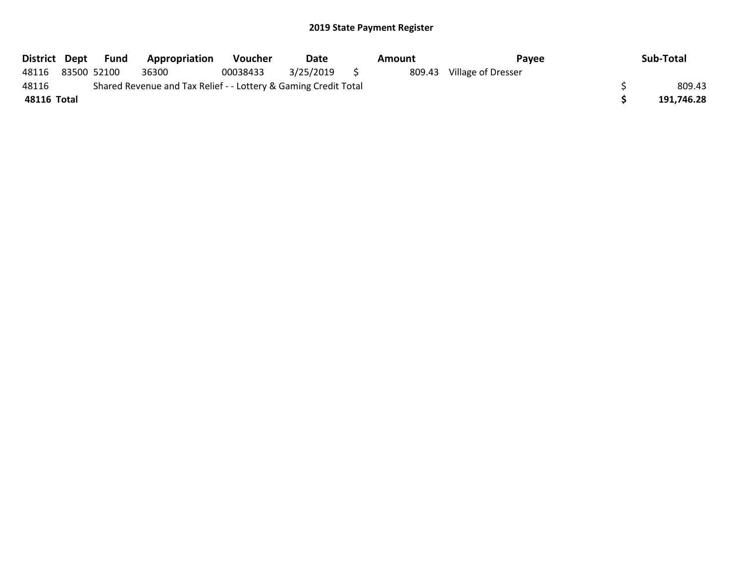# 2019 State Payment Register

| District | Dept | Fund | Appropriation | Voucher | Date | Amount | Payee | Sub-Total |
|---|---|---|---|---|---|---|---|---|
| 48116 | 83500 | 52100 | 36300 | 00038433 | 3/25/2019 | $ 809.43 | Village of Dresser | |
| 48116 | Shared Revenue and Tax Relief - - Lottery & Gaming Credit Total | | | | | | | $ 809.43 |
| **48116 Total** | | | | | | | | **$ 191,746.28** |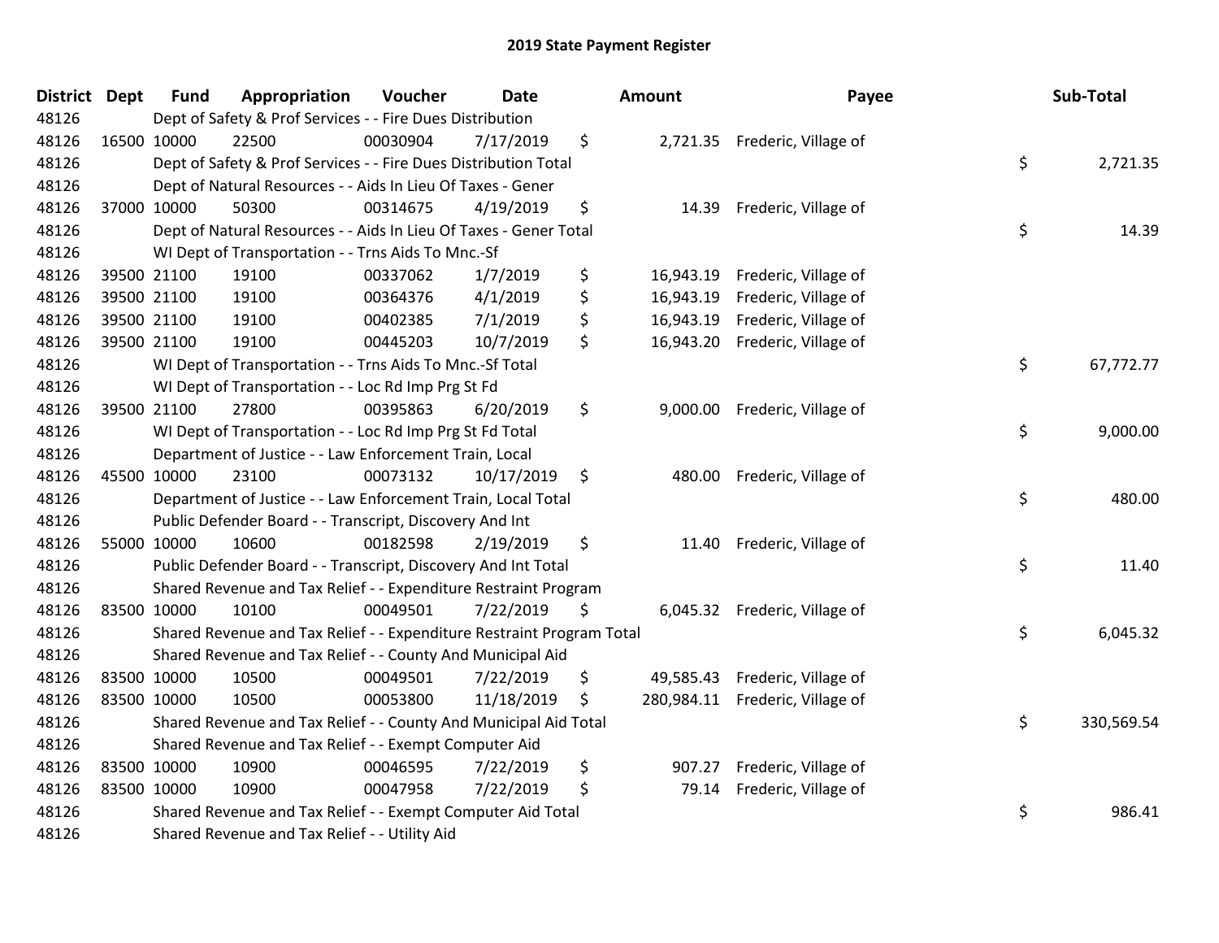# 2019 State Payment Register

| District | Dept | Fund | Appropriation | Voucher | Date | Amount | Payee | Sub-Total |
|---|---|---|---|---|---|---|---|---|
| 48126 | | | Dept of Safety & Prof Services - - Fire Dues Distribution | | | | | |
| 48126 | 16500 | 10000 | 22500 | 00030904 | 7/17/2019 | $ 2,721.35 | Frederic, Village of | |
| 48126 | | | Dept of Safety & Prof Services - - Fire Dues Distribution Total | | | | | $ 2,721.35 |
| 48126 | | | Dept of Natural Resources - - Aids In Lieu Of Taxes - Gener | | | | | |
| 48126 | 37000 | 10000 | 50300 | 00314675 | 4/19/2019 | $ 14.39 | Frederic, Village of | |
| 48126 | | | Dept of Natural Resources - - Aids In Lieu Of Taxes - Gener Total | | | | | $ 14.39 |
| 48126 | | | WI Dept of Transportation - - Trns Aids To Mnc.-Sf | | | | | |
| 48126 | 39500 | 21100 | 19100 | 00337062 | 1/7/2019 | $ 16,943.19 | Frederic, Village of | |
| 48126 | 39500 | 21100 | 19100 | 00364376 | 4/1/2019 | $ 16,943.19 | Frederic, Village of | |
| 48126 | 39500 | 21100 | 19100 | 00402385 | 7/1/2019 | $ 16,943.19 | Frederic, Village of | |
| 48126 | 39500 | 21100 | 19100 | 00445203 | 10/7/2019 | $ 16,943.20 | Frederic, Village of | |
| 48126 | | | WI Dept of Transportation - - Trns Aids To Mnc.-Sf Total | | | | | $ 67,772.77 |
| 48126 | | | WI Dept of Transportation - - Loc Rd Imp Prg St Fd | | | | | |
| 48126 | 39500 | 21100 | 27800 | 00395863 | 6/20/2019 | $ 9,000.00 | Frederic, Village of | |
| 48126 | | | WI Dept of Transportation - - Loc Rd Imp Prg St Fd Total | | | | | $ 9,000.00 |
| 48126 | | | Department of Justice - - Law Enforcement Train, Local | | | | | |
| 48126 | 45500 | 10000 | 23100 | 00073132 | 10/17/2019 | $ 480.00 | Frederic, Village of | |
| 48126 | | | Department of Justice - - Law Enforcement Train, Local Total | | | | | $ 480.00 |
| 48126 | | | Public Defender Board - - Transcript, Discovery And Int | | | | | |
| 48126 | 55000 | 10000 | 10600 | 00182598 | 2/19/2019 | $ 11.40 | Frederic, Village of | |
| 48126 | | | Public Defender Board - - Transcript, Discovery And Int Total | | | | | $ 11.40 |
| 48126 | | | Shared Revenue and Tax Relief - - Expenditure Restraint Program | | | | | |
| 48126 | 83500 | 10000 | 10100 | 00049501 | 7/22/2019 | $ 6,045.32 | Frederic, Village of | |
| 48126 | | | Shared Revenue and Tax Relief - - Expenditure Restraint Program Total | | | | | $ 6,045.32 |
| 48126 | | | Shared Revenue and Tax Relief - - County And Municipal Aid | | | | | |
| 48126 | 83500 | 10000 | 10500 | 00049501 | 7/22/2019 | $ 49,585.43 | Frederic, Village of | |
| 48126 | 83500 | 10000 | 10500 | 00053800 | 11/18/2019 | $ 280,984.11 | Frederic, Village of | |
| 48126 | | | Shared Revenue and Tax Relief - - County And Municipal Aid Total | | | | | $ 330,569.54 |
| 48126 | | | Shared Revenue and Tax Relief - - Exempt Computer Aid | | | | | |
| 48126 | 83500 | 10000 | 10900 | 00046595 | 7/22/2019 | $ 907.27 | Frederic, Village of | |
| 48126 | 83500 | 10000 | 10900 | 00047958 | 7/22/2019 | $ 79.14 | Frederic, Village of | |
| 48126 | | | Shared Revenue and Tax Relief - - Exempt Computer Aid Total | | | | | $ 986.41 |
| 48126 | | | Shared Revenue and Tax Relief - - Utility Aid | | | | | |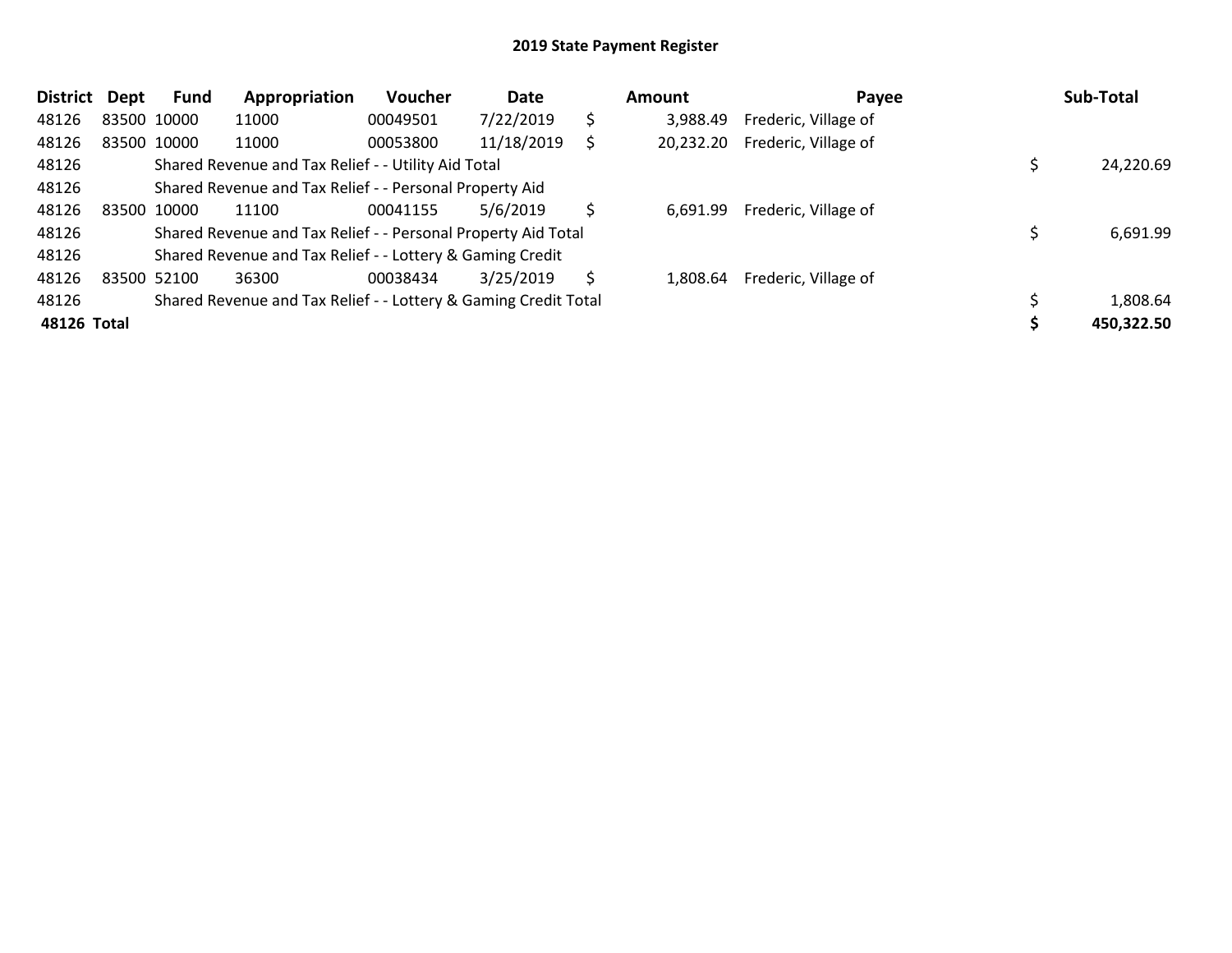## 2019 State Payment Register

| District | Dept | Fund | Appropriation | Voucher | Date | | Amount | Payee | | Sub-Total |
|---|---|---|---|---|---|---|---|---|---|---|
| 48126 | 83500 | 10000 | 11000 | 00049501 | 7/22/2019 | $ | 3,988.49 | Frederic, Village of | | |
| 48126 | 83500 | 10000 | 11000 | 00053800 | 11/18/2019 | $ | 20,232.20 | Frederic, Village of | | |
| 48126 | | Shared Revenue and Tax Relief - - Utility Aid Total | | | | | | | $ | 24,220.69 |
| 48126 | | Shared Revenue and Tax Relief - - Personal Property Aid | | | | | | | | |
| 48126 | 83500 | 10000 | 11100 | 00041155 | 5/6/2019 | $ | 6,691.99 | Frederic, Village of | | |
| 48126 | | Shared Revenue and Tax Relief - - Personal Property Aid Total | | | | | | | $ | 6,691.99 |
| 48126 | | Shared Revenue and Tax Relief - - Lottery & Gaming Credit | | | | | | | | |
| 48126 | 83500 | 52100 | 36300 | 00038434 | 3/25/2019 | $ | 1,808.64 | Frederic, Village of | | |
| 48126 | | Shared Revenue and Tax Relief - - Lottery & Gaming Credit Total | | | | | | | $ | 1,808.64 |
| **48126** | **Total** | | | | | | | | **$** | **450,322.50** |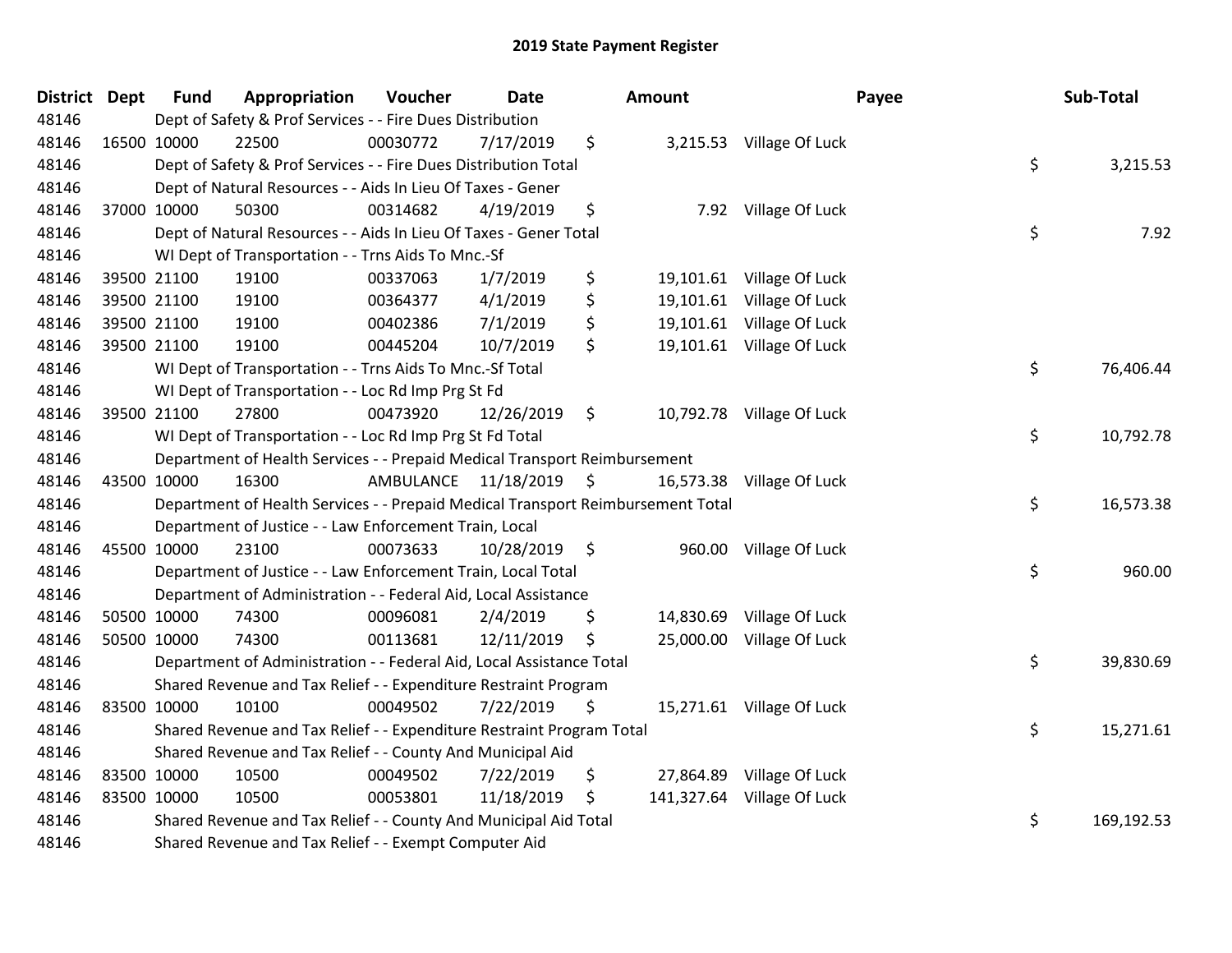# 2019 State Payment Register

| District | Dept | Fund | Appropriation | Voucher | Date | Amount | Payee | Sub-Total |
|---|---|---|---|---|---|---|---|---|
| 48146 | | Dept of Safety & Prof Services - - Fire Dues Distribution | | | | | | |
| 48146 | 16500 | 10000 | 22500 | 00030772 | 7/17/2019 | $ 3,215.53 | Village Of Luck | |
| 48146 | | Dept of Safety & Prof Services - - Fire Dues Distribution Total | | | | | | $ 3,215.53 |
| 48146 | | Dept of Natural Resources - - Aids In Lieu Of Taxes - Gener | | | | | | |
| 48146 | 37000 | 10000 | 50300 | 00314682 | 4/19/2019 | $ 7.92 | Village Of Luck | |
| 48146 | | Dept of Natural Resources - - Aids In Lieu Of Taxes - Gener Total | | | | | | $ 7.92 |
| 48146 | | WI Dept of Transportation - - Trns Aids To Mnc.-Sf | | | | | | |
| 48146 | 39500 | 21100 | 19100 | 00337063 | 1/7/2019 | $ 19,101.61 | Village Of Luck | |
| 48146 | 39500 | 21100 | 19100 | 00364377 | 4/1/2019 | $ 19,101.61 | Village Of Luck | |
| 48146 | 39500 | 21100 | 19100 | 00402386 | 7/1/2019 | $ 19,101.61 | Village Of Luck | |
| 48146 | 39500 | 21100 | 19100 | 00445204 | 10/7/2019 | $ 19,101.61 | Village Of Luck | |
| 48146 | | WI Dept of Transportation - - Trns Aids To Mnc.-Sf Total | | | | | | $ 76,406.44 |
| 48146 | | WI Dept of Transportation - - Loc Rd Imp Prg St Fd | | | | | | |
| 48146 | 39500 | 21100 | 27800 | 00473920 | 12/26/2019 | $ 10,792.78 | Village Of Luck | |
| 48146 | | WI Dept of Transportation - - Loc Rd Imp Prg St Fd Total | | | | | | $ 10,792.78 |
| 48146 | | Department of Health Services - - Prepaid Medical Transport Reimbursement | | | | | | |
| 48146 | 43500 | 10000 | 16300 | AMBULANCE | 11/18/2019 | $ 16,573.38 | Village Of Luck | |
| 48146 | | Department of Health Services - - Prepaid Medical Transport Reimbursement Total | | | | | | $ 16,573.38 |
| 48146 | | Department of Justice - - Law Enforcement Train, Local | | | | | | |
| 48146 | 45500 | 10000 | 23100 | 00073633 | 10/28/2019 | $ 960.00 | Village Of Luck | |
| 48146 | | Department of Justice - - Law Enforcement Train, Local Total | | | | | | $ 960.00 |
| 48146 | | Department of Administration - - Federal Aid, Local Assistance | | | | | | |
| 48146 | 50500 | 10000 | 74300 | 00096081 | 2/4/2019 | $ 14,830.69 | Village Of Luck | |
| 48146 | 50500 | 10000 | 74300 | 00113681 | 12/11/2019 | $ 25,000.00 | Village Of Luck | |
| 48146 | | Department of Administration - - Federal Aid, Local Assistance Total | | | | | | $ 39,830.69 |
| 48146 | | Shared Revenue and Tax Relief - - Expenditure Restraint Program | | | | | | |
| 48146 | 83500 | 10000 | 10100 | 00049502 | 7/22/2019 | $ 15,271.61 | Village Of Luck | |
| 48146 | | Shared Revenue and Tax Relief - - Expenditure Restraint Program Total | | | | | | $ 15,271.61 |
| 48146 | | Shared Revenue and Tax Relief - - County And Municipal Aid | | | | | | |
| 48146 | 83500 | 10000 | 10500 | 00049502 | 7/22/2019 | $ 27,864.89 | Village Of Luck | |
| 48146 | 83500 | 10000 | 10500 | 00053801 | 11/18/2019 | $ 141,327.64 | Village Of Luck | |
| 48146 | | Shared Revenue and Tax Relief - - County And Municipal Aid Total | | | | | | $ 169,192.53 |
| 48146 | | Shared Revenue and Tax Relief - - Exempt Computer Aid | | | | | | |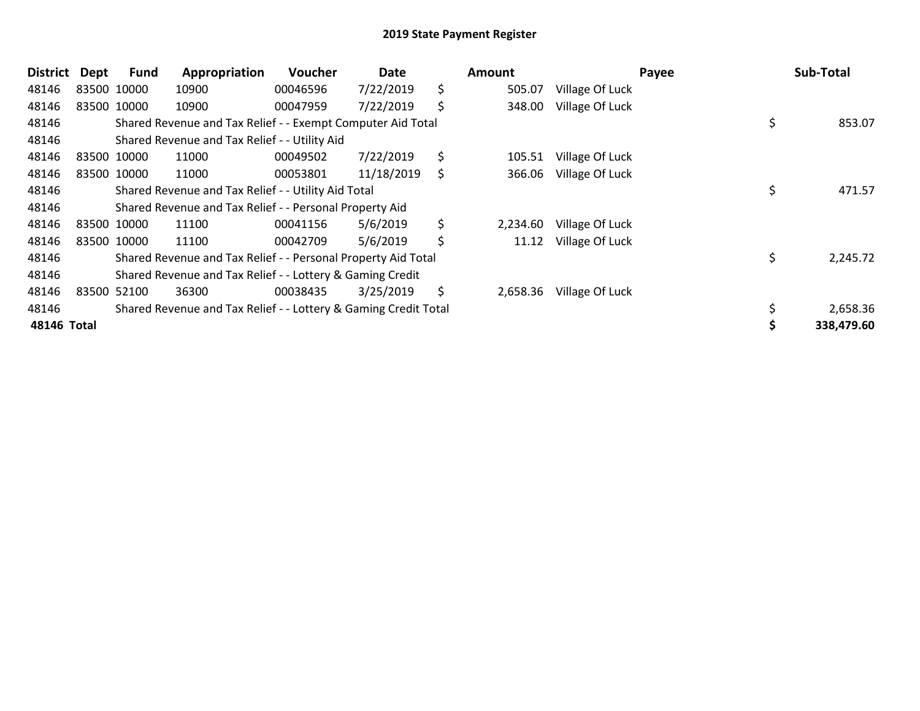# 2019 State Payment Register

| District | Dept | Fund | Appropriation | Voucher | Date | Amount | Payee | Sub-Total |
|---|---|---|---|---|---|---|---|---|
| 48146 | 83500 | 10000 | 10900 | 00046596 | 7/22/2019 | $ 505.07 | Village Of Luck | |
| 48146 | 83500 | 10000 | 10900 | 00047959 | 7/22/2019 | $ 348.00 | Village Of Luck | |
| 48146 | Shared Revenue and Tax Relief - - Exempt Computer Aid Total | | | | | | | $ 853.07 |
| 48146 | Shared Revenue and Tax Relief - - Utility Aid | | | | | | | |
| 48146 | 83500 | 10000 | 11000 | 00049502 | 7/22/2019 | $ 105.51 | Village Of Luck | |
| 48146 | 83500 | 10000 | 11000 | 00053801 | 11/18/2019 | $ 366.06 | Village Of Luck | |
| 48146 | Shared Revenue and Tax Relief - - Utility Aid Total | | | | | | | $ 471.57 |
| 48146 | Shared Revenue and Tax Relief - - Personal Property Aid | | | | | | | |
| 48146 | 83500 | 10000 | 11100 | 00041156 | 5/6/2019 | $ 2,234.60 | Village Of Luck | |
| 48146 | 83500 | 10000 | 11100 | 00042709 | 5/6/2019 | $ 11.12 | Village Of Luck | |
| 48146 | Shared Revenue and Tax Relief - - Personal Property Aid Total | | | | | | | $ 2,245.72 |
| 48146 | Shared Revenue and Tax Relief - - Lottery & Gaming Credit | | | | | | | |
| 48146 | 83500 | 52100 | 36300 | 00038435 | 3/25/2019 | $ 2,658.36 | Village Of Luck | |
| 48146 | Shared Revenue and Tax Relief - - Lottery & Gaming Credit Total | | | | | | | $ 2,658.36 |
| **48146 Total** | | | | | | | | **$ 338,479.60** |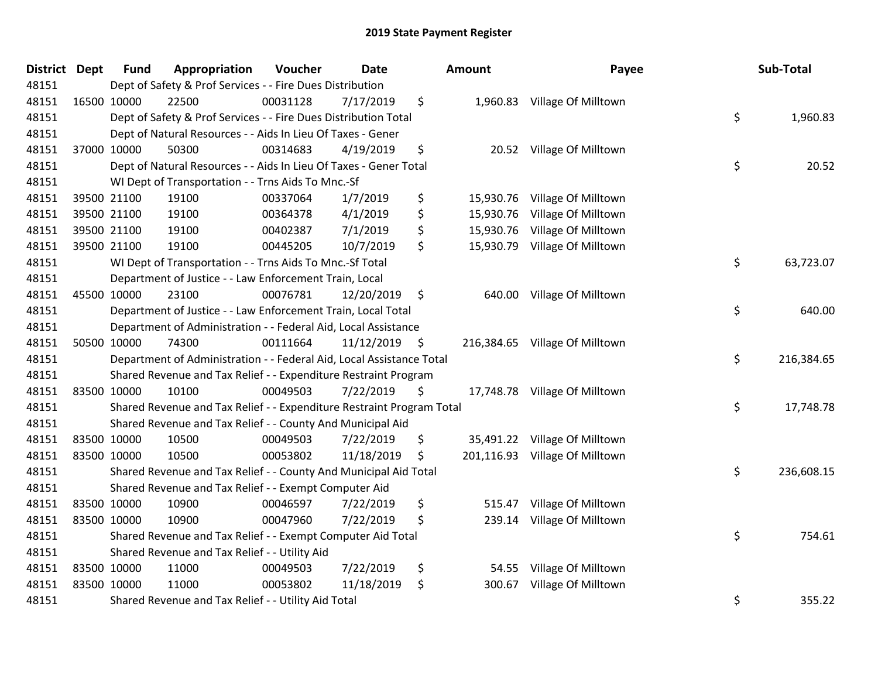# 2019 State Payment Register

| District | Dept | Fund | Appropriation | Voucher | Date | Amount | Payee | Sub-Total |
|---|---|---|---|---|---|---|---|---|
| 48151 | | Dept of Safety & Prof Services - - Fire Dues Distribution | | | | | | |
| 48151 | 16500 | 10000 | 22500 | 00031128 | 7/17/2019 | $ 1,960.83 | Village Of Milltown | |
| 48151 | | Dept of Safety & Prof Services - - Fire Dues Distribution Total | | | | | | $ 1,960.83 |
| 48151 | | Dept of Natural Resources - - Aids In Lieu Of Taxes - Gener | | | | | | |
| 48151 | 37000 | 10000 | 50300 | 00314683 | 4/19/2019 | $ 20.52 | Village Of Milltown | |
| 48151 | | Dept of Natural Resources - - Aids In Lieu Of Taxes - Gener Total | | | | | | $ 20.52 |
| 48151 | | WI Dept of Transportation - - Trns Aids To Mnc.-Sf | | | | | | |
| 48151 | 39500 | 21100 | 19100 | 00337064 | 1/7/2019 | $ 15,930.76 | Village Of Milltown | |
| 48151 | 39500 | 21100 | 19100 | 00364378 | 4/1/2019 | $ 15,930.76 | Village Of Milltown | |
| 48151 | 39500 | 21100 | 19100 | 00402387 | 7/1/2019 | $ 15,930.76 | Village Of Milltown | |
| 48151 | 39500 | 21100 | 19100 | 00445205 | 10/7/2019 | $ 15,930.79 | Village Of Milltown | |
| 48151 | | WI Dept of Transportation - - Trns Aids To Mnc.-Sf Total | | | | | | $ 63,723.07 |
| 48151 | | Department of Justice - - Law Enforcement Train, Local | | | | | | |
| 48151 | 45500 | 10000 | 23100 | 00076781 | 12/20/2019 | $ 640.00 | Village Of Milltown | |
| 48151 | | Department of Justice - - Law Enforcement Train, Local Total | | | | | | $ 640.00 |
| 48151 | | Department of Administration - - Federal Aid, Local Assistance | | | | | | |
| 48151 | 50500 | 10000 | 74300 | 00111664 | 11/12/2019 | $ 216,384.65 | Village Of Milltown | |
| 48151 | | Department of Administration - - Federal Aid, Local Assistance Total | | | | | | $ 216,384.65 |
| 48151 | | Shared Revenue and Tax Relief - - Expenditure Restraint Program | | | | | | |
| 48151 | 83500 | 10000 | 10100 | 00049503 | 7/22/2019 | $ 17,748.78 | Village Of Milltown | |
| 48151 | | Shared Revenue and Tax Relief - - Expenditure Restraint Program Total | | | | | | $ 17,748.78 |
| 48151 | | Shared Revenue and Tax Relief - - County And Municipal Aid | | | | | | |
| 48151 | 83500 | 10000 | 10500 | 00049503 | 7/22/2019 | $ 35,491.22 | Village Of Milltown | |
| 48151 | 83500 | 10000 | 10500 | 00053802 | 11/18/2019 | $ 201,116.93 | Village Of Milltown | |
| 48151 | | Shared Revenue and Tax Relief - - County And Municipal Aid Total | | | | | | $ 236,608.15 |
| 48151 | | Shared Revenue and Tax Relief - - Exempt Computer Aid | | | | | | |
| 48151 | 83500 | 10000 | 10900 | 00046597 | 7/22/2019 | $ 515.47 | Village Of Milltown | |
| 48151 | 83500 | 10000 | 10900 | 00047960 | 7/22/2019 | $ 239.14 | Village Of Milltown | |
| 48151 | | Shared Revenue and Tax Relief - - Exempt Computer Aid Total | | | | | | $ 754.61 |
| 48151 | | Shared Revenue and Tax Relief - - Utility Aid | | | | | | |
| 48151 | 83500 | 10000 | 11000 | 00049503 | 7/22/2019 | $ 54.55 | Village Of Milltown | |
| 48151 | 83500 | 10000 | 11000 | 00053802 | 11/18/2019 | $ 300.67 | Village Of Milltown | |
| 48151 | | Shared Revenue and Tax Relief - - Utility Aid Total | | | | | | $ 355.22 |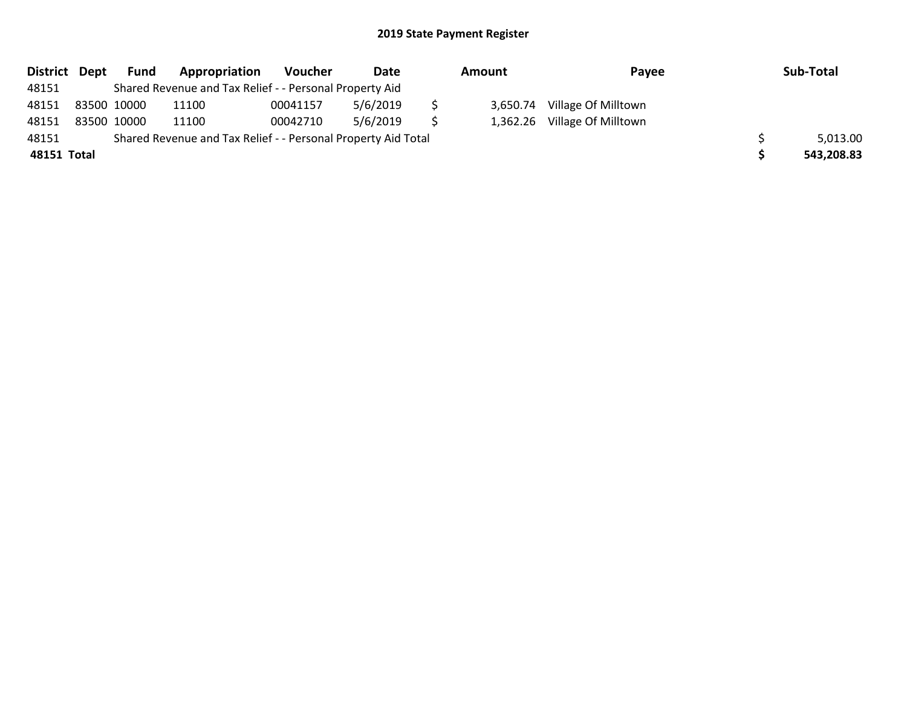# 2019 State Payment Register

| District | Dept | Fund | Appropriation | Voucher | Date | Amount | Payee | Sub-Total |
|---|---|---|---|---|---|---|---|---|
| 48151 | | Shared Revenue and Tax Relief - - Personal Property Aid | | | | | | |
| 48151 | 83500 | 10000 | 11100 | 00041157 | 5/6/2019 | $ 3,650.74 | Village Of Milltown | |
| 48151 | 83500 | 10000 | 11100 | 00042710 | 5/6/2019 | $ 1,362.26 | Village Of Milltown | |
| 48151 | | Shared Revenue and Tax Relief - - Personal Property Aid Total | | | | | | $ 5,013.00 |
| **48151 Total** | | | | | | | | **$ 543,208.83** |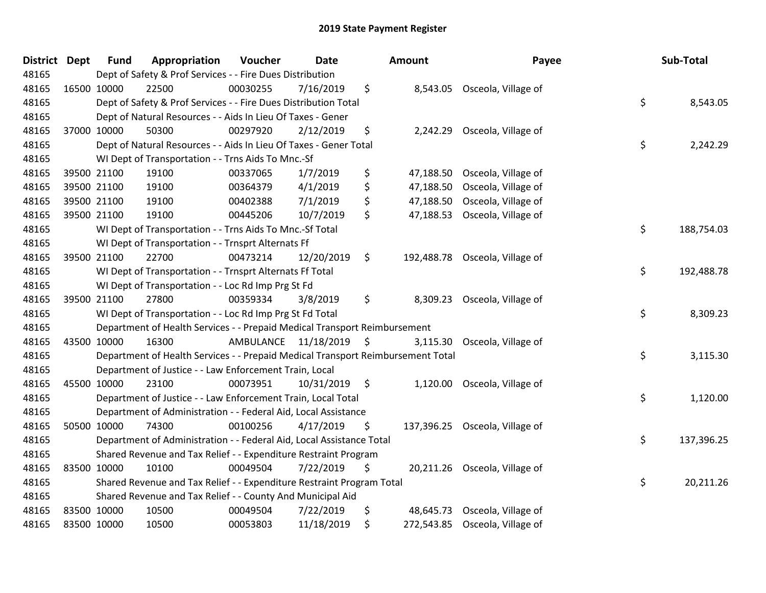# 2019 State Payment Register

| District | Dept | Fund | Appropriation | Voucher | Date | Amount | Payee | Sub-Total |
|---|---|---|---|---|---|---|---|---|
| 48165 | | Dept of Safety & Prof Services - - Fire Dues Distribution | | | | | | |
| 48165 | 16500 | 10000 | 22500 | 00030255 | 7/16/2019 | $ 8,543.05 | Osceola, Village of | |
| 48165 | | Dept of Safety & Prof Services - - Fire Dues Distribution Total | | | | | | $ 8,543.05 |
| 48165 | | Dept of Natural Resources - - Aids In Lieu Of Taxes - Gener | | | | | | |
| 48165 | 37000 | 10000 | 50300 | 00297920 | 2/12/2019 | $ 2,242.29 | Osceola, Village of | |
| 48165 | | Dept of Natural Resources - - Aids In Lieu Of Taxes - Gener Total | | | | | | $ 2,242.29 |
| 48165 | | WI Dept of Transportation - - Trns Aids To Mnc.-Sf | | | | | | |
| 48165 | 39500 | 21100 | 19100 | 00337065 | 1/7/2019 | $ 47,188.50 | Osceola, Village of | |
| 48165 | 39500 | 21100 | 19100 | 00364379 | 4/1/2019 | $ 47,188.50 | Osceola, Village of | |
| 48165 | 39500 | 21100 | 19100 | 00402388 | 7/1/2019 | $ 47,188.50 | Osceola, Village of | |
| 48165 | 39500 | 21100 | 19100 | 00445206 | 10/7/2019 | $ 47,188.53 | Osceola, Village of | |
| 48165 | | WI Dept of Transportation - - Trns Aids To Mnc.-Sf Total | | | | | | $ 188,754.03 |
| 48165 | | WI Dept of Transportation - - Trnsprt Alternats Ff | | | | | | |
| 48165 | 39500 | 21100 | 22700 | 00473214 | 12/20/2019 | $ 192,488.78 | Osceola, Village of | |
| 48165 | | WI Dept of Transportation - - Trnsprt Alternats Ff Total | | | | | | $ 192,488.78 |
| 48165 | | WI Dept of Transportation - - Loc Rd Imp Prg St Fd | | | | | | |
| 48165 | 39500 | 21100 | 27800 | 00359334 | 3/8/2019 | $ 8,309.23 | Osceola, Village of | |
| 48165 | | WI Dept of Transportation - - Loc Rd Imp Prg St Fd Total | | | | | | $ 8,309.23 |
| 48165 | | Department of Health Services - - Prepaid Medical Transport Reimbursement | | | | | | |
| 48165 | 43500 | 10000 | 16300 | AMBULANCE | 11/18/2019 | $ 3,115.30 | Osceola, Village of | |
| 48165 | | Department of Health Services - - Prepaid Medical Transport Reimbursement Total | | | | | | $ 3,115.30 |
| 48165 | | Department of Justice - - Law Enforcement Train, Local | | | | | | |
| 48165 | 45500 | 10000 | 23100 | 00073951 | 10/31/2019 | $ 1,120.00 | Osceola, Village of | |
| 48165 | | Department of Justice - - Law Enforcement Train, Local Total | | | | | | $ 1,120.00 |
| 48165 | | Department of Administration - - Federal Aid, Local Assistance | | | | | | |
| 48165 | 50500 | 10000 | 74300 | 00100256 | 4/17/2019 | $ 137,396.25 | Osceola, Village of | |
| 48165 | | Department of Administration - - Federal Aid, Local Assistance Total | | | | | | $ 137,396.25 |
| 48165 | | Shared Revenue and Tax Relief - - Expenditure Restraint Program | | | | | | |
| 48165 | 83500 | 10000 | 10100 | 00049504 | 7/22/2019 | $ 20,211.26 | Osceola, Village of | |
| 48165 | | Shared Revenue and Tax Relief - - Expenditure Restraint Program Total | | | | | | $ 20,211.26 |
| 48165 | | Shared Revenue and Tax Relief - - County And Municipal Aid | | | | | | |
| 48165 | 83500 | 10000 | 10500 | 00049504 | 7/22/2019 | $ 48,645.73 | Osceola, Village of | |
| 48165 | 83500 | 10000 | 10500 | 00053803 | 11/18/2019 | $ 272,543.85 | Osceola, Village of | |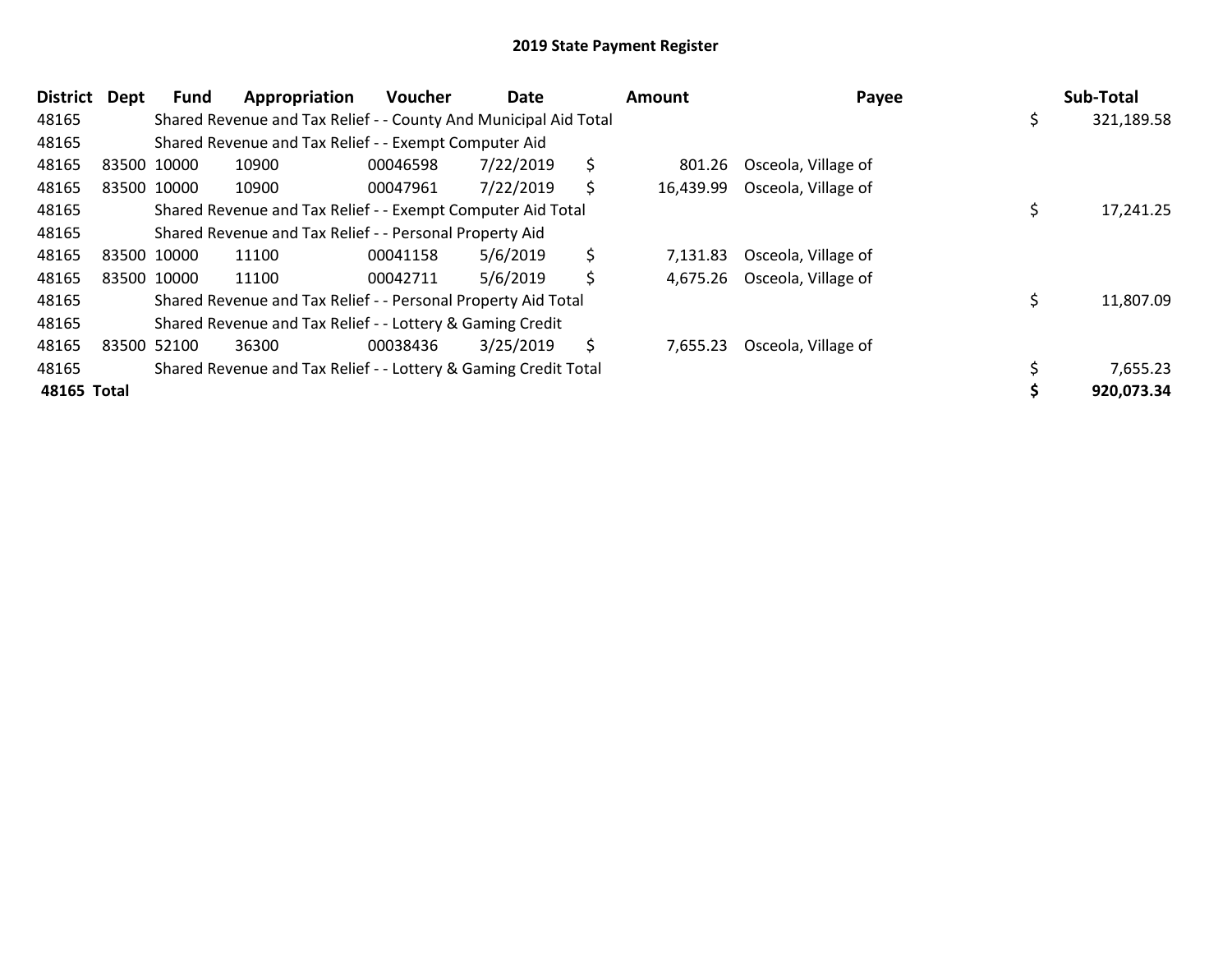# 2019 State Payment Register

| District | Dept | Fund | Appropriation | Voucher | Date | Amount | Payee | Sub-Total |
|---|---|---|---|---|---|---|---|---|
| 48165 | | Shared Revenue and Tax Relief - - County And Municipal Aid Total | | | | | | $ 321,189.58 |
| 48165 | | Shared Revenue and Tax Relief - - Exempt Computer Aid | | | | | | |
| 48165 | 83500 | 10000 | 10900 | 00046598 | 7/22/2019 | $ 801.26 | Osceola, Village of | |
| 48165 | 83500 | 10000 | 10900 | 00047961 | 7/22/2019 | $ 16,439.99 | Osceola, Village of | |
| 48165 | | Shared Revenue and Tax Relief - - Exempt Computer Aid Total | | | | | | $ 17,241.25 |
| 48165 | | Shared Revenue and Tax Relief - - Personal Property Aid | | | | | | |
| 48165 | 83500 | 10000 | 11100 | 00041158 | 5/6/2019 | $ 7,131.83 | Osceola, Village of | |
| 48165 | 83500 | 10000 | 11100 | 00042711 | 5/6/2019 | $ 4,675.26 | Osceola, Village of | |
| 48165 | | Shared Revenue and Tax Relief - - Personal Property Aid Total | | | | | | $ 11,807.09 |
| 48165 | | Shared Revenue and Tax Relief - - Lottery & Gaming Credit | | | | | | |
| 48165 | 83500 | 52100 | 36300 | 00038436 | 3/25/2019 | $ 7,655.23 | Osceola, Village of | |
| 48165 | | Shared Revenue and Tax Relief - - Lottery & Gaming Credit Total | | | | | | $ 7,655.23 |
| **48165 Total** | | | | | | | | **$ 920,073.34** |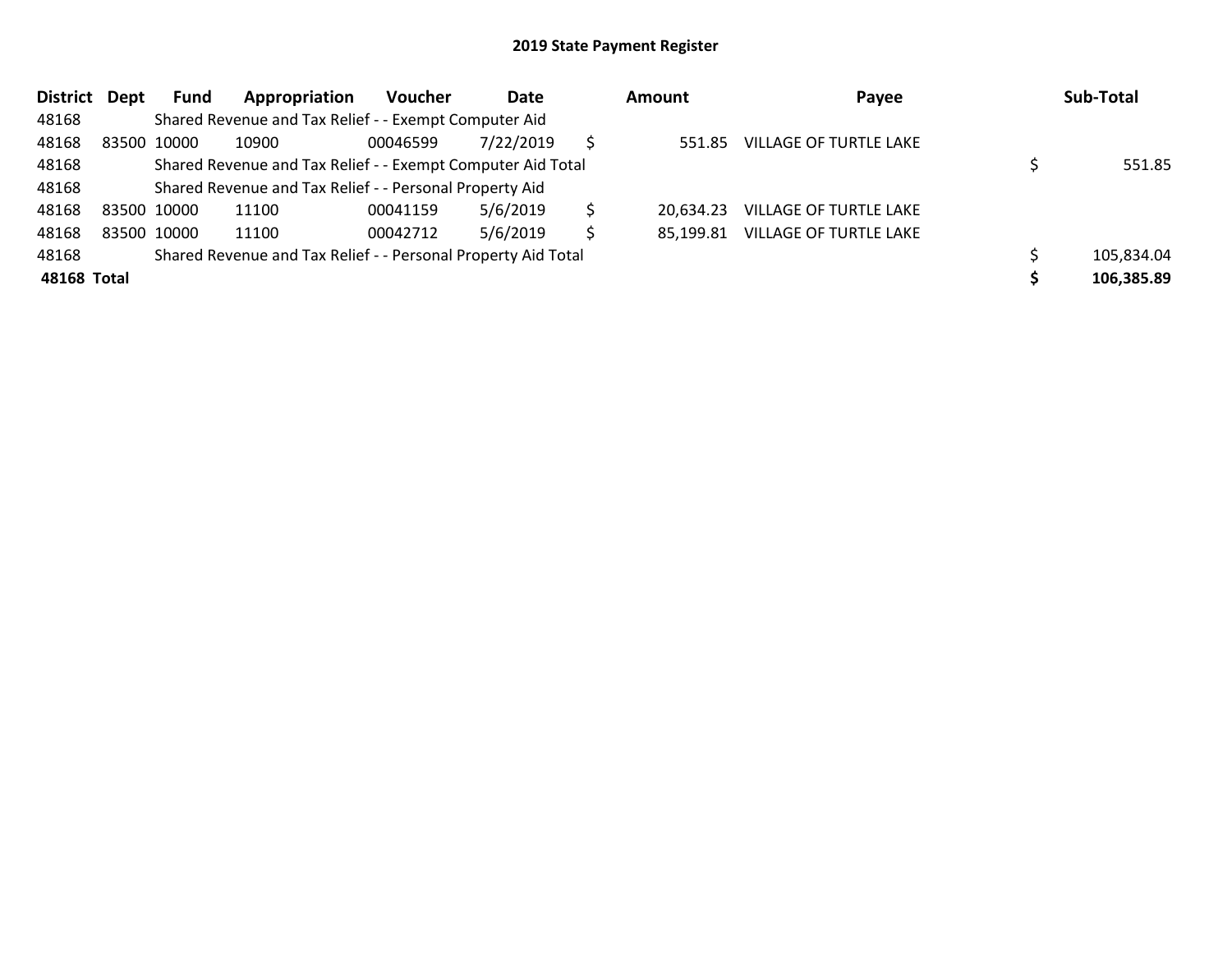# 2019 State Payment Register

| District | Dept | Fund | Appropriation | Voucher | Date | Amount | Payee | Sub-Total |
|---|---|---|---|---|---|---|---|---|
| 48168 | | Shared Revenue and Tax Relief - - Exempt Computer Aid | | | | | | |
| 48168 | 83500 | 10000 | 10900 | 00046599 | 7/22/2019 | $ 551.85 | VILLAGE OF TURTLE LAKE | |
| 48168 | | Shared Revenue and Tax Relief - - Exempt Computer Aid Total | | | | | | $ 551.85 |
| 48168 | | Shared Revenue and Tax Relief - - Personal Property Aid | | | | | | |
| 48168 | 83500 | 10000 | 11100 | 00041159 | 5/6/2019 | $ 20,634.23 | VILLAGE OF TURTLE LAKE | |
| 48168 | 83500 | 10000 | 11100 | 00042712 | 5/6/2019 | $ 85,199.81 | VILLAGE OF TURTLE LAKE | |
| 48168 | | Shared Revenue and Tax Relief - - Personal Property Aid Total | | | | | | $ 105,834.04 |
| **48168 Total** | | | | | | | | **$ 106,385.89** |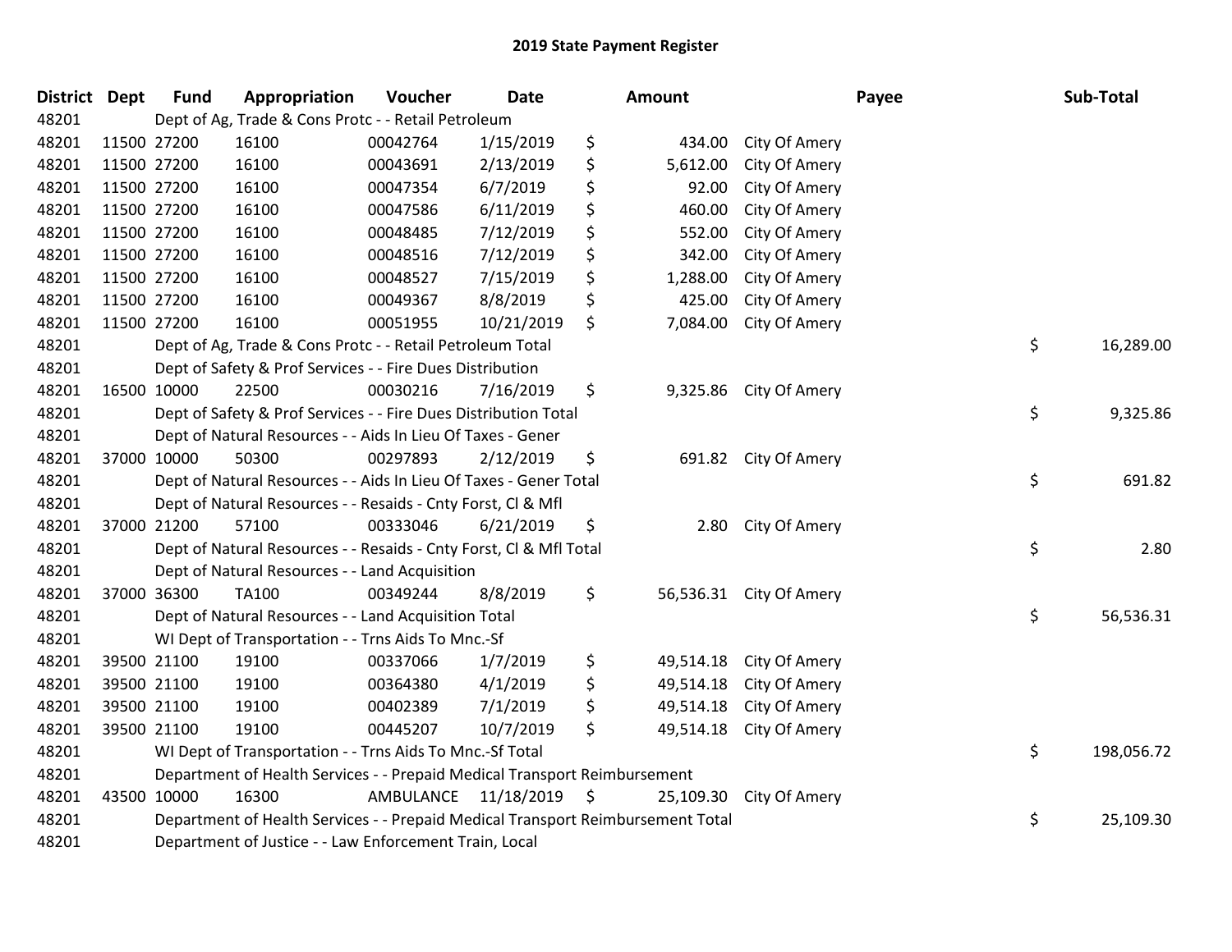# 2019 State Payment Register

| District | Dept | Fund | Appropriation | Voucher | Date | Amount | Payee | Sub-Total |
|---|---|---|---|---|---|---|---|---|
| 48201 | | Dept of Ag, Trade & Cons Protc - - Retail Petroleum | | | | | | |
| 48201 | 11500 | 27200 | 16100 | 00042764 | 1/15/2019 | $ 434.00 | City Of Amery | |
| 48201 | 11500 | 27200 | 16100 | 00043691 | 2/13/2019 | $ 5,612.00 | City Of Amery | |
| 48201 | 11500 | 27200 | 16100 | 00047354 | 6/7/2019 | $ 92.00 | City Of Amery | |
| 48201 | 11500 | 27200 | 16100 | 00047586 | 6/11/2019 | $ 460.00 | City Of Amery | |
| 48201 | 11500 | 27200 | 16100 | 00048485 | 7/12/2019 | $ 552.00 | City Of Amery | |
| 48201 | 11500 | 27200 | 16100 | 00048516 | 7/12/2019 | $ 342.00 | City Of Amery | |
| 48201 | 11500 | 27200 | 16100 | 00048527 | 7/15/2019 | $ 1,288.00 | City Of Amery | |
| 48201 | 11500 | 27200 | 16100 | 00049367 | 8/8/2019 | $ 425.00 | City Of Amery | |
| 48201 | 11500 | 27200 | 16100 | 00051955 | 10/21/2019 | $ 7,084.00 | City Of Amery | |
| 48201 | | Dept of Ag, Trade & Cons Protc - - Retail Petroleum Total | | | | | | $ 16,289.00 |
| 48201 | | Dept of Safety & Prof Services - - Fire Dues Distribution | | | | | | |
| 48201 | 16500 | 10000 | 22500 | 00030216 | 7/16/2019 | $ 9,325.86 | City Of Amery | |
| 48201 | | Dept of Safety & Prof Services - - Fire Dues Distribution Total | | | | | | $ 9,325.86 |
| 48201 | | Dept of Natural Resources - - Aids In Lieu Of Taxes - Gener | | | | | | |
| 48201 | 37000 | 10000 | 50300 | 00297893 | 2/12/2019 | $ 691.82 | City Of Amery | |
| 48201 | | Dept of Natural Resources - - Aids In Lieu Of Taxes - Gener Total | | | | | | $ 691.82 |
| 48201 | | Dept of Natural Resources - - Resaids - Cnty Forst, Cl & Mfl | | | | | | |
| 48201 | 37000 | 21200 | 57100 | 00333046 | 6/21/2019 | $ 2.80 | City Of Amery | |
| 48201 | | Dept of Natural Resources - - Resaids - Cnty Forst, Cl & Mfl Total | | | | | | $ 2.80 |
| 48201 | | Dept of Natural Resources - - Land Acquisition | | | | | | |
| 48201 | 37000 | 36300 | TA100 | 00349244 | 8/8/2019 | $ 56,536.31 | City Of Amery | |
| 48201 | | Dept of Natural Resources - - Land Acquisition Total | | | | | | $ 56,536.31 |
| 48201 | | WI Dept of Transportation - - Trns Aids To Mnc.-Sf | | | | | | |
| 48201 | 39500 | 21100 | 19100 | 00337066 | 1/7/2019 | $ 49,514.18 | City Of Amery | |
| 48201 | 39500 | 21100 | 19100 | 00364380 | 4/1/2019 | $ 49,514.18 | City Of Amery | |
| 48201 | 39500 | 21100 | 19100 | 00402389 | 7/1/2019 | $ 49,514.18 | City Of Amery | |
| 48201 | 39500 | 21100 | 19100 | 00445207 | 10/7/2019 | $ 49,514.18 | City Of Amery | |
| 48201 | | WI Dept of Transportation - - Trns Aids To Mnc.-Sf Total | | | | | | $ 198,056.72 |
| 48201 | | Department of Health Services - - Prepaid Medical Transport Reimbursement | | | | | | |
| 48201 | 43500 | 10000 | 16300 | AMBULANCE | 11/18/2019 | $ 25,109.30 | City Of Amery | |
| 48201 | | Department of Health Services - - Prepaid Medical Transport Reimbursement Total | | | | | | $ 25,109.30 |
| 48201 | | Department of Justice - - Law Enforcement Train, Local | | | | | | |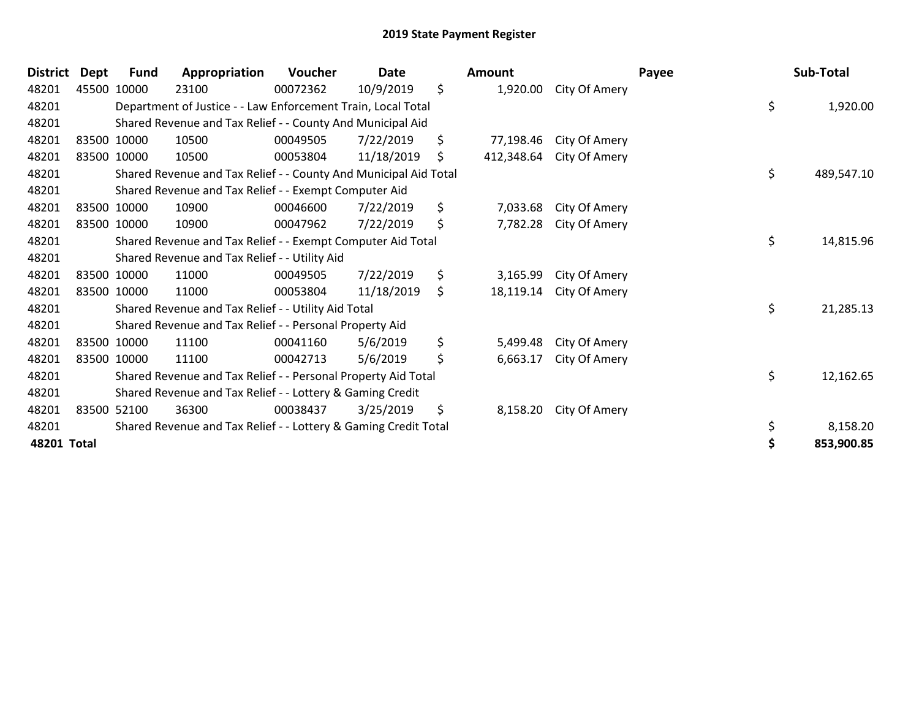# 2019 State Payment Register

| District | Dept | Fund | Appropriation | Voucher | Date | | Amount | Payee | | Sub-Total |
|---|---|---|---|---|---|---|---|---|---|---|
| 48201 | 45500 | 10000 | 23100 | 00072362 | 10/9/2019 | $ | 1,920.00 | City Of Amery | | |
| 48201 | | Department of Justice - - Law Enforcement Train, Local Total | | | | | | | $ | 1,920.00 |
| 48201 | | Shared Revenue and Tax Relief - - County And Municipal Aid | | | | | | | | |
| 48201 | 83500 | 10000 | 10500 | 00049505 | 7/22/2019 | $ | 77,198.46 | City Of Amery | | |
| 48201 | 83500 | 10000 | 10500 | 00053804 | 11/18/2019 | $ | 412,348.64 | City Of Amery | | |
| 48201 | | Shared Revenue and Tax Relief - - County And Municipal Aid Total | | | | | | | $ | 489,547.10 |
| 48201 | | Shared Revenue and Tax Relief - - Exempt Computer Aid | | | | | | | | |
| 48201 | 83500 | 10000 | 10900 | 00046600 | 7/22/2019 | $ | 7,033.68 | City Of Amery | | |
| 48201 | 83500 | 10000 | 10900 | 00047962 | 7/22/2019 | $ | 7,782.28 | City Of Amery | | |
| 48201 | | Shared Revenue and Tax Relief - - Exempt Computer Aid Total | | | | | | | $ | 14,815.96 |
| 48201 | | Shared Revenue and Tax Relief - - Utility Aid | | | | | | | | |
| 48201 | 83500 | 10000 | 11000 | 00049505 | 7/22/2019 | $ | 3,165.99 | City Of Amery | | |
| 48201 | 83500 | 10000 | 11000 | 00053804 | 11/18/2019 | $ | 18,119.14 | City Of Amery | | |
| 48201 | | Shared Revenue and Tax Relief - - Utility Aid Total | | | | | | | $ | 21,285.13 |
| 48201 | | Shared Revenue and Tax Relief - - Personal Property Aid | | | | | | | | |
| 48201 | 83500 | 10000 | 11100 | 00041160 | 5/6/2019 | $ | 5,499.48 | City Of Amery | | |
| 48201 | 83500 | 10000 | 11100 | 00042713 | 5/6/2019 | $ | 6,663.17 | City Of Amery | | |
| 48201 | | Shared Revenue and Tax Relief - - Personal Property Aid Total | | | | | | | $ | 12,162.65 |
| 48201 | | Shared Revenue and Tax Relief - - Lottery & Gaming Credit | | | | | | | | |
| 48201 | 83500 | 52100 | 36300 | 00038437 | 3/25/2019 | $ | 8,158.20 | City Of Amery | | |
| 48201 | | Shared Revenue and Tax Relief - - Lottery & Gaming Credit Total | | | | | | | $ | 8,158.20 |
| **48201 Total** | | | | | | | | | **$** | **853,900.85** |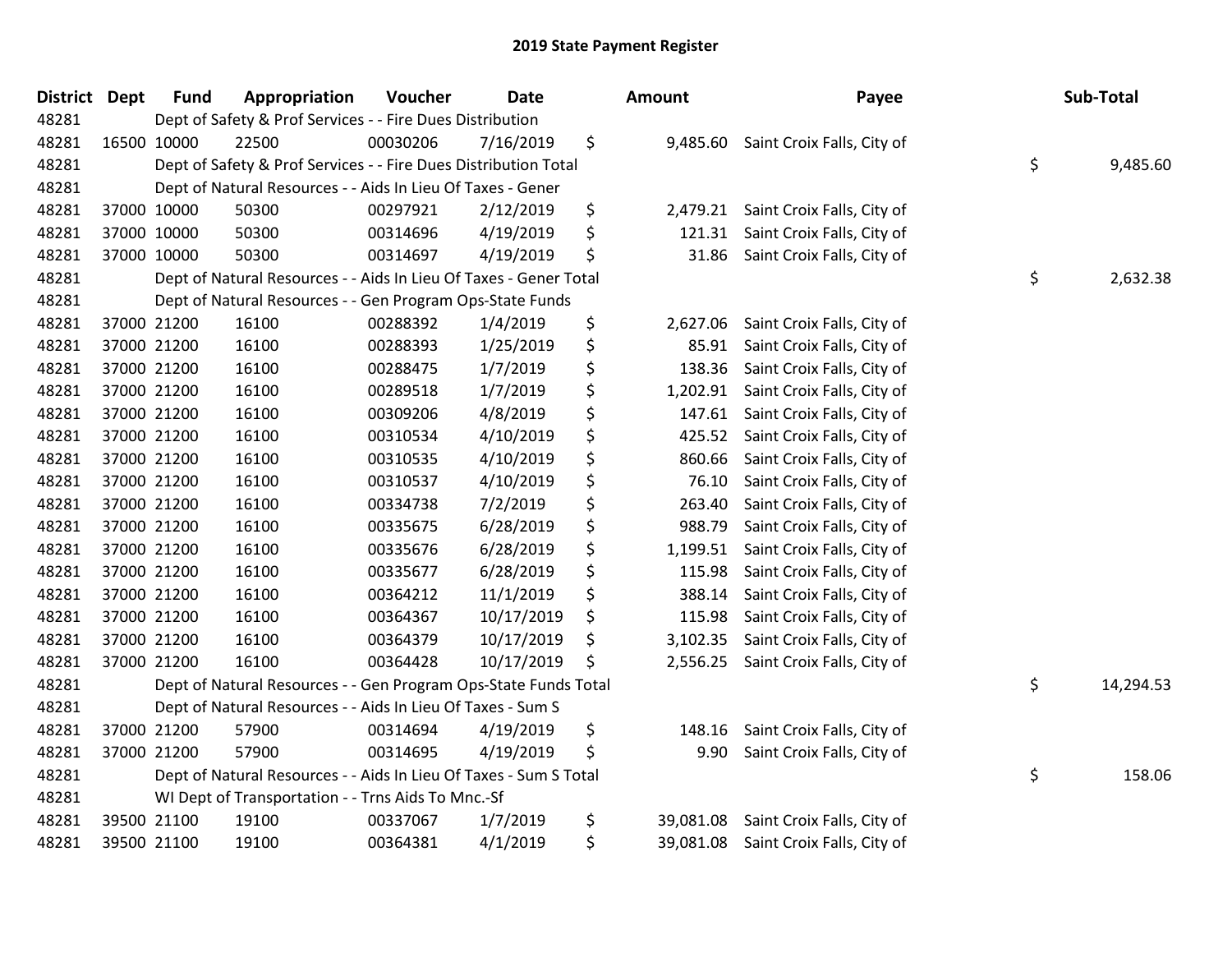# 2019 State Payment Register

| District | Dept | Fund | Appropriation | Voucher | Date | Amount | Payee | Sub-Total |
|---|---|---|---|---|---|---|---|---|
| 48281 | | Dept of Safety & Prof Services - - Fire Dues Distribution | | | | | | |
| 48281 | 16500 | 10000 | 22500 | 00030206 | 7/16/2019 | $ 9,485.60 | Saint Croix Falls, City of | |
| 48281 | | Dept of Safety & Prof Services - - Fire Dues Distribution Total | | | | | | $ 9,485.60 |
| 48281 | | Dept of Natural Resources - - Aids In Lieu Of Taxes - Gener | | | | | | |
| 48281 | 37000 | 10000 | 50300 | 00297921 | 2/12/2019 | $ 2,479.21 | Saint Croix Falls, City of | |
| 48281 | 37000 | 10000 | 50300 | 00314696 | 4/19/2019 | $ 121.31 | Saint Croix Falls, City of | |
| 48281 | 37000 | 10000 | 50300 | 00314697 | 4/19/2019 | $ 31.86 | Saint Croix Falls, City of | |
| 48281 | | Dept of Natural Resources - - Aids In Lieu Of Taxes - Gener Total | | | | | | $ 2,632.38 |
| 48281 | | Dept of Natural Resources - - Gen Program Ops-State Funds | | | | | | |
| 48281 | 37000 | 21200 | 16100 | 00288392 | 1/4/2019 | $ 2,627.06 | Saint Croix Falls, City of | |
| 48281 | 37000 | 21200 | 16100 | 00288393 | 1/25/2019 | $ 85.91 | Saint Croix Falls, City of | |
| 48281 | 37000 | 21200 | 16100 | 00288475 | 1/7/2019 | $ 138.36 | Saint Croix Falls, City of | |
| 48281 | 37000 | 21200 | 16100 | 00289518 | 1/7/2019 | $ 1,202.91 | Saint Croix Falls, City of | |
| 48281 | 37000 | 21200 | 16100 | 00309206 | 4/8/2019 | $ 147.61 | Saint Croix Falls, City of | |
| 48281 | 37000 | 21200 | 16100 | 00310534 | 4/10/2019 | $ 425.52 | Saint Croix Falls, City of | |
| 48281 | 37000 | 21200 | 16100 | 00310535 | 4/10/2019 | $ 860.66 | Saint Croix Falls, City of | |
| 48281 | 37000 | 21200 | 16100 | 00310537 | 4/10/2019 | $ 76.10 | Saint Croix Falls, City of | |
| 48281 | 37000 | 21200 | 16100 | 00334738 | 7/2/2019 | $ 263.40 | Saint Croix Falls, City of | |
| 48281 | 37000 | 21200 | 16100 | 00335675 | 6/28/2019 | $ 988.79 | Saint Croix Falls, City of | |
| 48281 | 37000 | 21200 | 16100 | 00335676 | 6/28/2019 | $ 1,199.51 | Saint Croix Falls, City of | |
| 48281 | 37000 | 21200 | 16100 | 00335677 | 6/28/2019 | $ 115.98 | Saint Croix Falls, City of | |
| 48281 | 37000 | 21200 | 16100 | 00364212 | 11/1/2019 | $ 388.14 | Saint Croix Falls, City of | |
| 48281 | 37000 | 21200 | 16100 | 00364367 | 10/17/2019 | $ 115.98 | Saint Croix Falls, City of | |
| 48281 | 37000 | 21200 | 16100 | 00364379 | 10/17/2019 | $ 3,102.35 | Saint Croix Falls, City of | |
| 48281 | 37000 | 21200 | 16100 | 00364428 | 10/17/2019 | $ 2,556.25 | Saint Croix Falls, City of | |
| 48281 | | Dept of Natural Resources - - Gen Program Ops-State Funds Total | | | | | | $ 14,294.53 |
| 48281 | | Dept of Natural Resources - - Aids In Lieu Of Taxes - Sum S | | | | | | |
| 48281 | 37000 | 21200 | 57900 | 00314694 | 4/19/2019 | $ 148.16 | Saint Croix Falls, City of | |
| 48281 | 37000 | 21200 | 57900 | 00314695 | 4/19/2019 | $ 9.90 | Saint Croix Falls, City of | |
| 48281 | | Dept of Natural Resources - - Aids In Lieu Of Taxes - Sum S Total | | | | | | $ 158.06 |
| 48281 | | WI Dept of Transportation - - Trns Aids To Mnc.-Sf | | | | | | |
| 48281 | 39500 | 21100 | 19100 | 00337067 | 1/7/2019 | $ 39,081.08 | Saint Croix Falls, City of | |
| 48281 | 39500 | 21100 | 19100 | 00364381 | 4/1/2019 | $ 39,081.08 | Saint Croix Falls, City of | |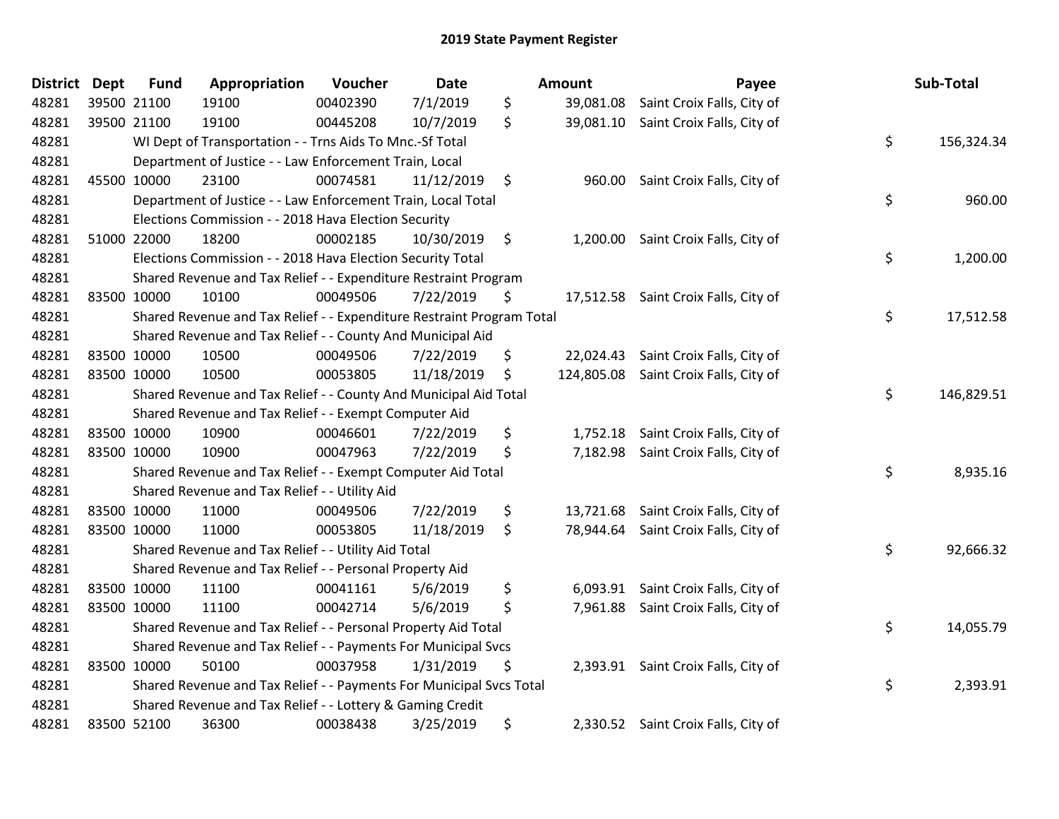## 2019 State Payment Register

| District | Dept | Fund | Appropriation | Voucher | Date | | Amount | Payee | | Sub-Total |
|---|---|---|---|---|---|---|---|---|---|---|
| 48281 | 39500 | 21100 | 19100 | 00402390 | 7/1/2019 | $ | 39,081.08 | Saint Croix Falls, City of | | |
| 48281 | 39500 | 21100 | 19100 | 00445208 | 10/7/2019 | $ | 39,081.10 | Saint Croix Falls, City of | | |
| 48281 | | | WI Dept of Transportation - - Trns Aids To Mnc.-Sf Total | | | | | | $ | 156,324.34 |
| 48281 | | | Department of Justice - - Law Enforcement Train, Local | | | | | | | |
| 48281 | 45500 | 10000 | 23100 | 00074581 | 11/12/2019 | $ | 960.00 | Saint Croix Falls, City of | | |
| 48281 | | | Department of Justice - - Law Enforcement Train, Local Total | | | | | | $ | 960.00 |
| 48281 | | | Elections Commission - - 2018 Hava Election Security | | | | | | | |
| 48281 | 51000 | 22000 | 18200 | 00002185 | 10/30/2019 | $ | 1,200.00 | Saint Croix Falls, City of | | |
| 48281 | | | Elections Commission - - 2018 Hava Election Security Total | | | | | | $ | 1,200.00 |
| 48281 | | | Shared Revenue and Tax Relief - - Expenditure Restraint Program | | | | | | | |
| 48281 | 83500 | 10000 | 10100 | 00049506 | 7/22/2019 | $ | 17,512.58 | Saint Croix Falls, City of | | |
| 48281 | | | Shared Revenue and Tax Relief - - Expenditure Restraint Program Total | | | | | | $ | 17,512.58 |
| 48281 | | | Shared Revenue and Tax Relief - - County And Municipal Aid | | | | | | | |
| 48281 | 83500 | 10000 | 10500 | 00049506 | 7/22/2019 | $ | 22,024.43 | Saint Croix Falls, City of | | |
| 48281 | 83500 | 10000 | 10500 | 00053805 | 11/18/2019 | $ | 124,805.08 | Saint Croix Falls, City of | | |
| 48281 | | | Shared Revenue and Tax Relief - - County And Municipal Aid Total | | | | | | $ | 146,829.51 |
| 48281 | | | Shared Revenue and Tax Relief - - Exempt Computer Aid | | | | | | | |
| 48281 | 83500 | 10000 | 10900 | 00046601 | 7/22/2019 | $ | 1,752.18 | Saint Croix Falls, City of | | |
| 48281 | 83500 | 10000 | 10900 | 00047963 | 7/22/2019 | $ | 7,182.98 | Saint Croix Falls, City of | | |
| 48281 | | | Shared Revenue and Tax Relief - - Exempt Computer Aid Total | | | | | | $ | 8,935.16 |
| 48281 | | | Shared Revenue and Tax Relief - - Utility Aid | | | | | | | |
| 48281 | 83500 | 10000 | 11000 | 00049506 | 7/22/2019 | $ | 13,721.68 | Saint Croix Falls, City of | | |
| 48281 | 83500 | 10000 | 11000 | 00053805 | 11/18/2019 | $ | 78,944.64 | Saint Croix Falls, City of | | |
| 48281 | | | Shared Revenue and Tax Relief - - Utility Aid Total | | | | | | $ | 92,666.32 |
| 48281 | | | Shared Revenue and Tax Relief - - Personal Property Aid | | | | | | | |
| 48281 | 83500 | 10000 | 11100 | 00041161 | 5/6/2019 | $ | 6,093.91 | Saint Croix Falls, City of | | |
| 48281 | 83500 | 10000 | 11100 | 00042714 | 5/6/2019 | $ | 7,961.88 | Saint Croix Falls, City of | | |
| 48281 | | | Shared Revenue and Tax Relief - - Personal Property Aid Total | | | | | | $ | 14,055.79 |
| 48281 | | | Shared Revenue and Tax Relief - - Payments For Municipal Svcs | | | | | | | |
| 48281 | 83500 | 10000 | 50100 | 00037958 | 1/31/2019 | $ | 2,393.91 | Saint Croix Falls, City of | | |
| 48281 | | | Shared Revenue and Tax Relief - - Payments For Municipal Svcs Total | | | | | | $ | 2,393.91 |
| 48281 | | | Shared Revenue and Tax Relief - - Lottery & Gaming Credit | | | | | | | |
| 48281 | 83500 | 52100 | 36300 | 00038438 | 3/25/2019 | $ | 2,330.52 | Saint Croix Falls, City of | | |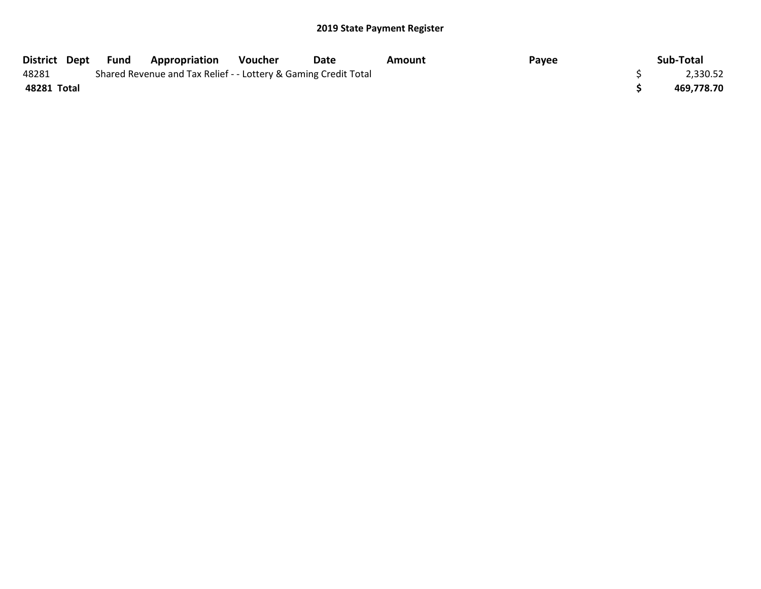## 2019 State Payment Register

| District | Dept | Fund | Appropriation | Voucher | Date | Amount | Payee | Sub-Total |
|---|---|---|---|---|---|---|---|---|
| 48281 | | Shared Revenue and Tax Relief - - Lottery & Gaming Credit Total | | | | | | $ 2,330.52 |
| **48281 Total** | | | | | | | | **$ 469,778.70** |